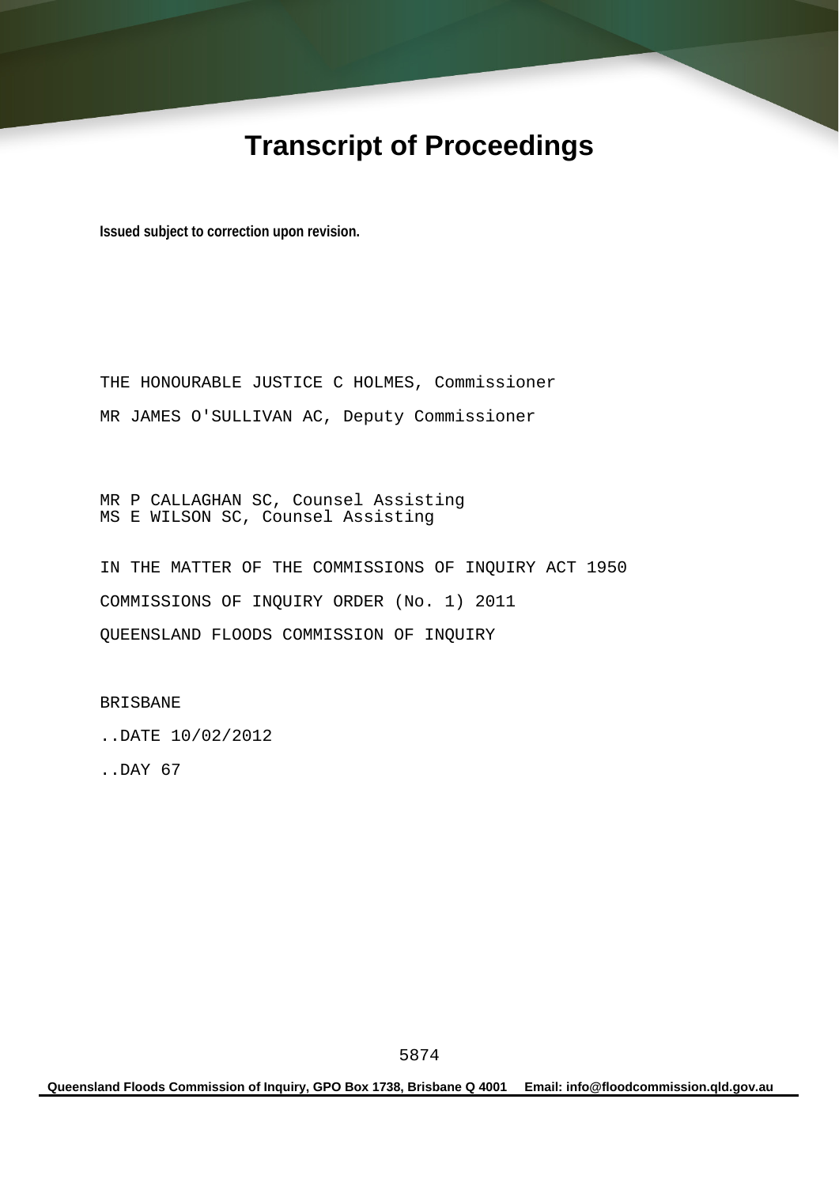# Transcript of Proceedings

**Issued subject to correction upon revision.**

THE HONOURABLE JUSTICE C HOLMES, Commissioner

MR JAMES O'SULLIVAN AC, Deputy Commissioner

MR P CALLAGHAN SC, Counsel Assisting
MS E WILSON SC, Counsel Assisting

IN THE MATTER OF THE COMMISSIONS OF INQUIRY ACT 1950

COMMISSIONS OF INQUIRY ORDER (No. 1) 2011

QUEENSLAND FLOODS COMMISSION OF INQUIRY

BRISBANE

..DATE 10/02/2012

..DAY 67

Queensland Floods Commission of Inquiry, GPO Box 1738, Brisbane Q 4001 Email: info@floodcommission.qld.gov.au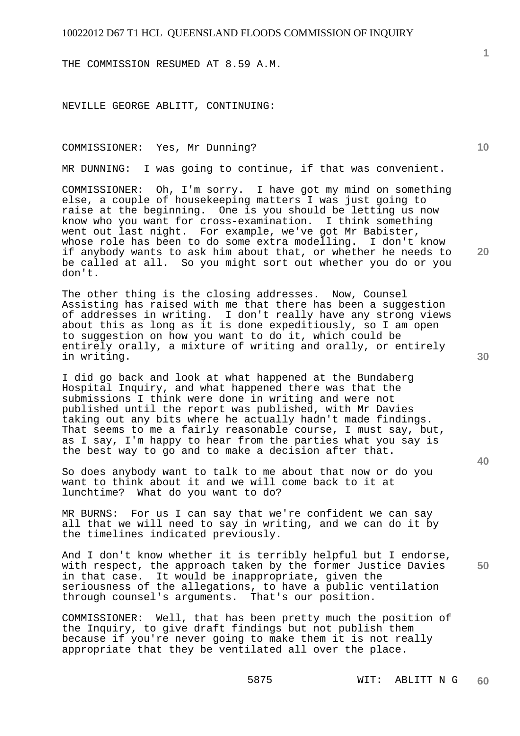THE COMMISSION RESUMED AT 8.59 A.M.

NEVILLE GEORGE ABLITT, CONTINUING:

COMMISSIONER: Yes, Mr Dunning?

MR DUNNING: I was going to continue, if that was convenient.

COMMISSIONER: Oh, I'm sorry. I have got my mind on something else, a couple of housekeeping matters I was just going to raise at the beginning. One is you should be letting us now know who you want for cross-examination. I think something went out last night. For example, we've got Mr Babister, whose role has been to do some extra modelling. I don't know if anybody wants to ask him about that, or whether he needs to be called at all. So you might sort out whether you do or you don't.

The other thing is the closing addresses. Now, Counsel Assisting has raised with me that there has been a suggestion of addresses in writing. I don't really have any strong views about this as long as it is done expeditiously, so I am open to suggestion on how you want to do it, which could be entirely orally, a mixture of writing and orally, or entirely in writing.

I did go back and look at what happened at the Bundaberg Hospital Inquiry, and what happened there was that the submissions I think were done in writing and were not published until the report was published, with Mr Davies taking out any bits where he actually hadn't made findings. That seems to me a fairly reasonable course, I must say, but, as I say, I'm happy to hear from the parties what you say is the best way to go and to make a decision after that.

So does anybody want to talk to me about that now or do you want to think about it and we will come back to it at lunchtime? What do you want to do?

MR BURNS: For us I can say that we're confident we can say all that we will need to say in writing, and we can do it by the timelines indicated previously.

And I don't know whether it is terribly helpful but I endorse, with respect, the approach taken by the former Justice Davies in that case. It would be inappropriate, given the seriousness of the allegations, to have a public ventilation through counsel's arguments. That's our position.

COMMISSIONER: Well, that has been pretty much the position of the Inquiry, to give draft findings but not publish them because if you're never going to make them it is not really appropriate that they be ventilated all over the place.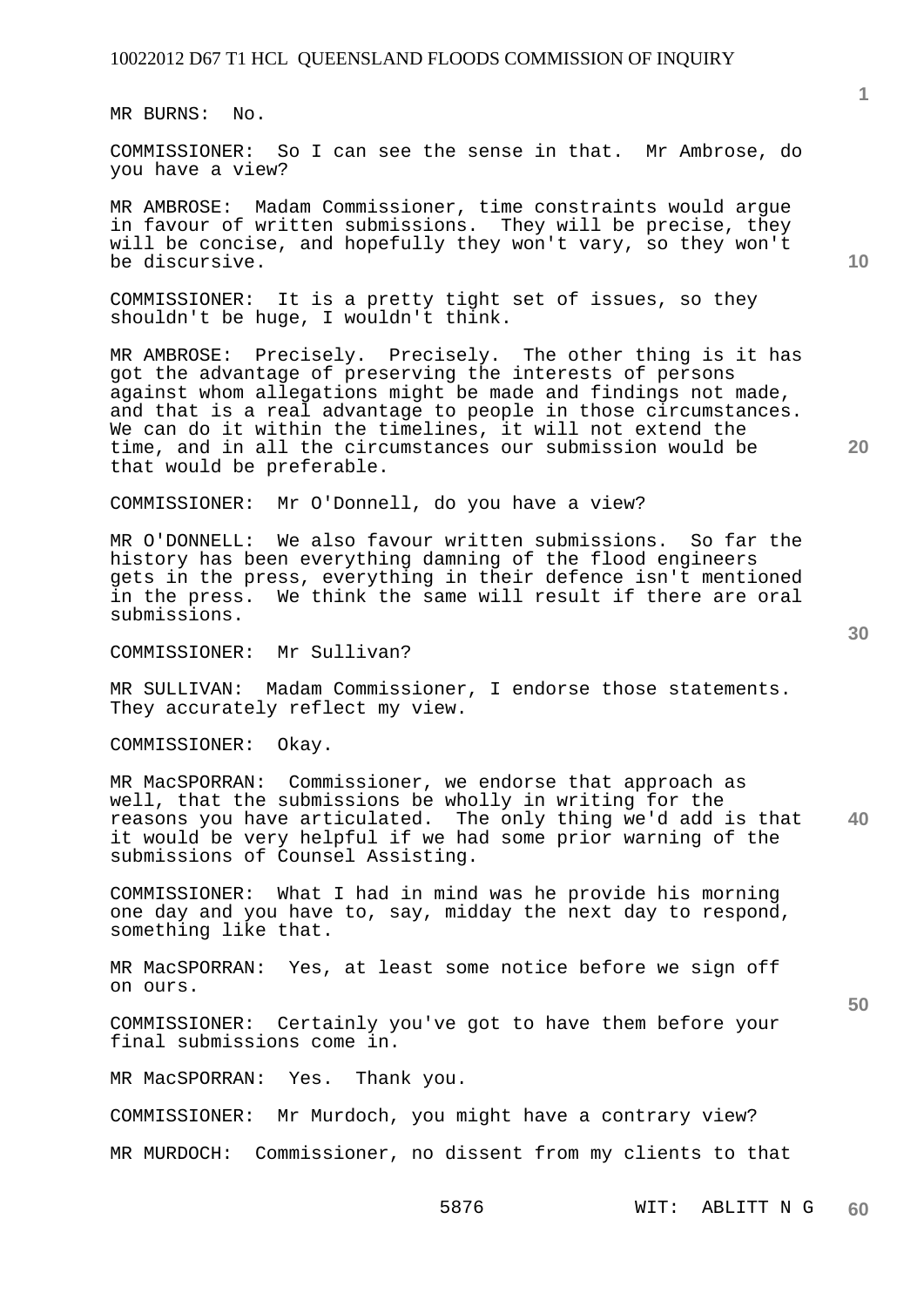MR BURNS: No.

COMMISSIONER: So I can see the sense in that. Mr Ambrose, do you have a view?

MR AMBROSE: Madam Commissioner, time constraints would argue in favour of written submissions. They will be precise, they will be concise, and hopefully they won't vary, so they won't be discursive.

COMMISSIONER: It is a pretty tight set of issues, so they shouldn't be huge, I wouldn't think.

MR AMBROSE: Precisely. Precisely. The other thing is it has got the advantage of preserving the interests of persons against whom allegations might be made and findings not made, and that is a real advantage to people in those circumstances. We can do it within the timelines, it will not extend the time, and in all the circumstances our submission would be that would be preferable.

COMMISSIONER: Mr O'Donnell, do you have a view?

MR O'DONNELL: We also favour written submissions. So far the history has been everything damning of the flood engineers gets in the press, everything in their defence isn't mentioned in the press. We think the same will result if there are oral submissions.

COMMISSIONER: Mr Sullivan?

MR SULLIVAN: Madam Commissioner, I endorse those statements. They accurately reflect my view.

COMMISSIONER: Okay.

MR MacSPORRAN: Commissioner, we endorse that approach as well, that the submissions be wholly in writing for the reasons you have articulated. The only thing we'd add is that it would be very helpful if we had some prior warning of the submissions of Counsel Assisting.

COMMISSIONER: What I had in mind was he provide his morning one day and you have to, say, midday the next day to respond, something like that.

MR MacSPORRAN: Yes, at least some notice before we sign off on ours.

COMMISSIONER: Certainly you've got to have them before your final submissions come in.

MR MacSPORRAN: Yes. Thank you.

COMMISSIONER: Mr Murdoch, you might have a contrary view?

MR MURDOCH: Commissioner, no dissent from my clients to that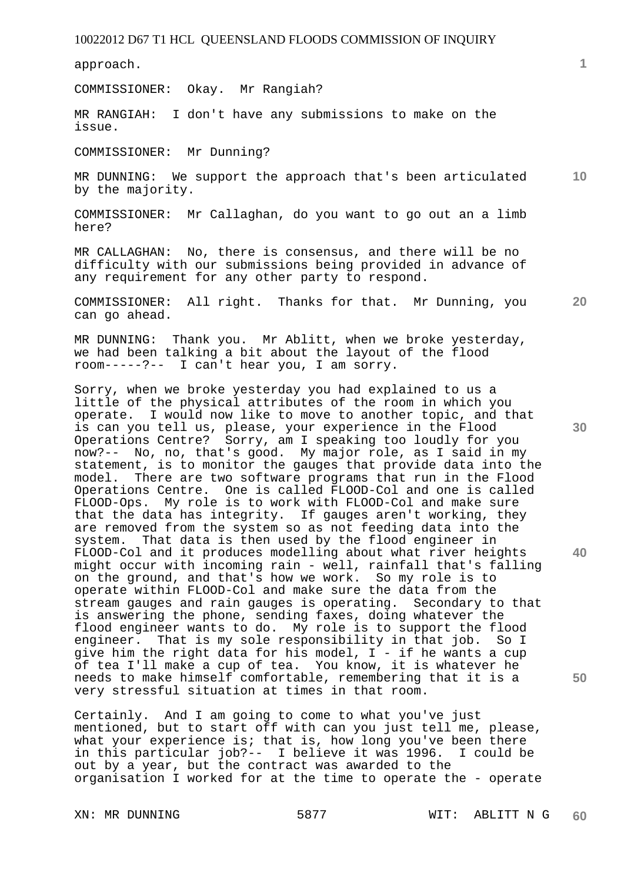approach.

COMMISSIONER: Okay. Mr Rangiah?

MR RANGIAH: I don't have any submissions to make on the issue.

COMMISSIONER: Mr Dunning?

MR DUNNING: We support the approach that's been articulated by the majority.

COMMISSIONER: Mr Callaghan, do you want to go out an a limb here?

MR CALLAGHAN: No, there is consensus, and there will be no difficulty with our submissions being provided in advance of any requirement for any other party to respond.

COMMISSIONER: All right. Thanks for that. Mr Dunning, you can go ahead.

MR DUNNING: Thank you. Mr Ablitt, when we broke yesterday, we had been talking a bit about the layout of the flood room-----?-- I can't hear you, I am sorry.

Sorry, when we broke yesterday you had explained to us a little of the physical attributes of the room in which you operate. I would now like to move to another topic, and that is can you tell us, please, your experience in the Flood Operations Centre? Sorry, am I speaking too loudly for you now?-- No, no, that's good. My major role, as I said in my statement, is to monitor the gauges that provide data into the model. There are two software programs that run in the Flood Operations Centre. One is called FLOOD-Col and one is called FLOOD-Ops. My role is to work with FLOOD-Col and make sure that the data has integrity. If gauges aren't working, they are removed from the system so as not feeding data into the system. That data is then used by the flood engineer in FLOOD-Col and it produces modelling about what river heights might occur with incoming rain - well, rainfall that's falling on the ground, and that's how we work. So my role is to operate within FLOOD-Col and make sure the data from the stream gauges and rain gauges is operating. Secondary to that is answering the phone, sending faxes, doing whatever the flood engineer wants to do. My role is to support the flood engineer. That is my sole responsibility in that job. So I give him the right data for his model, I - if he wants a cup of tea I'll make a cup of tea. You know, it is whatever he needs to make himself comfortable, remembering that it is a very stressful situation at times in that room.

Certainly. And I am going to come to what you've just mentioned, but to start off with can you just tell me, please, what your experience is; that is, how long you've been there in this particular job?-- I believe it was 1996. I could be out by a year, but the contract was awarded to the organisation I worked for at the time to operate the - operate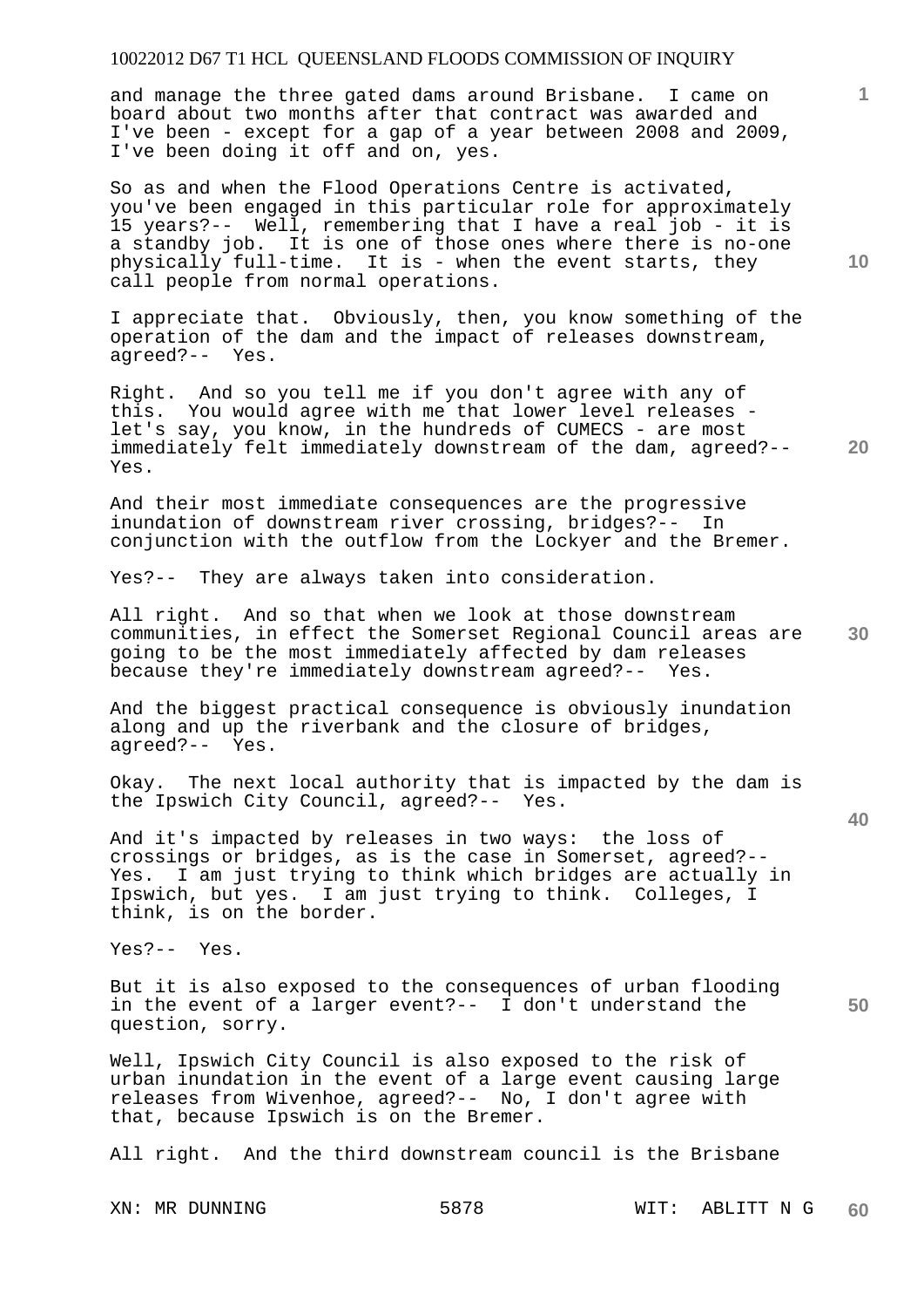and manage the three gated dams around Brisbane. I came on board about two months after that contract was awarded and I've been - except for a gap of a year between 2008 and 2009, I've been doing it off and on, yes.

So as and when the Flood Operations Centre is activated, you've been engaged in this particular role for approximately 15 years?-- Well, remembering that I have a real job - it is a standby job. It is one of those ones where there is no-one physically full-time. It is - when the event starts, they call people from normal operations.

I appreciate that. Obviously, then, you know something of the operation of the dam and the impact of releases downstream, agreed?-- Yes.

Right. And so you tell me if you don't agree with any of this. You would agree with me that lower level releases - let's say, you know, in the hundreds of CUMECS - are most immediately felt immediately downstream of the dam, agreed?-- Yes.

And their most immediate consequences are the progressive inundation of downstream river crossing, bridges?-- In conjunction with the outflow from the Lockyer and the Bremer.

Yes?-- They are always taken into consideration.

All right. And so that when we look at those downstream communities, in effect the Somerset Regional Council areas are going to be the most immediately affected by dam releases because they're immediately downstream agreed?-- Yes.

And the biggest practical consequence is obviously inundation along and up the riverbank and the closure of bridges, agreed?-- Yes.

Okay. The next local authority that is impacted by the dam is the Ipswich City Council, agreed?-- Yes.

And it's impacted by releases in two ways: the loss of crossings or bridges, as is the case in Somerset, agreed?-- Yes. I am just trying to think which bridges are actually in Ipswich, but yes. I am just trying to think. Colleges, I think, is on the border.

Yes?-- Yes.

But it is also exposed to the consequences of urban flooding in the event of a larger event?-- I don't understand the question, sorry.

Well, Ipswich City Council is also exposed to the risk of urban inundation in the event of a large event causing large releases from Wivenhoe, agreed?-- No, I don't agree with that, because Ipswich is on the Bremer.

All right. And the third downstream council is the Brisbane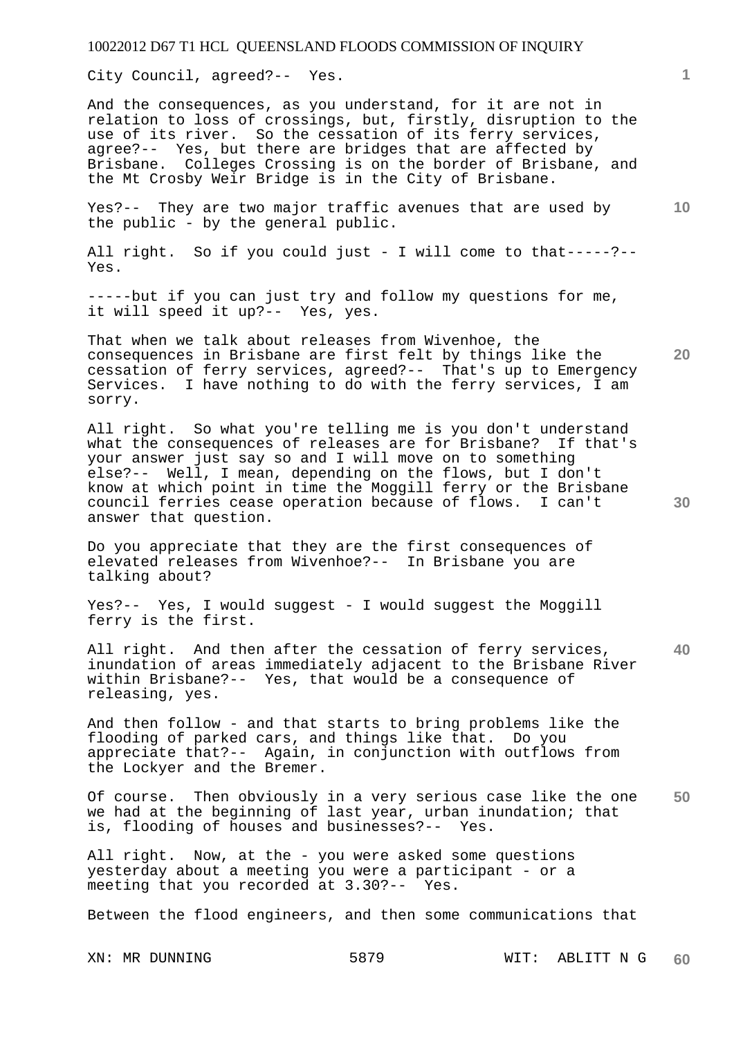City Council, agreed?-- Yes.

And the consequences, as you understand, for it are not in relation to loss of crossings, but, firstly, disruption to the use of its river. So the cessation of its ferry services, agree?-- Yes, but there are bridges that are affected by Brisbane. Colleges Crossing is on the border of Brisbane, and the Mt Crosby Weir Bridge is in the City of Brisbane.

Yes?-- They are two major traffic avenues that are used by the public - by the general public.

All right. So if you could just - I will come to that-----?-- Yes.

-----but if you can just try and follow my questions for me, it will speed it up?-- Yes, yes.

That when we talk about releases from Wivenhoe, the consequences in Brisbane are first felt by things like the cessation of ferry services, agreed?-- That's up to Emergency Services. I have nothing to do with the ferry services, I am sorry.

All right. So what you're telling me is you don't understand what the consequences of releases are for Brisbane? If that's your answer just say so and I will move on to something else?-- Well, I mean, depending on the flows, but I don't know at which point in time the Moggill ferry or the Brisbane council ferries cease operation because of flows. I can't answer that question.

Do you appreciate that they are the first consequences of elevated releases from Wivenhoe?-- In Brisbane you are talking about?

Yes?-- Yes, I would suggest - I would suggest the Moggill ferry is the first.

All right. And then after the cessation of ferry services, inundation of areas immediately adjacent to the Brisbane River within Brisbane?-- Yes, that would be a consequence of releasing, yes.

And then follow - and that starts to bring problems like the flooding of parked cars, and things like that. Do you appreciate that?-- Again, in conjunction with outflows from the Lockyer and the Bremer.

Of course. Then obviously in a very serious case like the one we had at the beginning of last year, urban inundation; that is, flooding of houses and businesses?-- Yes.

All right. Now, at the - you were asked some questions yesterday about a meeting you were a participant - or a meeting that you recorded at 3.30?-- Yes.

Between the flood engineers, and then some communications that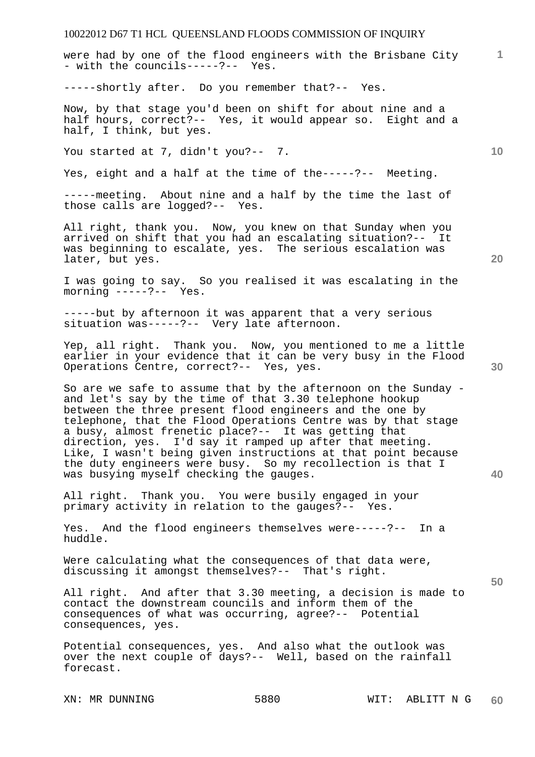were had by one of the flood engineers with the Brisbane City - with the councils-----?-- Yes.

-----shortly after. Do you remember that?-- Yes.

Now, by that stage you'd been on shift for about nine and a half hours, correct?-- Yes, it would appear so. Eight and a half, I think, but yes.

You started at 7, didn't you?-- 7.

Yes, eight and a half at the time of the-----?-- Meeting.

-----meeting. About nine and a half by the time the last of those calls are logged?-- Yes.

All right, thank you. Now, you knew on that Sunday when you arrived on shift that you had an escalating situation?-- It was beginning to escalate, yes. The serious escalation was later, but yes.

I was going to say. So you realised it was escalating in the morning -----?-- Yes.

-----but by afternoon it was apparent that a very serious situation was-----?-- Very late afternoon.

Yep, all right. Thank you. Now, you mentioned to me a little earlier in your evidence that it can be very busy in the Flood Operations Centre, correct?-- Yes, yes.

So are we safe to assume that by the afternoon on the Sunday - and let's say by the time of that 3.30 telephone hookup between the three present flood engineers and the one by telephone, that the Flood Operations Centre was by that stage a busy, almost frenetic place?-- It was getting that direction, yes. I'd say it ramped up after that meeting. Like, I wasn't being given instructions at that point because the duty engineers were busy. So my recollection is that I was busying myself checking the gauges.

All right. Thank you. You were busily engaged in your primary activity in relation to the gauges?-- Yes.

Yes. And the flood engineers themselves were-----?-- In a huddle.

Were calculating what the consequences of that data were, discussing it amongst themselves?-- That's right.

All right. And after that 3.30 meeting, a decision is made to contact the downstream councils and inform them of the consequences of what was occurring, agree?-- Potential consequences, yes.

Potential consequences, yes. And also what the outlook was over the next couple of days?-- Well, based on the rainfall forecast.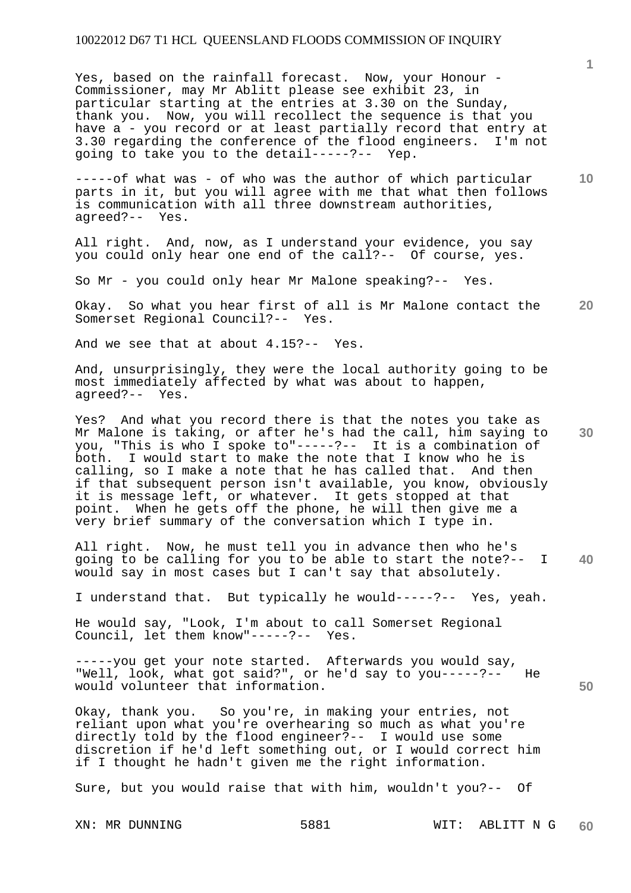Yes, based on the rainfall forecast. Now, your Honour - Commissioner, may Mr Ablitt please see exhibit 23, in particular starting at the entries at 3.30 on the Sunday, thank you. Now, you will recollect the sequence is that you have a - you record or at least partially record that entry at 3.30 regarding the conference of the flood engineers. I'm not going to take you to the detail-----?-- Yep.

-----of what was - of who was the author of which particular parts in it, but you will agree with me that what then follows is communication with all three downstream authorities, agreed?-- Yes.

All right. And, now, as I understand your evidence, you say you could only hear one end of the call?-- Of course, yes.

So Mr - you could only hear Mr Malone speaking?-- Yes.

Okay. So what you hear first of all is Mr Malone contact the Somerset Regional Council?-- Yes.

And we see that at about 4.15?-- Yes.

And, unsurprisingly, they were the local authority going to be most immediately affected by what was about to happen, agreed?-- Yes.

Yes? And what you record there is that the notes you take as Mr Malone is taking, or after he's had the call, him saying to you, "This is who I spoke to"-----?-- It is a combination of both. I would start to make the note that I know who he is calling, so I make a note that he has called that. And then if that subsequent person isn't available, you know, obviously it is message left, or whatever. It gets stopped at that point. When he gets off the phone, he will then give me a very brief summary of the conversation which I type in.

All right. Now, he must tell you in advance then who he's going to be calling for you to be able to start the note?-- I would say in most cases but I can't say that absolutely.

I understand that. But typically he would-----?-- Yes, yeah.

He would say, "Look, I'm about to call Somerset Regional Council, let them know"-----?-- Yes.

-----you get your note started. Afterwards you would say, "Well, look, what got said?", or he'd say to you-----?-- He would volunteer that information.

Okay, thank you. So you're, in making your entries, not reliant upon what you're overhearing so much as what you're directly told by the flood engineer?-- I would use some discretion if he'd left something out, or I would correct him if I thought he hadn't given me the right information.

Sure, but you would raise that with him, wouldn't you?-- Of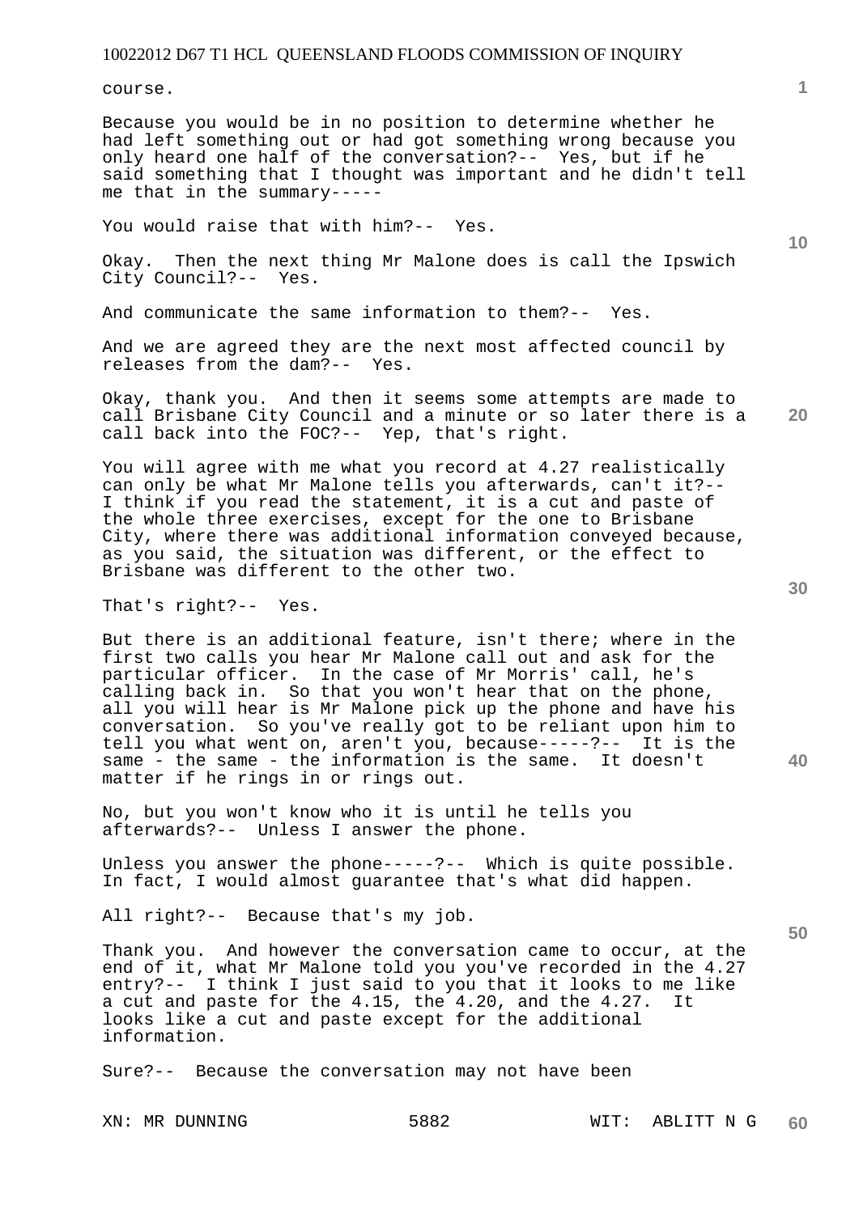course.

Because you would be in no position to determine whether he had left something out or had got something wrong because you only heard one half of the conversation?-- Yes, but if he said something that I thought was important and he didn't tell me that in the summary-----

You would raise that with him?-- Yes.

Okay. Then the next thing Mr Malone does is call the Ipswich City Council?-- Yes.

And communicate the same information to them?-- Yes.

And we are agreed they are the next most affected council by releases from the dam?-- Yes.

Okay, thank you. And then it seems some attempts are made to call Brisbane City Council and a minute or so later there is a call back into the FOC?-- Yep, that's right.

You will agree with me what you record at 4.27 realistically can only be what Mr Malone tells you afterwards, can't it?-- I think if you read the statement, it is a cut and paste of the whole three exercises, except for the one to Brisbane City, where there was additional information conveyed because, as you said, the situation was different, or the effect to Brisbane was different to the other two.

That's right?-- Yes.

But there is an additional feature, isn't there; where in the first two calls you hear Mr Malone call out and ask for the particular officer. In the case of Mr Morris' call, he's calling back in. So that you won't hear that on the phone, all you will hear is Mr Malone pick up the phone and have his conversation. So you've really got to be reliant upon him to tell you what went on, aren't you, because-----?-- It is the same - the same - the information is the same. It doesn't matter if he rings in or rings out.

No, but you won't know who it is until he tells you afterwards?-- Unless I answer the phone.

Unless you answer the phone-----?-- Which is quite possible. In fact, I would almost guarantee that's what did happen.

All right?-- Because that's my job.

Thank you. And however the conversation came to occur, at the end of it, what Mr Malone told you you've recorded in the 4.27 entry?-- I think I just said to you that it looks to me like a cut and paste for the 4.15, the 4.20, and the 4.27. It looks like a cut and paste except for the additional information.

Sure?-- Because the conversation may not have been

XN: MR DUNNING WIT: ABLITT N G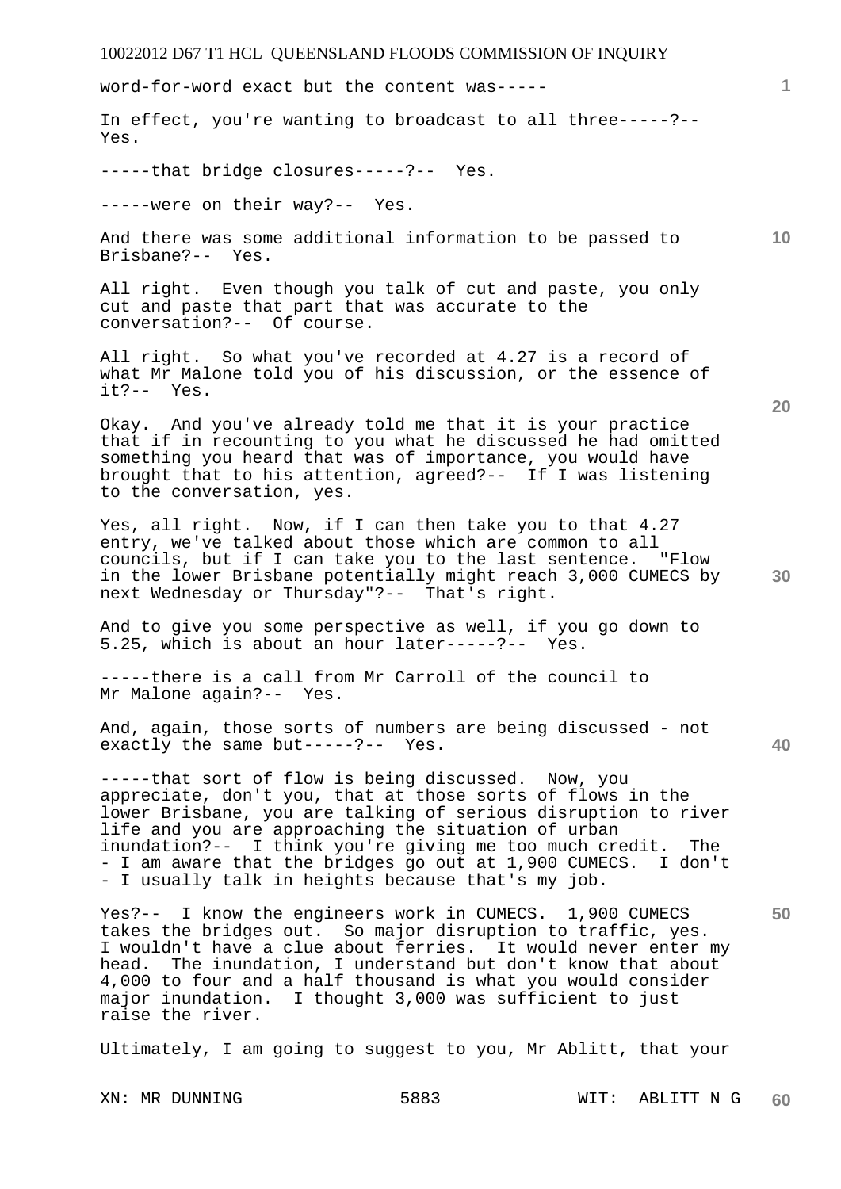word-for-word exact but the content was-----

In effect, you're wanting to broadcast to all three-----?-- Yes.

-----that bridge closures-----?-- Yes.

-----were on their way?-- Yes.

And there was some additional information to be passed to Brisbane?-- Yes.

All right. Even though you talk of cut and paste, you only cut and paste that part that was accurate to the conversation?-- Of course.

All right. So what you've recorded at 4.27 is a record of what Mr Malone told you of his discussion, or the essence of it?-- Yes.

Okay. And you've already told me that it is your practice that if in recounting to you what he discussed he had omitted something you heard that was of importance, you would have brought that to his attention, agreed?-- If I was listening to the conversation, yes.

Yes, all right. Now, if I can then take you to that 4.27 entry, we've talked about those which are common to all councils, but if I can take you to the last sentence. "Flow in the lower Brisbane potentially might reach 3,000 CUMECS by next Wednesday or Thursday"?-- That's right.

And to give you some perspective as well, if you go down to 5.25, which is about an hour later-----?-- Yes.

-----there is a call from Mr Carroll of the council to Mr Malone again?-- Yes.

And, again, those sorts of numbers are being discussed - not exactly the same but-----?-- Yes.

-----that sort of flow is being discussed. Now, you appreciate, don't you, that at those sorts of flows in the lower Brisbane, you are talking of serious disruption to river life and you are approaching the situation of urban inundation?-- I think you're giving me too much credit. The - I am aware that the bridges go out at 1,900 CUMECS. I don't - I usually talk in heights because that's my job.

Yes?-- I know the engineers work in CUMECS. 1,900 CUMECS takes the bridges out. So major disruption to traffic, yes. I wouldn't have a clue about ferries. It would never enter my head. The inundation, I understand but don't know that about 4,000 to four and a half thousand is what you would consider major inundation. I thought 3,000 was sufficient to just raise the river.

Ultimately, I am going to suggest to you, Mr Ablitt, that your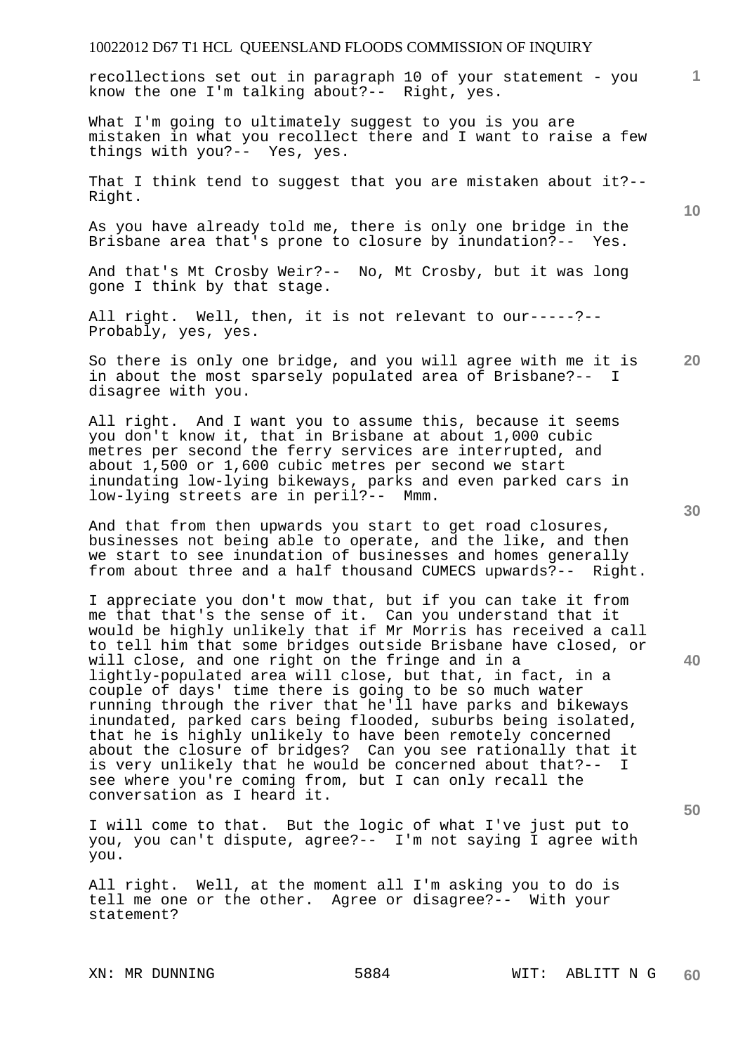recollections set out in paragraph 10 of your statement - you know the one I'm talking about?-- Right, yes.

What I'm going to ultimately suggest to you is you are mistaken in what you recollect there and I want to raise a few things with you?-- Yes, yes.

That I think tend to suggest that you are mistaken about it?-- Right.

As you have already told me, there is only one bridge in the Brisbane area that's prone to closure by inundation?-- Yes.

And that's Mt Crosby Weir?-- No, Mt Crosby, but it was long gone I think by that stage.

All right. Well, then, it is not relevant to our-----?-- Probably, yes, yes.

So there is only one bridge, and you will agree with me it is in about the most sparsely populated area of Brisbane?-- I disagree with you.

All right. And I want you to assume this, because it seems you don't know it, that in Brisbane at about 1,000 cubic metres per second the ferry services are interrupted, and about 1,500 or 1,600 cubic metres per second we start inundating low-lying bikeways, parks and even parked cars in low-lying streets are in peril?-- Mmm.

And that from then upwards you start to get road closures, businesses not being able to operate, and the like, and then we start to see inundation of businesses and homes generally from about three and a half thousand CUMECS upwards?-- Right.

I appreciate you don't mow that, but if you can take it from me that that's the sense of it. Can you understand that it would be highly unlikely that if Mr Morris has received a call to tell him that some bridges outside Brisbane have closed, or will close, and one right on the fringe and in a lightly-populated area will close, but that, in fact, in a couple of days' time there is going to be so much water running through the river that he'll have parks and bikeways inundated, parked cars being flooded, suburbs being isolated, that he is highly unlikely to have been remotely concerned about the closure of bridges? Can you see rationally that it is very unlikely that he would be concerned about that?-- I see where you're coming from, but I can only recall the conversation as I heard it.

I will come to that. But the logic of what I've just put to you, you can't dispute, agree?-- I'm not saying I agree with you.

All right. Well, at the moment all I'm asking you to do is tell me one or the other. Agree or disagree?-- With your statement?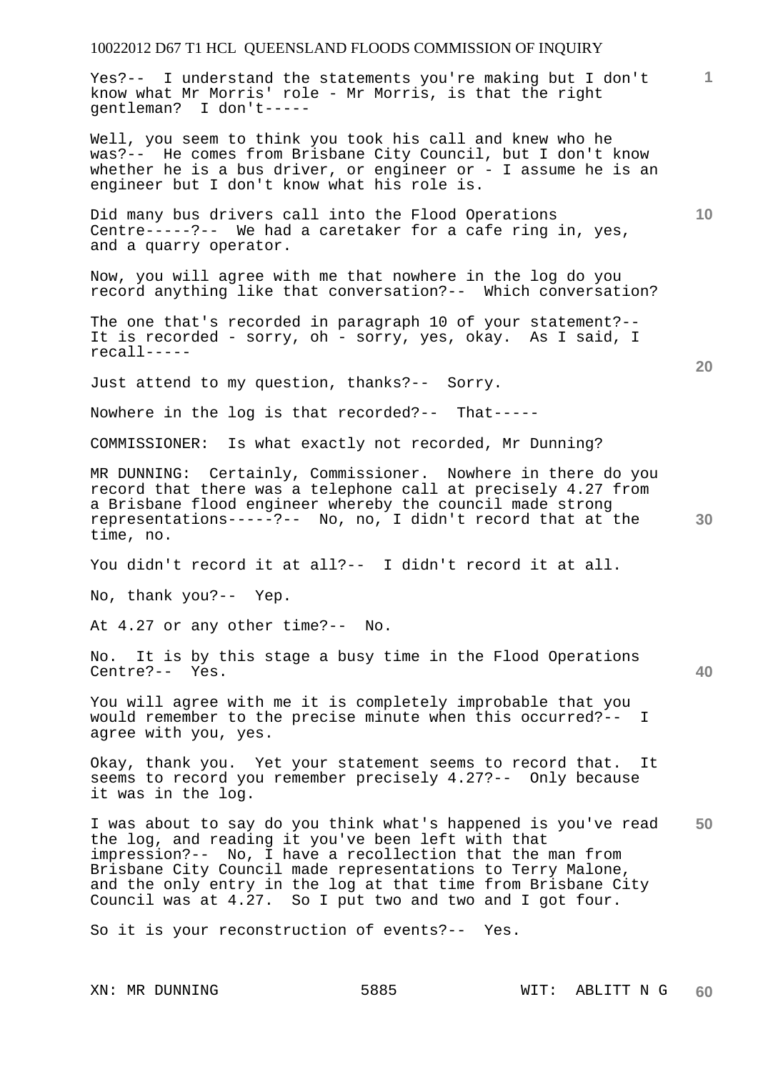Yes?-- I understand the statements you're making but I don't know what Mr Morris' role - Mr Morris, is that the right gentleman? I don't-----

Well, you seem to think you took his call and knew who he was?-- He comes from Brisbane City Council, but I don't know whether he is a bus driver, or engineer or - I assume he is an engineer but I don't know what his role is.

Did many bus drivers call into the Flood Operations Centre-----?-- We had a caretaker for a cafe ring in, yes, and a quarry operator.

Now, you will agree with me that nowhere in the log do you record anything like that conversation?-- Which conversation?

The one that's recorded in paragraph 10 of your statement?-- It is recorded - sorry, oh - sorry, yes, okay. As I said, I recall-----

Just attend to my question, thanks?-- Sorry.

Nowhere in the log is that recorded?-- That-----

COMMISSIONER: Is what exactly not recorded, Mr Dunning?

MR DUNNING: Certainly, Commissioner. Nowhere in there do you record that there was a telephone call at precisely 4.27 from a Brisbane flood engineer whereby the council made strong representations-----?-- No, no, I didn't record that at the time, no.

You didn't record it at all?-- I didn't record it at all.

No, thank you?-- Yep.

At 4.27 or any other time?-- No.

No. It is by this stage a busy time in the Flood Operations Centre?-- Yes.

You will agree with me it is completely improbable that you would remember to the precise minute when this occurred?-- I agree with you, yes.

Okay, thank you. Yet your statement seems to record that. It seems to record you remember precisely 4.27?-- Only because it was in the log.

I was about to say do you think what's happened is you've read the log, and reading it you've been left with that impression?-- No, I have a recollection that the man from Brisbane City Council made representations to Terry Malone, and the only entry in the log at that time from Brisbane City Council was at 4.27. So I put two and two and I got four.

So it is your reconstruction of events?-- Yes.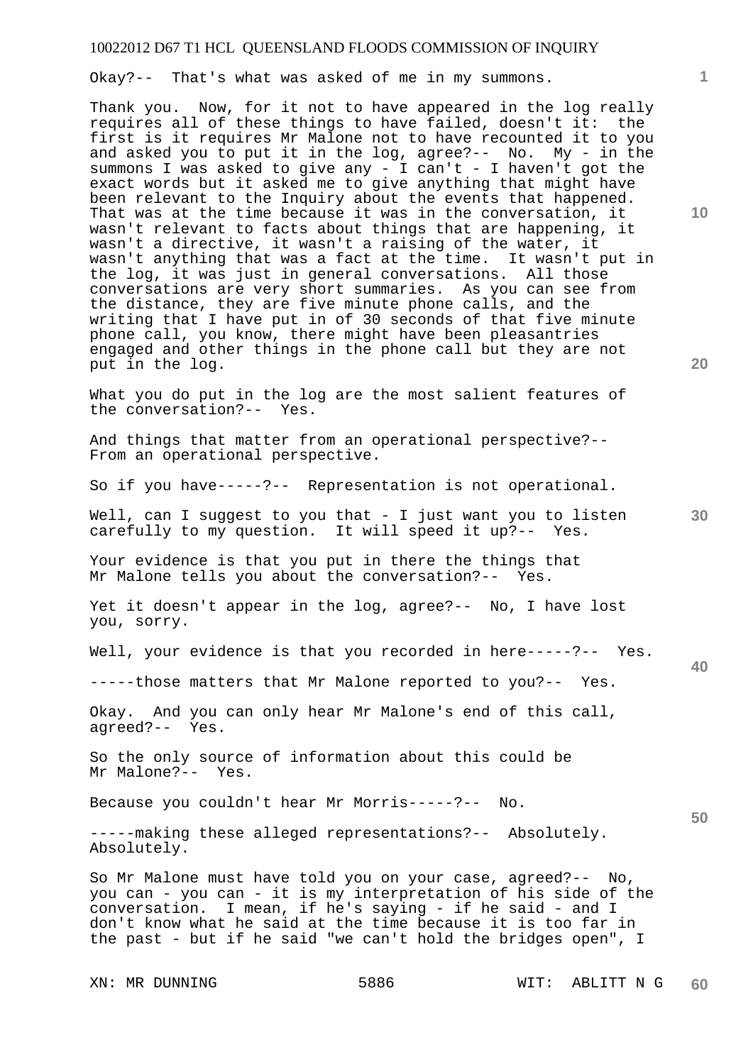Okay?-- That's what was asked of me in my summons.

Thank you. Now, for it not to have appeared in the log really requires all of these things to have failed, doesn't it: the first is it requires Mr Malone not to have recounted it to you and asked you to put it in the log, agree?-- No. My - in the summons I was asked to give any - I can't - I haven't got the exact words but it asked me to give anything that might have been relevant to the Inquiry about the events that happened. That was at the time because it was in the conversation, it wasn't relevant to facts about things that are happening, it wasn't a directive, it wasn't a raising of the water, it wasn't anything that was a fact at the time. It wasn't put in the log, it was just in general conversations. All those conversations are very short summaries. As you can see from the distance, they are five minute phone calls, and the writing that I have put in of 30 seconds of that five minute phone call, you know, there might have been pleasantries engaged and other things in the phone call but they are not put in the log.

What you do put in the log are the most salient features of the conversation?-- Yes.

And things that matter from an operational perspective?-- From an operational perspective.

So if you have-----?-- Representation is not operational.

Well, can I suggest to you that - I just want you to listen carefully to my question. It will speed it up?-- Yes.

Your evidence is that you put in there the things that Mr Malone tells you about the conversation?-- Yes.

Yet it doesn't appear in the log, agree?-- No, I have lost you, sorry.

Well, your evidence is that you recorded in here-----?-- Yes.

-----those matters that Mr Malone reported to you?-- Yes.

Okay. And you can only hear Mr Malone's end of this call, agreed?-- Yes.

So the only source of information about this could be Mr Malone?-- Yes.

Because you couldn't hear Mr Morris-----?-- No.

-----making these alleged representations?-- Absolutely. Absolutely.

So Mr Malone must have told you on your case, agreed?-- No, you can - you can - it is my interpretation of his side of the conversation. I mean, if he's saying - if he said - and I don't know what he said at the time because it is too far in the past - but if he said "we can't hold the bridges open", I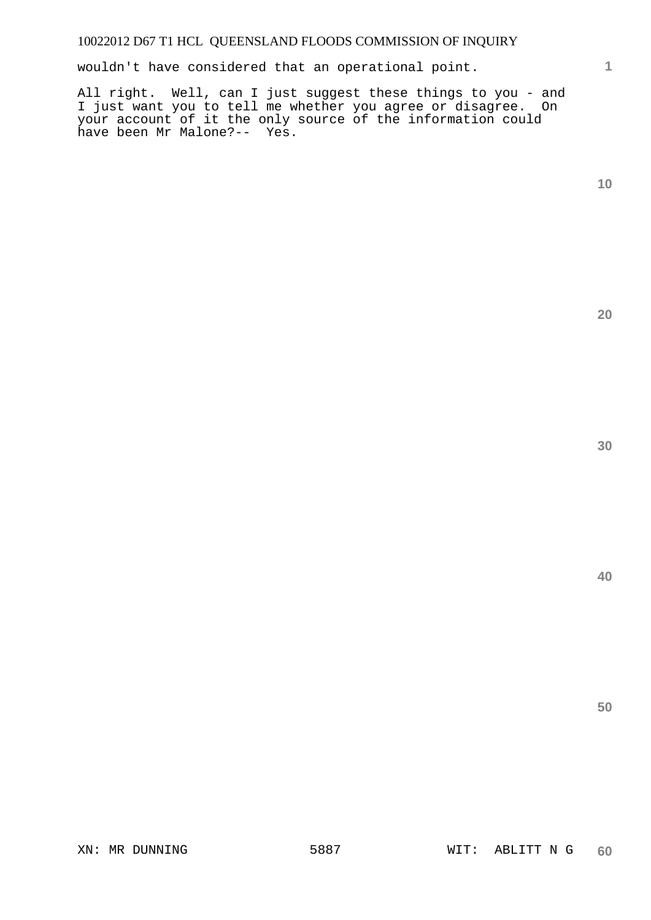wouldn't have considered that an operational point.

All right. Well, can I just suggest these things to you - and I just want you to tell me whether you agree or disagree. On your account of it the only source of the information could have been Mr Malone?-- Yes.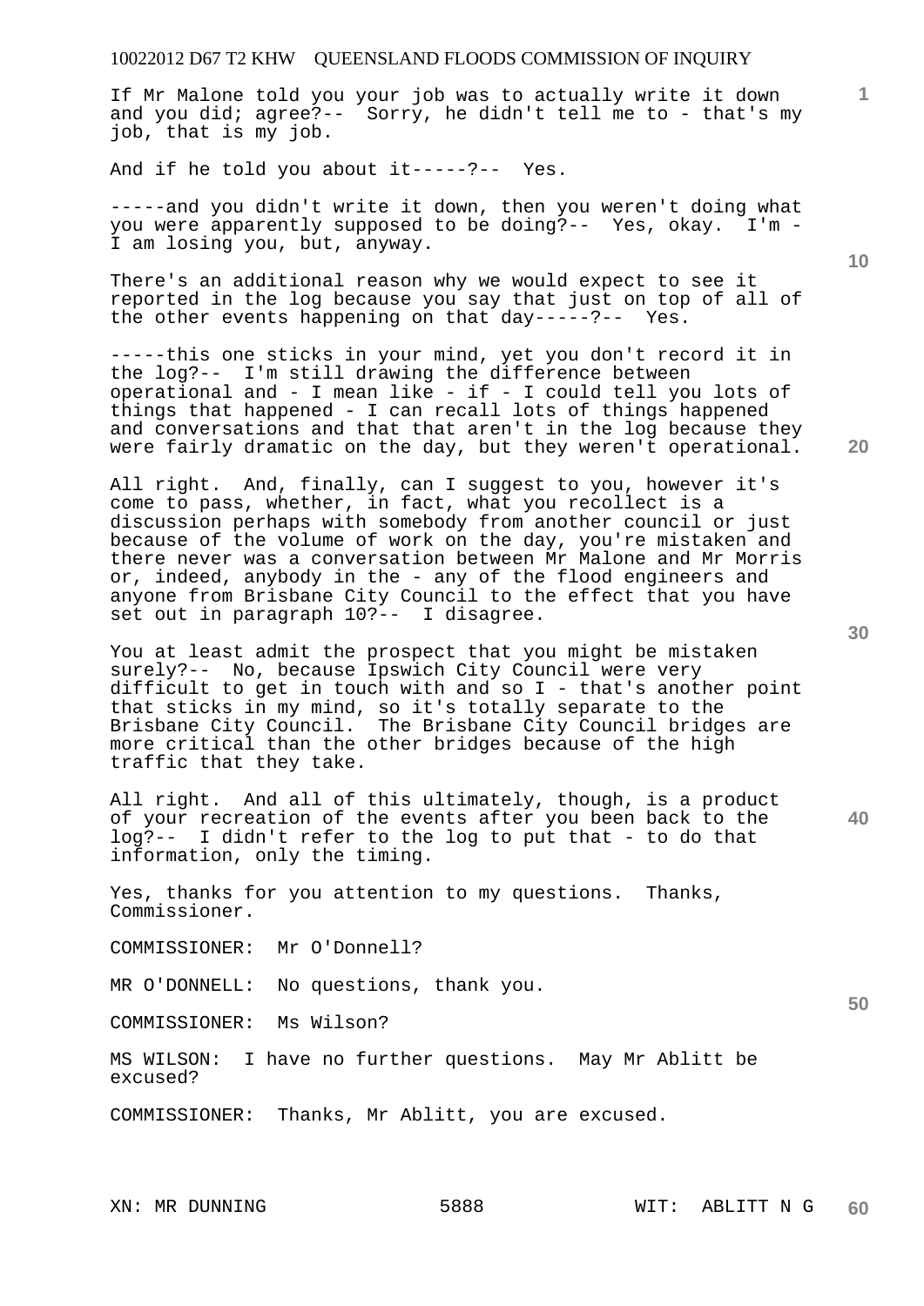If Mr Malone told you your job was to actually write it down and you did; agree?-- Sorry, he didn't tell me to - that's my job, that is my job.

And if he told you about it-----?-- Yes.

-----and you didn't write it down, then you weren't doing what you were apparently supposed to be doing?-- Yes, okay. I'm - I am losing you, but, anyway.

There's an additional reason why we would expect to see it reported in the log because you say that just on top of all of the other events happening on that day-----?-- Yes.

-----this one sticks in your mind, yet you don't record it in the log?-- I'm still drawing the difference between operational and - I mean like - if - I could tell you lots of things that happened - I can recall lots of things happened and conversations and that that aren't in the log because they were fairly dramatic on the day, but they weren't operational.

All right. And, finally, can I suggest to you, however it's come to pass, whether, in fact, what you recollect is a discussion perhaps with somebody from another council or just because of the volume of work on the day, you're mistaken and there never was a conversation between Mr Malone and Mr Morris or, indeed, anybody in the - any of the flood engineers and anyone from Brisbane City Council to the effect that you have set out in paragraph 10?-- I disagree.

You at least admit the prospect that you might be mistaken surely?-- No, because Ipswich City Council were very difficult to get in touch with and so I - that's another point that sticks in my mind, so it's totally separate to the Brisbane City Council. The Brisbane City Council bridges are more critical than the other bridges because of the high traffic that they take.

All right. And all of this ultimately, though, is a product of your recreation of the events after you been back to the log?-- I didn't refer to the log to put that - to do that information, only the timing.

Yes, thanks for you attention to my questions. Thanks, Commissioner.

COMMISSIONER: Mr O'Donnell?

MR O'DONNELL: No questions, thank you.

COMMISSIONER: Ms Wilson?

MS WILSON: I have no further questions. May Mr Ablitt be excused?

COMMISSIONER: Thanks, Mr Ablitt, you are excused.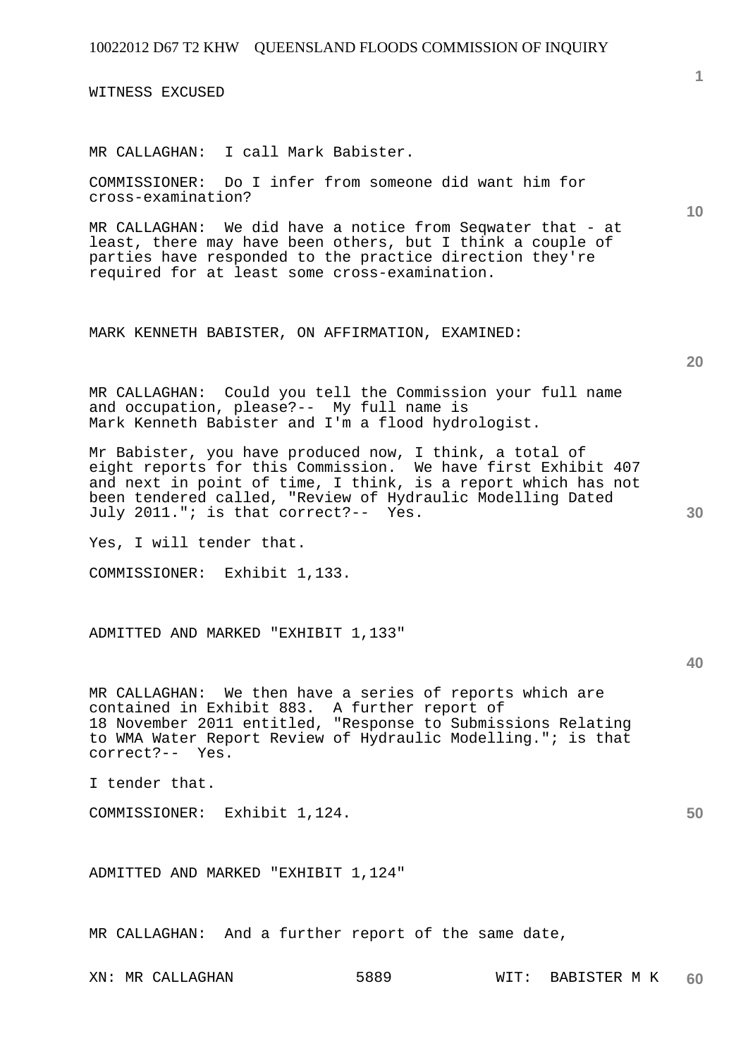WITNESS EXCUSED

MR CALLAGHAN: I call Mark Babister.

COMMISSIONER: Do I infer from someone did want him for cross-examination?

MR CALLAGHAN: We did have a notice from Seqwater that - at least, there may have been others, but I think a couple of parties have responded to the practice direction they're required for at least some cross-examination.

MARK KENNETH BABISTER, ON AFFIRMATION, EXAMINED:

MR CALLAGHAN: Could you tell the Commission your full name and occupation, please?-- My full name is Mark Kenneth Babister and I'm a flood hydrologist.

Mr Babister, you have produced now, I think, a total of eight reports for this Commission. We have first Exhibit 407 and next in point of time, I think, is a report which has not been tendered called, "Review of Hydraulic Modelling Dated July 2011."; is that correct?-- Yes.

Yes, I will tender that.

COMMISSIONER: Exhibit 1,133.

ADMITTED AND MARKED "EXHIBIT 1,133"

MR CALLAGHAN: We then have a series of reports which are contained in Exhibit 883. A further report of 18 November 2011 entitled, "Response to Submissions Relating to WMA Water Report Review of Hydraulic Modelling."; is that correct?-- Yes.

I tender that.

COMMISSIONER: Exhibit 1,124.

ADMITTED AND MARKED "EXHIBIT 1,124"

MR CALLAGHAN: And a further report of the same date,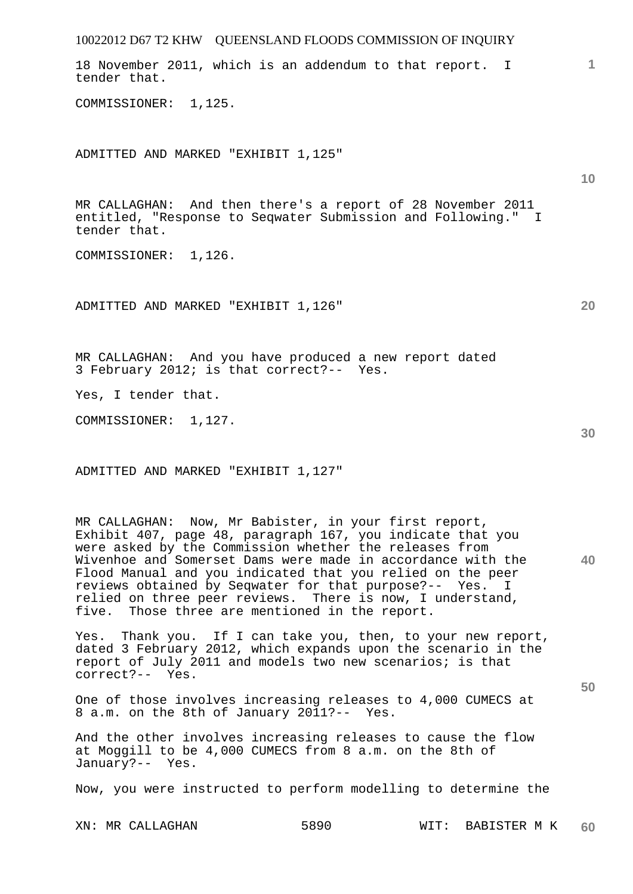18 November 2011, which is an addendum to that report. I tender that.

COMMISSIONER: 1,125.

ADMITTED AND MARKED "EXHIBIT 1,125"

MR CALLAGHAN: And then there's a report of 28 November 2011 entitled, "Response to Seqwater Submission and Following." I tender that.

COMMISSIONER: 1,126.

ADMITTED AND MARKED "EXHIBIT 1,126"

MR CALLAGHAN: And you have produced a new report dated 3 February 2012; is that correct?-- Yes.

Yes, I tender that.

COMMISSIONER: 1,127.

ADMITTED AND MARKED "EXHIBIT 1,127"

MR CALLAGHAN: Now, Mr Babister, in your first report, Exhibit 407, page 48, paragraph 167, you indicate that you were asked by the Commission whether the releases from Wivenhoe and Somerset Dams were made in accordance with the Flood Manual and you indicated that you relied on the peer reviews obtained by Seqwater for that purpose?-- Yes. I relied on three peer reviews. There is now, I understand, five. Those three are mentioned in the report.

Yes. Thank you. If I can take you, then, to your new report, dated 3 February 2012, which expands upon the scenario in the report of July 2011 and models two new scenarios; is that correct?-- Yes.

One of those involves increasing releases to 4,000 CUMECS at 8 a.m. on the 8th of January 2011?-- Yes.

And the other involves increasing releases to cause the flow at Moggill to be 4,000 CUMECS from 8 a.m. on the 8th of January?-- Yes.

Now, you were instructed to perform modelling to determine the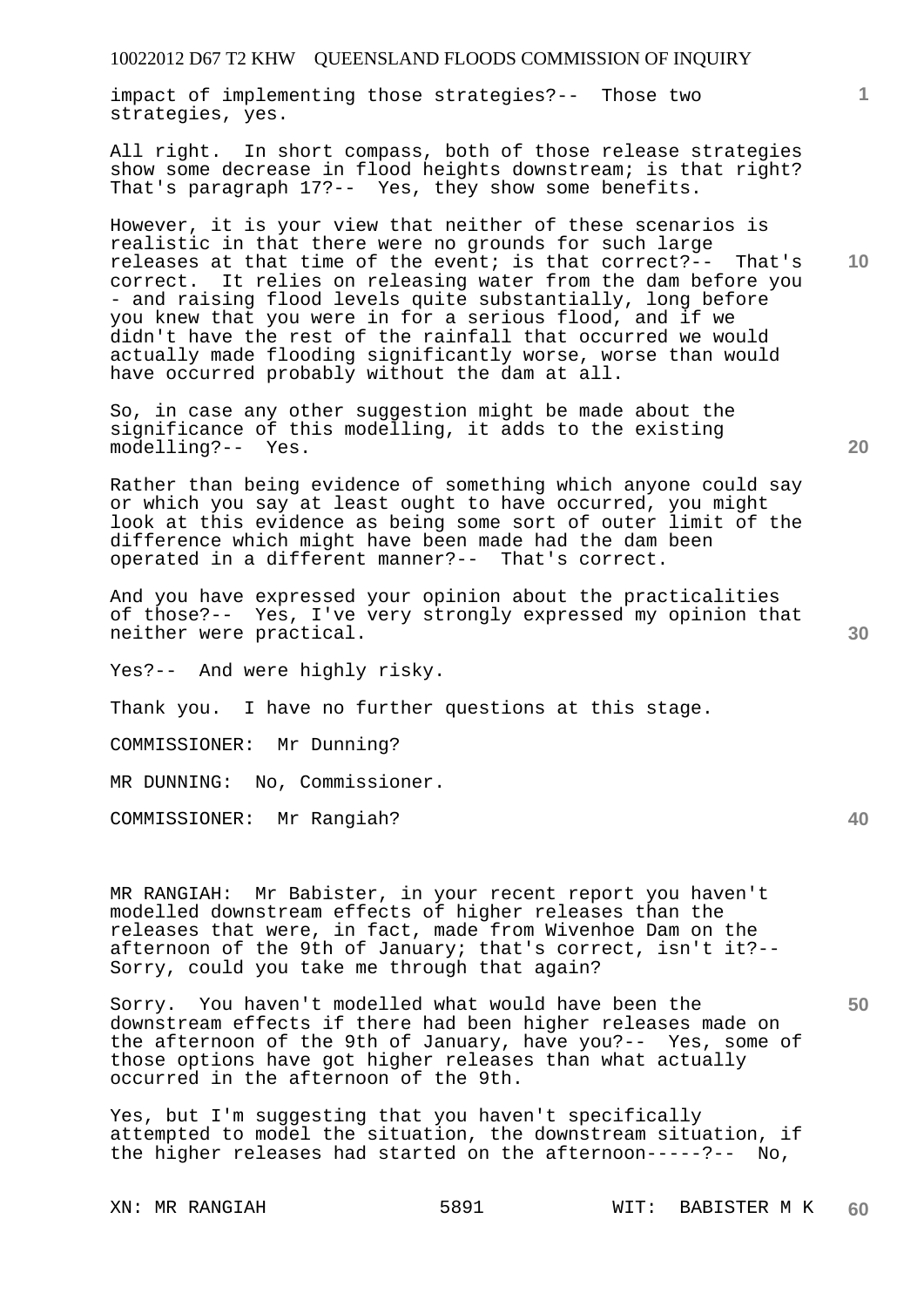impact of implementing those strategies?-- Those two strategies, yes.

All right. In short compass, both of those release strategies show some decrease in flood heights downstream; is that right? That's paragraph 17?-- Yes, they show some benefits.

However, it is your view that neither of these scenarios is realistic in that there were no grounds for such large releases at that time of the event; is that correct?-- That's correct. It relies on releasing water from the dam before you - and raising flood levels quite substantially, long before you knew that you were in for a serious flood, and if we didn't have the rest of the rainfall that occurred we would actually made flooding significantly worse, worse than would have occurred probably without the dam at all.

So, in case any other suggestion might be made about the significance of this modelling, it adds to the existing modelling?-- Yes.

Rather than being evidence of something which anyone could say or which you say at least ought to have occurred, you might look at this evidence as being some sort of outer limit of the difference which might have been made had the dam been operated in a different manner?-- That's correct.

And you have expressed your opinion about the practicalities of those?-- Yes, I've very strongly expressed my opinion that neither were practical.

Yes?-- And were highly risky.

Thank you. I have no further questions at this stage.

COMMISSIONER: Mr Dunning?

MR DUNNING: No, Commissioner.

COMMISSIONER: Mr Rangiah?

MR RANGIAH: Mr Babister, in your recent report you haven't modelled downstream effects of higher releases than the releases that were, in fact, made from Wivenhoe Dam on the afternoon of the 9th of January; that's correct, isn't it?-- Sorry, could you take me through that again?

Sorry. You haven't modelled what would have been the downstream effects if there had been higher releases made on the afternoon of the 9th of January, have you?-- Yes, some of those options have got higher releases than what actually occurred in the afternoon of the 9th.

Yes, but I'm suggesting that you haven't specifically attempted to model the situation, the downstream situation, if the higher releases had started on the afternoon-----?-- No,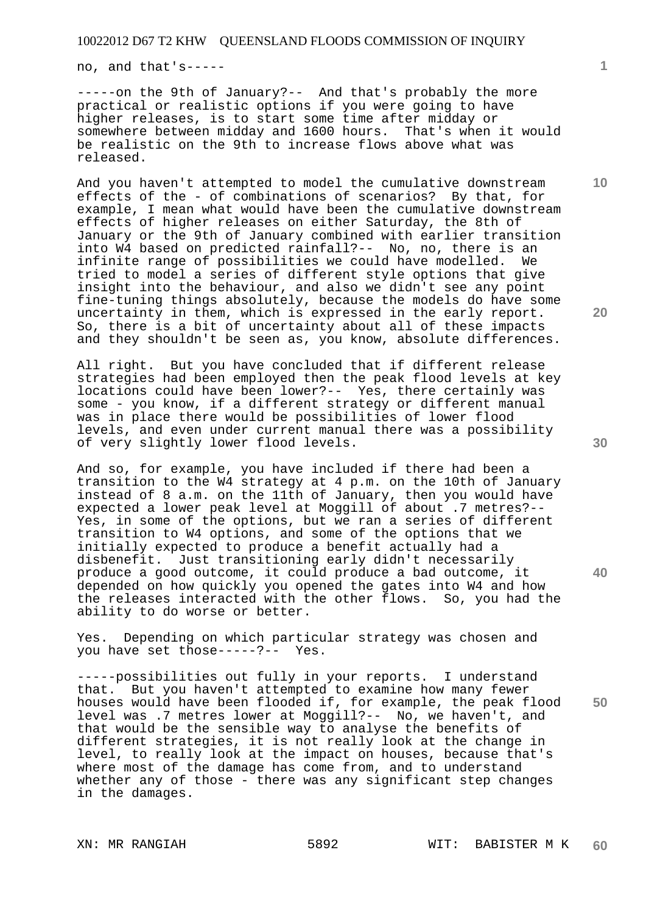no, and that's-----

-----on the 9th of January?-- And that's probably the more practical or realistic options if you were going to have higher releases, is to start some time after midday or somewhere between midday and 1600 hours. That's when it would be realistic on the 9th to increase flows above what was released.

And you haven't attempted to model the cumulative downstream effects of the - of combinations of scenarios? By that, for example, I mean what would have been the cumulative downstream effects of higher releases on either Saturday, the 8th of January or the 9th of January combined with earlier transition into W4 based on predicted rainfall?-- No, no, there is an infinite range of possibilities we could have modelled. We tried to model a series of different style options that give insight into the behaviour, and also we didn't see any point fine-tuning things absolutely, because the models do have some uncertainty in them, which is expressed in the early report. So, there is a bit of uncertainty about all of these impacts and they shouldn't be seen as, you know, absolute differences.

All right. But you have concluded that if different release strategies had been employed then the peak flood levels at key locations could have been lower?-- Yes, there certainly was some - you know, if a different strategy or different manual was in place there would be possibilities of lower flood levels, and even under current manual there was a possibility of very slightly lower flood levels.

And so, for example, you have included if there had been a transition to the W4 strategy at 4 p.m. on the 10th of January instead of 8 a.m. on the 11th of January, then you would have expected a lower peak level at Moggill of about .7 metres?-- Yes, in some of the options, but we ran a series of different transition to W4 options, and some of the options that we initially expected to produce a benefit actually had a disbenefit. Just transitioning early didn't necessarily produce a good outcome, it could produce a bad outcome, it depended on how quickly you opened the gates into W4 and how the releases interacted with the other flows. So, you had the ability to do worse or better.

Yes. Depending on which particular strategy was chosen and you have set those-----?-- Yes.

-----possibilities out fully in your reports. I understand that. But you haven't attempted to examine how many fewer houses would have been flooded if, for example, the peak flood level was .7 metres lower at Moggill?-- No, we haven't, and that would be the sensible way to analyse the benefits of different strategies, it is not really look at the change in level, to really look at the impact on houses, because that's where most of the damage has come from, and to understand whether any of those - there was any significant step changes in the damages.

XN: MR RANGIAH WIT: BABISTER M K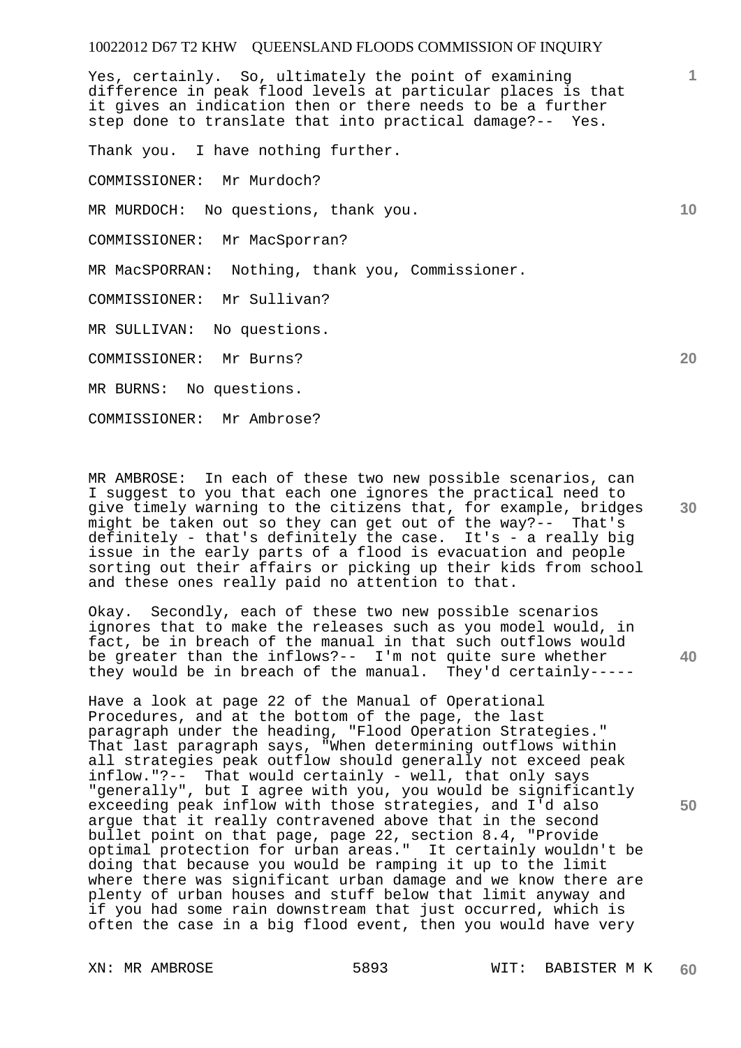Yes, certainly. So, ultimately the point of examining difference in peak flood levels at particular places is that it gives an indication then or there needs to be a further step done to translate that into practical damage?-- Yes.

Thank you. I have nothing further.

COMMISSIONER: Mr Murdoch?

MR MURDOCH: No questions, thank you.

COMMISSIONER: Mr MacSporran?

MR MacSPORRAN: Nothing, thank you, Commissioner.

COMMISSIONER: Mr Sullivan?

MR SULLIVAN: No questions.

COMMISSIONER: Mr Burns?

MR BURNS: No questions.

COMMISSIONER: Mr Ambrose?

MR AMBROSE: In each of these two new possible scenarios, can I suggest to you that each one ignores the practical need to give timely warning to the citizens that, for example, bridges might be taken out so they can get out of the way?-- That's definitely - that's definitely the case. It's - a really big issue in the early parts of a flood is evacuation and people sorting out their affairs or picking up their kids from school and these ones really paid no attention to that.

Okay. Secondly, each of these two new possible scenarios ignores that to make the releases such as you model would, in fact, be in breach of the manual in that such outflows would be greater than the inflows?-- I'm not quite sure whether they would be in breach of the manual. They'd certainly-----

Have a look at page 22 of the Manual of Operational Procedures, and at the bottom of the page, the last paragraph under the heading, "Flood Operation Strategies." That last paragraph says, "When determining outflows within all strategies peak outflow should generally not exceed peak inflow."?-- That would certainly - well, that only says "generally", but I agree with you, you would be significantly exceeding peak inflow with those strategies, and I'd also argue that it really contravened above that in the second bullet point on that page, page 22, section 8.4, "Provide optimal protection for urban areas." It certainly wouldn't be doing that because you would be ramping it up to the limit where there was significant urban damage and we know there are plenty of urban houses and stuff below that limit anyway and if you had some rain downstream that just occurred, which is often the case in a big flood event, then you would have very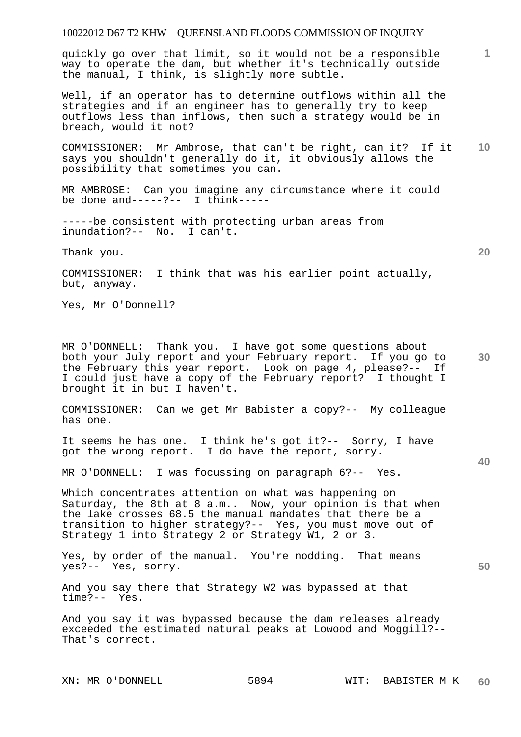quickly go over that limit, so it would not be a responsible way to operate the dam, but whether it's technically outside the manual, I think, is slightly more subtle.

Well, if an operator has to determine outflows within all the strategies and if an engineer has to generally try to keep outflows less than inflows, then such a strategy would be in breach, would it not?

COMMISSIONER: Mr Ambrose, that can't be right, can it? If it says you shouldn't generally do it, it obviously allows the possibility that sometimes you can.

MR AMBROSE: Can you imagine any circumstance where it could be done and-----?-- I think-----

-----be consistent with protecting urban areas from inundation?-- No. I can't.

Thank you.

COMMISSIONER: I think that was his earlier point actually, but, anyway.

Yes, Mr O'Donnell?

MR O'DONNELL: Thank you. I have got some questions about both your July report and your February report. If you go to the February this year report. Look on page 4, please?-- If I could just have a copy of the February report? I thought I brought it in but I haven't.

COMMISSIONER: Can we get Mr Babister a copy?-- My colleague has one.

It seems he has one. I think he's got it?-- Sorry, I have got the wrong report. I do have the report, sorry.

MR O'DONNELL: I was focussing on paragraph 6?-- Yes.

Which concentrates attention on what was happening on Saturday, the 8th at 8 a.m.. Now, your opinion is that when the lake crosses 68.5 the manual mandates that there be a transition to higher strategy?-- Yes, you must move out of Strategy 1 into Strategy 2 or Strategy W1, 2 or 3.

Yes, by order of the manual. You're nodding. That means yes?-- Yes, sorry.

And you say there that Strategy W2 was bypassed at that time?-- Yes.

And you say it was bypassed because the dam releases already exceeded the estimated natural peaks at Lowood and Moggill?-- That's correct.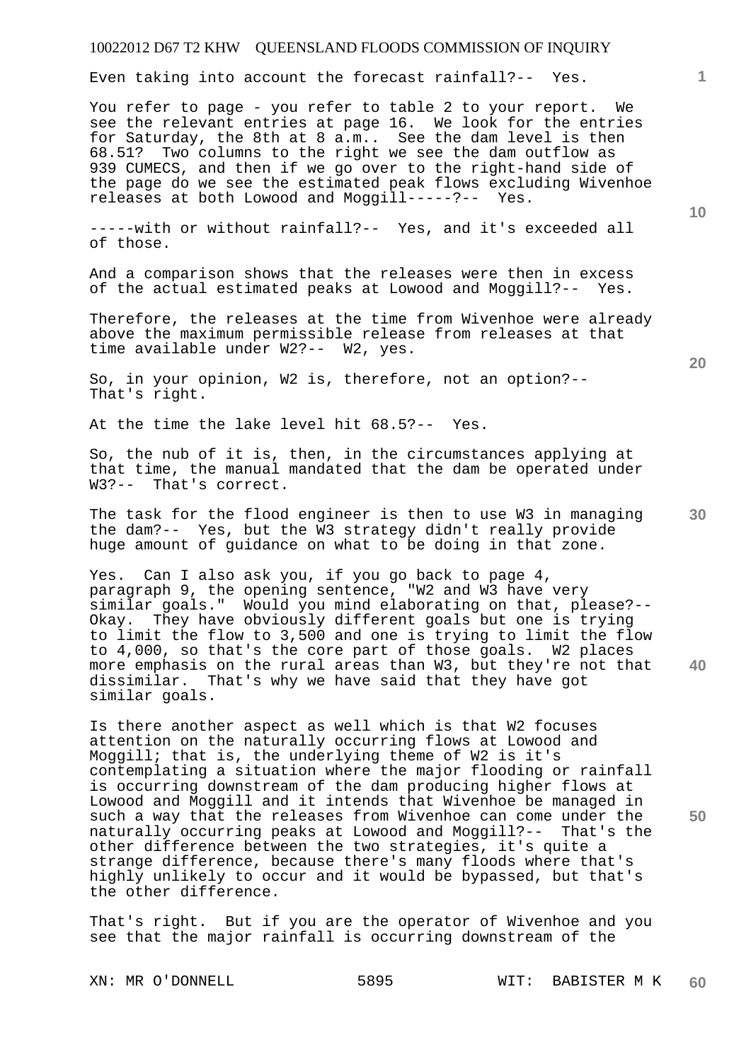Even taking into account the forecast rainfall?-- Yes.

You refer to page - you refer to table 2 to your report. We see the relevant entries at page 16. We look for the entries for Saturday, the 8th at 8 a.m.. See the dam level is then 68.51? Two columns to the right we see the dam outflow as 939 CUMECS, and then if we go over to the right-hand side of the page do we see the estimated peak flows excluding Wivenhoe releases at both Lowood and Moggill-----?-- Yes.

-----with or without rainfall?-- Yes, and it's exceeded all of those.

And a comparison shows that the releases were then in excess of the actual estimated peaks at Lowood and Moggill?-- Yes.

Therefore, the releases at the time from Wivenhoe were already above the maximum permissible release from releases at that time available under W2?-- W2, yes.

So, in your opinion, W2 is, therefore, not an option?-- That's right.

At the time the lake level hit 68.5?-- Yes.

So, the nub of it is, then, in the circumstances applying at that time, the manual mandated that the dam be operated under W3?-- That's correct.

The task for the flood engineer is then to use W3 in managing the dam?-- Yes, but the W3 strategy didn't really provide huge amount of guidance on what to be doing in that zone.

Yes. Can I also ask you, if you go back to page 4, paragraph 9, the opening sentence, "W2 and W3 have very similar goals." Would you mind elaborating on that, please?-- Okay. They have obviously different goals but one is trying to limit the flow to 3,500 and one is trying to limit the flow to 4,000, so that's the core part of those goals. W2 places more emphasis on the rural areas than W3, but they're not that dissimilar. That's why we have said that they have got similar goals.

Is there another aspect as well which is that W2 focuses attention on the naturally occurring flows at Lowood and Moggill; that is, the underlying theme of W2 is it's contemplating a situation where the major flooding or rainfall is occurring downstream of the dam producing higher flows at Lowood and Moggill and it intends that Wivenhoe be managed in such a way that the releases from Wivenhoe can come under the naturally occurring peaks at Lowood and Moggill?-- That's the other difference between the two strategies, it's quite a strange difference, because there's many floods where that's highly unlikely to occur and it would be bypassed, but that's the other difference.

That's right. But if you are the operator of Wivenhoe and you see that the major rainfall is occurring downstream of the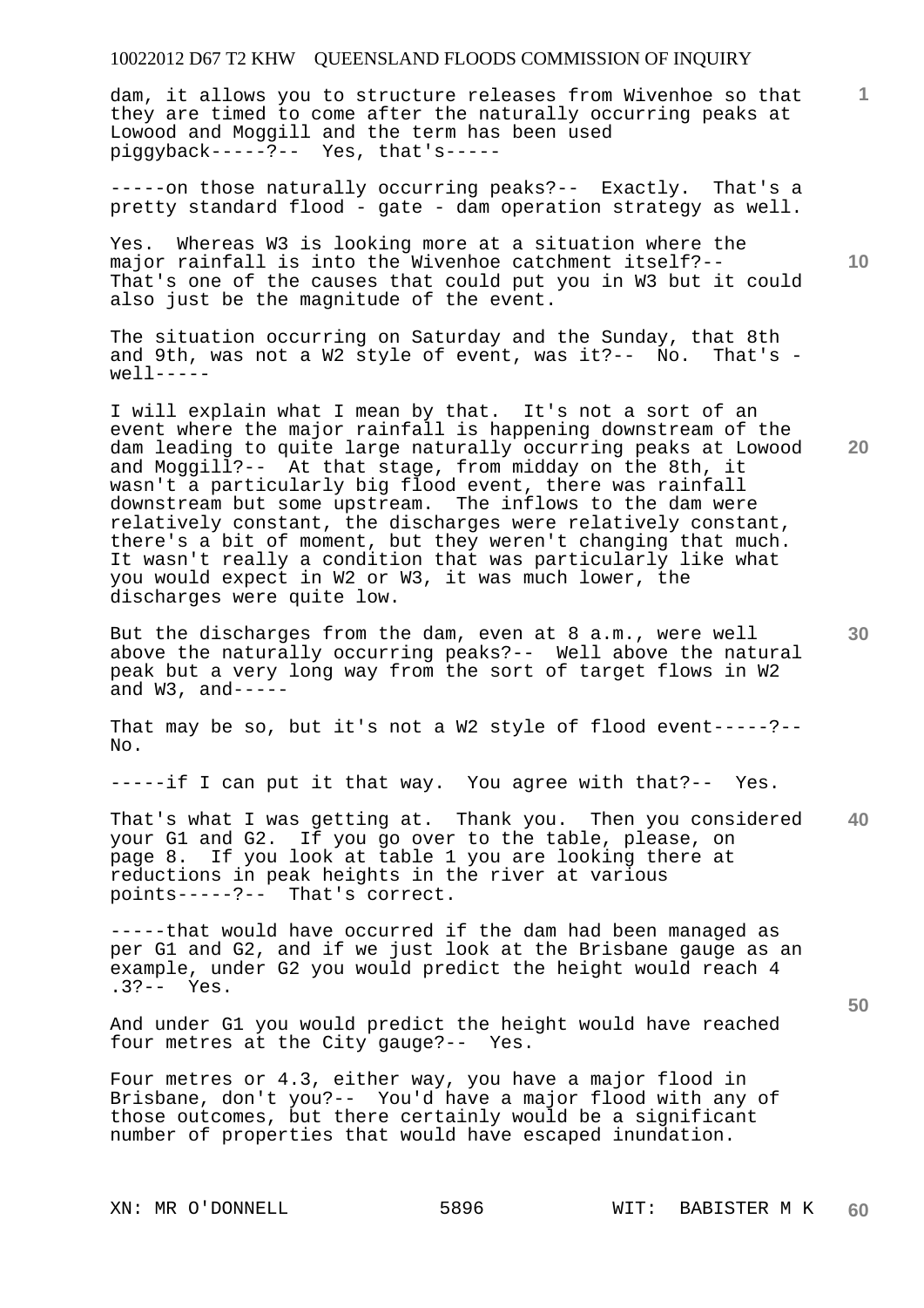dam, it allows you to structure releases from Wivenhoe so that they are timed to come after the naturally occurring peaks at Lowood and Moggill and the term has been used piggyback-----?-- Yes, that's-----

-----on those naturally occurring peaks?-- Exactly. That's a pretty standard flood - gate - dam operation strategy as well.

Yes. Whereas W3 is looking more at a situation where the major rainfall is into the Wivenhoe catchment itself?-- That's one of the causes that could put you in W3 but it could also just be the magnitude of the event.

The situation occurring on Saturday and the Sunday, that 8th and 9th, was not a W2 style of event, was it?-- No. That's - well-----

I will explain what I mean by that. It's not a sort of an event where the major rainfall is happening downstream of the dam leading to quite large naturally occurring peaks at Lowood and Moggill?-- At that stage, from midday on the 8th, it wasn't a particularly big flood event, there was rainfall downstream but some upstream. The inflows to the dam were relatively constant, the discharges were relatively constant, there's a bit of moment, but they weren't changing that much. It wasn't really a condition that was particularly like what you would expect in W2 or W3, it was much lower, the discharges were quite low.

But the discharges from the dam, even at 8 a.m., were well above the naturally occurring peaks?-- Well above the natural peak but a very long way from the sort of target flows in W2 and W3, and-----

That may be so, but it's not a W2 style of flood event-----?-- No.

-----if I can put it that way. You agree with that?-- Yes.

That's what I was getting at. Thank you. Then you considered your G1 and G2. If you go over to the table, please, on page 8. If you look at table 1 you are looking there at reductions in peak heights in the river at various points-----?-- That's correct.

-----that would have occurred if the dam had been managed as per G1 and G2, and if we just look at the Brisbane gauge as an example, under G2 you would predict the height would reach 4 .3?-- Yes.

And under G1 you would predict the height would have reached four metres at the City gauge?-- Yes.

Four metres or 4.3, either way, you have a major flood in Brisbane, don't you?-- You'd have a major flood with any of those outcomes, but there certainly would be a significant number of properties that would have escaped inundation.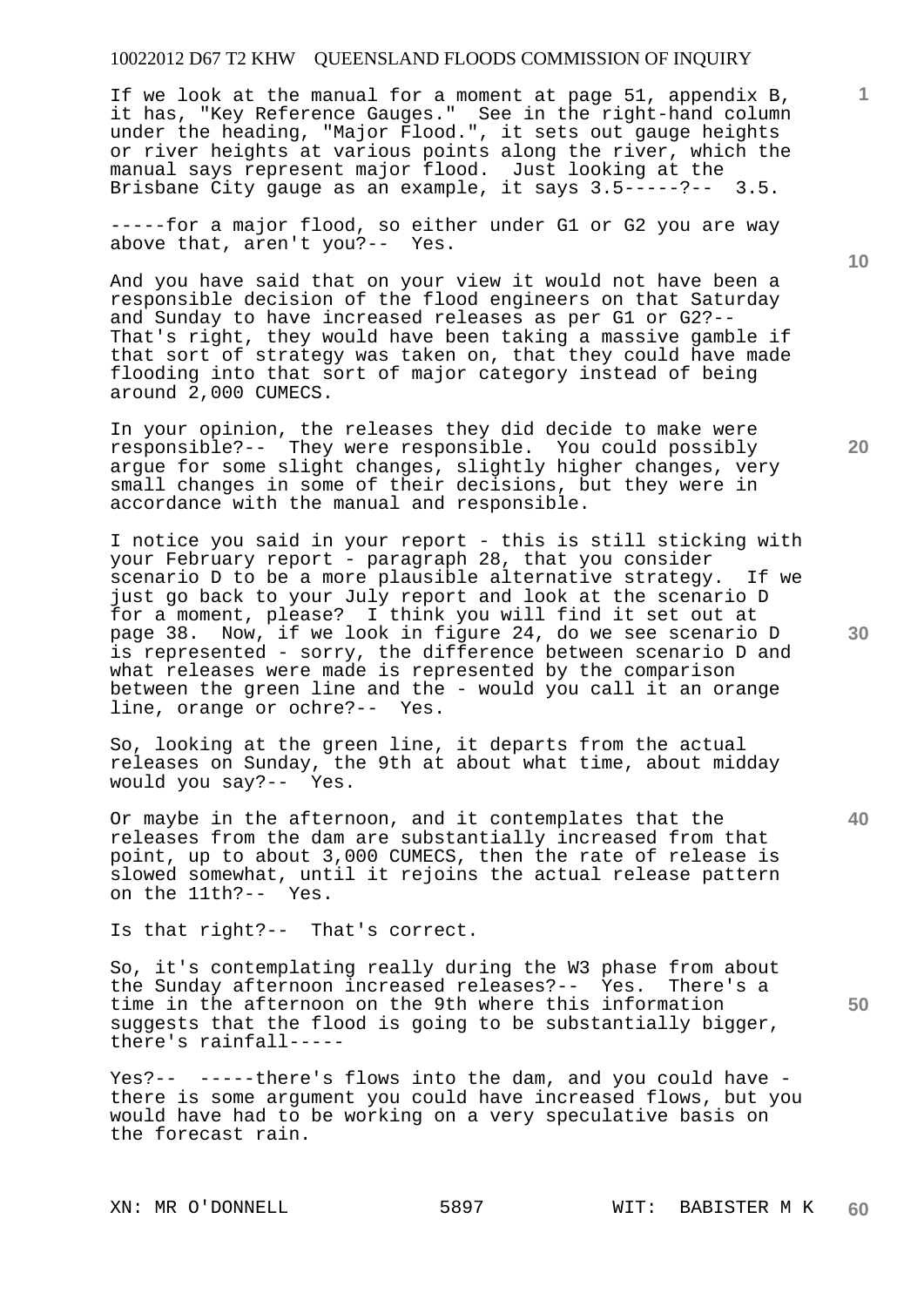If we look at the manual for a moment at page 51, appendix B, it has, "Key Reference Gauges." See in the right-hand column under the heading, "Major Flood.", it sets out gauge heights or river heights at various points along the river, which the manual says represent major flood. Just looking at the Brisbane City gauge as an example, it says 3.5-----?-- 3.5.

-----for a major flood, so either under G1 or G2 you are way above that, aren't you?-- Yes.

And you have said that on your view it would not have been a responsible decision of the flood engineers on that Saturday and Sunday to have increased releases as per G1 or G2?-- That's right, they would have been taking a massive gamble if that sort of strategy was taken on, that they could have made flooding into that sort of major category instead of being around 2,000 CUMECS.

In your opinion, the releases they did decide to make were responsible?-- They were responsible. You could possibly argue for some slight changes, slightly higher changes, very small changes in some of their decisions, but they were in accordance with the manual and responsible.

I notice you said in your report - this is still sticking with your February report - paragraph 28, that you consider scenario D to be a more plausible alternative strategy. If we just go back to your July report and look at the scenario D for a moment, please? I think you will find it set out at page 38. Now, if we look in figure 24, do we see scenario D is represented - sorry, the difference between scenario D and what releases were made is represented by the comparison between the green line and the - would you call it an orange line, orange or ochre?-- Yes.

So, looking at the green line, it departs from the actual releases on Sunday, the 9th at about what time, about midday would you say?-- Yes.

Or maybe in the afternoon, and it contemplates that the releases from the dam are substantially increased from that point, up to about 3,000 CUMECS, then the rate of release is slowed somewhat, until it rejoins the actual release pattern on the 11th?-- Yes.

Is that right?-- That's correct.

So, it's contemplating really during the W3 phase from about the Sunday afternoon increased releases?-- Yes. There's a time in the afternoon on the 9th where this information suggests that the flood is going to be substantially bigger, there's rainfall-----

Yes?-- -----there's flows into the dam, and you could have - there is some argument you could have increased flows, but you would have had to be working on a very speculative basis on the forecast rain.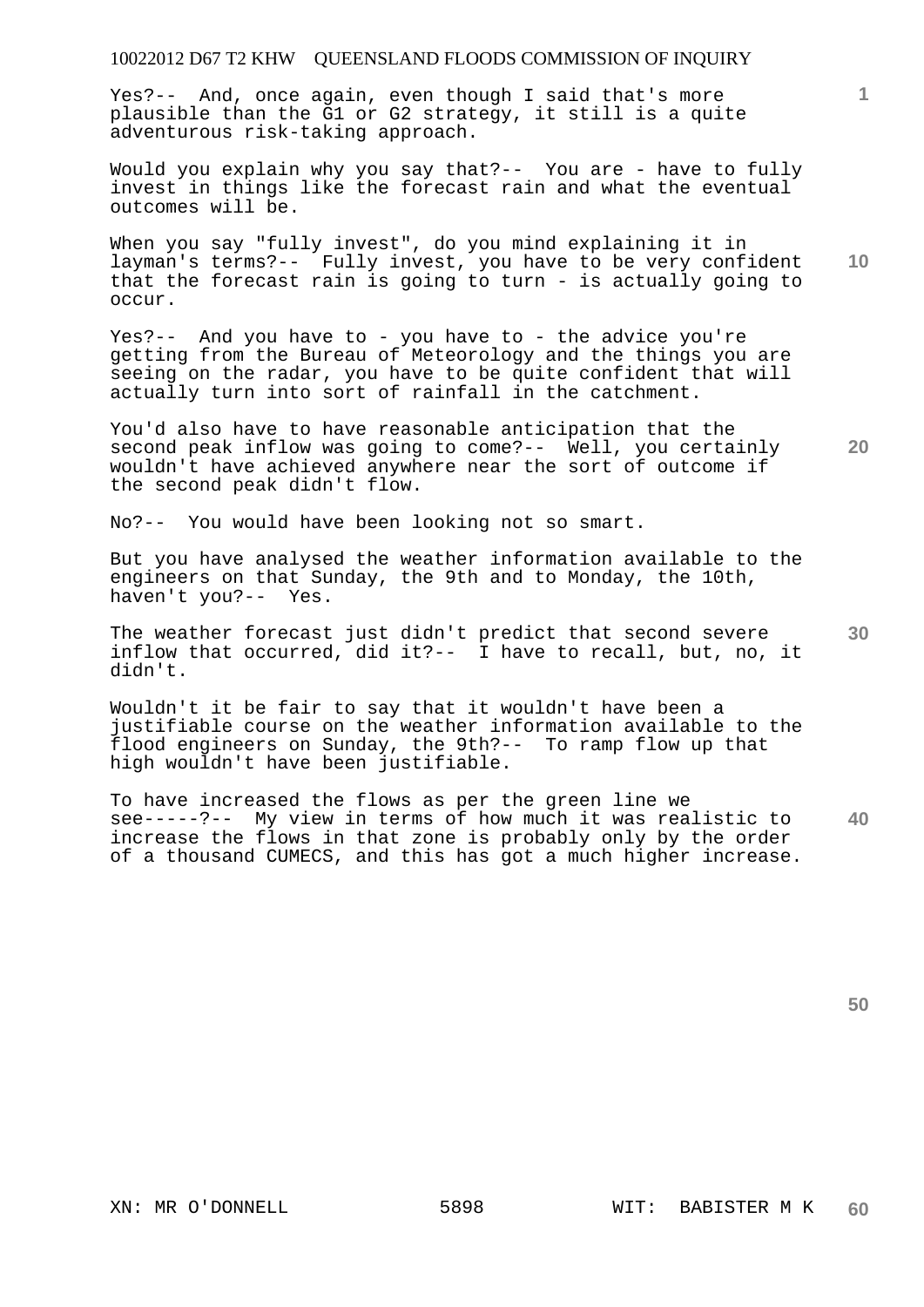Yes?-- And, once again, even though I said that's more plausible than the G1 or G2 strategy, it still is a quite adventurous risk-taking approach.

Would you explain why you say that?-- You are - have to fully invest in things like the forecast rain and what the eventual outcomes will be.

When you say "fully invest", do you mind explaining it in layman's terms?-- Fully invest, you have to be very confident that the forecast rain is going to turn - is actually going to occur.

Yes?-- And you have to - you have to - the advice you're getting from the Bureau of Meteorology and the things you are seeing on the radar, you have to be quite confident that will actually turn into sort of rainfall in the catchment.

You'd also have to have reasonable anticipation that the second peak inflow was going to come?-- Well, you certainly wouldn't have achieved anywhere near the sort of outcome if the second peak didn't flow.

No?-- You would have been looking not so smart.

But you have analysed the weather information available to the engineers on that Sunday, the 9th and to Monday, the 10th, haven't you?-- Yes.

The weather forecast just didn't predict that second severe inflow that occurred, did it?-- I have to recall, but, no, it didn't.

Wouldn't it be fair to say that it wouldn't have been a justifiable course on the weather information available to the flood engineers on Sunday, the 9th?-- To ramp flow up that high wouldn't have been justifiable.

To have increased the flows as per the green line we see-----?-- My view in terms of how much it was realistic to increase the flows in that zone is probably only by the order of a thousand CUMECS, and this has got a much higher increase.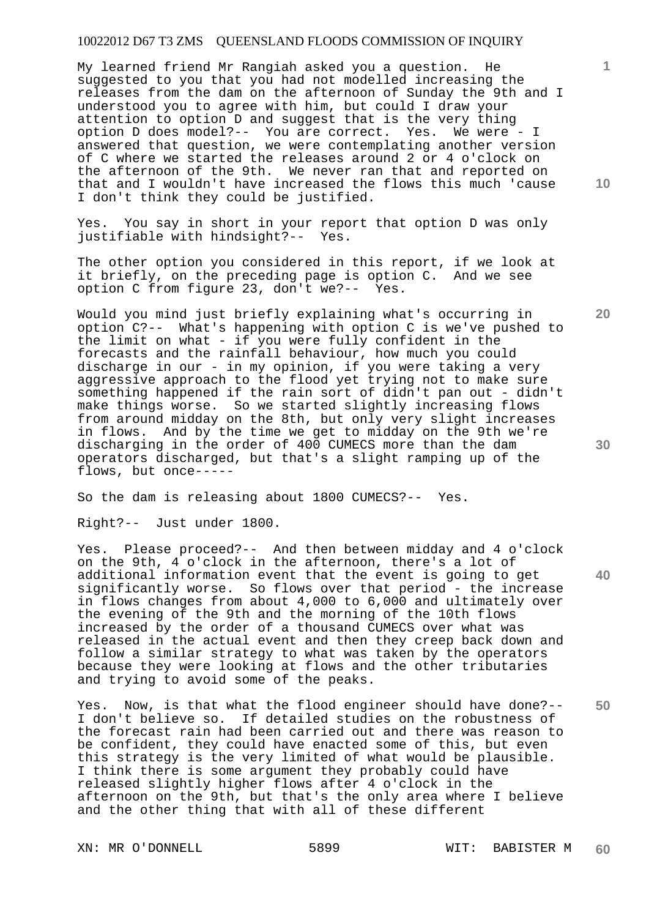My learned friend Mr Rangiah asked you a question. He suggested to you that you had not modelled increasing the releases from the dam on the afternoon of Sunday the 9th and I understood you to agree with him, but could I draw your attention to option D and suggest that is the very thing option D does model?-- You are correct. Yes. We were - I answered that question, we were contemplating another version of C where we started the releases around 2 or 4 o'clock on the afternoon of the 9th. We never ran that and reported on that and I wouldn't have increased the flows this much 'cause I don't think they could be justified.

Yes. You say in short in your report that option D was only justifiable with hindsight?-- Yes.

The other option you considered in this report, if we look at it briefly, on the preceding page is option C. And we see option C from figure 23, don't we?-- Yes.

Would you mind just briefly explaining what's occurring in option C?-- What's happening with option C is we've pushed to the limit on what - if you were fully confident in the forecasts and the rainfall behaviour, how much you could discharge in our - in my opinion, if you were taking a very aggressive approach to the flood yet trying not to make sure something happened if the rain sort of didn't pan out - didn't make things worse. So we started slightly increasing flows from around midday on the 8th, but only very slight increases in flows. And by the time we get to midday on the 9th we're discharging in the order of 400 CUMECS more than the dam operators discharged, but that's a slight ramping up of the flows, but once-----

So the dam is releasing about 1800 CUMECS?-- Yes.

Right?-- Just under 1800.

Yes. Please proceed?-- And then between midday and 4 o'clock on the 9th, 4 o'clock in the afternoon, there's a lot of additional information event that the event is going to get significantly worse. So flows over that period - the increase in flows changes from about 4,000 to 6,000 and ultimately over the evening of the 9th and the morning of the 10th flows increased by the order of a thousand CUMECS over what was released in the actual event and then they creep back down and follow a similar strategy to what was taken by the operators because they were looking at flows and the other tributaries and trying to avoid some of the peaks.

Yes. Now, is that what the flood engineer should have done?-- I don't believe so. If detailed studies on the robustness of the forecast rain had been carried out and there was reason to be confident, they could have enacted some of this, but even this strategy is the very limited of what would be plausible. I think there is some argument they probably could have released slightly higher flows after 4 o'clock in the afternoon on the 9th, but that's the only area where I believe and the other thing that with all of these different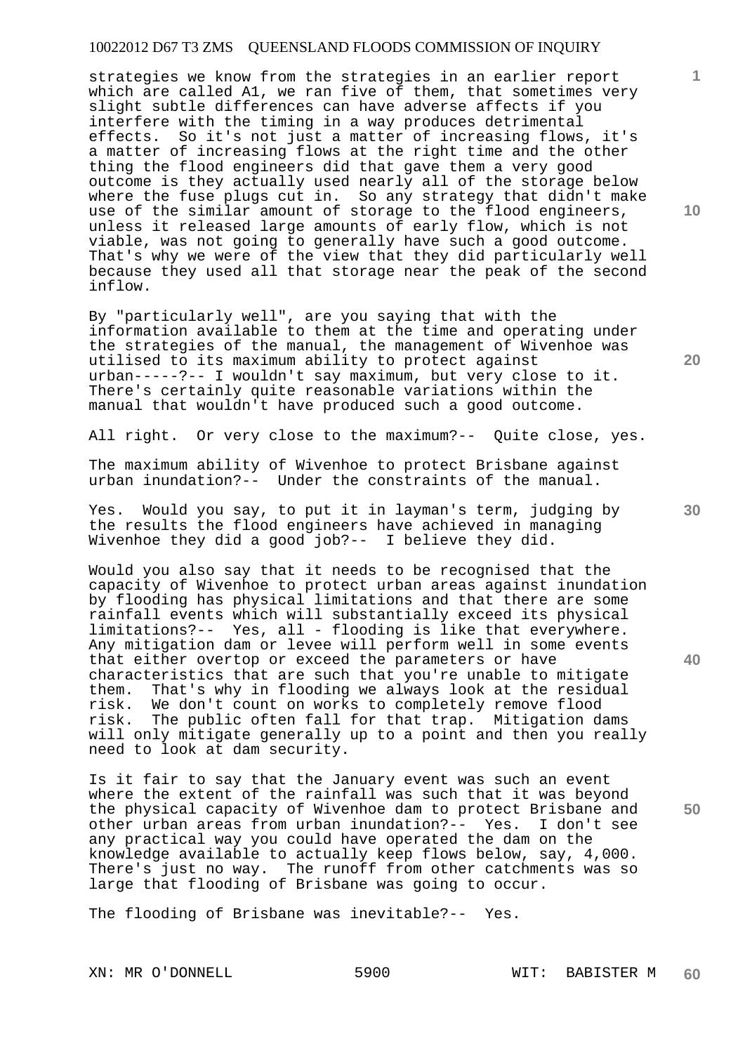strategies we know from the strategies in an earlier report which are called A1, we ran five of them, that sometimes very slight subtle differences can have adverse affects if you interfere with the timing in a way produces detrimental effects. So it's not just a matter of increasing flows, it's a matter of increasing flows at the right time and the other thing the flood engineers did that gave them a very good outcome is they actually used nearly all of the storage below where the fuse plugs cut in. So any strategy that didn't make use of the similar amount of storage to the flood engineers, unless it released large amounts of early flow, which is not viable, was not going to generally have such a good outcome. That's why we were of the view that they did particularly well because they used all that storage near the peak of the second inflow.

By "particularly well", are you saying that with the information available to them at the time and operating under the strategies of the manual, the management of Wivenhoe was utilised to its maximum ability to protect against urban-----?-- I wouldn't say maximum, but very close to it. There's certainly quite reasonable variations within the manual that wouldn't have produced such a good outcome.

All right. Or very close to the maximum?-- Quite close, yes.

The maximum ability of Wivenhoe to protect Brisbane against urban inundation?-- Under the constraints of the manual.

Yes. Would you say, to put it in layman's term, judging by the results the flood engineers have achieved in managing Wivenhoe they did a good job?-- I believe they did.

Would you also say that it needs to be recognised that the capacity of Wivenhoe to protect urban areas against inundation by flooding has physical limitations and that there are some rainfall events which will substantially exceed its physical limitations?-- Yes, all - flooding is like that everywhere. Any mitigation dam or levee will perform well in some events that either overtop or exceed the parameters or have characteristics that are such that you're unable to mitigate them. That's why in flooding we always look at the residual risk. We don't count on works to completely remove flood risk. The public often fall for that trap. Mitigation dams will only mitigate generally up to a point and then you really need to look at dam security.

Is it fair to say that the January event was such an event where the extent of the rainfall was such that it was beyond the physical capacity of Wivenhoe dam to protect Brisbane and other urban areas from urban inundation?-- Yes. I don't see any practical way you could have operated the dam on the knowledge available to actually keep flows below, say, 4,000. There's just no way. The runoff from other catchments was so large that flooding of Brisbane was going to occur.

The flooding of Brisbane was inevitable?-- Yes.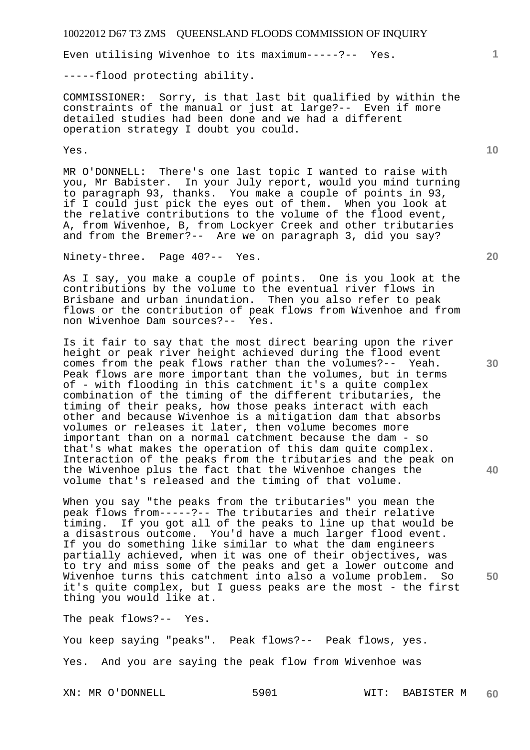Even utilising Wivenhoe to its maximum-----?-- Yes.

-----flood protecting ability.

COMMISSIONER: Sorry, is that last bit qualified by within the constraints of the manual or just at large?-- Even if more detailed studies had been done and we had a different operation strategy I doubt you could.

Yes.

MR O'DONNELL: There's one last topic I wanted to raise with you, Mr Babister. In your July report, would you mind turning to paragraph 93, thanks. You make a couple of points in 93, if I could just pick the eyes out of them. When you look at the relative contributions to the volume of the flood event, A, from Wivenhoe, B, from Lockyer Creek and other tributaries and from the Bremer?-- Are we on paragraph 3, did you say?

Ninety-three. Page 40?-- Yes.

As I say, you make a couple of points. One is you look at the contributions by the volume to the eventual river flows in Brisbane and urban inundation. Then you also refer to peak flows or the contribution of peak flows from Wivenhoe and from non Wivenhoe Dam sources?-- Yes.

Is it fair to say that the most direct bearing upon the river height or peak river height achieved during the flood event comes from the peak flows rather than the volumes?-- Yeah. Peak flows are more important than the volumes, but in terms of - with flooding in this catchment it's a quite complex combination of the timing of the different tributaries, the timing of their peaks, how those peaks interact with each other and because Wivenhoe is a mitigation dam that absorbs volumes or releases it later, then volume becomes more important than on a normal catchment because the dam - so that's what makes the operation of this dam quite complex. Interaction of the peaks from the tributaries and the peak on the Wivenhoe plus the fact that the Wivenhoe changes the volume that's released and the timing of that volume.

When you say "the peaks from the tributaries" you mean the peak flows from-----?-- The tributaries and their relative timing. If you got all of the peaks to line up that would be a disastrous outcome. You'd have a much larger flood event. If you do something like similar to what the dam engineers partially achieved, when it was one of their objectives, was to try and miss some of the peaks and get a lower outcome and Wivenhoe turns this catchment into also a volume problem. So it's quite complex, but I guess peaks are the most - the first thing you would like at.

The peak flows?-- Yes.

You keep saying "peaks". Peak flows?-- Peak flows, yes.

Yes. And you are saying the peak flow from Wivenhoe was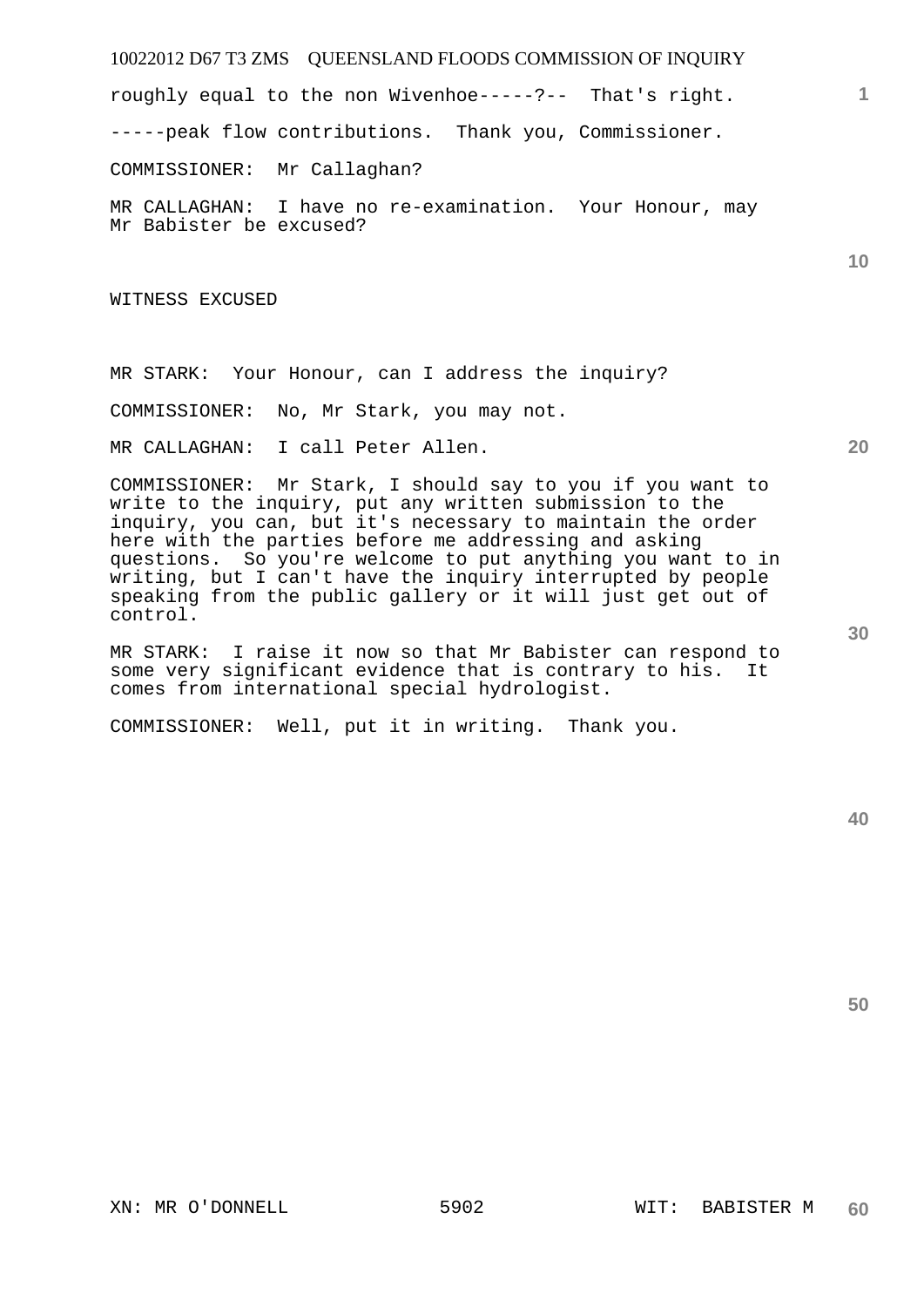roughly equal to the non Wivenhoe-----?-- That's right.

-----peak flow contributions. Thank you, Commissioner.

COMMISSIONER: Mr Callaghan?

MR CALLAGHAN: I have no re-examination. Your Honour, may Mr Babister be excused?

WITNESS EXCUSED

MR STARK: Your Honour, can I address the inquiry?

COMMISSIONER: No, Mr Stark, you may not.

MR CALLAGHAN: I call Peter Allen.

COMMISSIONER: Mr Stark, I should say to you if you want to write to the inquiry, put any written submission to the inquiry, you can, but it's necessary to maintain the order here with the parties before me addressing and asking questions. So you're welcome to put anything you want to in writing, but I can't have the inquiry interrupted by people speaking from the public gallery or it will just get out of control.

MR STARK: I raise it now so that Mr Babister can respond to some very significant evidence that is contrary to his. It comes from international special hydrologist.

COMMISSIONER: Well, put it in writing. Thank you.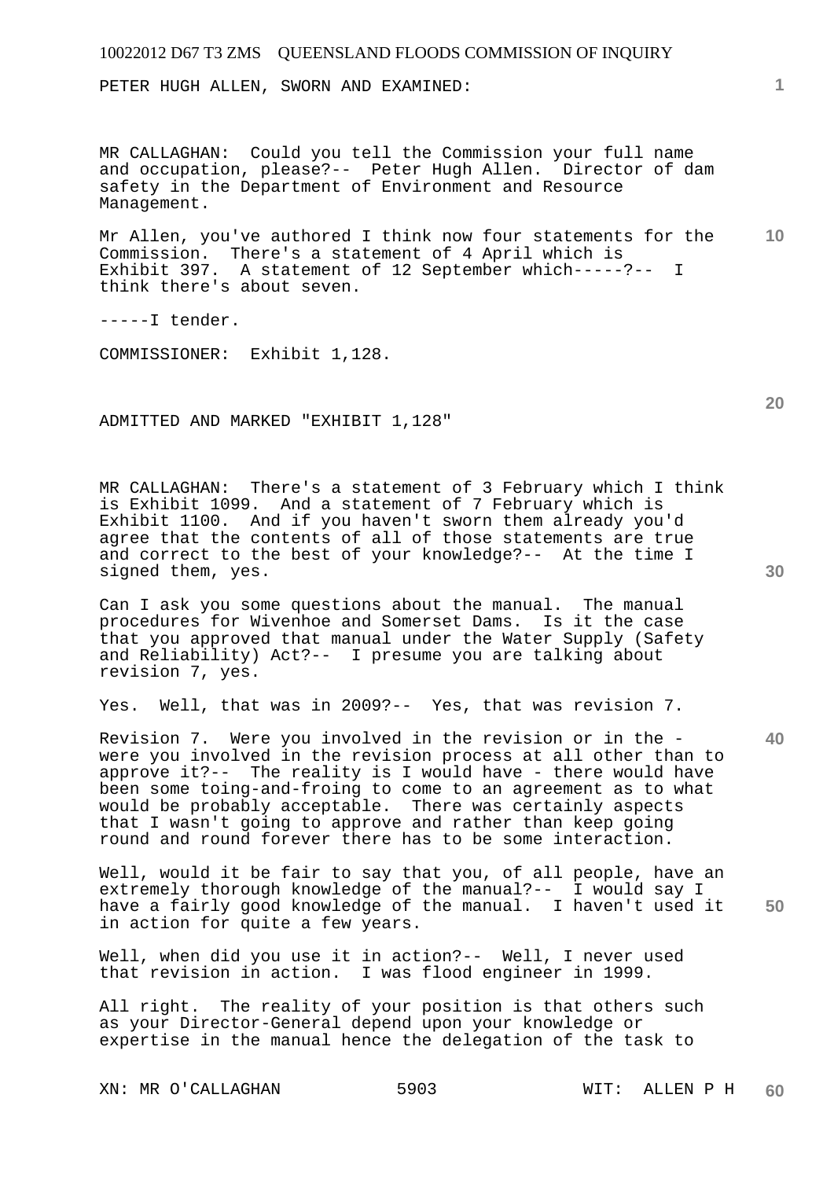PETER HUGH ALLEN, SWORN AND EXAMINED:

MR CALLAGHAN: Could you tell the Commission your full name and occupation, please?-- Peter Hugh Allen. Director of dam safety in the Department of Environment and Resource Management.

Mr Allen, you've authored I think now four statements for the Commission. There's a statement of 4 April which is Exhibit 397. A statement of 12 September which-----?-- I think there's about seven.

-----I tender.

COMMISSIONER: Exhibit 1,128.

ADMITTED AND MARKED "EXHIBIT 1,128"

MR CALLAGHAN: There's a statement of 3 February which I think is Exhibit 1099. And a statement of 7 February which is Exhibit 1100. And if you haven't sworn them already you'd agree that the contents of all of those statements are true and correct to the best of your knowledge?-- At the time I signed them, yes.

Can I ask you some questions about the manual. The manual procedures for Wivenhoe and Somerset Dams. Is it the case that you approved that manual under the Water Supply (Safety and Reliability) Act?-- I presume you are talking about revision 7, yes.

Yes. Well, that was in 2009?-- Yes, that was revision 7.

Revision 7. Were you involved in the revision or in the - were you involved in the revision process at all other than to approve it?-- The reality is I would have - there would have been some toing-and-froing to come to an agreement as to what would be probably acceptable. There was certainly aspects that I wasn't going to approve and rather than keep going round and round forever there has to be some interaction.

Well, would it be fair to say that you, of all people, have an extremely thorough knowledge of the manual?-- I would say I have a fairly good knowledge of the manual. I haven't used it in action for quite a few years.

Well, when did you use it in action?-- Well, I never used that revision in action. I was flood engineer in 1999.

All right. The reality of your position is that others such as your Director-General depend upon your knowledge or expertise in the manual hence the delegation of the task to

XN: MR O'CALLAGHAN WIT: ALLEN P H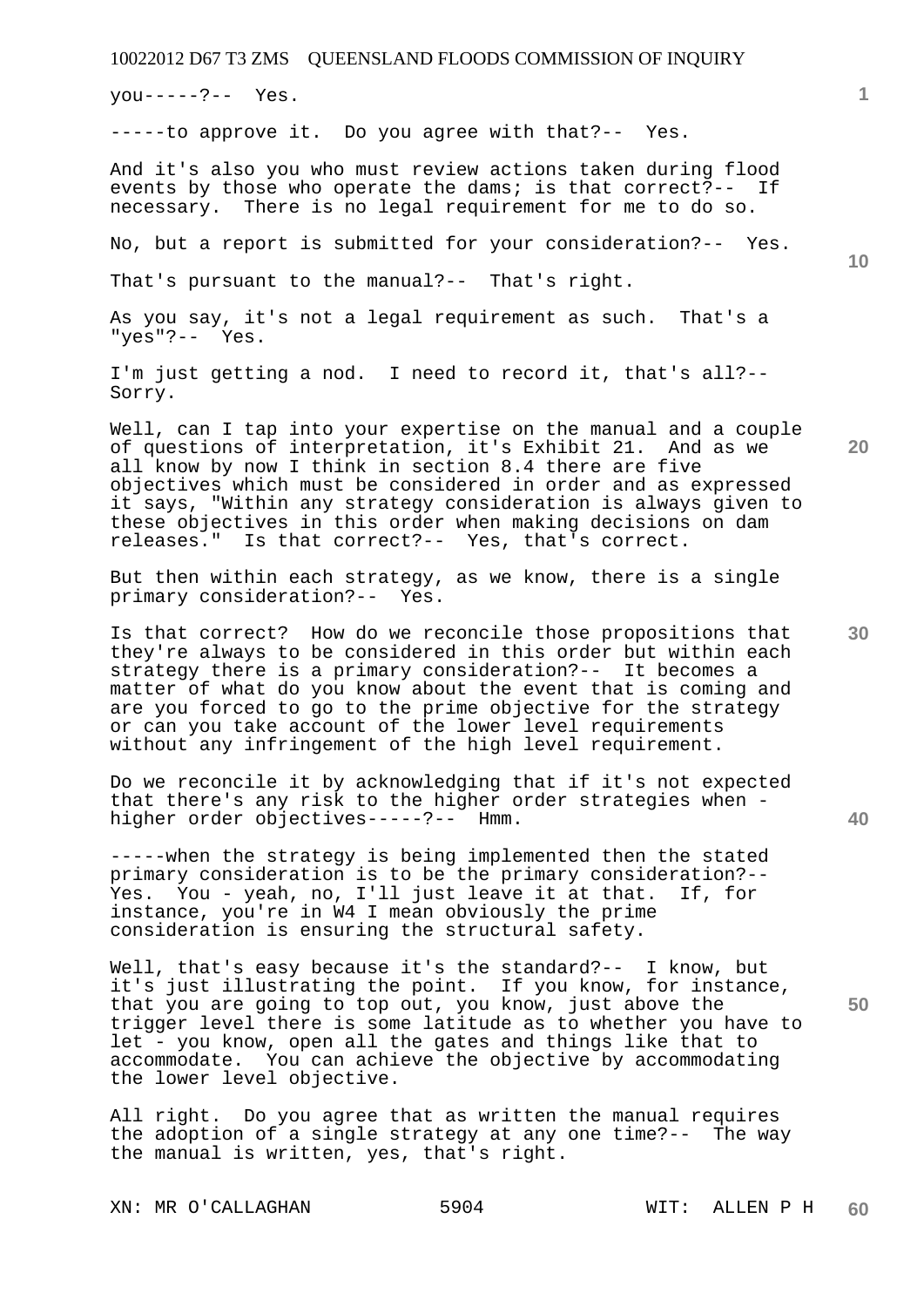you-----?-- Yes.

-----to approve it. Do you agree with that?-- Yes.

And it's also you who must review actions taken during flood events by those who operate the dams; is that correct?-- If necessary. There is no legal requirement for me to do so.

No, but a report is submitted for your consideration?-- Yes.

That's pursuant to the manual?-- That's right.

As you say, it's not a legal requirement as such. That's a "yes"?-- Yes.

I'm just getting a nod. I need to record it, that's all?-- Sorry.

Well, can I tap into your expertise on the manual and a couple of questions of interpretation, it's Exhibit 21. And as we all know by now I think in section 8.4 there are five objectives which must be considered in order and as expressed it says, "Within any strategy consideration is always given to these objectives in this order when making decisions on dam releases." Is that correct?-- Yes, that's correct.

But then within each strategy, as we know, there is a single primary consideration?-- Yes.

Is that correct? How do we reconcile those propositions that they're always to be considered in this order but within each strategy there is a primary consideration?-- It becomes a matter of what do you know about the event that is coming and are you forced to go to the prime objective for the strategy or can you take account of the lower level requirements without any infringement of the high level requirement.

Do we reconcile it by acknowledging that if it's not expected that there's any risk to the higher order strategies when - higher order objectives-----?-- Hmm.

-----when the strategy is being implemented then the stated primary consideration is to be the primary consideration?-- Yes. You - yeah, no, I'll just leave it at that. If, for instance, you're in W4 I mean obviously the prime consideration is ensuring the structural safety.

Well, that's easy because it's the standard?-- I know, but it's just illustrating the point. If you know, for instance, that you are going to top out, you know, just above the trigger level there is some latitude as to whether you have to let - you know, open all the gates and things like that to accommodate. You can achieve the objective by accommodating the lower level objective.

All right. Do you agree that as written the manual requires the adoption of a single strategy at any one time?-- The way the manual is written, yes, that's right.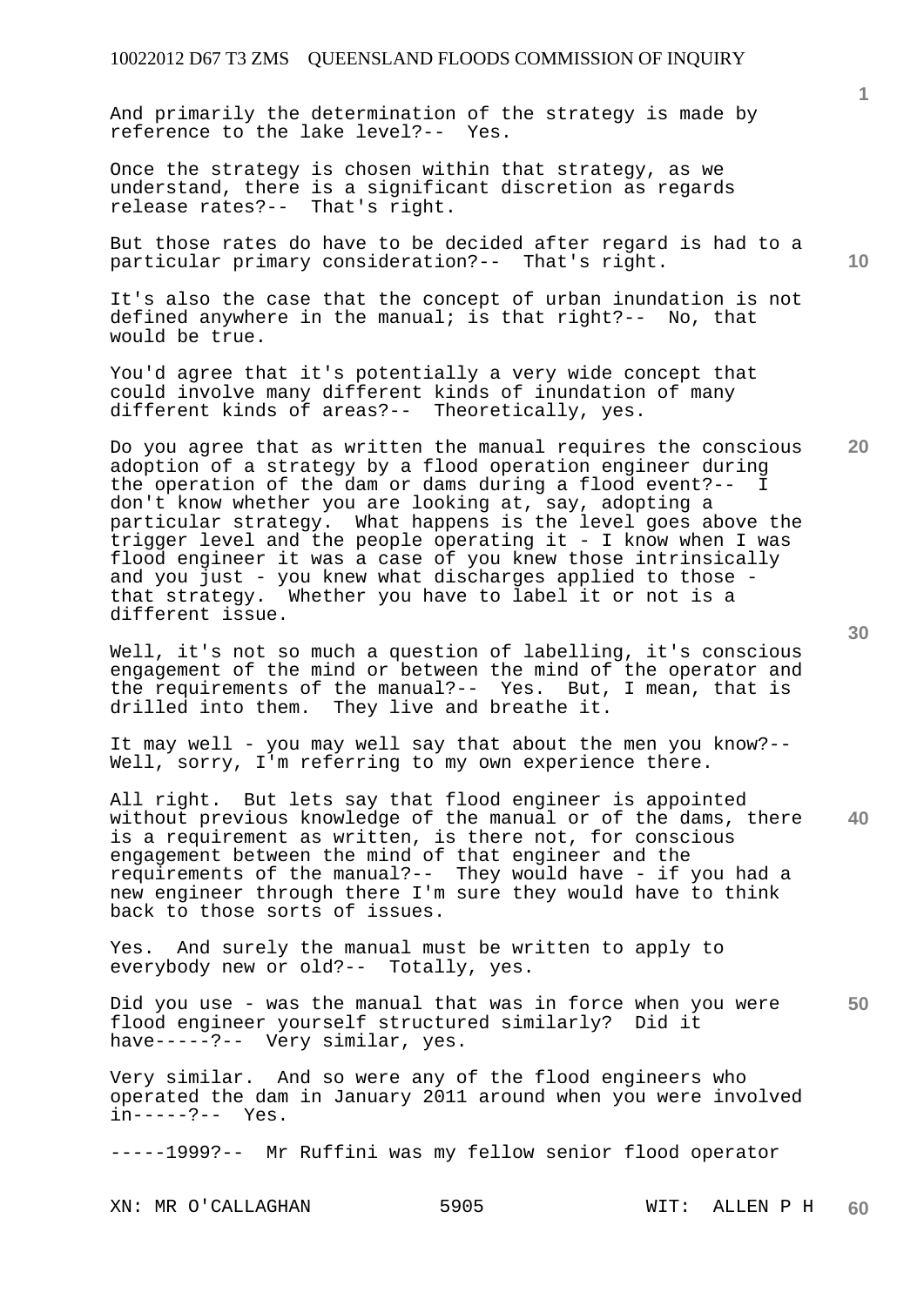And primarily the determination of the strategy is made by reference to the lake level?-- Yes.

Once the strategy is chosen within that strategy, as we understand, there is a significant discretion as regards release rates?-- That's right.

But those rates do have to be decided after regard is had to a particular primary consideration?-- That's right.

It's also the case that the concept of urban inundation is not defined anywhere in the manual; is that right?-- No, that would be true.

You'd agree that it's potentially a very wide concept that could involve many different kinds of inundation of many different kinds of areas?-- Theoretically, yes.

Do you agree that as written the manual requires the conscious adoption of a strategy by a flood operation engineer during the operation of the dam or dams during a flood event?-- I don't know whether you are looking at, say, adopting a particular strategy. What happens is the level goes above the trigger level and the people operating it - I know when I was flood engineer it was a case of you knew those intrinsically and you just - you knew what discharges applied to those - that strategy. Whether you have to label it or not is a different issue.

Well, it's not so much a question of labelling, it's conscious engagement of the mind or between the mind of the operator and the requirements of the manual?-- Yes. But, I mean, that is drilled into them. They live and breathe it.

It may well - you may well say that about the men you know?-- Well, sorry, I'm referring to my own experience there.

All right. But lets say that flood engineer is appointed without previous knowledge of the manual or of the dams, there is a requirement as written, is there not, for conscious engagement between the mind of that engineer and the requirements of the manual?-- They would have - if you had a new engineer through there I'm sure they would have to think back to those sorts of issues.

Yes. And surely the manual must be written to apply to everybody new or old?-- Totally, yes.

Did you use - was the manual that was in force when you were flood engineer yourself structured similarly? Did it have-----?-- Very similar, yes.

Very similar. And so were any of the flood engineers who operated the dam in January 2011 around when you were involved in-----?-- Yes.

-----1999?-- Mr Ruffini was my fellow senior flood operator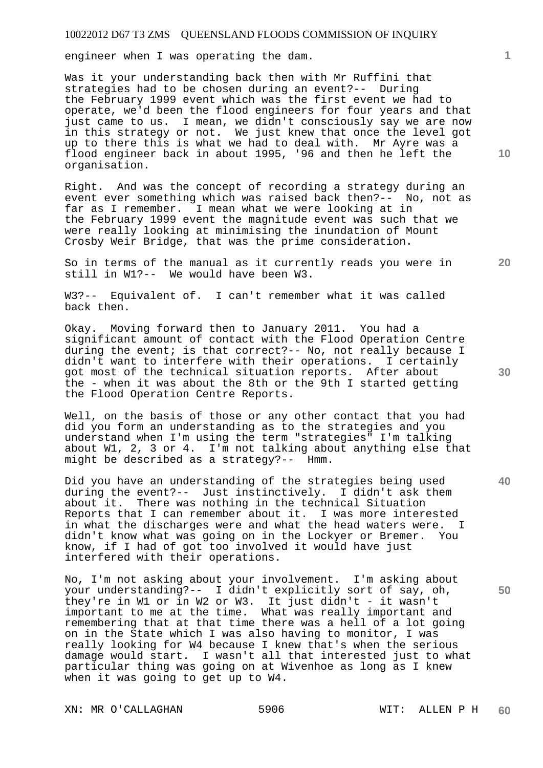engineer when I was operating the dam.

Was it your understanding back then with Mr Ruffini that strategies had to be chosen during an event?-- During the February 1999 event which was the first event we had to operate, we'd been the flood engineers for four years and that just came to us. I mean, we didn't consciously say we are now in this strategy or not. We just knew that once the level got up to there this is what we had to deal with. Mr Ayre was a flood engineer back in about 1995, '96 and then he left the organisation.

Right. And was the concept of recording a strategy during an event ever something which was raised back then?-- No, not as far as I remember. I mean what we were looking at in the February 1999 event the magnitude event was such that we were really looking at minimising the inundation of Mount Crosby Weir Bridge, that was the prime consideration.

So in terms of the manual as it currently reads you were in still in W1?-- We would have been W3.

W3?-- Equivalent of. I can't remember what it was called back then.

Okay. Moving forward then to January 2011. You had a significant amount of contact with the Flood Operation Centre during the event; is that correct?-- No, not really because I didn't want to interfere with their operations. I certainly got most of the technical situation reports. After about the - when it was about the 8th or the 9th I started getting the Flood Operation Centre Reports.

Well, on the basis of those or any other contact that you had did you form an understanding as to the strategies and you understand when I'm using the term "strategies" I'm talking about W1, 2, 3 or 4. I'm not talking about anything else that might be described as a strategy?-- Hmm.

Did you have an understanding of the strategies being used during the event?-- Just instinctively. I didn't ask them about it. There was nothing in the technical Situation Reports that I can remember about it. I was more interested in what the discharges were and what the head waters were. I didn't know what was going on in the Lockyer or Bremer. You know, if I had of got too involved it would have just interfered with their operations.

No, I'm not asking about your involvement. I'm asking about your understanding?-- I didn't explicitly sort of say, oh, they're in W1 or in W2 or W3. It just didn't - it wasn't important to me at the time. What was really important and remembering that at that time there was a hell of a lot going on in the State which I was also having to monitor, I was really looking for W4 because I knew that's when the serious damage would start. I wasn't all that interested just to what particular thing was going on at Wivenhoe as long as I knew when it was going to get up to W4.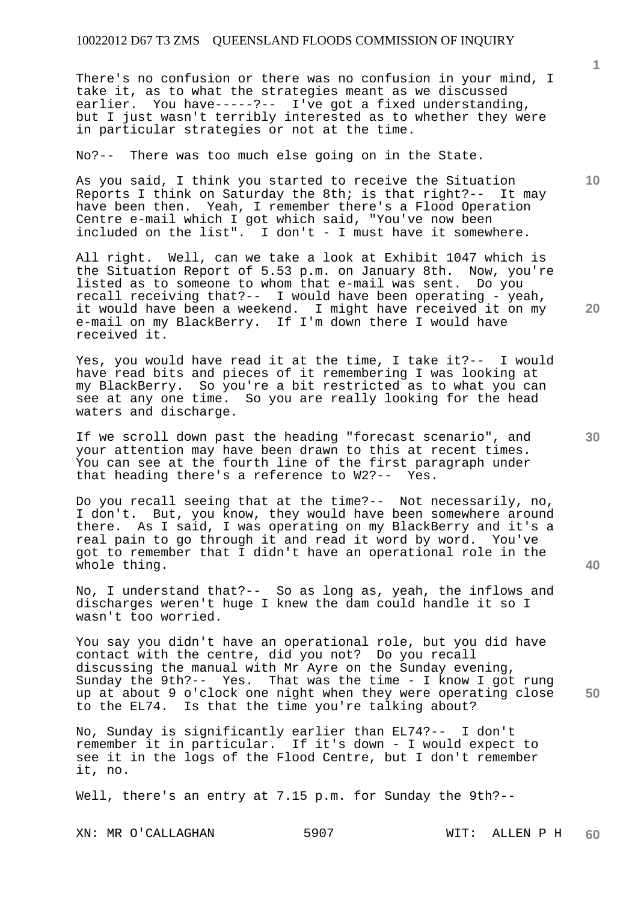There's no confusion or there was no confusion in your mind, I take it, as to what the strategies meant as we discussed earlier. You have-----?-- I've got a fixed understanding, but I just wasn't terribly interested as to whether they were in particular strategies or not at the time.

No?-- There was too much else going on in the State.

As you said, I think you started to receive the Situation Reports I think on Saturday the 8th; is that right?-- It may have been then. Yeah, I remember there's a Flood Operation Centre e-mail which I got which said, "You've now been included on the list". I don't - I must have it somewhere.

All right. Well, can we take a look at Exhibit 1047 which is the Situation Report of 5.53 p.m. on January 8th. Now, you're listed as to someone to whom that e-mail was sent. Do you recall receiving that?-- I would have been operating - yeah, it would have been a weekend. I might have received it on my e-mail on my BlackBerry. If I'm down there I would have received it.

Yes, you would have read it at the time, I take it?-- I would have read bits and pieces of it remembering I was looking at my BlackBerry. So you're a bit restricted as to what you can see at any one time. So you are really looking for the head waters and discharge.

If we scroll down past the heading "forecast scenario", and your attention may have been drawn to this at recent times. You can see at the fourth line of the first paragraph under that heading there's a reference to W2?-- Yes.

Do you recall seeing that at the time?-- Not necessarily, no, I don't. But, you know, they would have been somewhere around there. As I said, I was operating on my BlackBerry and it's a real pain to go through it and read it word by word. You've got to remember that I didn't have an operational role in the whole thing.

No, I understand that?-- So as long as, yeah, the inflows and discharges weren't huge I knew the dam could handle it so I wasn't too worried.

You say you didn't have an operational role, but you did have contact with the centre, did you not? Do you recall discussing the manual with Mr Ayre on the Sunday evening, Sunday the 9th?-- Yes. That was the time - I know I got rung up at about 9 o'clock one night when they were operating close to the EL74. Is that the time you're talking about?

No, Sunday is significantly earlier than EL74?-- I don't remember it in particular. If it's down - I would expect to see it in the logs of the Flood Centre, but I don't remember it, no.

Well, there's an entry at 7.15 p.m. for Sunday the 9th?--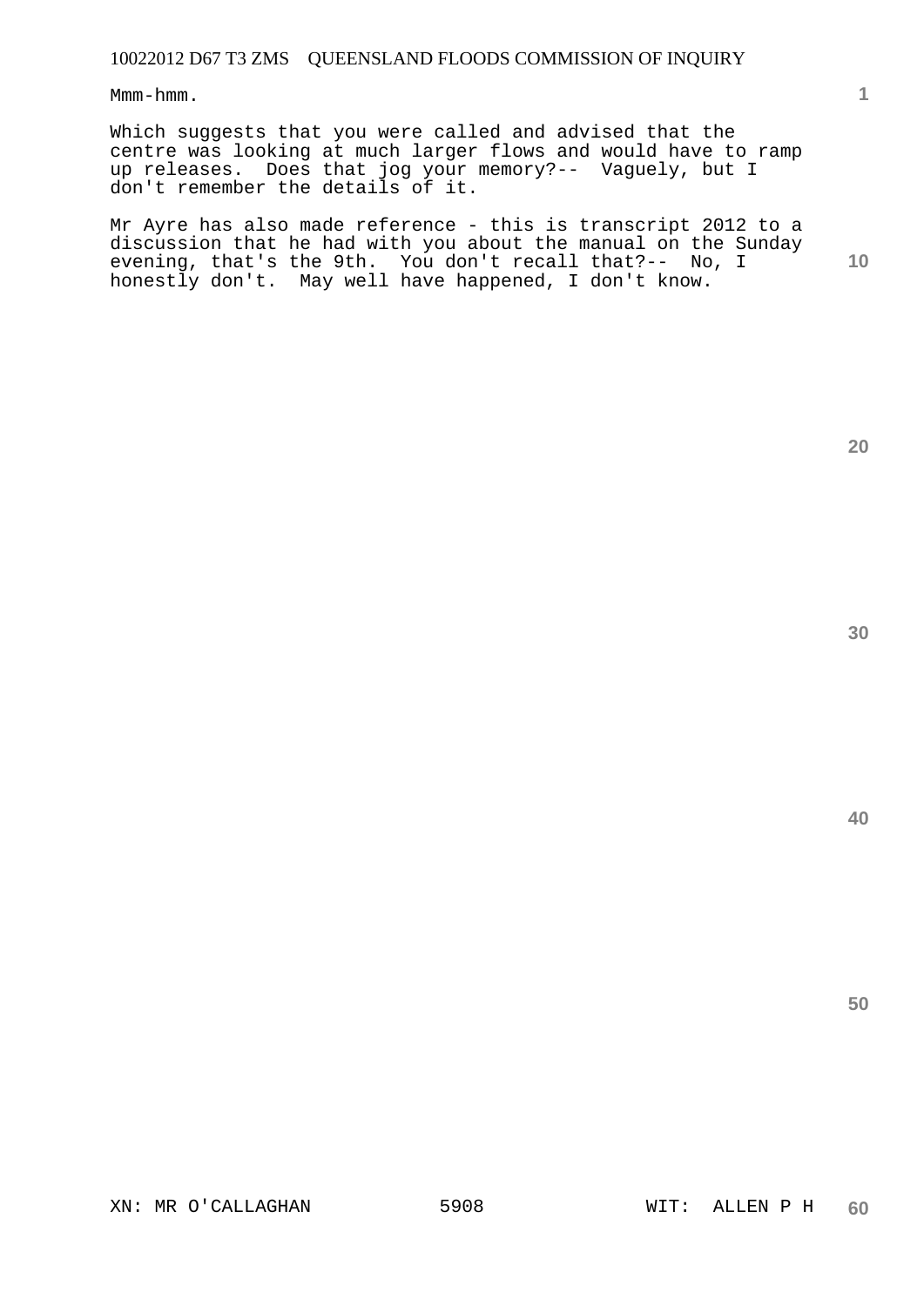Mmm-hmm.

Which suggests that you were called and advised that the centre was looking at much larger flows and would have to ramp up releases. Does that jog your memory?-- Vaguely, but I don't remember the details of it.

Mr Ayre has also made reference - this is transcript 2012 to a discussion that he had with you about the manual on the Sunday evening, that's the 9th. You don't recall that?-- No, I honestly don't. May well have happened, I don't know.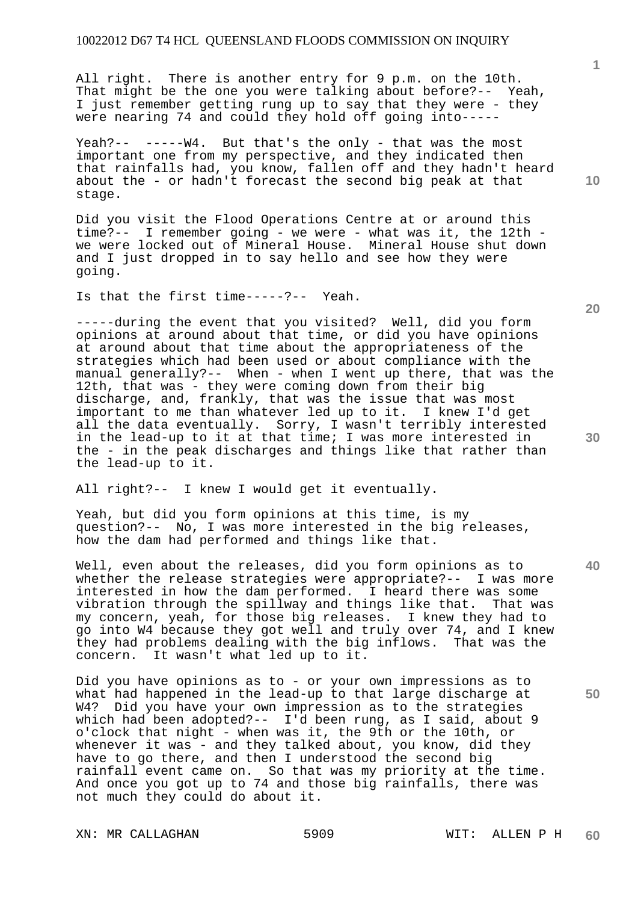All right. There is another entry for 9 p.m. on the 10th. That might be the one you were talking about before?-- Yeah, I just remember getting rung up to say that they were - they were nearing 74 and could they hold off going into-----

Yeah?-- -----W4. But that's the only - that was the most important one from my perspective, and they indicated then that rainfalls had, you know, fallen off and they hadn't heard about the - or hadn't forecast the second big peak at that stage.

Did you visit the Flood Operations Centre at or around this time?-- I remember going - we were - what was it, the 12th - we were locked out of Mineral House. Mineral House shut down and I just dropped in to say hello and see how they were going.

Is that the first time-----?-- Yeah.

-----during the event that you visited? Well, did you form opinions at around about that time, or did you have opinions at around about that time about the appropriateness of the strategies which had been used or about compliance with the manual generally?-- When - when I went up there, that was the 12th, that was - they were coming down from their big discharge, and, frankly, that was the issue that was most important to me than whatever led up to it. I knew I'd get all the data eventually. Sorry, I wasn't terribly interested in the lead-up to it at that time; I was more interested in the - in the peak discharges and things like that rather than the lead-up to it.

All right?-- I knew I would get it eventually.

Yeah, but did you form opinions at this time, is my question?-- No, I was more interested in the big releases, how the dam had performed and things like that.

Well, even about the releases, did you form opinions as to whether the release strategies were appropriate?-- I was more interested in how the dam performed. I heard there was some vibration through the spillway and things like that. That was my concern, yeah, for those big releases. I knew they had to go into W4 because they got well and truly over 74, and I knew they had problems dealing with the big inflows. That was the concern. It wasn't what led up to it.

Did you have opinions as to - or your own impressions as to what had happened in the lead-up to that large discharge at W4? Did you have your own impression as to the strategies which had been adopted?-- I'd been rung, as I said, about 9 o'clock that night - when was it, the 9th or the 10th, or whenever it was - and they talked about, you know, did they have to go there, and then I understood the second big rainfall event came on. So that was my priority at the time. And once you got up to 74 and those big rainfalls, there was not much they could do about it.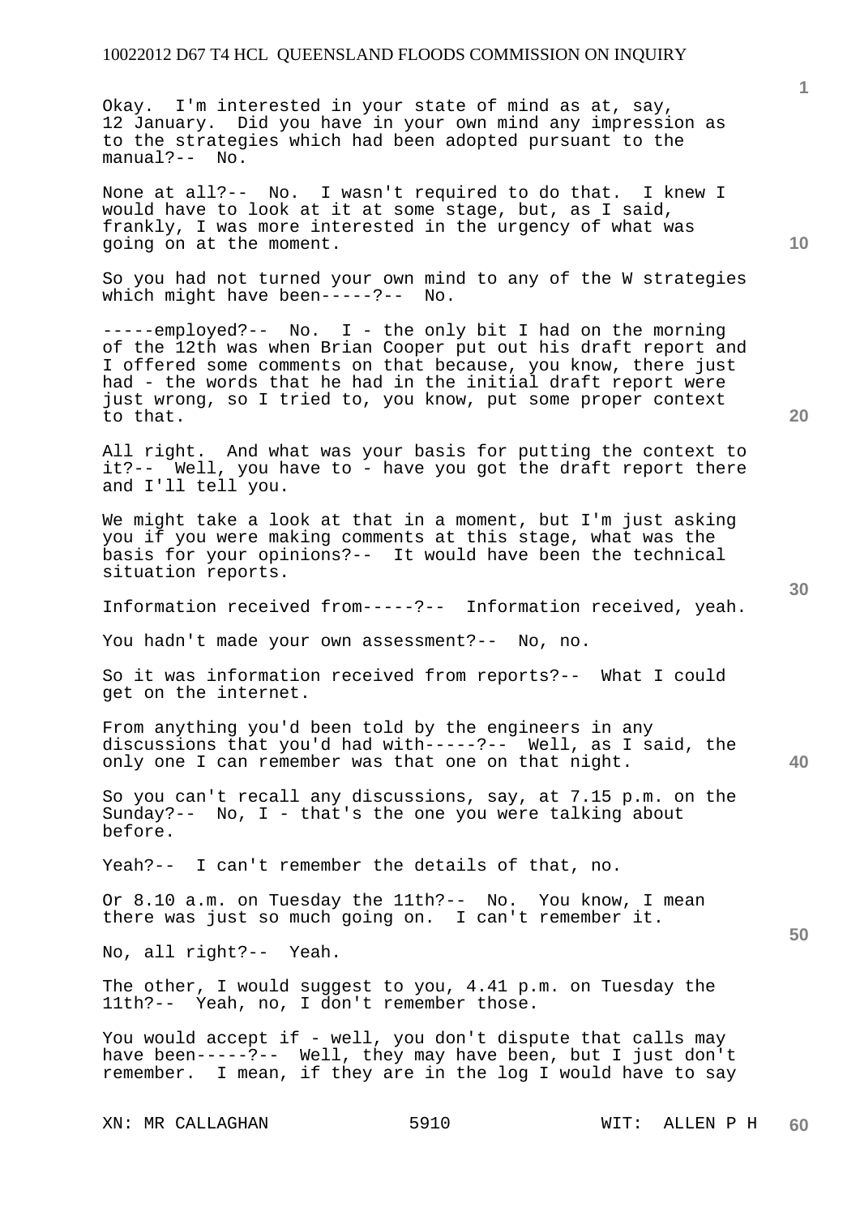Okay. I'm interested in your state of mind as at, say, 12 January. Did you have in your own mind any impression as to the strategies which had been adopted pursuant to the manual?-- No.

None at all?-- No. I wasn't required to do that. I knew I would have to look at it at some stage, but, as I said, frankly, I was more interested in the urgency of what was going on at the moment.

So you had not turned your own mind to any of the W strategies which might have been-----?-- No.

-----employed?-- No. I - the only bit I had on the morning of the 12th was when Brian Cooper put out his draft report and I offered some comments on that because, you know, there just had - the words that he had in the initial draft report were just wrong, so I tried to, you know, put some proper context to that.

All right. And what was your basis for putting the context to it?-- Well, you have to - have you got the draft report there and I'll tell you.

We might take a look at that in a moment, but I'm just asking you if you were making comments at this stage, what was the basis for your opinions?-- It would have been the technical situation reports.

Information received from-----?-- Information received, yeah.

You hadn't made your own assessment?-- No, no.

So it was information received from reports?-- What I could get on the internet.

From anything you'd been told by the engineers in any discussions that you'd had with-----?-- Well, as I said, the only one I can remember was that one on that night.

So you can't recall any discussions, say, at 7.15 p.m. on the Sunday?-- No, I - that's the one you were talking about before.

Yeah?-- I can't remember the details of that, no.

Or 8.10 a.m. on Tuesday the 11th?-- No. You know, I mean there was just so much going on. I can't remember it.

No, all right?-- Yeah.

The other, I would suggest to you, 4.41 p.m. on Tuesday the 11th?-- Yeah, no, I don't remember those.

You would accept if - well, you don't dispute that calls may have been-----?-- Well, they may have been, but I just don't remember. I mean, if they are in the log I would have to say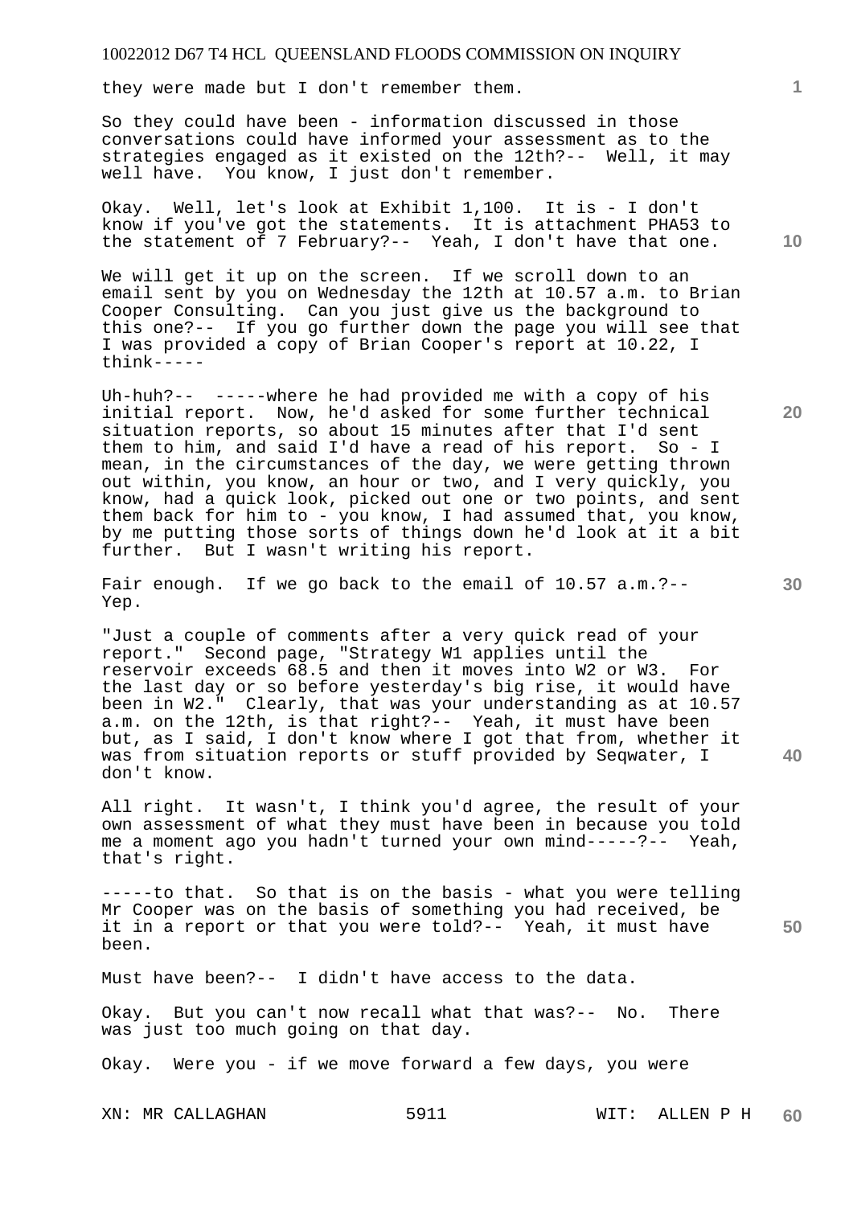they were made but I don't remember them.

So they could have been - information discussed in those conversations could have informed your assessment as to the strategies engaged as it existed on the 12th?-- Well, it may well have. You know, I just don't remember.

Okay. Well, let's look at Exhibit 1,100. It is - I don't know if you've got the statements. It is attachment PHA53 to the statement of 7 February?-- Yeah, I don't have that one.

We will get it up on the screen. If we scroll down to an email sent by you on Wednesday the 12th at 10.57 a.m. to Brian Cooper Consulting. Can you just give us the background to this one?-- If you go further down the page you will see that I was provided a copy of Brian Cooper's report at 10.22, I think-----

Uh-huh?-- -----where he had provided me with a copy of his initial report. Now, he'd asked for some further technical situation reports, so about 15 minutes after that I'd sent them to him, and said I'd have a read of his report. So - I mean, in the circumstances of the day, we were getting thrown out within, you know, an hour or two, and I very quickly, you know, had a quick look, picked out one or two points, and sent them back for him to - you know, I had assumed that, you know, by me putting those sorts of things down he'd look at it a bit further. But I wasn't writing his report.

Fair enough. If we go back to the email of 10.57 a.m.?-- Yep.

"Just a couple of comments after a very quick read of your report." Second page, "Strategy W1 applies until the reservoir exceeds 68.5 and then it moves into W2 or W3. For the last day or so before yesterday's big rise, it would have been in W2." Clearly, that was your understanding as at 10.57 a.m. on the 12th, is that right?-- Yeah, it must have been but, as I said, I don't know where I got that from, whether it was from situation reports or stuff provided by Seqwater, I don't know.

All right. It wasn't, I think you'd agree, the result of your own assessment of what they must have been in because you told me a moment ago you hadn't turned your own mind-----?-- Yeah, that's right.

-----to that. So that is on the basis - what you were telling Mr Cooper was on the basis of something you had received, be it in a report or that you were told?-- Yeah, it must have been.

Must have been?-- I didn't have access to the data.

Okay. But you can't now recall what that was?-- No. There was just too much going on that day.

Okay. Were you - if we move forward a few days, you were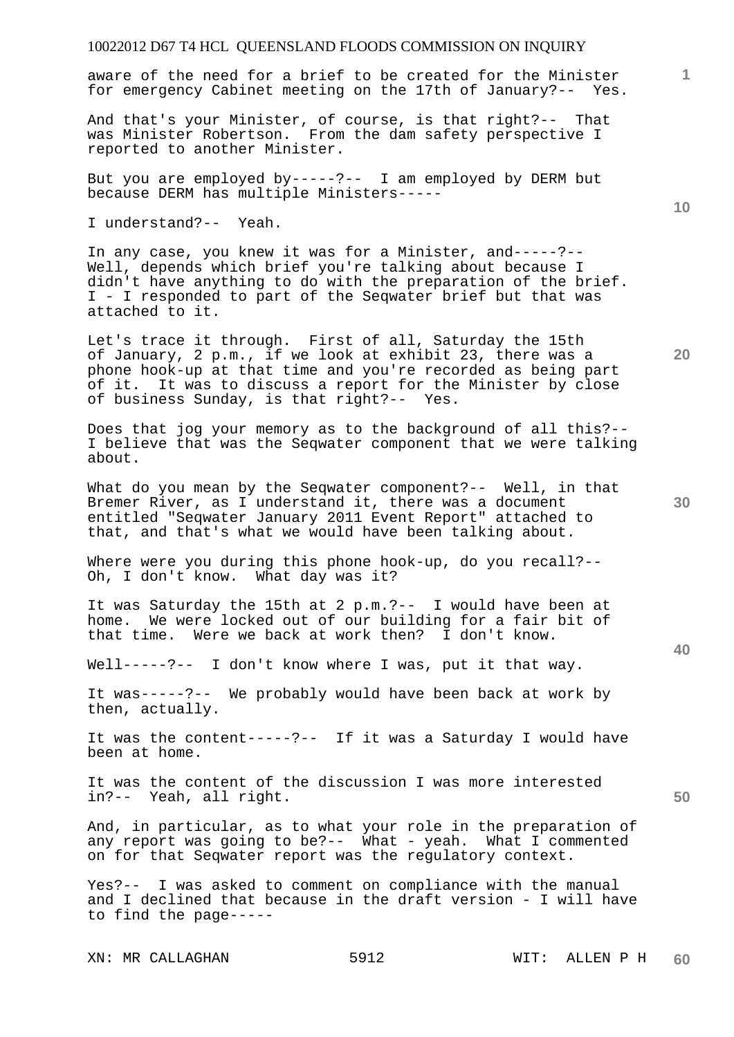aware of the need for a brief to be created for the Minister for emergency Cabinet meeting on the 17th of January?-- Yes.

And that's your Minister, of course, is that right?-- That was Minister Robertson. From the dam safety perspective I reported to another Minister.

But you are employed by-----?-- I am employed by DERM but because DERM has multiple Ministers-----

I understand?-- Yeah.

In any case, you knew it was for a Minister, and-----?-- Well, depends which brief you're talking about because I didn't have anything to do with the preparation of the brief. I - I responded to part of the Seqwater brief but that was attached to it.

Let's trace it through. First of all, Saturday the 15th of January, 2 p.m., if we look at exhibit 23, there was a phone hook-up at that time and you're recorded as being part of it. It was to discuss a report for the Minister by close of business Sunday, is that right?-- Yes.

Does that jog your memory as to the background of all this?-- I believe that was the Seqwater component that we were talking about.

What do you mean by the Seqwater component?-- Well, in that Bremer River, as I understand it, there was a document entitled "Seqwater January 2011 Event Report" attached to that, and that's what we would have been talking about.

Where were you during this phone hook-up, do you recall?-- Oh, I don't know. What day was it?

It was Saturday the 15th at 2 p.m.?-- I would have been at home. We were locked out of our building for a fair bit of that time. Were we back at work then? I don't know.

Well-----?-- I don't know where I was, put it that way.

It was-----?-- We probably would have been back at work by then, actually.

It was the content-----?-- If it was a Saturday I would have been at home.

It was the content of the discussion I was more interested in?-- Yeah, all right.

And, in particular, as to what your role in the preparation of any report was going to be?-- What - yeah. What I commented on for that Seqwater report was the regulatory context.

Yes?-- I was asked to comment on compliance with the manual and I declined that because in the draft version - I will have to find the page-----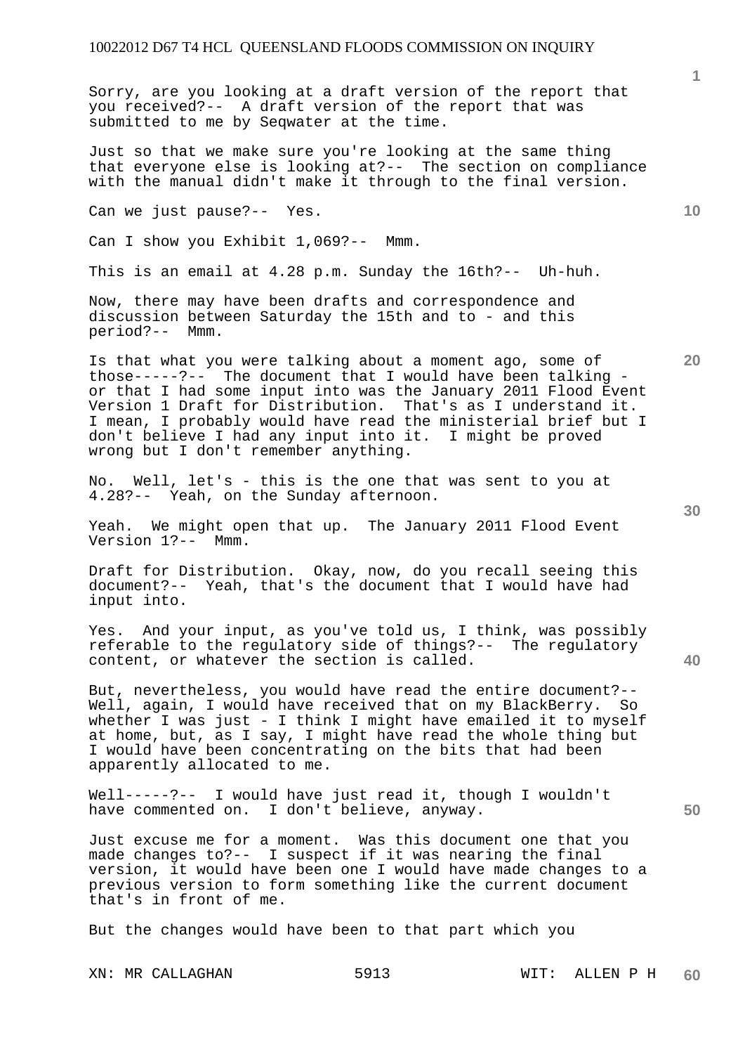Sorry, are you looking at a draft version of the report that you received?-- A draft version of the report that was submitted to me by Seqwater at the time.

Just so that we make sure you're looking at the same thing that everyone else is looking at?-- The section on compliance with the manual didn't make it through to the final version.

Can we just pause?-- Yes.

Can I show you Exhibit 1,069?-- Mmm.

This is an email at 4.28 p.m. Sunday the 16th?-- Uh-huh.

Now, there may have been drafts and correspondence and discussion between Saturday the 15th and to - and this period?-- Mmm.

Is that what you were talking about a moment ago, some of those-----?-- The document that I would have been talking - or that I had some input into was the January 2011 Flood Event Version 1 Draft for Distribution. That's as I understand it. I mean, I probably would have read the ministerial brief but I don't believe I had any input into it. I might be proved wrong but I don't remember anything.

No. Well, let's - this is the one that was sent to you at 4.28?-- Yeah, on the Sunday afternoon.

Yeah. We might open that up. The January 2011 Flood Event Version 1?-- Mmm.

Draft for Distribution. Okay, now, do you recall seeing this document?-- Yeah, that's the document that I would have had input into.

Yes. And your input, as you've told us, I think, was possibly referable to the regulatory side of things?-- The regulatory content, or whatever the section is called.

But, nevertheless, you would have read the entire document?-- Well, again, I would have received that on my BlackBerry. So whether I was just - I think I might have emailed it to myself at home, but, as I say, I might have read the whole thing but I would have been concentrating on the bits that had been apparently allocated to me.

Well-----?-- I would have just read it, though I wouldn't have commented on. I don't believe, anyway.

Just excuse me for a moment. Was this document one that you made changes to?-- I suspect if it was nearing the final version, it would have been one I would have made changes to a previous version to form something like the current document that's in front of me.

But the changes would have been to that part which you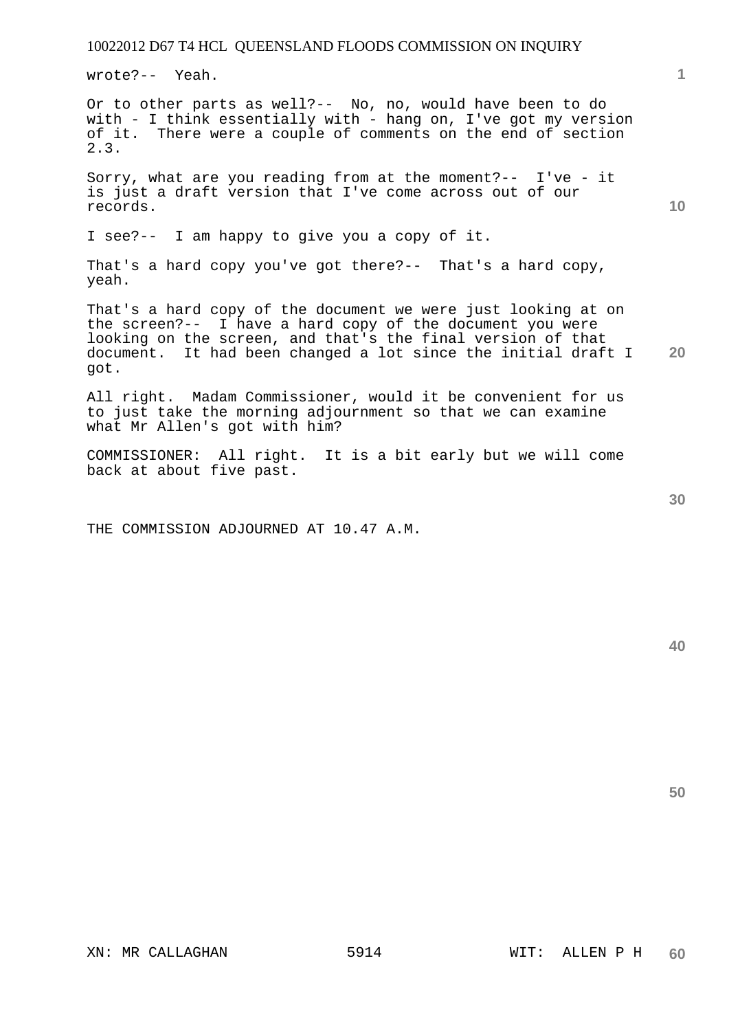wrote?-- Yeah.

Or to other parts as well?-- No, no, would have been to do with - I think essentially with - hang on, I've got my version of it. There were a couple of comments on the end of section 2.3.

Sorry, what are you reading from at the moment?-- I've - it is just a draft version that I've come across out of our records.

I see?-- I am happy to give you a copy of it.

That's a hard copy you've got there?-- That's a hard copy, yeah.

That's a hard copy of the document we were just looking at on the screen?-- I have a hard copy of the document you were looking on the screen, and that's the final version of that document. It had been changed a lot since the initial draft I got.

All right. Madam Commissioner, would it be convenient for us to just take the morning adjournment so that we can examine what Mr Allen's got with him?

COMMISSIONER: All right. It is a bit early but we will come back at about five past.

THE COMMISSION ADJOURNED AT 10.47 A.M.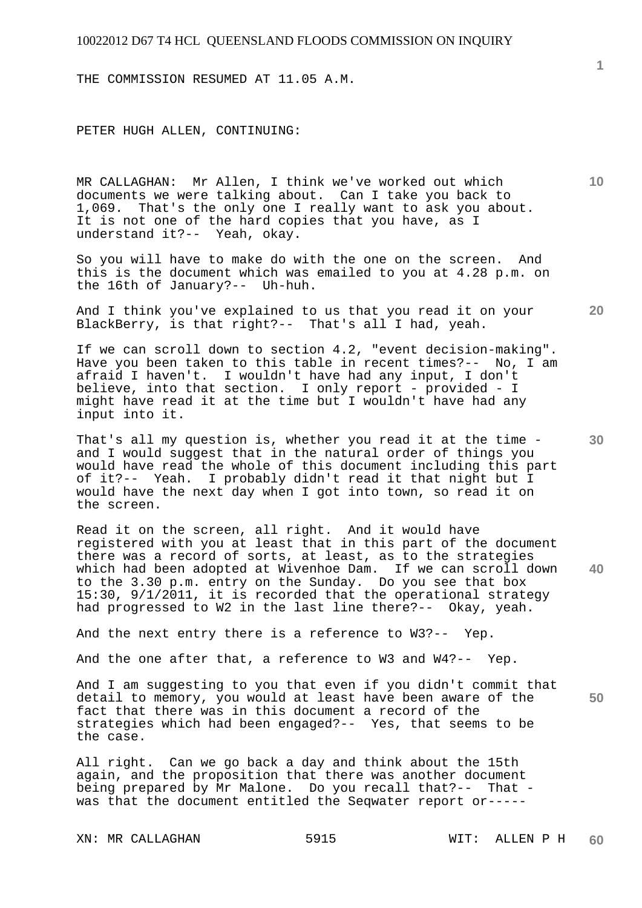THE COMMISSION RESUMED AT 11.05 A.M.

PETER HUGH ALLEN, CONTINUING:

MR CALLAGHAN: Mr Allen, I think we've worked out which documents we were talking about. Can I take you back to 1,069. That's the only one I really want to ask you about. It is not one of the hard copies that you have, as I understand it?-- Yeah, okay.

So you will have to make do with the one on the screen. And this is the document which was emailed to you at 4.28 p.m. on the 16th of January?-- Uh-huh.

And I think you've explained to us that you read it on your BlackBerry, is that right?-- That's all I had, yeah.

If we can scroll down to section 4.2, "event decision-making". Have you been taken to this table in recent times?-- No, I am afraid I haven't. I wouldn't have had any input, I don't believe, into that section. I only report - provided - I might have read it at the time but I wouldn't have had any input into it.

That's all my question is, whether you read it at the time - and I would suggest that in the natural order of things you would have read the whole of this document including this part of it?-- Yeah. I probably didn't read it that night but I would have the next day when I got into town, so read it on the screen.

Read it on the screen, all right. And it would have registered with you at least that in this part of the document there was a record of sorts, at least, as to the strategies which had been adopted at Wivenhoe Dam. If we can scroll down to the 3.30 p.m. entry on the Sunday. Do you see that box 15:30, 9/1/2011, it is recorded that the operational strategy had progressed to W2 in the last line there?-- Okay, yeah.

And the next entry there is a reference to W3?-- Yep.

And the one after that, a reference to W3 and W4?-- Yep.

And I am suggesting to you that even if you didn't commit that detail to memory, you would at least have been aware of the fact that there was in this document a record of the strategies which had been engaged?-- Yes, that seems to be the case.

All right. Can we go back a day and think about the 15th again, and the proposition that there was another document being prepared by Mr Malone. Do you recall that?-- That - was that the document entitled the Seqwater report or-----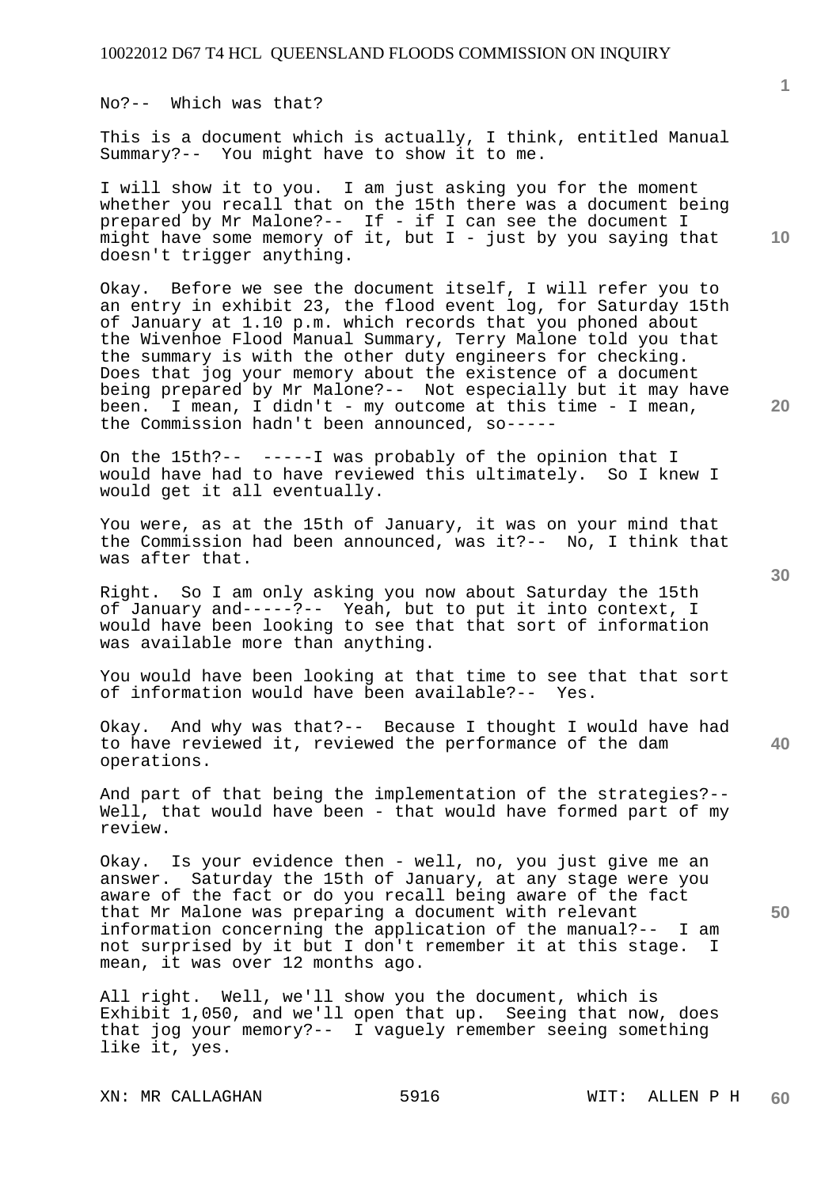No?-- Which was that?

This is a document which is actually, I think, entitled Manual Summary?-- You might have to show it to me.

I will show it to you. I am just asking you for the moment whether you recall that on the 15th there was a document being prepared by Mr Malone?-- If - if I can see the document I might have some memory of it, but I - just by you saying that doesn't trigger anything.

Okay. Before we see the document itself, I will refer you to an entry in exhibit 23, the flood event log, for Saturday 15th of January at 1.10 p.m. which records that you phoned about the Wivenhoe Flood Manual Summary, Terry Malone told you that the summary is with the other duty engineers for checking. Does that jog your memory about the existence of a document being prepared by Mr Malone?-- Not especially but it may have been. I mean, I didn't - my outcome at this time - I mean, the Commission hadn't been announced, so-----

On the 15th?-- -----I was probably of the opinion that I would have had to have reviewed this ultimately. So I knew I would get it all eventually.

You were, as at the 15th of January, it was on your mind that the Commission had been announced, was it?-- No, I think that was after that.

Right. So I am only asking you now about Saturday the 15th of January and-----?-- Yeah, but to put it into context, I would have been looking to see that that sort of information was available more than anything.

You would have been looking at that time to see that that sort of information would have been available?-- Yes.

Okay. And why was that?-- Because I thought I would have had to have reviewed it, reviewed the performance of the dam operations.

And part of that being the implementation of the strategies?-- Well, that would have been - that would have formed part of my review.

Okay. Is your evidence then - well, no, you just give me an answer. Saturday the 15th of January, at any stage were you aware of the fact or do you recall being aware of the fact that Mr Malone was preparing a document with relevant information concerning the application of the manual?-- I am not surprised by it but I don't remember it at this stage. I mean, it was over 12 months ago.

All right. Well, we'll show you the document, which is Exhibit 1,050, and we'll open that up. Seeing that now, does that jog your memory?-- I vaguely remember seeing something like it, yes.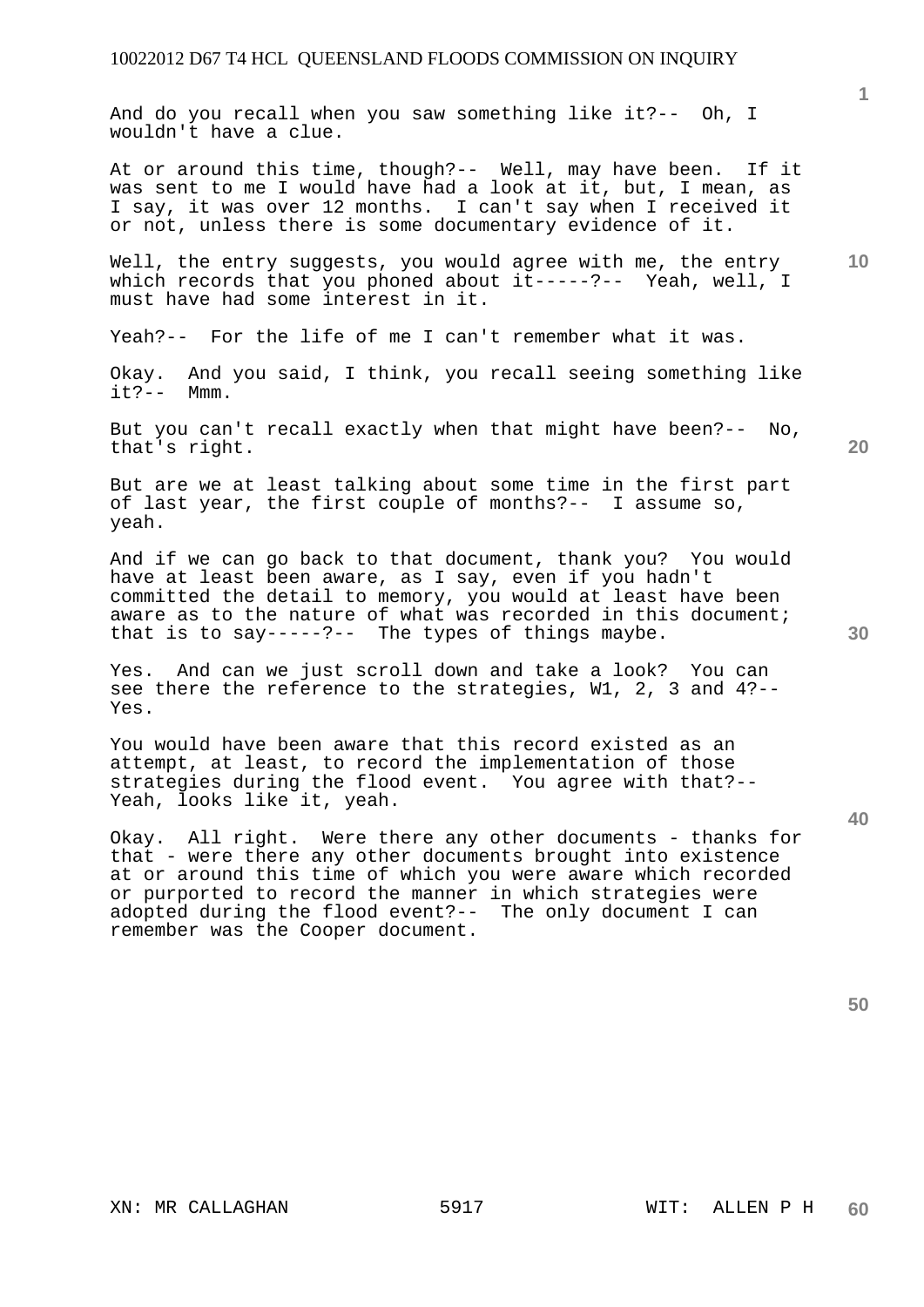And do you recall when you saw something like it?-- Oh, I wouldn't have a clue.

At or around this time, though?-- Well, may have been. If it was sent to me I would have had a look at it, but, I mean, as I say, it was over 12 months. I can't say when I received it or not, unless there is some documentary evidence of it.

Well, the entry suggests, you would agree with me, the entry which records that you phoned about it-----?-- Yeah, well, I must have had some interest in it.

Yeah?-- For the life of me I can't remember what it was.

Okay. And you said, I think, you recall seeing something like it?-- Mmm.

But you can't recall exactly when that might have been?-- No, that's right.

But are we at least talking about some time in the first part of last year, the first couple of months?-- I assume so, yeah.

And if we can go back to that document, thank you? You would have at least been aware, as I say, even if you hadn't committed the detail to memory, you would at least have been aware as to the nature of what was recorded in this document; that is to say-----?-- The types of things maybe.

Yes. And can we just scroll down and take a look? You can see there the reference to the strategies, W1, 2, 3 and 4?-- Yes.

You would have been aware that this record existed as an attempt, at least, to record the implementation of those strategies during the flood event. You agree with that?-- Yeah, looks like it, yeah.

Okay. All right. Were there any other documents - thanks for that - were there any other documents brought into existence at or around this time of which you were aware which recorded or purported to record the manner in which strategies were adopted during the flood event?-- The only document I can remember was the Cooper document.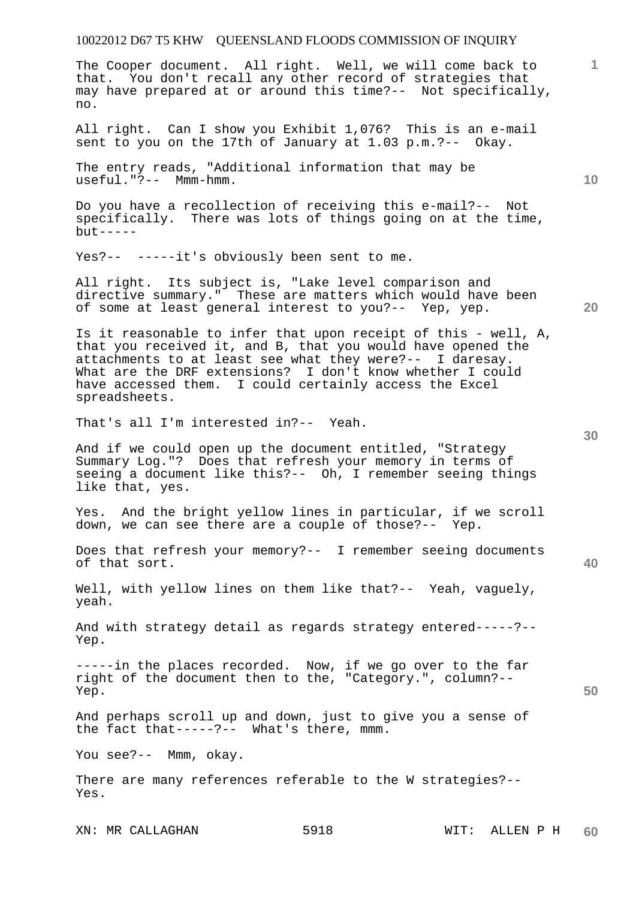The Cooper document. All right. Well, we will come back to that. You don't recall any other record of strategies that may have prepared at or around this time?-- Not specifically, no.

All right. Can I show you Exhibit 1,076? This is an e-mail sent to you on the 17th of January at 1.03 p.m.?-- Okay.

The entry reads, "Additional information that may be useful."?-- Mmm-hmm.

Do you have a recollection of receiving this e-mail?-- Not specifically. There was lots of things going on at the time, but-----

Yes?-- -----it's obviously been sent to me.

All right. Its subject is, "Lake level comparison and directive summary." These are matters which would have been of some at least general interest to you?-- Yep, yep.

Is it reasonable to infer that upon receipt of this - well, A, that you received it, and B, that you would have opened the attachments to at least see what they were?-- I daresay. What are the DRF extensions? I don't know whether I could have accessed them. I could certainly access the Excel spreadsheets.

That's all I'm interested in?-- Yeah.

And if we could open up the document entitled, "Strategy Summary Log."? Does that refresh your memory in terms of seeing a document like this?-- Oh, I remember seeing things like that, yes.

Yes. And the bright yellow lines in particular, if we scroll down, we can see there are a couple of those?-- Yep.

Does that refresh your memory?-- I remember seeing documents of that sort.

Well, with yellow lines on them like that?-- Yeah, vaguely, yeah.

And with strategy detail as regards strategy entered-----?-- Yep.

-----in the places recorded. Now, if we go over to the far right of the document then to the, "Category.", column?-- Yep.

And perhaps scroll up and down, just to give you a sense of the fact that-----?-- What's there, mmm.

You see?-- Mmm, okay.

There are many references referable to the W strategies?-- Yes.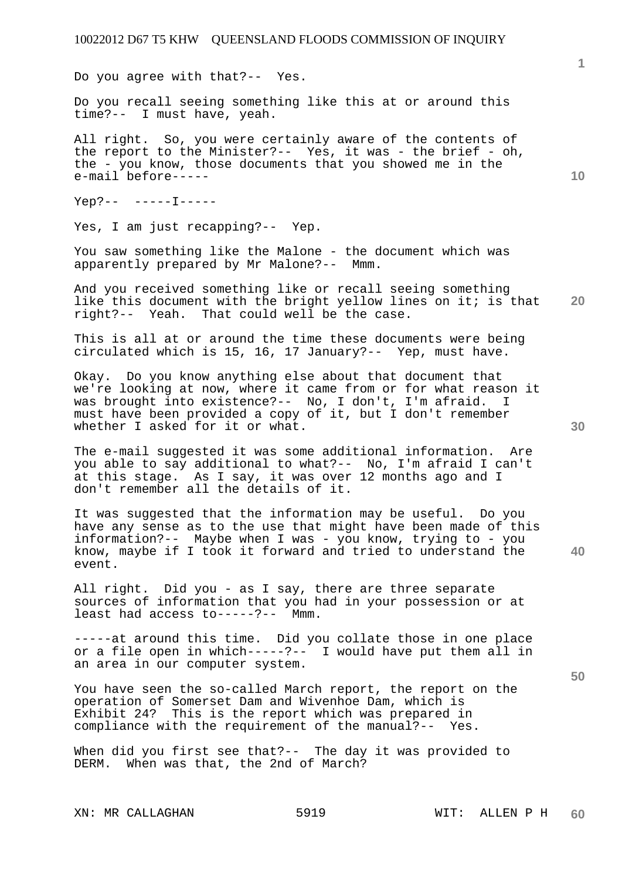Do you agree with that?-- Yes.

Do you recall seeing something like this at or around this time?-- I must have, yeah.

All right. So, you were certainly aware of the contents of the report to the Minister?-- Yes, it was - the brief - oh, the - you know, those documents that you showed me in the e-mail before-----

Yep?-- -----I-----

Yes, I am just recapping?-- Yep.

You saw something like the Malone - the document which was apparently prepared by Mr Malone?-- Mmm.

And you received something like or recall seeing something like this document with the bright yellow lines on it; is that right?-- Yeah. That could well be the case.

This is all at or around the time these documents were being circulated which is 15, 16, 17 January?-- Yep, must have.

Okay. Do you know anything else about that document that we're looking at now, where it came from or for what reason it was brought into existence?-- No, I don't, I'm afraid. I must have been provided a copy of it, but I don't remember whether I asked for it or what.

The e-mail suggested it was some additional information. Are you able to say additional to what?-- No, I'm afraid I can't at this stage. As I say, it was over 12 months ago and I don't remember all the details of it.

It was suggested that the information may be useful. Do you have any sense as to the use that might have been made of this information?-- Maybe when I was - you know, trying to - you know, maybe if I took it forward and tried to understand the event.

All right. Did you - as I say, there are three separate sources of information that you had in your possession or at least had access to-----?-- Mmm.

-----at around this time. Did you collate those in one place or a file open in which-----?-- I would have put them all in an area in our computer system.

You have seen the so-called March report, the report on the operation of Somerset Dam and Wivenhoe Dam, which is Exhibit 24? This is the report which was prepared in compliance with the requirement of the manual?-- Yes.

When did you first see that?-- The day it was provided to DERM. When was that, the 2nd of March?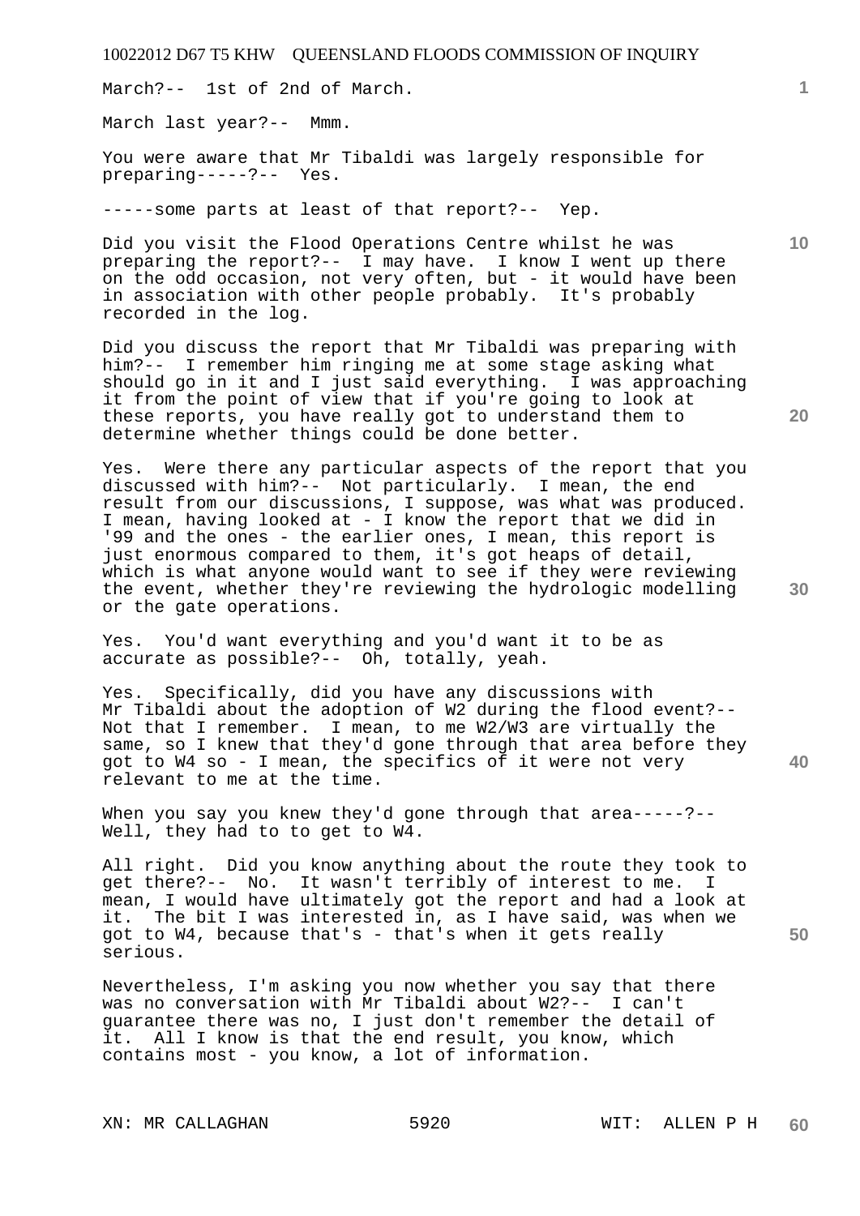March?-- 1st of 2nd of March.

March last year?-- Mmm.

You were aware that Mr Tibaldi was largely responsible for preparing-----?-- Yes.

-----some parts at least of that report?-- Yep.

Did you visit the Flood Operations Centre whilst he was preparing the report?-- I may have. I know I went up there on the odd occasion, not very often, but - it would have been in association with other people probably. It's probably recorded in the log.

Did you discuss the report that Mr Tibaldi was preparing with him?-- I remember him ringing me at some stage asking what should go in it and I just said everything. I was approaching it from the point of view that if you're going to look at these reports, you have really got to understand them to determine whether things could be done better.

Yes. Were there any particular aspects of the report that you discussed with him?-- Not particularly. I mean, the end result from our discussions, I suppose, was what was produced. I mean, having looked at - I know the report that we did in '99 and the ones - the earlier ones, I mean, this report is just enormous compared to them, it's got heaps of detail, which is what anyone would want to see if they were reviewing the event, whether they're reviewing the hydrologic modelling or the gate operations.

Yes. You'd want everything and you'd want it to be as accurate as possible?-- Oh, totally, yeah.

Yes. Specifically, did you have any discussions with Mr Tibaldi about the adoption of W2 during the flood event?-- Not that I remember. I mean, to me W2/W3 are virtually the same, so I knew that they'd gone through that area before they got to W4 so - I mean, the specifics of it were not very relevant to me at the time.

When you say you knew they'd gone through that area-----?-- Well, they had to to get to W4.

All right. Did you know anything about the route they took to get there?-- No. It wasn't terribly of interest to me. I mean, I would have ultimately got the report and had a look at it. The bit I was interested in, as I have said, was when we got to W4, because that's - that's when it gets really serious.

Nevertheless, I'm asking you now whether you say that there was no conversation with Mr Tibaldi about W2?-- I can't guarantee there was no, I just don't remember the detail of it. All I know is that the end result, you know, which contains most - you know, a lot of information.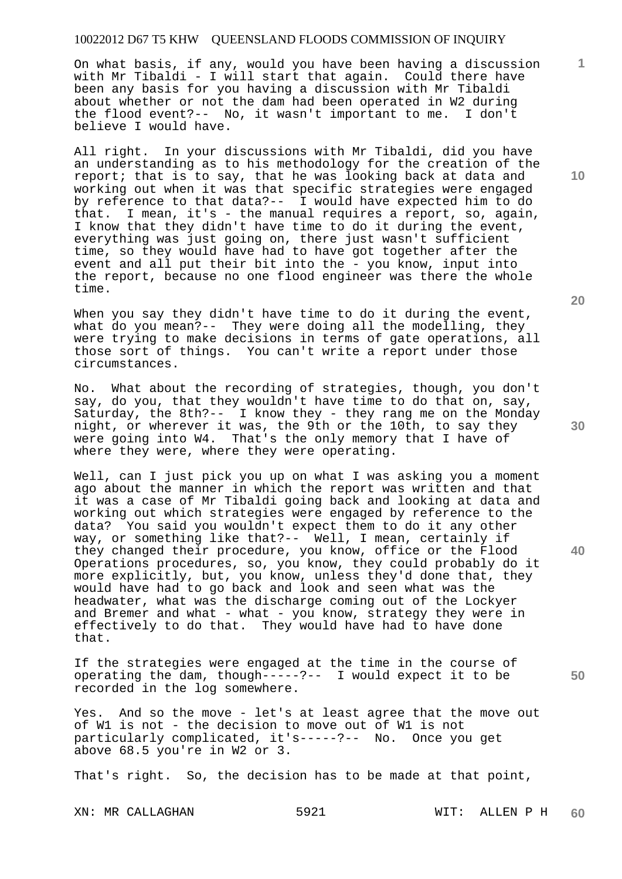On what basis, if any, would you have been having a discussion with Mr Tibaldi - I will start that again. Could there have been any basis for you having a discussion with Mr Tibaldi about whether or not the dam had been operated in W2 during the flood event?-- No, it wasn't important to me. I don't believe I would have.

All right. In your discussions with Mr Tibaldi, did you have an understanding as to his methodology for the creation of the report; that is to say, that he was looking back at data and working out when it was that specific strategies were engaged by reference to that data?-- I would have expected him to do that. I mean, it's - the manual requires a report, so, again, I know that they didn't have time to do it during the event, everything was just going on, there just wasn't sufficient time, so they would have had to have got together after the event and all put their bit into the - you know, input into the report, because no one flood engineer was there the whole time.

When you say they didn't have time to do it during the event, what do you mean?-- They were doing all the modelling, they were trying to make decisions in terms of gate operations, all those sort of things. You can't write a report under those circumstances.

No. What about the recording of strategies, though, you don't say, do you, that they wouldn't have time to do that on, say, Saturday, the 8th?-- I know they - they rang me on the Monday night, or wherever it was, the 9th or the 10th, to say they were going into W4. That's the only memory that I have of where they were, where they were operating.

Well, can I just pick you up on what I was asking you a moment ago about the manner in which the report was written and that it was a case of Mr Tibaldi going back and looking at data and working out which strategies were engaged by reference to the data? You said you wouldn't expect them to do it any other way, or something like that?-- Well, I mean, certainly if they changed their procedure, you know, office or the Flood Operations procedures, so, you know, they could probably do it more explicitly, but, you know, unless they'd done that, they would have had to go back and look and seen what was the headwater, what was the discharge coming out of the Lockyer and Bremer and what - what - you know, strategy they were in effectively to do that. They would have had to have done that.

If the strategies were engaged at the time in the course of operating the dam, though-----?-- I would expect it to be recorded in the log somewhere.

Yes. And so the move - let's at least agree that the move out of W1 is not - the decision to move out of W1 is not particularly complicated, it's-----?-- No. Once you get above 68.5 you're in W2 or 3.

That's right. So, the decision has to be made at that point,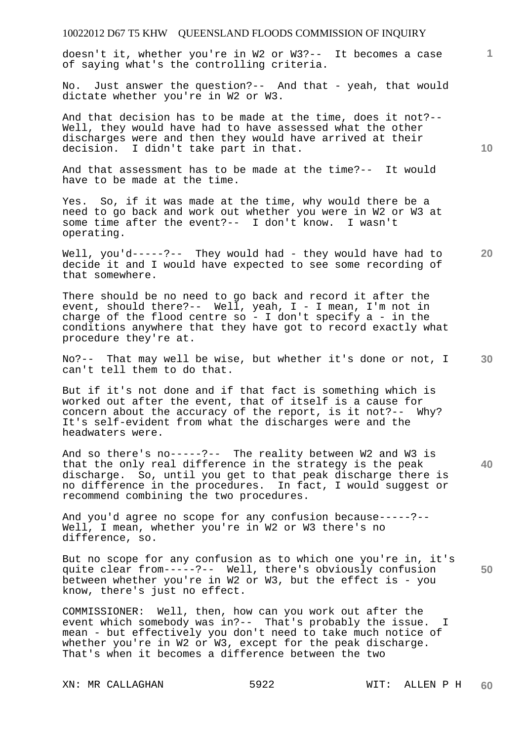doesn't it, whether you're in W2 or W3?-- It becomes a case of saying what's the controlling criteria.

No. Just answer the question?-- And that - yeah, that would dictate whether you're in W2 or W3.

And that decision has to be made at the time, does it not?-- Well, they would have had to have assessed what the other discharges were and then they would have arrived at their decision. I didn't take part in that.

And that assessment has to be made at the time?-- It would have to be made at the time.

Yes. So, if it was made at the time, why would there be a need to go back and work out whether you were in W2 or W3 at some time after the event?-- I don't know. I wasn't operating.

Well, you'd-----?-- They would had - they would have had to decide it and I would have expected to see some recording of that somewhere.

There should be no need to go back and record it after the event, should there?-- Well, yeah, I - I mean, I'm not in charge of the flood centre so - I don't specify a - in the conditions anywhere that they have got to record exactly what procedure they're at.

No?-- That may well be wise, but whether it's done or not, I can't tell them to do that.

But if it's not done and if that fact is something which is worked out after the event, that of itself is a cause for concern about the accuracy of the report, is it not?-- Why? It's self-evident from what the discharges were and the headwaters were.

And so there's no-----?-- The reality between W2 and W3 is that the only real difference in the strategy is the peak discharge. So, until you get to that peak discharge there is no difference in the procedures. In fact, I would suggest or recommend combining the two procedures.

And you'd agree no scope for any confusion because-----?-- Well, I mean, whether you're in W2 or W3 there's no difference, so.

But no scope for any confusion as to which one you're in, it's quite clear from-----?-- Well, there's obviously confusion between whether you're in W2 or W3, but the effect is - you know, there's just no effect.

COMMISSIONER: Well, then, how can you work out after the event which somebody was in?-- That's probably the issue. I mean - but effectively you don't need to take much notice of whether you're in W2 or W3, except for the peak discharge. That's when it becomes a difference between the two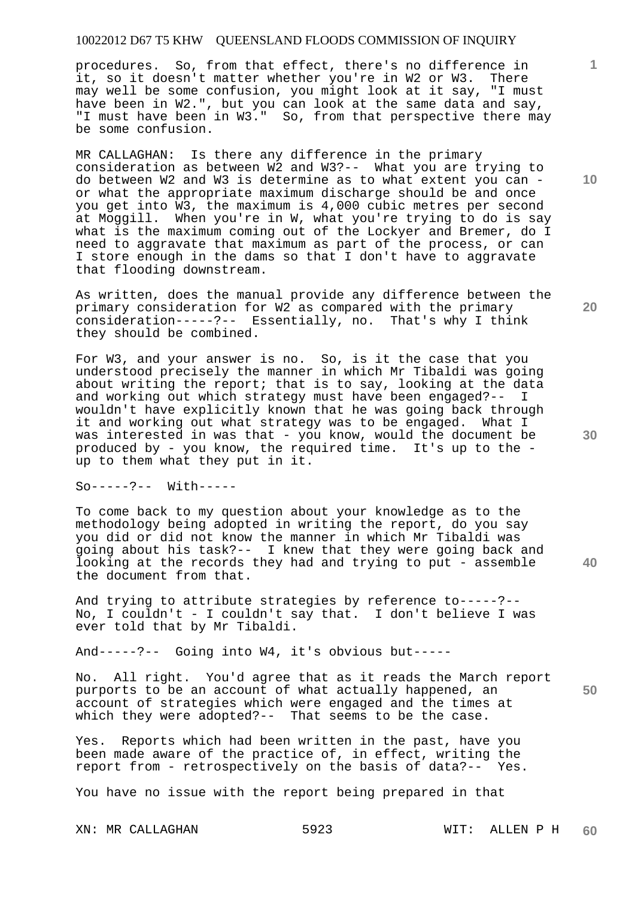procedures. So, from that effect, there's no difference in it, so it doesn't matter whether you're in W2 or W3. There may well be some confusion, you might look at it say, "I must have been in W2.", but you can look at the same data and say, "I must have been in W3." So, from that perspective there may be some confusion.

MR CALLAGHAN: Is there any difference in the primary consideration as between W2 and W3?-- What you are trying to do between W2 and W3 is determine as to what extent you can - or what the appropriate maximum discharge should be and once you get into W3, the maximum is 4,000 cubic metres per second at Moggill. When you're in W, what you're trying to do is say what is the maximum coming out of the Lockyer and Bremer, do I need to aggravate that maximum as part of the process, or can I store enough in the dams so that I don't have to aggravate that flooding downstream.

As written, does the manual provide any difference between the primary consideration for W2 as compared with the primary consideration-----?-- Essentially, no. That's why I think they should be combined.

For W3, and your answer is no. So, is it the case that you understood precisely the manner in which Mr Tibaldi was going about writing the report; that is to say, looking at the data and working out which strategy must have been engaged?-- I wouldn't have explicitly known that he was going back through it and working out what strategy was to be engaged. What I was interested in was that - you know, would the document be produced by - you know, the required time. It's up to the - up to them what they put in it.

So-----?-- With-----

To come back to my question about your knowledge as to the methodology being adopted in writing the report, do you say you did or did not know the manner in which Mr Tibaldi was going about his task?-- I knew that they were going back and looking at the records they had and trying to put - assemble the document from that.

And trying to attribute strategies by reference to-----?-- No, I couldn't - I couldn't say that. I don't believe I was ever told that by Mr Tibaldi.

And-----?-- Going into W4, it's obvious but-----

No. All right. You'd agree that as it reads the March report purports to be an account of what actually happened, an account of strategies which were engaged and the times at which they were adopted?-- That seems to be the case.

Yes. Reports which had been written in the past, have you been made aware of the practice of, in effect, writing the report from - retrospectively on the basis of data?-- Yes.

You have no issue with the report being prepared in that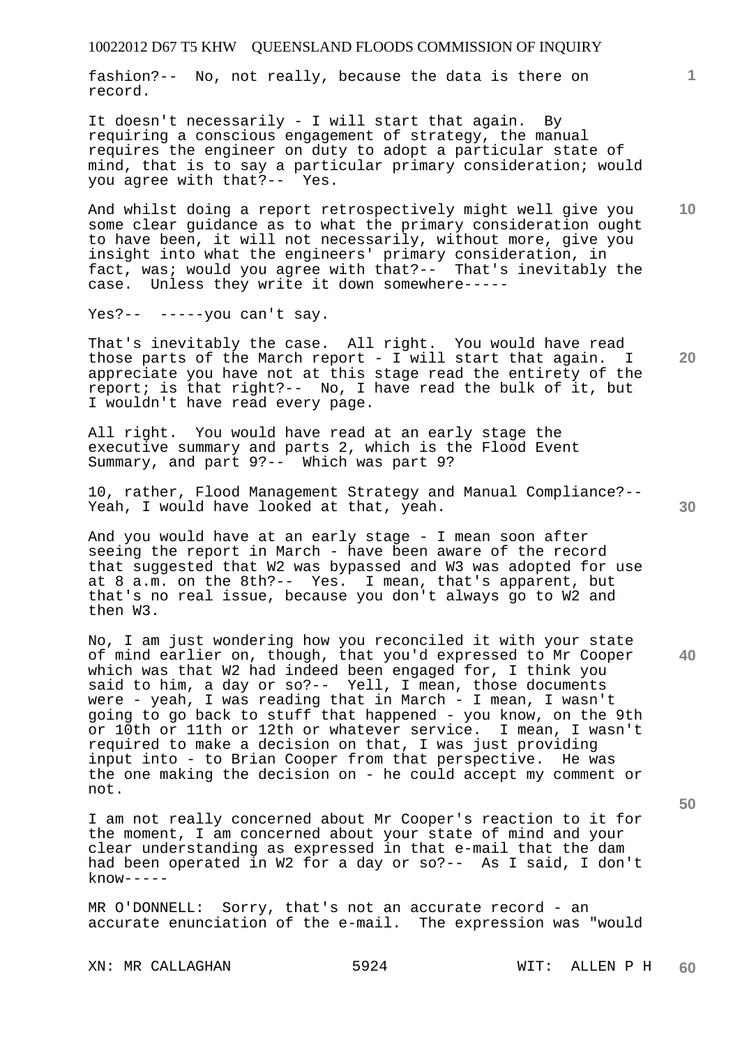fashion?-- No, not really, because the data is there on record.

It doesn't necessarily - I will start that again. By requiring a conscious engagement of strategy, the manual requires the engineer on duty to adopt a particular state of mind, that is to say a particular primary consideration; would you agree with that?-- Yes.

And whilst doing a report retrospectively might well give you some clear guidance as to what the primary consideration ought to have been, it will not necessarily, without more, give you insight into what the engineers' primary consideration, in fact, was; would you agree with that?-- That's inevitably the case. Unless they write it down somewhere-----

Yes?-- -----you can't say.

That's inevitably the case. All right. You would have read those parts of the March report - I will start that again. I appreciate you have not at this stage read the entirety of the report; is that right?-- No, I have read the bulk of it, but I wouldn't have read every page.

All right. You would have read at an early stage the executive summary and parts 2, which is the Flood Event Summary, and part 9?-- Which was part 9?

10, rather, Flood Management Strategy and Manual Compliance?-- Yeah, I would have looked at that, yeah.

And you would have at an early stage - I mean soon after seeing the report in March - have been aware of the record that suggested that W2 was bypassed and W3 was adopted for use at 8 a.m. on the 8th?-- Yes. I mean, that's apparent, but that's no real issue, because you don't always go to W2 and then W3.

No, I am just wondering how you reconciled it with your state of mind earlier on, though, that you'd expressed to Mr Cooper which was that W2 had indeed been engaged for, I think you said to him, a day or so?-- Yell, I mean, those documents were - yeah, I was reading that in March - I mean, I wasn't going to go back to stuff that happened - you know, on the 9th or 10th or 11th or 12th or whatever service. I mean, I wasn't required to make a decision on that, I was just providing input into - to Brian Cooper from that perspective. He was the one making the decision on - he could accept my comment or not.

I am not really concerned about Mr Cooper's reaction to it for the moment, I am concerned about your state of mind and your clear understanding as expressed in that e-mail that the dam had been operated in W2 for a day or so?-- As I said, I don't know-----

MR O'DONNELL: Sorry, that's not an accurate record - an accurate enunciation of the e-mail. The expression was "would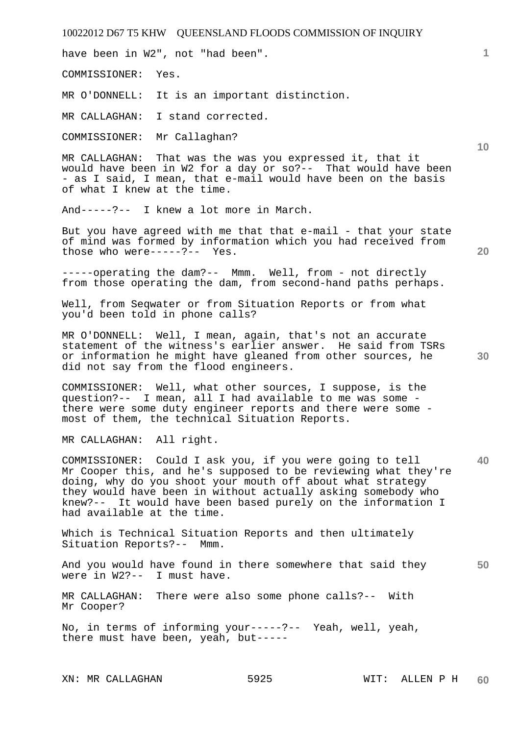have been in W2", not "had been".

COMMISSIONER: Yes.

MR O'DONNELL: It is an important distinction.

MR CALLAGHAN: I stand corrected.

COMMISSIONER: Mr Callaghan?

MR CALLAGHAN: That was the was you expressed it, that it would have been in W2 for a day or so?-- That would have been - as I said, I mean, that e-mail would have been on the basis of what I knew at the time.

And-----?-- I knew a lot more in March.

But you have agreed with me that that e-mail - that your state of mind was formed by information which you had received from those who were-----?-- Yes.

-----operating the dam?-- Mmm. Well, from - not directly from those operating the dam, from second-hand paths perhaps.

Well, from Seqwater or from Situation Reports or from what you'd been told in phone calls?

MR O'DONNELL: Well, I mean, again, that's not an accurate statement of the witness's earlier answer. He said from TSRs or information he might have gleaned from other sources, he did not say from the flood engineers.

COMMISSIONER: Well, what other sources, I suppose, is the question?-- I mean, all I had available to me was some - there were some duty engineer reports and there were some - most of them, the technical Situation Reports.

MR CALLAGHAN: All right.

COMMISSIONER: Could I ask you, if you were going to tell Mr Cooper this, and he's supposed to be reviewing what they're doing, why do you shoot your mouth off about what strategy they would have been in without actually asking somebody who knew?-- It would have been based purely on the information I had available at the time.

Which is Technical Situation Reports and then ultimately Situation Reports?-- Mmm.

And you would have found in there somewhere that said they were in W2?-- I must have.

MR CALLAGHAN: There were also some phone calls?-- With Mr Cooper?

No, in terms of informing your-----?-- Yeah, well, yeah, there must have been, yeah, but-----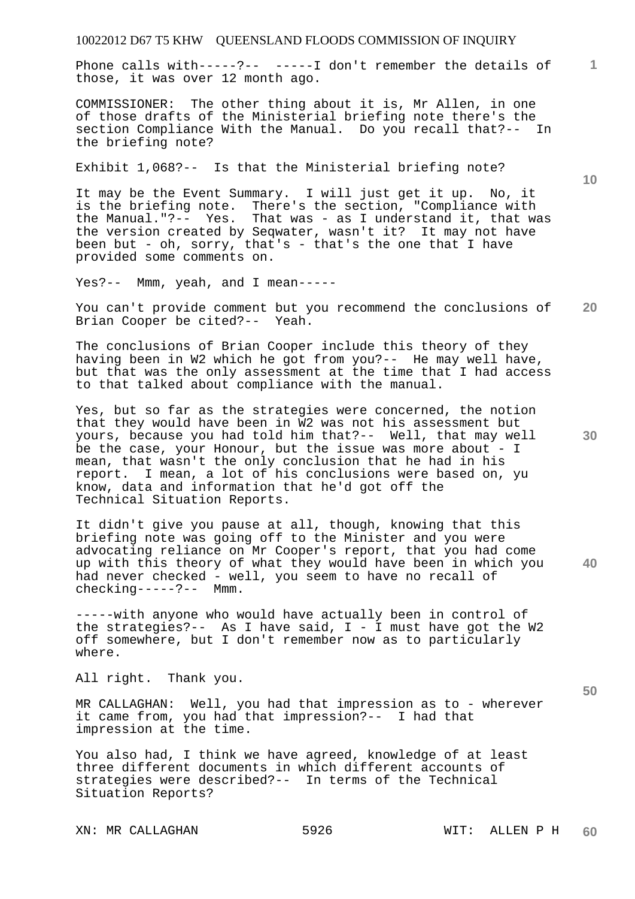Phone calls with-----?-- -----I don't remember the details of those, it was over 12 month ago.

COMMISSIONER: The other thing about it is, Mr Allen, in one of those drafts of the Ministerial briefing note there's the section Compliance With the Manual. Do you recall that?-- In the briefing note?

Exhibit 1,068?-- Is that the Ministerial briefing note?

It may be the Event Summary. I will just get it up. No, it is the briefing note. There's the section, "Compliance with the Manual."?-- Yes. That was - as I understand it, that was the version created by Seqwater, wasn't it? It may not have been but - oh, sorry, that's - that's the one that I have provided some comments on.

Yes?-- Mmm, yeah, and I mean-----

You can't provide comment but you recommend the conclusions of Brian Cooper be cited?-- Yeah.

The conclusions of Brian Cooper include this theory of they having been in W2 which he got from you?-- He may well have, but that was the only assessment at the time that I had access to that talked about compliance with the manual.

Yes, but so far as the strategies were concerned, the notion that they would have been in W2 was not his assessment but yours, because you had told him that?-- Well, that may well be the case, your Honour, but the issue was more about - I mean, that wasn't the only conclusion that he had in his report. I mean, a lot of his conclusions were based on, yu know, data and information that he'd got off the Technical Situation Reports.

It didn't give you pause at all, though, knowing that this briefing note was going off to the Minister and you were advocating reliance on Mr Cooper's report, that you had come up with this theory of what they would have been in which you had never checked - well, you seem to have no recall of checking-----?-- Mmm.

-----with anyone who would have actually been in control of the strategies?-- As I have said, I - I must have got the W2 off somewhere, but I don't remember now as to particularly where.

All right. Thank you.

MR CALLAGHAN: Well, you had that impression as to - wherever it came from, you had that impression?-- I had that impression at the time.

You also had, I think we have agreed, knowledge of at least three different documents in which different accounts of strategies were described?-- In terms of the Technical Situation Reports?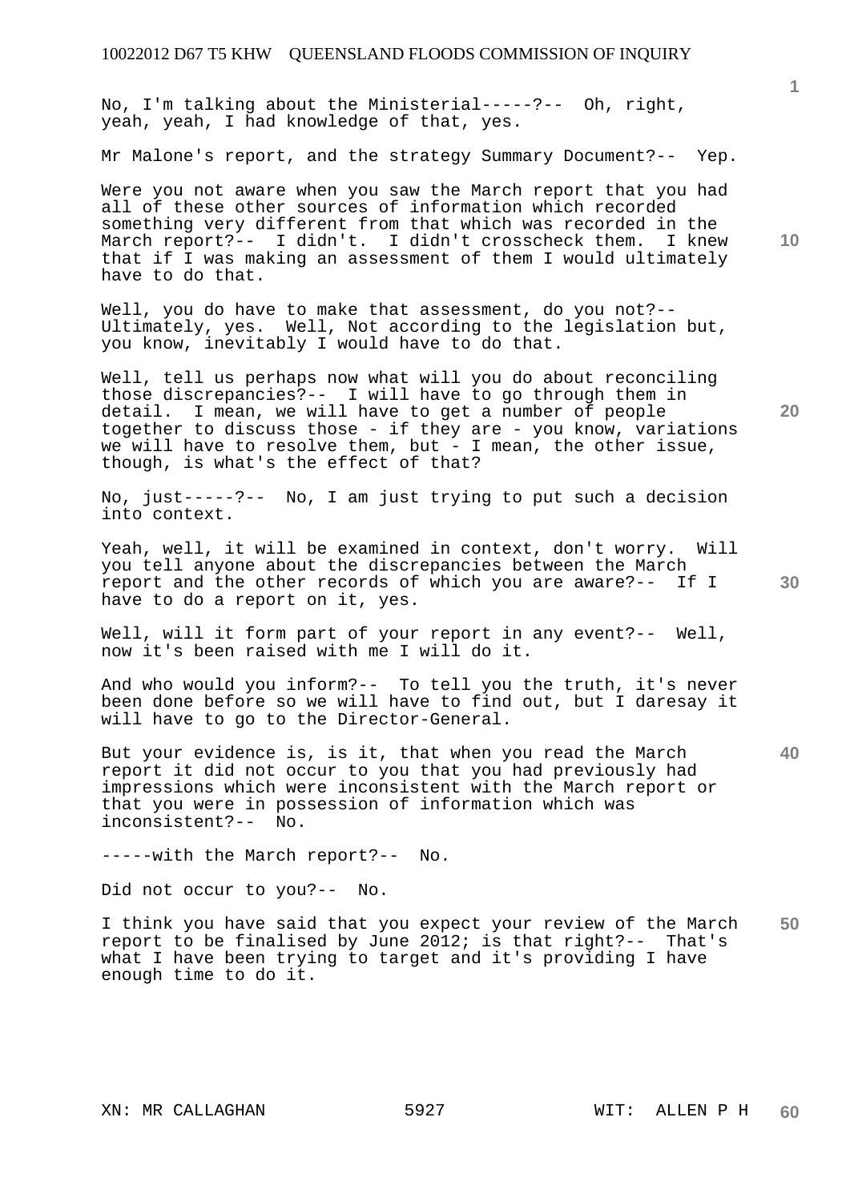No, I'm talking about the Ministerial-----?-- Oh, right, yeah, yeah, I had knowledge of that, yes.

Mr Malone's report, and the strategy Summary Document?-- Yep.

Were you not aware when you saw the March report that you had all of these other sources of information which recorded something very different from that which was recorded in the March report?-- I didn't. I didn't crosscheck them. I knew that if I was making an assessment of them I would ultimately have to do that.

Well, you do have to make that assessment, do you not?-- Ultimately, yes. Well, Not according to the legislation but, you know, inevitably I would have to do that.

Well, tell us perhaps now what will you do about reconciling those discrepancies?-- I will have to go through them in detail. I mean, we will have to get a number of people together to discuss those - if they are - you know, variations we will have to resolve them, but - I mean, the other issue, though, is what's the effect of that?

No, just-----?-- No, I am just trying to put such a decision into context.

Yeah, well, it will be examined in context, don't worry. Will you tell anyone about the discrepancies between the March report and the other records of which you are aware?-- If I have to do a report on it, yes.

Well, will it form part of your report in any event?-- Well, now it's been raised with me I will do it.

And who would you inform?-- To tell you the truth, it's never been done before so we will have to find out, but I daresay it will have to go to the Director-General.

But your evidence is, is it, that when you read the March report it did not occur to you that you had previously had impressions which were inconsistent with the March report or that you were in possession of information which was inconsistent?-- No.

-----with the March report?-- No.

Did not occur to you?-- No.

I think you have said that you expect your review of the March report to be finalised by June 2012; is that right?-- That's what I have been trying to target and it's providing I have enough time to do it.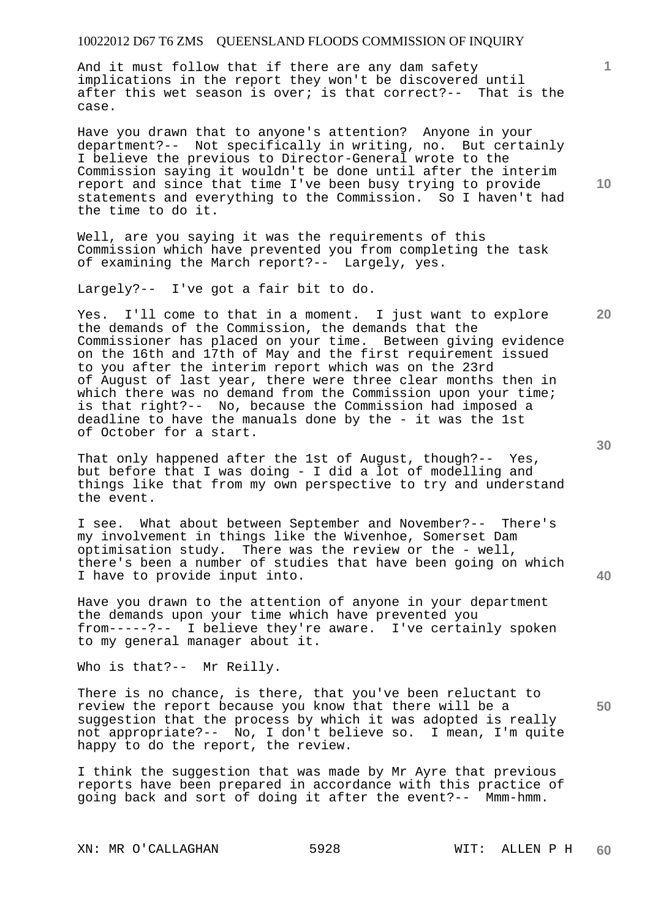And it must follow that if there are any dam safety implications in the report they won't be discovered until after this wet season is over; is that correct?-- That is the case.

Have you drawn that to anyone's attention? Anyone in your department?-- Not specifically in writing, no. But certainly I believe the previous to Director-General wrote to the Commission saying it wouldn't be done until after the interim report and since that time I've been busy trying to provide statements and everything to the Commission. So I haven't had the time to do it.

Well, are you saying it was the requirements of this Commission which have prevented you from completing the task of examining the March report?-- Largely, yes.

Largely?-- I've got a fair bit to do.

Yes. I'll come to that in a moment. I just want to explore the demands of the Commission, the demands that the Commissioner has placed on your time. Between giving evidence on the 16th and 17th of May and the first requirement issued to you after the interim report which was on the 23rd of August of last year, there were three clear months then in which there was no demand from the Commission upon your time; is that right?-- No, because the Commission had imposed a deadline to have the manuals done by the - it was the 1st of October for a start.

That only happened after the 1st of August, though?-- Yes, but before that I was doing - I did a lot of modelling and things like that from my own perspective to try and understand the event.

I see. What about between September and November?-- There's my involvement in things like the Wivenhoe, Somerset Dam optimisation study. There was the review or the - well, there's been a number of studies that have been going on which I have to provide input into.

Have you drawn to the attention of anyone in your department the demands upon your time which have prevented you from-----?-- I believe they're aware. I've certainly spoken to my general manager about it.

Who is that?-- Mr Reilly.

There is no chance, is there, that you've been reluctant to review the report because you know that there will be a suggestion that the process by which it was adopted is really not appropriate?-- No, I don't believe so. I mean, I'm quite happy to do the report, the review.

I think the suggestion that was made by Mr Ayre that previous reports have been prepared in accordance with this practice of going back and sort of doing it after the event?-- Mmm-hmm.

XN: MR O'CALLAGHAN WIT: ALLEN P H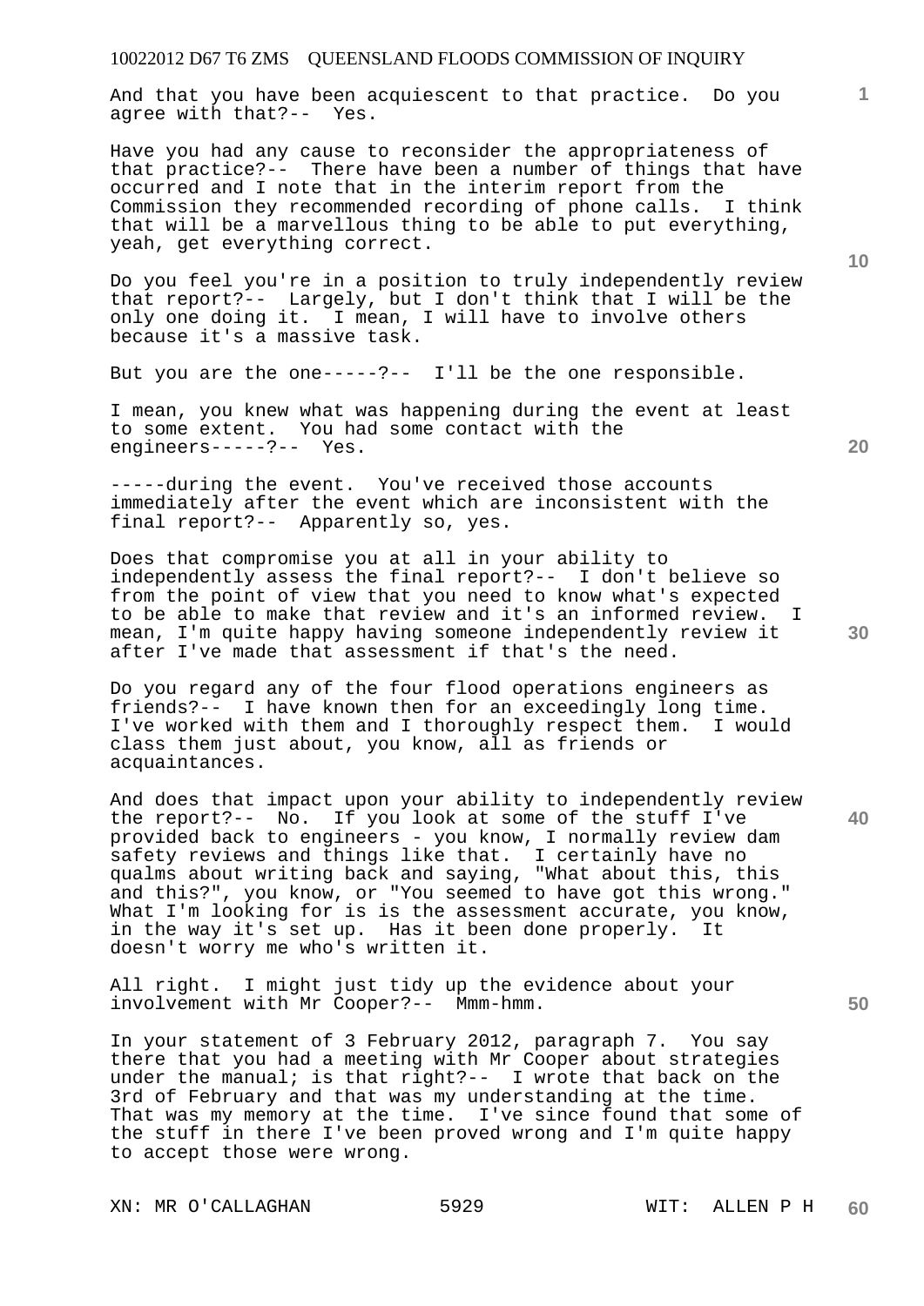And that you have been acquiescent to that practice. Do you agree with that?-- Yes.

Have you had any cause to reconsider the appropriateness of that practice?-- There have been a number of things that have occurred and I note that in the interim report from the Commission they recommended recording of phone calls. I think that will be a marvellous thing to be able to put everything, yeah, get everything correct.

Do you feel you're in a position to truly independently review that report?-- Largely, but I don't think that I will be the only one doing it. I mean, I will have to involve others because it's a massive task.

But you are the one-----?-- I'll be the one responsible.

I mean, you knew what was happening during the event at least to some extent. You had some contact with the engineers-----?-- Yes.

-----during the event. You've received those accounts immediately after the event which are inconsistent with the final report?-- Apparently so, yes.

Does that compromise you at all in your ability to independently assess the final report?-- I don't believe so from the point of view that you need to know what's expected to be able to make that review and it's an informed review. I mean, I'm quite happy having someone independently review it after I've made that assessment if that's the need.

Do you regard any of the four flood operations engineers as friends?-- I have known then for an exceedingly long time. I've worked with them and I thoroughly respect them. I would class them just about, you know, all as friends or acquaintances.

And does that impact upon your ability to independently review the report?-- No. If you look at some of the stuff I've provided back to engineers - you know, I normally review dam safety reviews and things like that. I certainly have no qualms about writing back and saying, "What about this, this and this?", you know, or "You seemed to have got this wrong." What I'm looking for is is the assessment accurate, you know, in the way it's set up. Has it been done properly. It doesn't worry me who's written it.

All right. I might just tidy up the evidence about your involvement with Mr Cooper?-- Mmm-hmm.

In your statement of 3 February 2012, paragraph 7. You say there that you had a meeting with Mr Cooper about strategies under the manual; is that right?-- I wrote that back on the 3rd of February and that was my understanding at the time. That was my memory at the time. I've since found that some of the stuff in there I've been proved wrong and I'm quite happy to accept those were wrong.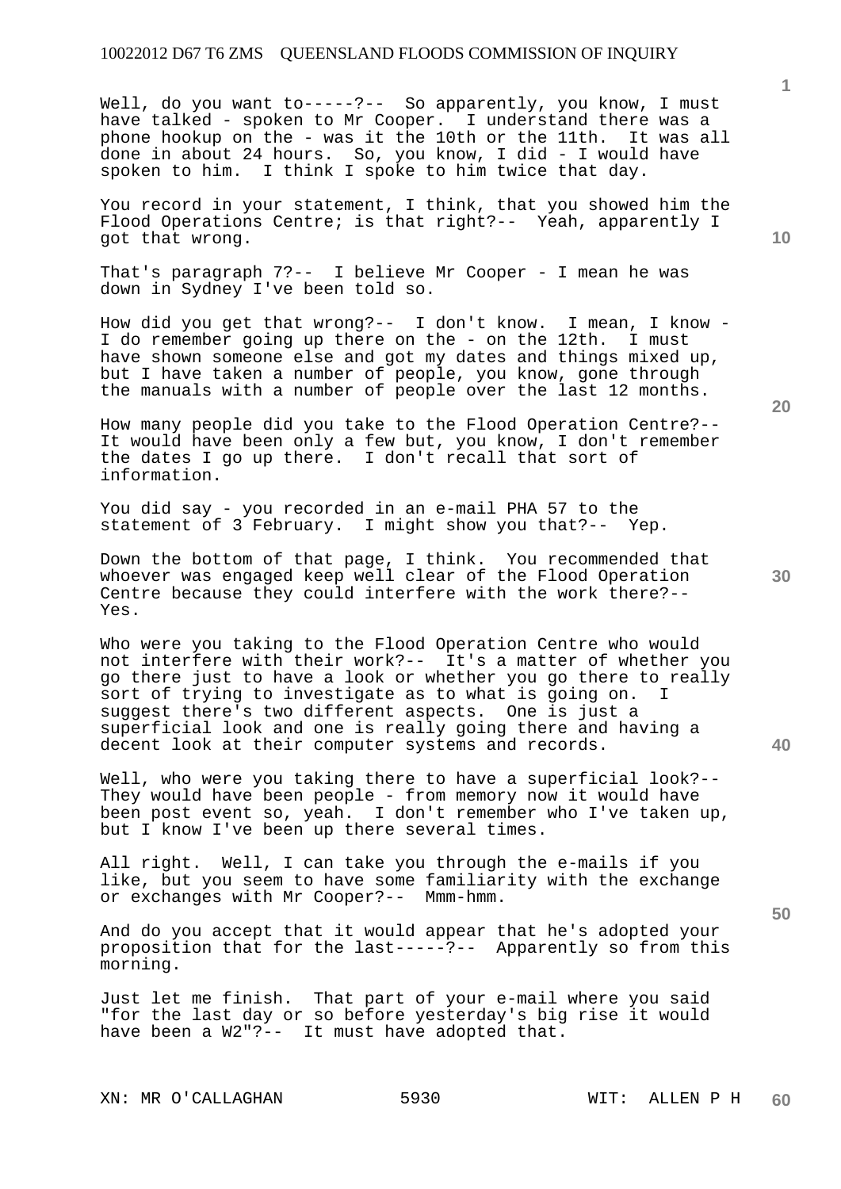Well, do you want to-----?-- So apparently, you know, I must have talked - spoken to Mr Cooper. I understand there was a phone hookup on the - was it the 10th or the 11th. It was all done in about 24 hours. So, you know, I did - I would have spoken to him. I think I spoke to him twice that day.

You record in your statement, I think, that you showed him the Flood Operations Centre; is that right?-- Yeah, apparently I got that wrong.

That's paragraph 7?-- I believe Mr Cooper - I mean he was down in Sydney I've been told so.

How did you get that wrong?-- I don't know. I mean, I know - I do remember going up there on the - on the 12th. I must have shown someone else and got my dates and things mixed up, but I have taken a number of people, you know, gone through the manuals with a number of people over the last 12 months.

How many people did you take to the Flood Operation Centre?-- It would have been only a few but, you know, I don't remember the dates I go up there. I don't recall that sort of information.

You did say - you recorded in an e-mail PHA 57 to the statement of 3 February. I might show you that?-- Yep.

Down the bottom of that page, I think. You recommended that whoever was engaged keep well clear of the Flood Operation Centre because they could interfere with the work there?-- Yes.

Who were you taking to the Flood Operation Centre who would not interfere with their work?-- It's a matter of whether you go there just to have a look or whether you go there to really sort of trying to investigate as to what is going on. I suggest there's two different aspects. One is just a superficial look and one is really going there and having a decent look at their computer systems and records.

Well, who were you taking there to have a superficial look?-- They would have been people - from memory now it would have been post event so, yeah. I don't remember who I've taken up, but I know I've been up there several times.

All right. Well, I can take you through the e-mails if you like, but you seem to have some familiarity with the exchange or exchanges with Mr Cooper?-- Mmm-hmm.

And do you accept that it would appear that he's adopted your proposition that for the last-----?-- Apparently so from this morning.

Just let me finish. That part of your e-mail where you said "for the last day or so before yesterday's big rise it would have been a W2"?-- It must have adopted that.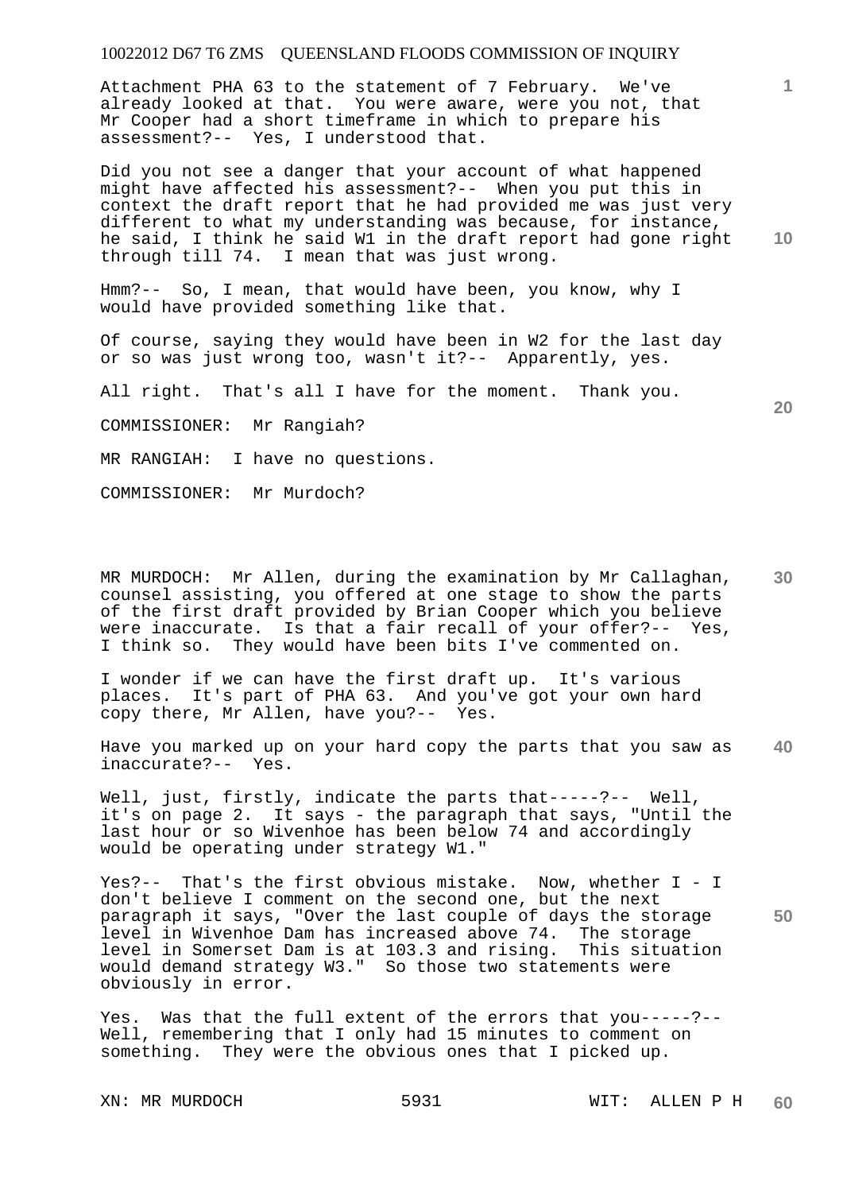Attachment PHA 63 to the statement of 7 February. We've already looked at that. You were aware, were you not, that Mr Cooper had a short timeframe in which to prepare his assessment?-- Yes, I understood that.

Did you not see a danger that your account of what happened might have affected his assessment?-- When you put this in context the draft report that he had provided me was just very different to what my understanding was because, for instance, he said, I think he said W1 in the draft report had gone right through till 74. I mean that was just wrong.

Hmm?-- So, I mean, that would have been, you know, why I would have provided something like that.

Of course, saying they would have been in W2 for the last day or so was just wrong too, wasn't it?-- Apparently, yes.

All right. That's all I have for the moment. Thank you.

COMMISSIONER: Mr Rangiah?

MR RANGIAH: I have no questions.

COMMISSIONER: Mr Murdoch?

MR MURDOCH: Mr Allen, during the examination by Mr Callaghan, counsel assisting, you offered at one stage to show the parts of the first draft provided by Brian Cooper which you believe were inaccurate. Is that a fair recall of your offer?-- Yes, I think so. They would have been bits I've commented on.

I wonder if we can have the first draft up. It's various places. It's part of PHA 63. And you've got your own hard copy there, Mr Allen, have you?-- Yes.

Have you marked up on your hard copy the parts that you saw as inaccurate?-- Yes.

Well, just, firstly, indicate the parts that-----?-- Well, it's on page 2. It says - the paragraph that says, "Until the last hour or so Wivenhoe has been below 74 and accordingly would be operating under strategy W1."

Yes?-- That's the first obvious mistake. Now, whether I - I don't believe I comment on the second one, but the next paragraph it says, "Over the last couple of days the storage level in Wivenhoe Dam has increased above 74. The storage level in Somerset Dam is at 103.3 and rising. This situation would demand strategy W3." So those two statements were obviously in error.

Yes. Was that the full extent of the errors that you-----?-- Well, remembering that I only had 15 minutes to comment on something. They were the obvious ones that I picked up.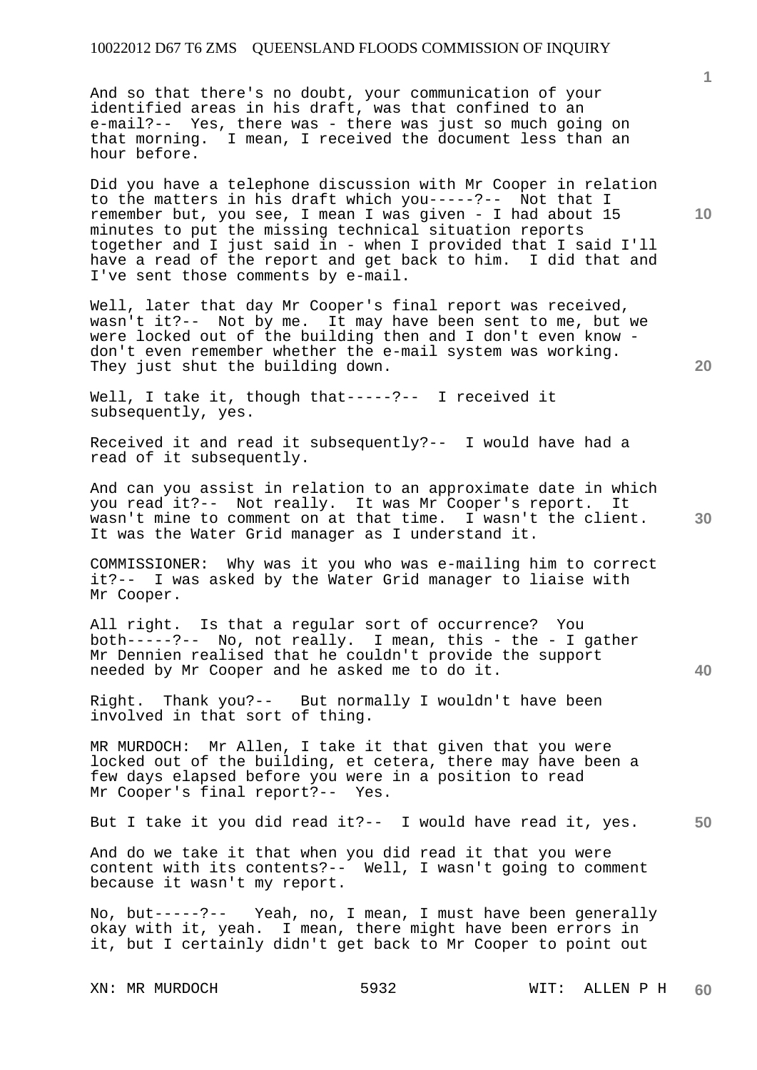And so that there's no doubt, your communication of your identified areas in his draft, was that confined to an e-mail?-- Yes, there was - there was just so much going on that morning. I mean, I received the document less than an hour before.

Did you have a telephone discussion with Mr Cooper in relation to the matters in his draft which you-----?-- Not that I remember but, you see, I mean I was given - I had about 15 minutes to put the missing technical situation reports together and I just said in - when I provided that I said I'll have a read of the report and get back to him. I did that and I've sent those comments by e-mail.

Well, later that day Mr Cooper's final report was received, wasn't it?-- Not by me. It may have been sent to me, but we were locked out of the building then and I don't even know - don't even remember whether the e-mail system was working. They just shut the building down.

Well, I take it, though that-----?-- I received it subsequently, yes.

Received it and read it subsequently?-- I would have had a read of it subsequently.

And can you assist in relation to an approximate date in which you read it?-- Not really. It was Mr Cooper's report. It wasn't mine to comment on at that time. I wasn't the client. It was the Water Grid manager as I understand it.

COMMISSIONER: Why was it you who was e-mailing him to correct it?-- I was asked by the Water Grid manager to liaise with Mr Cooper.

All right. Is that a regular sort of occurrence? You both-----?-- No, not really. I mean, this - the - I gather Mr Dennien realised that he couldn't provide the support needed by Mr Cooper and he asked me to do it.

Right. Thank you?-- But normally I wouldn't have been involved in that sort of thing.

MR MURDOCH: Mr Allen, I take it that given that you were locked out of the building, et cetera, there may have been a few days elapsed before you were in a position to read Mr Cooper's final report?-- Yes.

But I take it you did read it?-- I would have read it, yes.

And do we take it that when you did read it that you were content with its contents?-- Well, I wasn't going to comment because it wasn't my report.

No, but-----?-- Yeah, no, I mean, I must have been generally okay with it, yeah. I mean, there might have been errors in it, but I certainly didn't get back to Mr Cooper to point out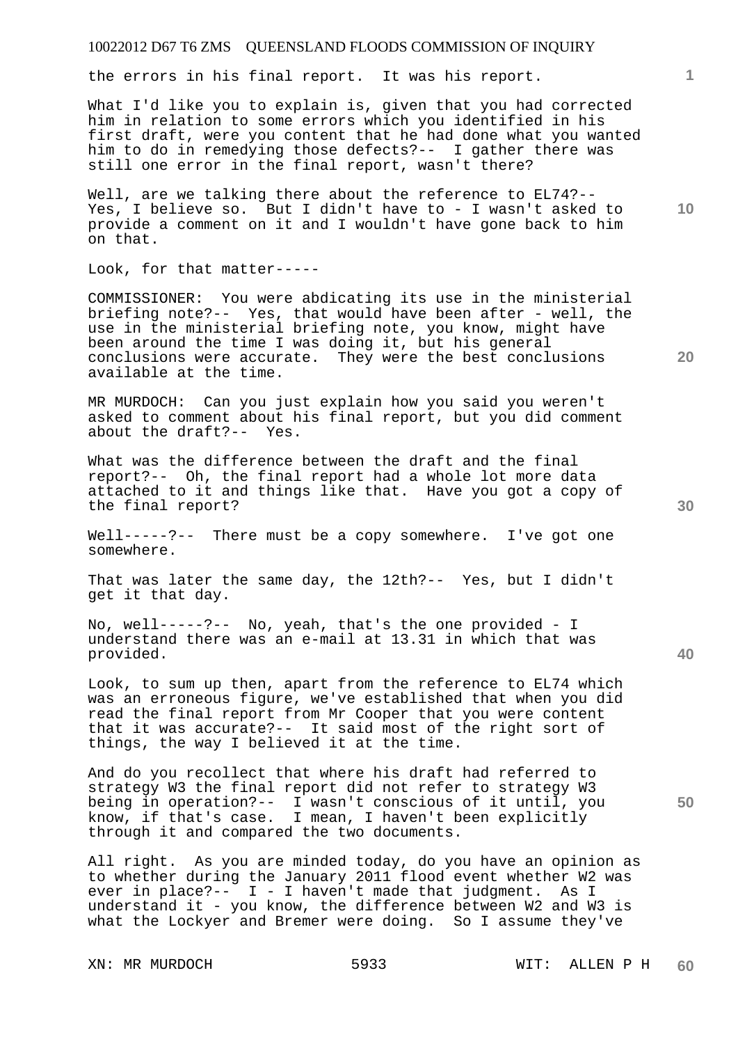the errors in his final report. It was his report.

What I'd like you to explain is, given that you had corrected him in relation to some errors which you identified in his first draft, were you content that he had done what you wanted him to do in remedying those defects?-- I gather there was still one error in the final report, wasn't there?

Well, are we talking there about the reference to EL74?-- Yes, I believe so. But I didn't have to - I wasn't asked to provide a comment on it and I wouldn't have gone back to him on that.

Look, for that matter-----

COMMISSIONER: You were abdicating its use in the ministerial briefing note?-- Yes, that would have been after - well, the use in the ministerial briefing note, you know, might have been around the time I was doing it, but his general conclusions were accurate. They were the best conclusions available at the time.

MR MURDOCH: Can you just explain how you said you weren't asked to comment about his final report, but you did comment about the draft?-- Yes.

What was the difference between the draft and the final report?-- Oh, the final report had a whole lot more data attached to it and things like that. Have you got a copy of the final report?

Well-----?-- There must be a copy somewhere. I've got one somewhere.

That was later the same day, the 12th?-- Yes, but I didn't get it that day.

No, well-----?-- No, yeah, that's the one provided - I understand there was an e-mail at 13.31 in which that was provided.

Look, to sum up then, apart from the reference to EL74 which was an erroneous figure, we've established that when you did read the final report from Mr Cooper that you were content that it was accurate?-- It said most of the right sort of things, the way I believed it at the time.

And do you recollect that where his draft had referred to strategy W3 the final report did not refer to strategy W3 being in operation?-- I wasn't conscious of it until, you know, if that's case. I mean, I haven't been explicitly through it and compared the two documents.

All right. As you are minded today, do you have an opinion as to whether during the January 2011 flood event whether W2 was ever in place?-- I - I haven't made that judgment. As I understand it - you know, the difference between W2 and W3 is what the Lockyer and Bremer were doing. So I assume they've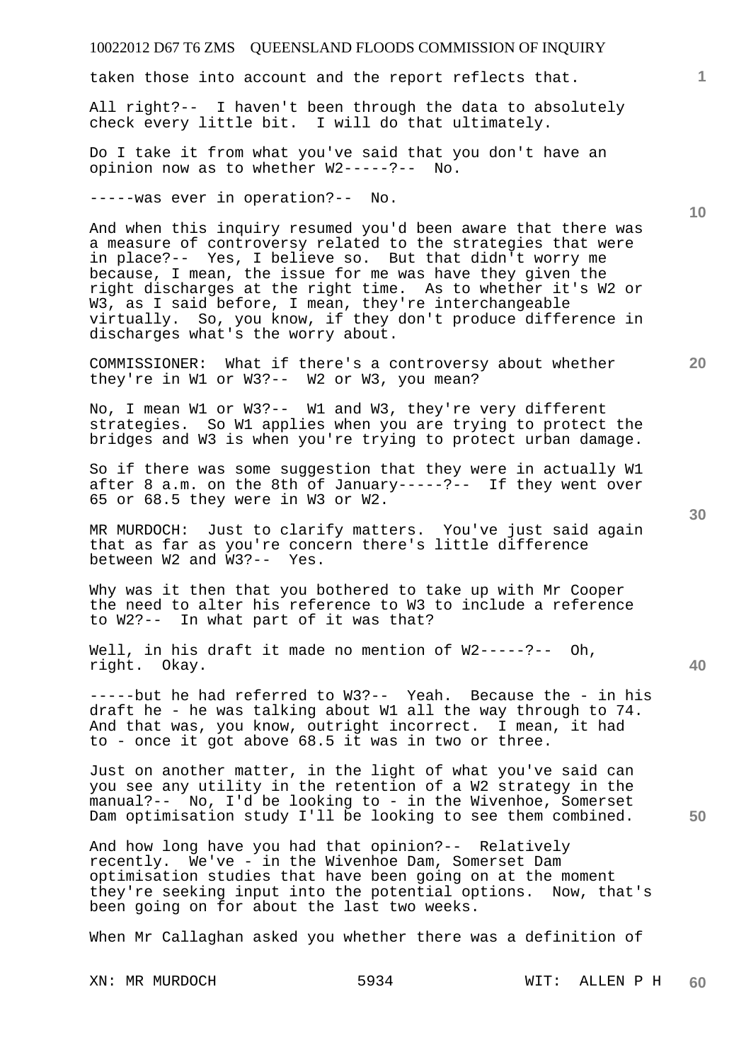taken those into account and the report reflects that.

All right?-- I haven't been through the data to absolutely check every little bit. I will do that ultimately.

Do I take it from what you've said that you don't have an opinion now as to whether W2-----?-- No.

-----was ever in operation?-- No.

And when this inquiry resumed you'd been aware that there was a measure of controversy related to the strategies that were in place?-- Yes, I believe so. But that didn't worry me because, I mean, the issue for me was have they given the right discharges at the right time. As to whether it's W2 or W3, as I said before, I mean, they're interchangeable virtually. So, you know, if they don't produce difference in discharges what's the worry about.

COMMISSIONER: What if there's a controversy about whether they're in W1 or W3?-- W2 or W3, you mean?

No, I mean W1 or W3?-- W1 and W3, they're very different strategies. So W1 applies when you are trying to protect the bridges and W3 is when you're trying to protect urban damage.

So if there was some suggestion that they were in actually W1 after 8 a.m. on the 8th of January-----?-- If they went over 65 or 68.5 they were in W3 or W2.

MR MURDOCH: Just to clarify matters. You've just said again that as far as you're concern there's little difference between W2 and W3?-- Yes.

Why was it then that you bothered to take up with Mr Cooper the need to alter his reference to W3 to include a reference to W2?-- In what part of it was that?

Well, in his draft it made no mention of W2-----?-- Oh, right. Okay.

-----but he had referred to W3?-- Yeah. Because the - in his draft he - he was talking about W1 all the way through to 74. And that was, you know, outright incorrect. I mean, it had to - once it got above 68.5 it was in two or three.

Just on another matter, in the light of what you've said can you see any utility in the retention of a W2 strategy in the manual?-- No, I'd be looking to - in the Wivenhoe, Somerset Dam optimisation study I'll be looking to see them combined.

And how long have you had that opinion?-- Relatively recently. We've - in the Wivenhoe Dam, Somerset Dam optimisation studies that have been going on at the moment they're seeking input into the potential options. Now, that's been going on for about the last two weeks.

When Mr Callaghan asked you whether there was a definition of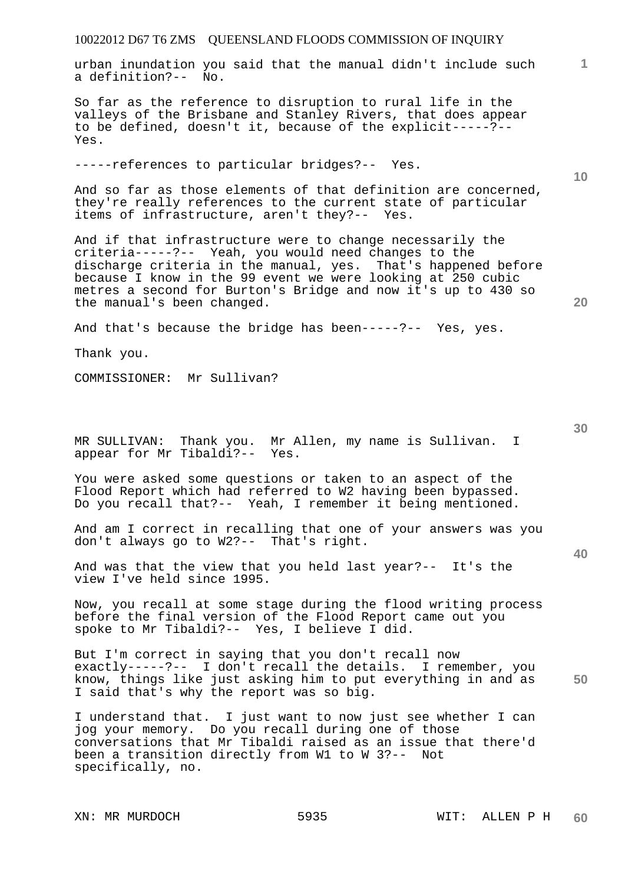urban inundation you said that the manual didn't include such a definition?-- No.

So far as the reference to disruption to rural life in the valleys of the Brisbane and Stanley Rivers, that does appear to be defined, doesn't it, because of the explicit-----?-- Yes.

-----references to particular bridges?-- Yes.

And so far as those elements of that definition are concerned, they're really references to the current state of particular items of infrastructure, aren't they?-- Yes.

And if that infrastructure were to change necessarily the criteria-----?-- Yeah, you would need changes to the discharge criteria in the manual, yes. That's happened before because I know in the 99 event we were looking at 250 cubic metres a second for Burton's Bridge and now it's up to 430 so the manual's been changed.

And that's because the bridge has been-----?-- Yes, yes.

Thank you.

COMMISSIONER: Mr Sullivan?

MR SULLIVAN: Thank you. Mr Allen, my name is Sullivan. I appear for Mr Tibaldi?-- Yes.

You were asked some questions or taken to an aspect of the Flood Report which had referred to W2 having been bypassed. Do you recall that?-- Yeah, I remember it being mentioned.

And am I correct in recalling that one of your answers was you don't always go to W2?-- That's right.

And was that the view that you held last year?-- It's the view I've held since 1995.

Now, you recall at some stage during the flood writing process before the final version of the Flood Report came out you spoke to Mr Tibaldi?-- Yes, I believe I did.

But I'm correct in saying that you don't recall now exactly-----?-- I don't recall the details. I remember, you know, things like just asking him to put everything in and as I said that's why the report was so big.

I understand that. I just want to now just see whether I can jog your memory. Do you recall during one of those conversations that Mr Tibaldi raised as an issue that there'd been a transition directly from W1 to W 3?-- Not specifically, no.

XN: MR MURDOCH WIT: ALLEN P H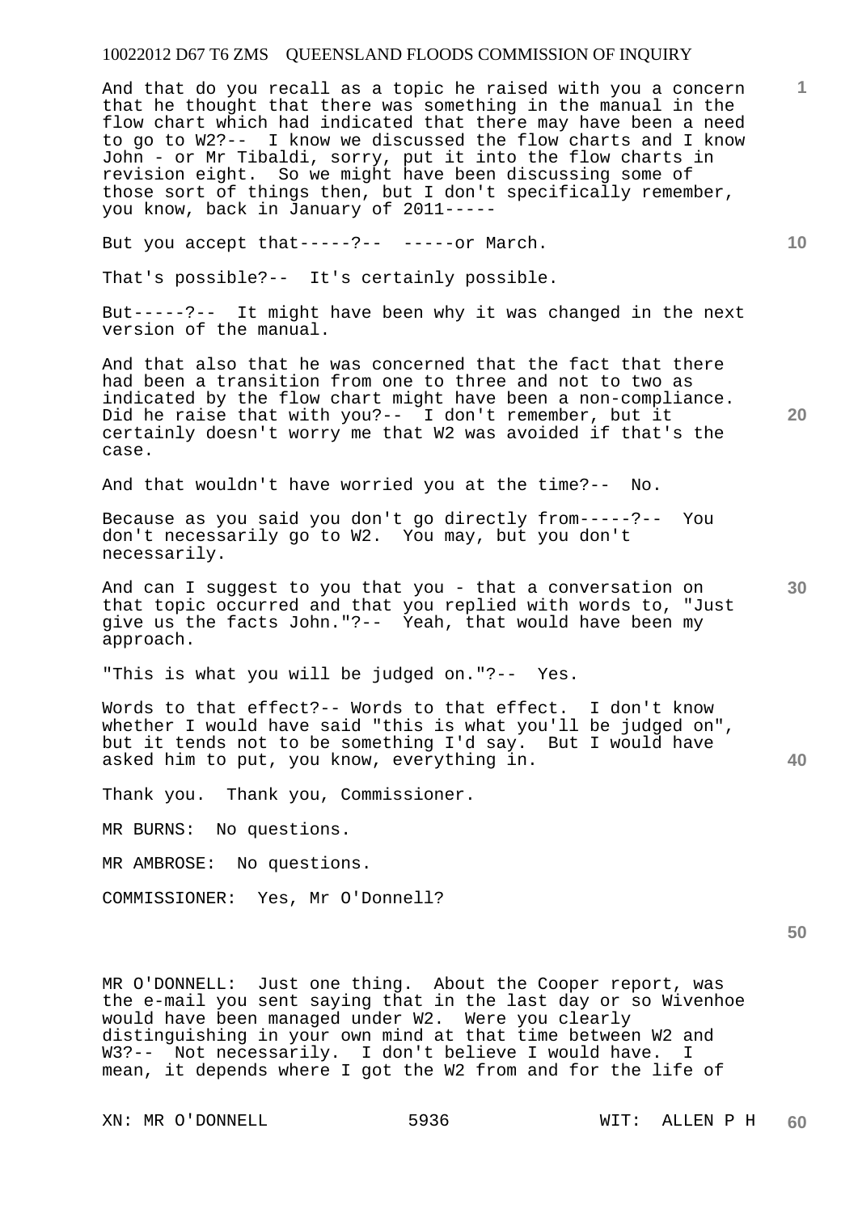And that do you recall as a topic he raised with you a concern that he thought that there was something in the manual in the flow chart which had indicated that there may have been a need to go to W2?-- I know we discussed the flow charts and I know John - or Mr Tibaldi, sorry, put it into the flow charts in revision eight. So we might have been discussing some of those sort of things then, but I don't specifically remember, you know, back in January of 2011-----

But you accept that-----?-- -----or March.

That's possible?-- It's certainly possible.

But-----?-- It might have been why it was changed in the next version of the manual.

And that also that he was concerned that the fact that there had been a transition from one to three and not to two as indicated by the flow chart might have been a non-compliance. Did he raise that with you?-- I don't remember, but it certainly doesn't worry me that W2 was avoided if that's the case.

And that wouldn't have worried you at the time?-- No.

Because as you said you don't go directly from-----?-- You don't necessarily go to W2. You may, but you don't necessarily.

And can I suggest to you that you - that a conversation on that topic occurred and that you replied with words to, "Just give us the facts John."?-- Yeah, that would have been my approach.

"This is what you will be judged on."?-- Yes.

Words to that effect?-- Words to that effect. I don't know whether I would have said "this is what you'll be judged on", but it tends not to be something I'd say. But I would have asked him to put, you know, everything in.

Thank you. Thank you, Commissioner.

MR BURNS: No questions.

MR AMBROSE: No questions.

COMMISSIONER: Yes, Mr O'Donnell?

MR O'DONNELL: Just one thing. About the Cooper report, was the e-mail you sent saying that in the last day or so Wivenhoe would have been managed under W2. Were you clearly distinguishing in your own mind at that time between W2 and W3?-- Not necessarily. I don't believe I would have. I mean, it depends where I got the W2 from and for the life of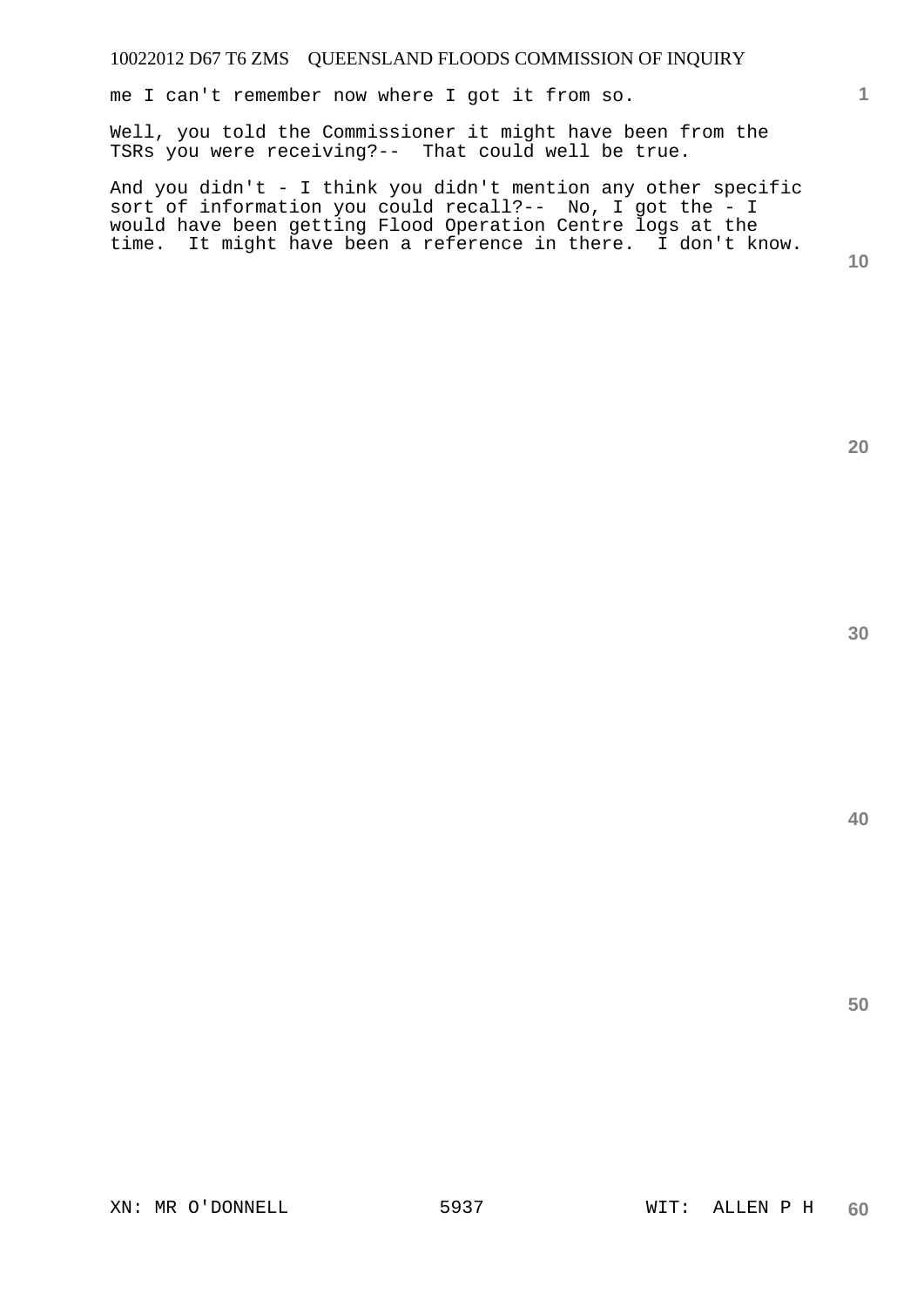me I can't remember now where I got it from so.

Well, you told the Commissioner it might have been from the TSRs you were receiving?-- That could well be true.

And you didn't - I think you didn't mention any other specific sort of information you could recall?-- No, I got the - I would have been getting Flood Operation Centre logs at the time. It might have been a reference in there. I don't know.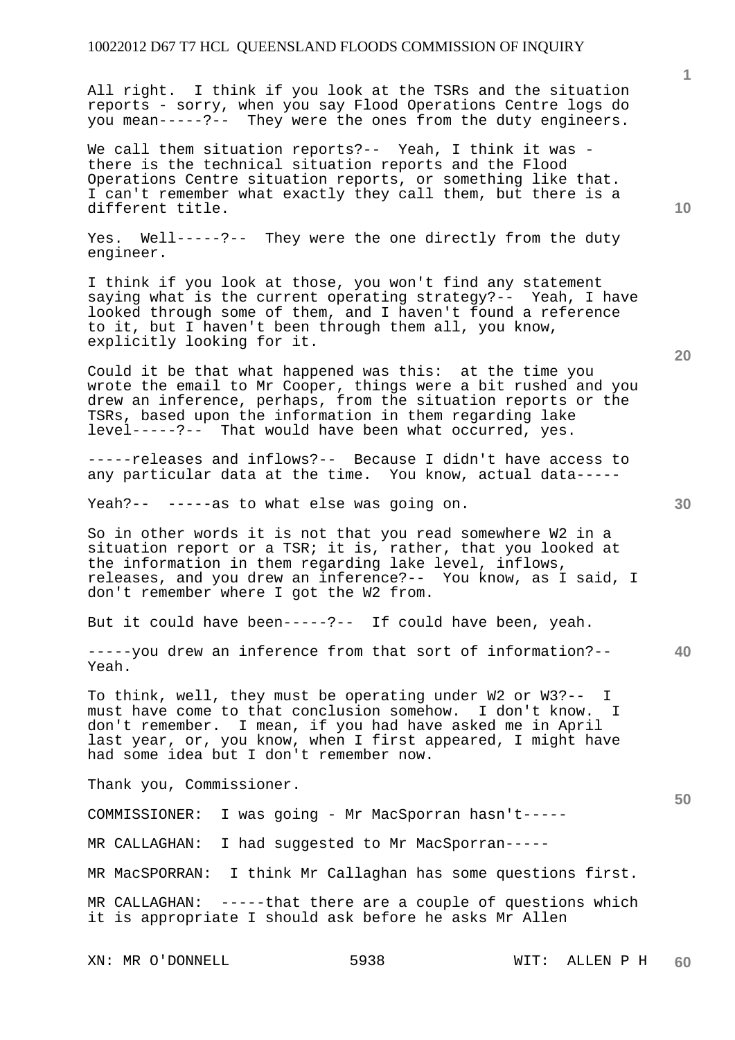All right. I think if you look at the TSRs and the situation reports - sorry, when you say Flood Operations Centre logs do you mean-----?-- They were the ones from the duty engineers.

We call them situation reports?-- Yeah, I think it was - there is the technical situation reports and the Flood Operations Centre situation reports, or something like that. I can't remember what exactly they call them, but there is a different title.

Yes. Well-----?-- They were the one directly from the duty engineer.

I think if you look at those, you won't find any statement saying what is the current operating strategy?-- Yeah, I have looked through some of them, and I haven't found a reference to it, but I haven't been through them all, you know, explicitly looking for it.

Could it be that what happened was this: at the time you wrote the email to Mr Cooper, things were a bit rushed and you drew an inference, perhaps, from the situation reports or the TSRs, based upon the information in them regarding lake level-----?-- That would have been what occurred, yes.

-----releases and inflows?-- Because I didn't have access to any particular data at the time. You know, actual data-----

Yeah?-- -----as to what else was going on.

So in other words it is not that you read somewhere W2 in a situation report or a TSR; it is, rather, that you looked at the information in them regarding lake level, inflows, releases, and you drew an inference?-- You know, as I said, I don't remember where I got the W2 from.

But it could have been-----?-- If could have been, yeah.

-----you drew an inference from that sort of information?-- Yeah.

To think, well, they must be operating under W2 or W3?-- I must have come to that conclusion somehow. I don't know. I don't remember. I mean, if you had have asked me in April last year, or, you know, when I first appeared, I might have had some idea but I don't remember now.

Thank you, Commissioner.

COMMISSIONER: I was going - Mr MacSporran hasn't-----

MR CALLAGHAN: I had suggested to Mr MacSporran-----

MR MacSPORRAN: I think Mr Callaghan has some questions first.

MR CALLAGHAN: -----that there are a couple of questions which it is appropriate I should ask before he asks Mr Allen

XN: MR O'DONNELL WIT: ALLEN P H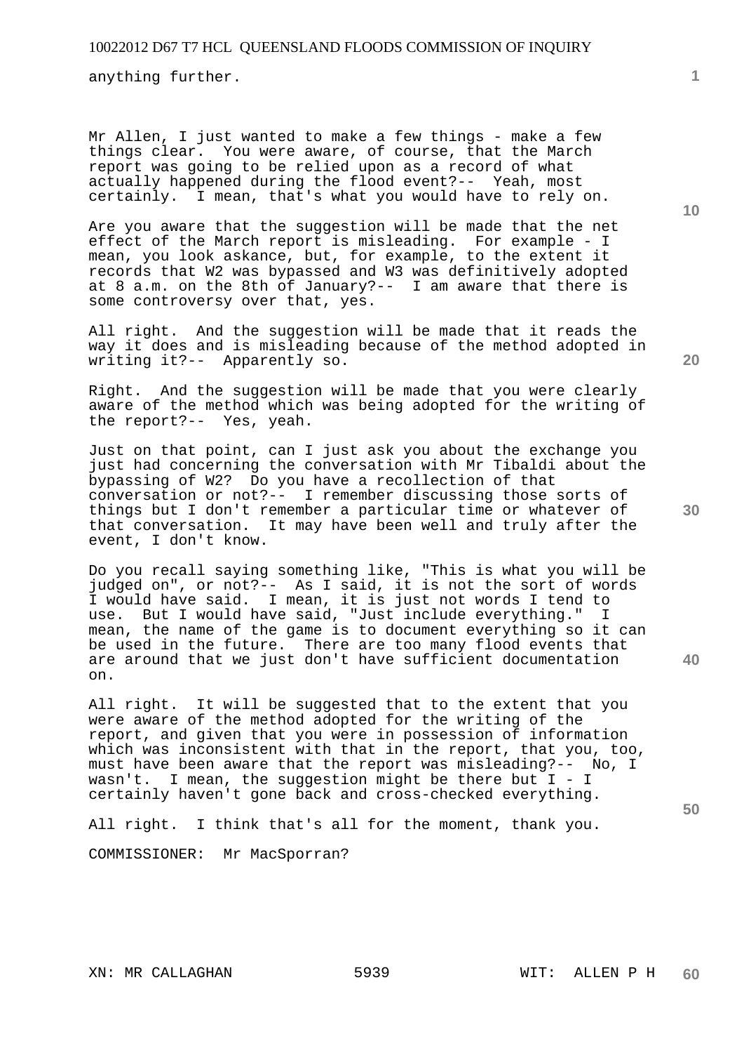anything further.

Mr Allen, I just wanted to make a few things - make a few things clear. You were aware, of course, that the March report was going to be relied upon as a record of what actually happened during the flood event?-- Yeah, most certainly. I mean, that's what you would have to rely on.

Are you aware that the suggestion will be made that the net effect of the March report is misleading. For example - I mean, you look askance, but, for example, to the extent it records that W2 was bypassed and W3 was definitively adopted at 8 a.m. on the 8th of January?-- I am aware that there is some controversy over that, yes.

All right. And the suggestion will be made that it reads the way it does and is misleading because of the method adopted in writing it?-- Apparently so.

Right. And the suggestion will be made that you were clearly aware of the method which was being adopted for the writing of the report?-- Yes, yeah.

Just on that point, can I just ask you about the exchange you just had concerning the conversation with Mr Tibaldi about the bypassing of W2? Do you have a recollection of that conversation or not?-- I remember discussing those sorts of things but I don't remember a particular time or whatever of that conversation. It may have been well and truly after the event, I don't know.

Do you recall saying something like, "This is what you will be judged on", or not?-- As I said, it is not the sort of words I would have said. I mean, it is just not words I tend to use. But I would have said, "Just include everything." I mean, the name of the game is to document everything so it can be used in the future. There are too many flood events that are around that we just don't have sufficient documentation on.

All right. It will be suggested that to the extent that you were aware of the method adopted for the writing of the report, and given that you were in possession of information which was inconsistent with that in the report, that you, too, must have been aware that the report was misleading?-- No, I wasn't. I mean, the suggestion might be there but I - I certainly haven't gone back and cross-checked everything.

All right. I think that's all for the moment, thank you.

COMMISSIONER: Mr MacSporran?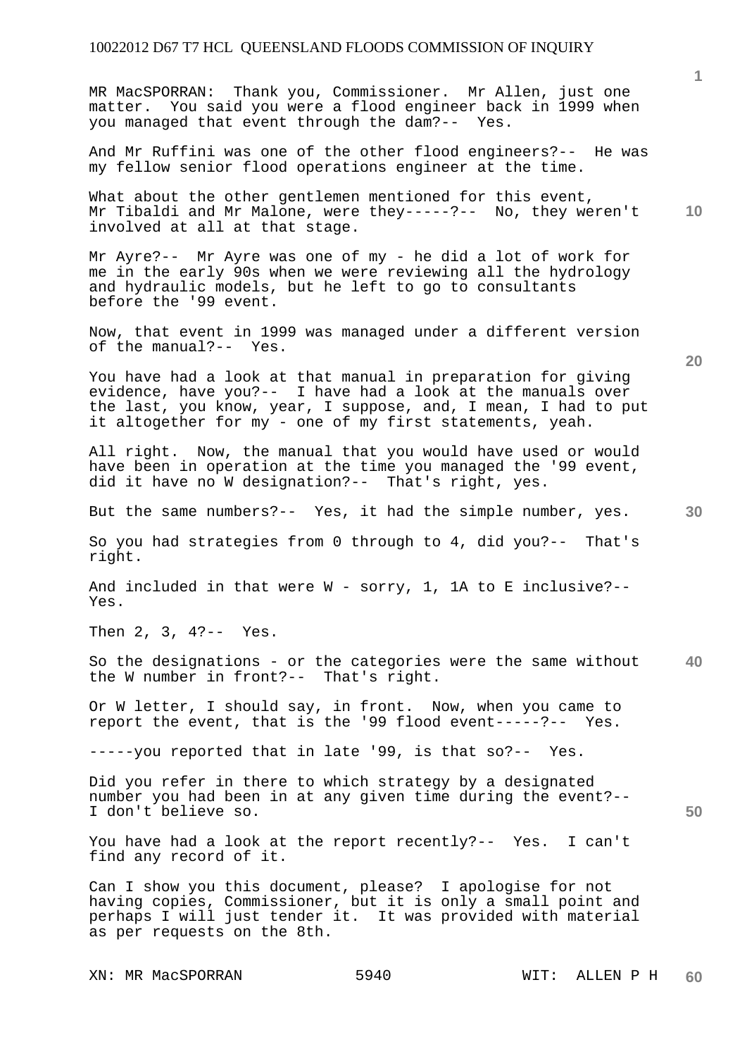MR MacSPORRAN: Thank you, Commissioner. Mr Allen, just one matter. You said you were a flood engineer back in 1999 when you managed that event through the dam?-- Yes.

And Mr Ruffini was one of the other flood engineers?-- He was my fellow senior flood operations engineer at the time.

What about the other gentlemen mentioned for this event, Mr Tibaldi and Mr Malone, were they-----?-- No, they weren't involved at all at that stage.

Mr Ayre?-- Mr Ayre was one of my - he did a lot of work for me in the early 90s when we were reviewing all the hydrology and hydraulic models, but he left to go to consultants before the '99 event.

Now, that event in 1999 was managed under a different version of the manual?-- Yes.

You have had a look at that manual in preparation for giving evidence, have you?-- I have had a look at the manuals over the last, you know, year, I suppose, and, I mean, I had to put it altogether for my - one of my first statements, yeah.

All right. Now, the manual that you would have used or would have been in operation at the time you managed the '99 event, did it have no W designation?-- That's right, yes.

But the same numbers?-- Yes, it had the simple number, yes.

So you had strategies from 0 through to 4, did you?-- That's right.

And included in that were W - sorry, 1, 1A to E inclusive?-- Yes.

Then 2, 3, 4?-- Yes.

So the designations - or the categories were the same without the W number in front?-- That's right.

Or W letter, I should say, in front. Now, when you came to report the event, that is the '99 flood event-----?-- Yes.

-----you reported that in late '99, is that so?-- Yes.

Did you refer in there to which strategy by a designated number you had been in at any given time during the event?-- I don't believe so.

You have had a look at the report recently?-- Yes. I can't find any record of it.

Can I show you this document, please? I apologise for not having copies, Commissioner, but it is only a small point and perhaps I will just tender it. It was provided with material as per requests on the 8th.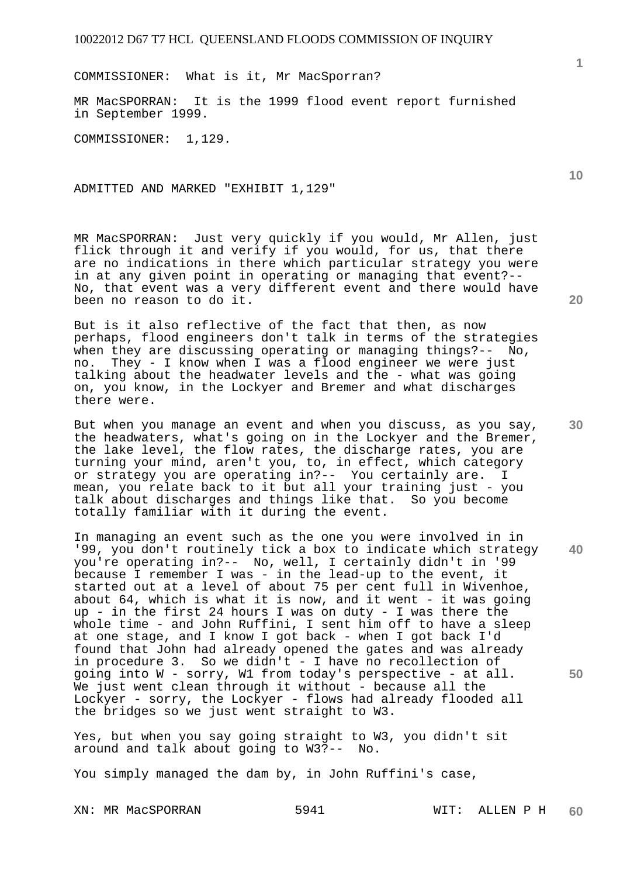COMMISSIONER: What is it, Mr MacSporran?

MR MacSPORRAN: It is the 1999 flood event report furnished in September 1999.

COMMISSIONER: 1,129.

ADMITTED AND MARKED "EXHIBIT 1,129"

MR MacSPORRAN: Just very quickly if you would, Mr Allen, just flick through it and verify if you would, for us, that there are no indications in there which particular strategy you were in at any given point in operating or managing that event?-- No, that event was a very different event and there would have been no reason to do it.

But is it also reflective of the fact that then, as now perhaps, flood engineers don't talk in terms of the strategies when they are discussing operating or managing things?-- No, no. They - I know when I was a flood engineer we were just talking about the headwater levels and the - what was going on, you know, in the Lockyer and Bremer and what discharges there were.

But when you manage an event and when you discuss, as you say, the headwaters, what's going on in the Lockyer and the Bremer, the lake level, the flow rates, the discharge rates, you are turning your mind, aren't you, to, in effect, which category or strategy you are operating in?-- You certainly are. I mean, you relate back to it but all your training just - you talk about discharges and things like that. So you become totally familiar with it during the event.

In managing an event such as the one you were involved in in '99, you don't routinely tick a box to indicate which strategy you're operating in?-- No, well, I certainly didn't in '99 because I remember I was - in the lead-up to the event, it started out at a level of about 75 per cent full in Wivenhoe, about 64, which is what it is now, and it went - it was going up - in the first 24 hours I was on duty - I was there the whole time - and John Ruffini, I sent him off to have a sleep at one stage, and I know I got back - when I got back I'd found that John had already opened the gates and was already in procedure 3. So we didn't - I have no recollection of going into W - sorry, W1 from today's perspective - at all. We just went clean through it without - because all the Lockyer - sorry, the Lockyer - flows had already flooded all the bridges so we just went straight to W3.

Yes, but when you say going straight to W3, you didn't sit around and talk about going to W3?-- No.

You simply managed the dam by, in John Ruffini's case,

XN: MR MacSPORRAN WIT: ALLEN P H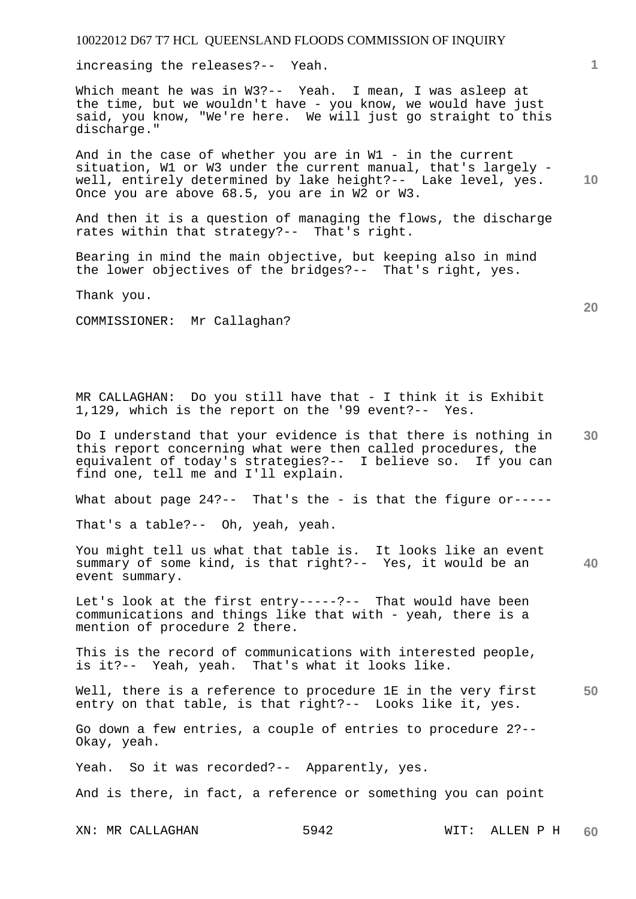increasing the releases?-- Yeah.

Which meant he was in W3?-- Yeah. I mean, I was asleep at the time, but we wouldn't have - you know, we would have just said, you know, "We're here. We will just go straight to this discharge."

And in the case of whether you are in W1 - in the current situation, W1 or W3 under the current manual, that's largely - well, entirely determined by lake height?-- Lake level, yes. Once you are above 68.5, you are in W2 or W3.

And then it is a question of managing the flows, the discharge rates within that strategy?-- That's right.

Bearing in mind the main objective, but keeping also in mind the lower objectives of the bridges?-- That's right, yes.

Thank you.

COMMISSIONER: Mr Callaghan?

MR CALLAGHAN: Do you still have that - I think it is Exhibit 1,129, which is the report on the '99 event?-- Yes.

Do I understand that your evidence is that there is nothing in this report concerning what were then called procedures, the equivalent of today's strategies?-- I believe so. If you can find one, tell me and I'll explain.

What about page 24?-- That's the - is that the figure or-----

That's a table?-- Oh, yeah, yeah.

You might tell us what that table is. It looks like an event summary of some kind, is that right?-- Yes, it would be an event summary.

Let's look at the first entry-----?-- That would have been communications and things like that with - yeah, there is a mention of procedure 2 there.

This is the record of communications with interested people, is it?-- Yeah, yeah. That's what it looks like.

Well, there is a reference to procedure 1E in the very first entry on that table, is that right?-- Looks like it, yes.

Go down a few entries, a couple of entries to procedure 2?-- Okay, yeah.

Yeah. So it was recorded?-- Apparently, yes.

And is there, in fact, a reference or something you can point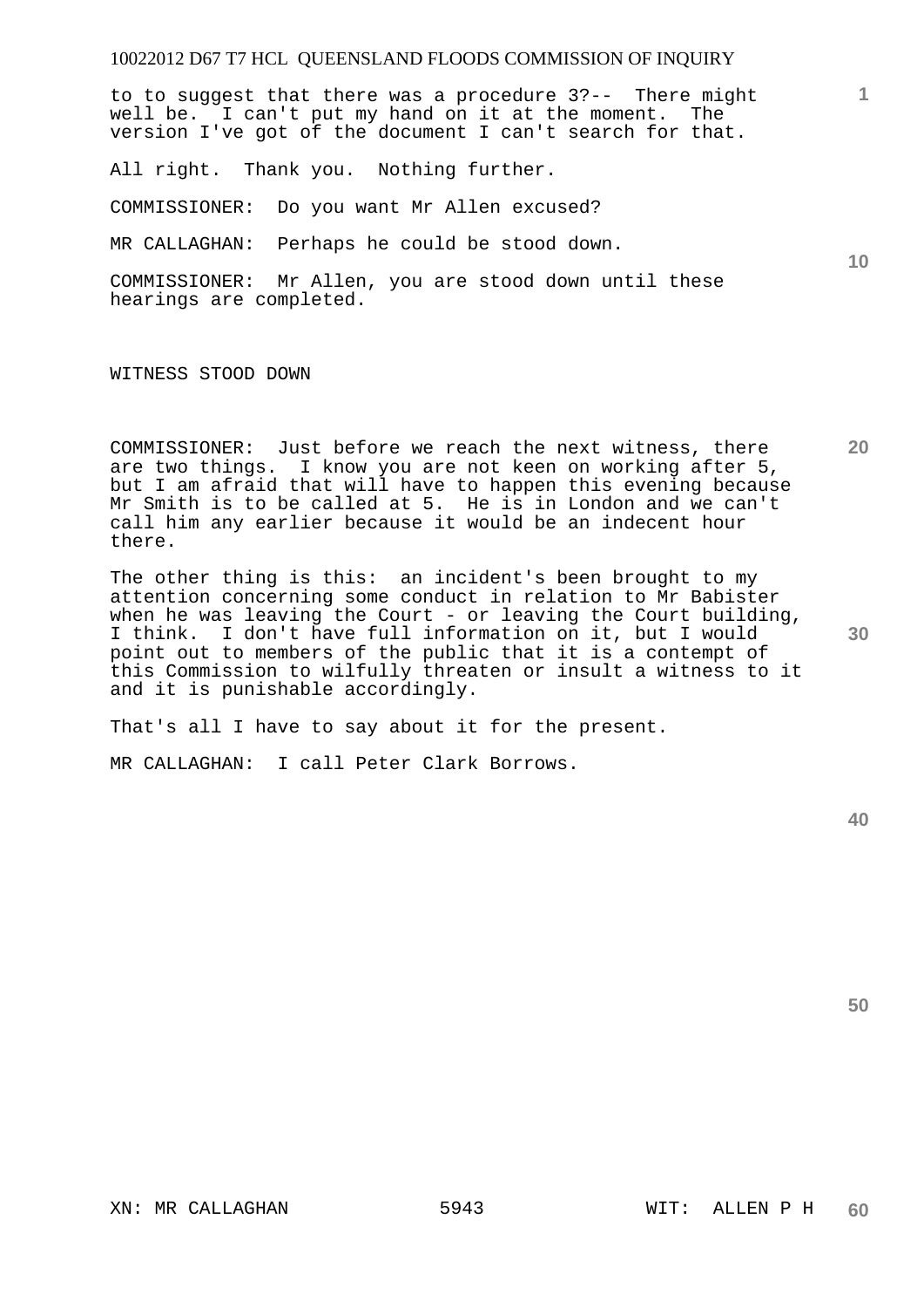to to suggest that there was a procedure 3?-- There might well be. I can't put my hand on it at the moment. The version I've got of the document I can't search for that.

All right. Thank you. Nothing further.

COMMISSIONER: Do you want Mr Allen excused?

MR CALLAGHAN: Perhaps he could be stood down.

COMMISSIONER: Mr Allen, you are stood down until these hearings are completed.

WITNESS STOOD DOWN

COMMISSIONER: Just before we reach the next witness, there are two things. I know you are not keen on working after 5, but I am afraid that will have to happen this evening because Mr Smith is to be called at 5. He is in London and we can't call him any earlier because it would be an indecent hour there.

The other thing is this: an incident's been brought to my attention concerning some conduct in relation to Mr Babister when he was leaving the Court - or leaving the Court building, I think. I don't have full information on it, but I would point out to members of the public that it is a contempt of this Commission to wilfully threaten or insult a witness to it and it is punishable accordingly.

That's all I have to say about it for the present.

MR CALLAGHAN: I call Peter Clark Borrows.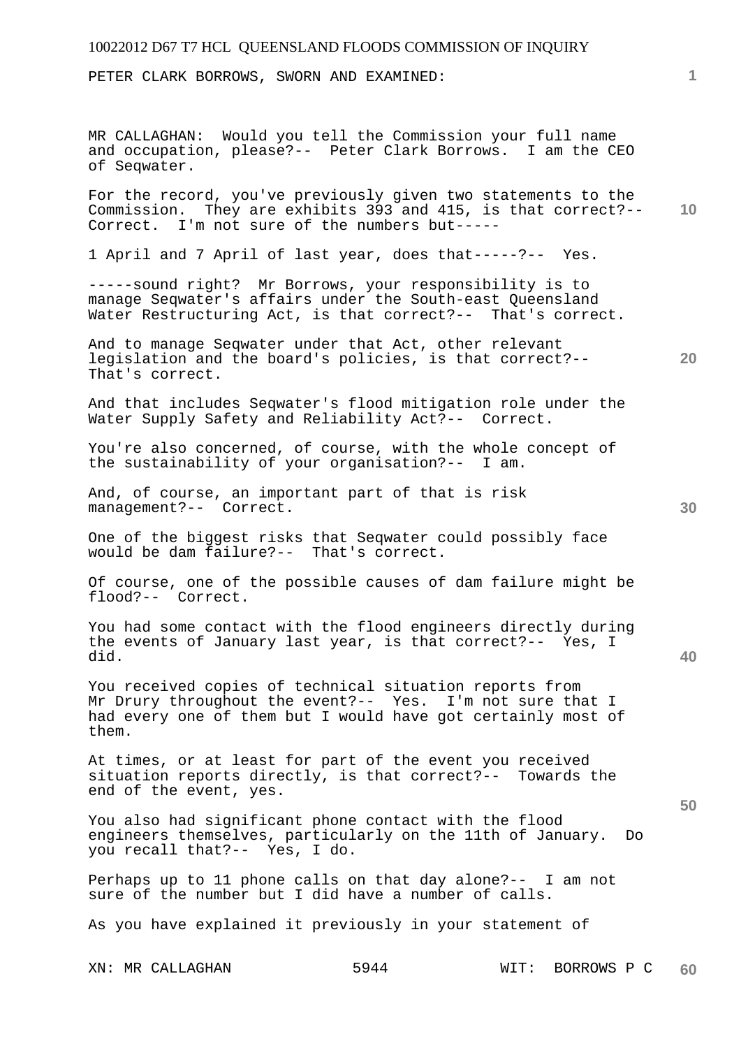PETER CLARK BORROWS, SWORN AND EXAMINED:

MR CALLAGHAN: Would you tell the Commission your full name and occupation, please?-- Peter Clark Borrows. I am the CEO of Seqwater.

For the record, you've previously given two statements to the Commission. They are exhibits 393 and 415, is that correct?-- Correct. I'm not sure of the numbers but-----

1 April and 7 April of last year, does that-----?-- Yes.

-----sound right? Mr Borrows, your responsibility is to manage Seqwater's affairs under the South-east Queensland Water Restructuring Act, is that correct?-- That's correct.

And to manage Seqwater under that Act, other relevant legislation and the board's policies, is that correct?-- That's correct.

And that includes Seqwater's flood mitigation role under the Water Supply Safety and Reliability Act?-- Correct.

You're also concerned, of course, with the whole concept of the sustainability of your organisation?-- I am.

And, of course, an important part of that is risk management?-- Correct.

One of the biggest risks that Seqwater could possibly face would be dam failure?-- That's correct.

Of course, one of the possible causes of dam failure might be flood?-- Correct.

You had some contact with the flood engineers directly during the events of January last year, is that correct?-- Yes, I did.

You received copies of technical situation reports from Mr Drury throughout the event?-- Yes. I'm not sure that I had every one of them but I would have got certainly most of them.

At times, or at least for part of the event you received situation reports directly, is that correct?-- Towards the end of the event, yes.

You also had significant phone contact with the flood engineers themselves, particularly on the 11th of January. Do you recall that?-- Yes, I do.

Perhaps up to 11 phone calls on that day alone?-- I am not sure of the number but I did have a number of calls.

As you have explained it previously in your statement of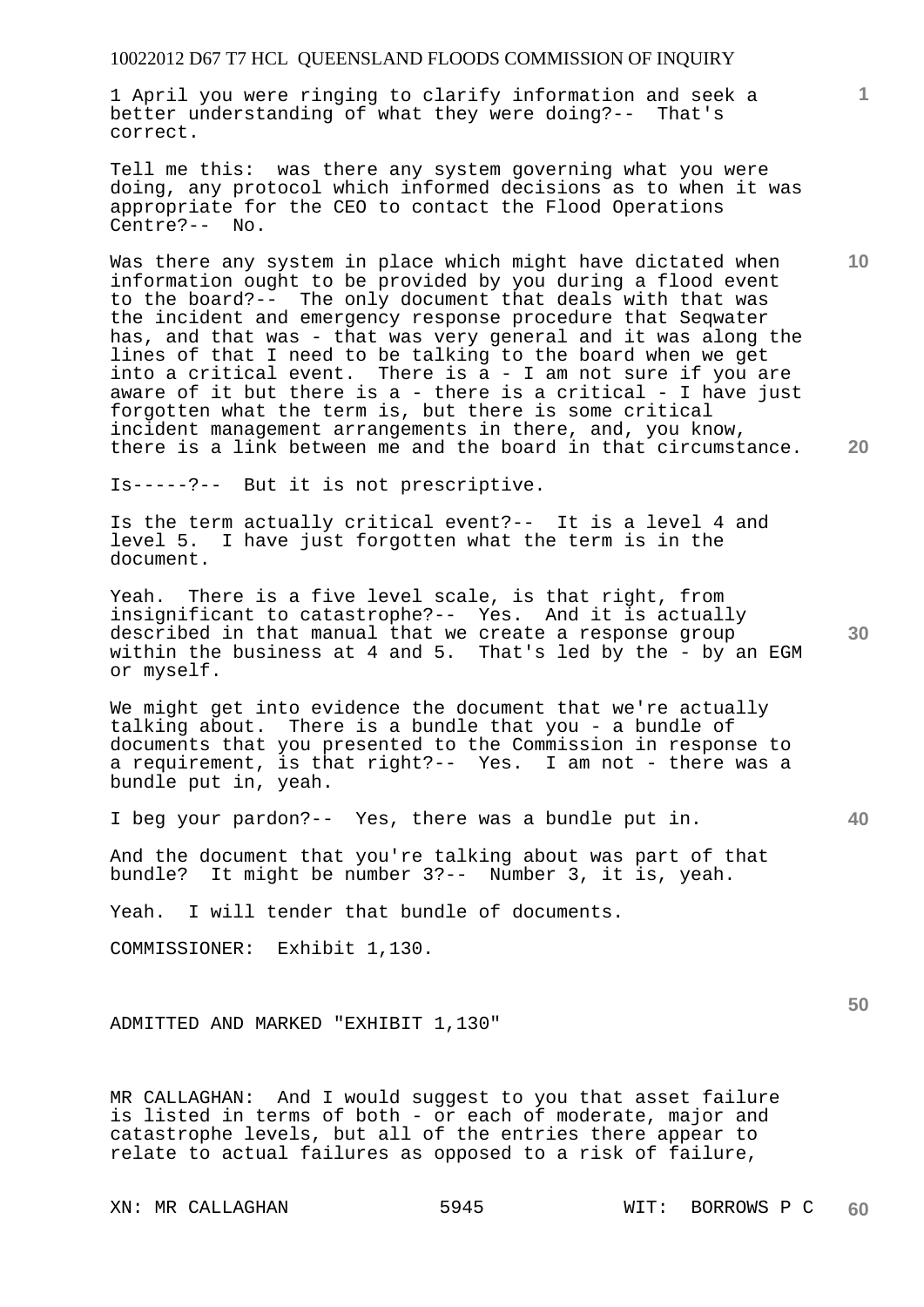1 April you were ringing to clarify information and seek a better understanding of what they were doing?-- That's correct.

Tell me this: was there any system governing what you were doing, any protocol which informed decisions as to when it was appropriate for the CEO to contact the Flood Operations Centre?-- No.

Was there any system in place which might have dictated when information ought to be provided by you during a flood event to the board?-- The only document that deals with that was the incident and emergency response procedure that Seqwater has, and that was - that was very general and it was along the lines of that I need to be talking to the board when we get into a critical event. There is a - I am not sure if you are aware of it but there is a - there is a critical - I have just forgotten what the term is, but there is some critical incident management arrangements in there, and, you know, there is a link between me and the board in that circumstance.

Is-----?-- But it is not prescriptive.

Is the term actually critical event?-- It is a level 4 and level 5. I have just forgotten what the term is in the document.

Yeah. There is a five level scale, is that right, from insignificant to catastrophe?-- Yes. And it is actually described in that manual that we create a response group within the business at 4 and 5. That's led by the - by an EGM or myself.

We might get into evidence the document that we're actually talking about. There is a bundle that you - a bundle of documents that you presented to the Commission in response to a requirement, is that right?-- Yes. I am not - there was a bundle put in, yeah.

I beg your pardon?-- Yes, there was a bundle put in.

And the document that you're talking about was part of that bundle? It might be number 3?-- Number 3, it is, yeah.

Yeah. I will tender that bundle of documents.

COMMISSIONER: Exhibit 1,130.

ADMITTED AND MARKED "EXHIBIT 1,130"

MR CALLAGHAN: And I would suggest to you that asset failure is listed in terms of both - or each of moderate, major and catastrophe levels, but all of the entries there appear to relate to actual failures as opposed to a risk of failure,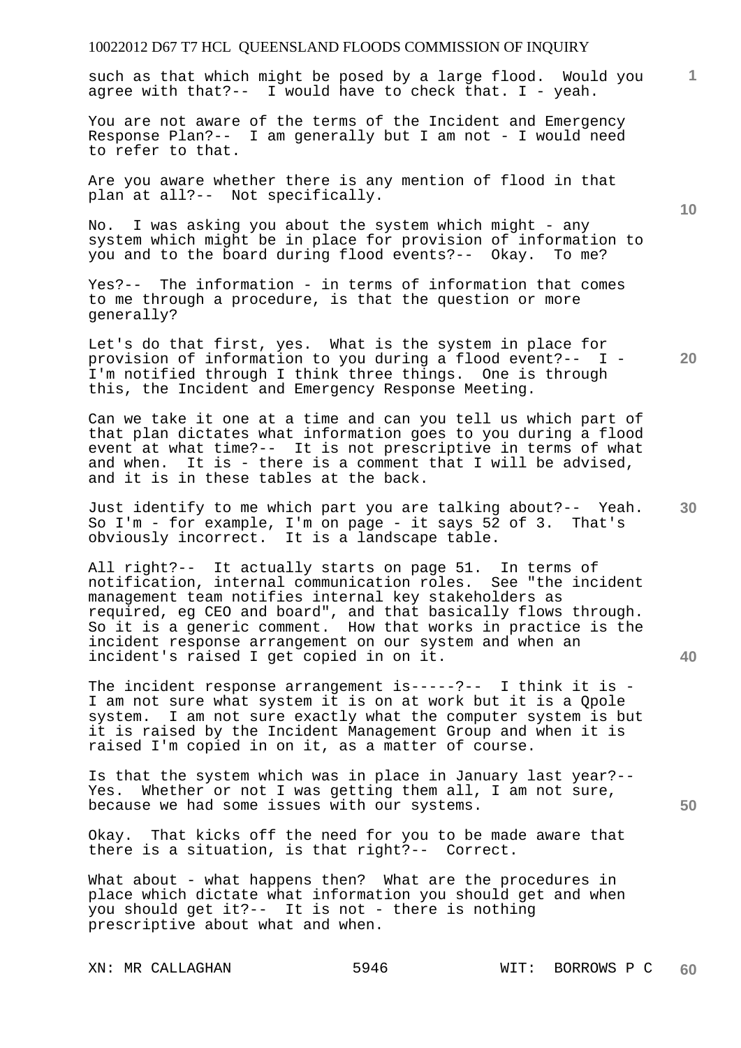such as that which might be posed by a large flood. Would you agree with that?-- I would have to check that. I - yeah.

You are not aware of the terms of the Incident and Emergency Response Plan?-- I am generally but I am not - I would need to refer to that.

Are you aware whether there is any mention of flood in that plan at all?-- Not specifically.

No. I was asking you about the system which might - any system which might be in place for provision of information to you and to the board during flood events?-- Okay. To me?

Yes?-- The information - in terms of information that comes to me through a procedure, is that the question or more generally?

Let's do that first, yes. What is the system in place for provision of information to you during a flood event?-- I - I'm notified through I think three things. One is through this, the Incident and Emergency Response Meeting.

Can we take it one at a time and can you tell us which part of that plan dictates what information goes to you during a flood event at what time?-- It is not prescriptive in terms of what and when. It is - there is a comment that I will be advised, and it is in these tables at the back.

Just identify to me which part you are talking about?-- Yeah. So I'm - for example, I'm on page - it says 52 of 3. That's obviously incorrect. It is a landscape table.

All right?-- It actually starts on page 51. In terms of notification, internal communication roles. See "the incident management team notifies internal key stakeholders as required, eg CEO and board", and that basically flows through. So it is a generic comment. How that works in practice is the incident response arrangement on our system and when an incident's raised I get copied in on it.

The incident response arrangement is-----?-- I think it is - I am not sure what system it is on at work but it is a Qpole system. I am not sure exactly what the computer system is but it is raised by the Incident Management Group and when it is raised I'm copied in on it, as a matter of course.

Is that the system which was in place in January last year?-- Yes. Whether or not I was getting them all, I am not sure, because we had some issues with our systems.

Okay. That kicks off the need for you to be made aware that there is a situation, is that right?-- Correct.

What about - what happens then? What are the procedures in place which dictate what information you should get and when you should get it?-- It is not - there is nothing prescriptive about what and when.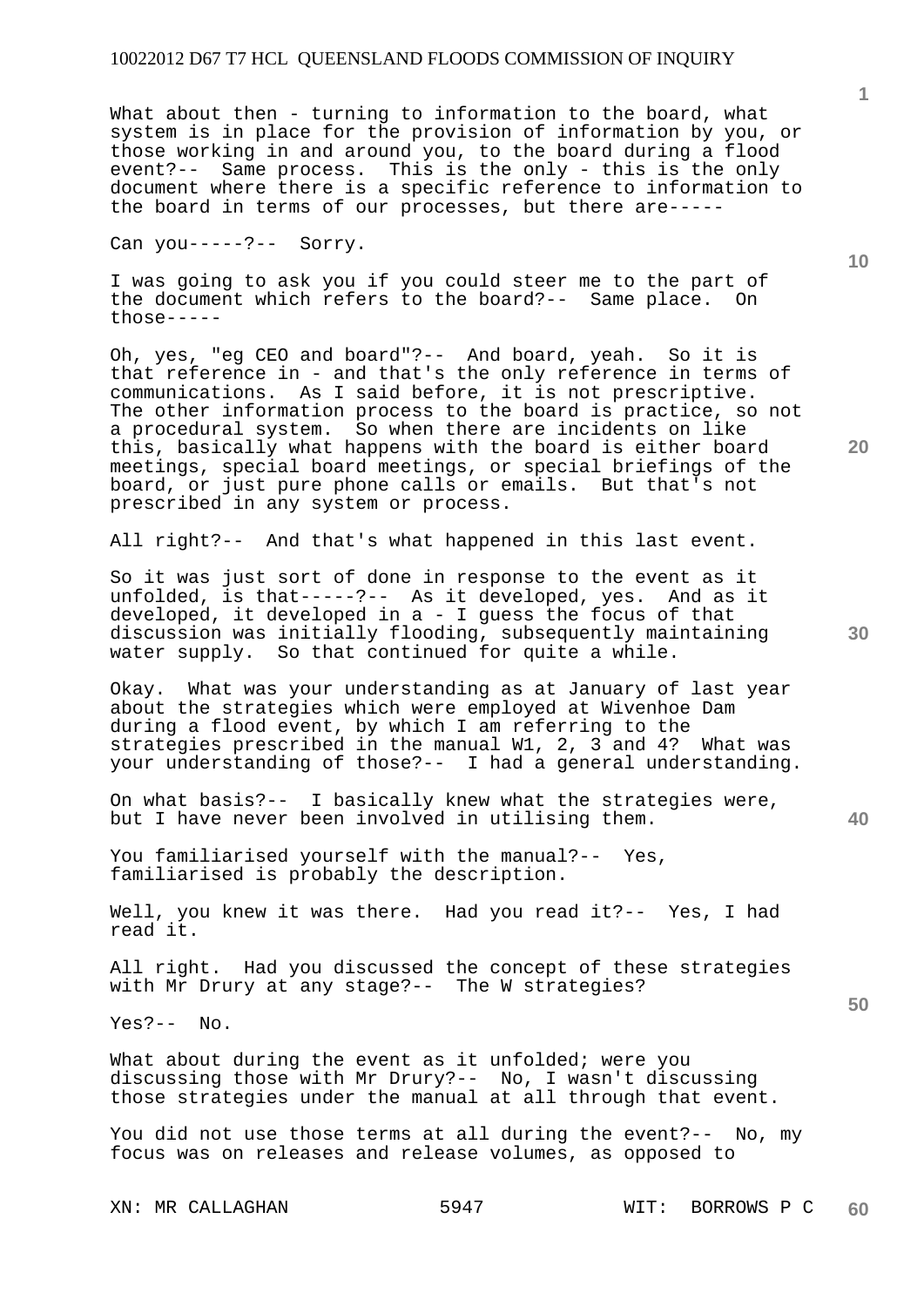What about then - turning to information to the board, what system is in place for the provision of information by you, or those working in and around you, to the board during a flood event?-- Same process. This is the only - this is the only document where there is a specific reference to information to the board in terms of our processes, but there are-----

Can you-----?-- Sorry.

I was going to ask you if you could steer me to the part of the document which refers to the board?-- Same place. On those-----

Oh, yes, "eg CEO and board"?-- And board, yeah. So it is that reference in - and that's the only reference in terms of communications. As I said before, it is not prescriptive. The other information process to the board is practice, so not a procedural system. So when there are incidents on like this, basically what happens with the board is either board meetings, special board meetings, or special briefings of the board, or just pure phone calls or emails. But that's not prescribed in any system or process.

All right?-- And that's what happened in this last event.

So it was just sort of done in response to the event as it unfolded, is that-----?-- As it developed, yes. And as it developed, it developed in a - I guess the focus of that discussion was initially flooding, subsequently maintaining water supply. So that continued for quite a while.

Okay. What was your understanding as at January of last year about the strategies which were employed at Wivenhoe Dam during a flood event, by which I am referring to the strategies prescribed in the manual W1, 2, 3 and 4? What was your understanding of those?-- I had a general understanding.

On what basis?-- I basically knew what the strategies were, but I have never been involved in utilising them.

You familiarised yourself with the manual?-- Yes, familiarised is probably the description.

Well, you knew it was there. Had you read it?-- Yes, I had read it.

All right. Had you discussed the concept of these strategies with Mr Drury at any stage?-- The W strategies?

Yes?-- No.

What about during the event as it unfolded; were you discussing those with Mr Drury?-- No, I wasn't discussing those strategies under the manual at all through that event.

You did not use those terms at all during the event?-- No, my focus was on releases and release volumes, as opposed to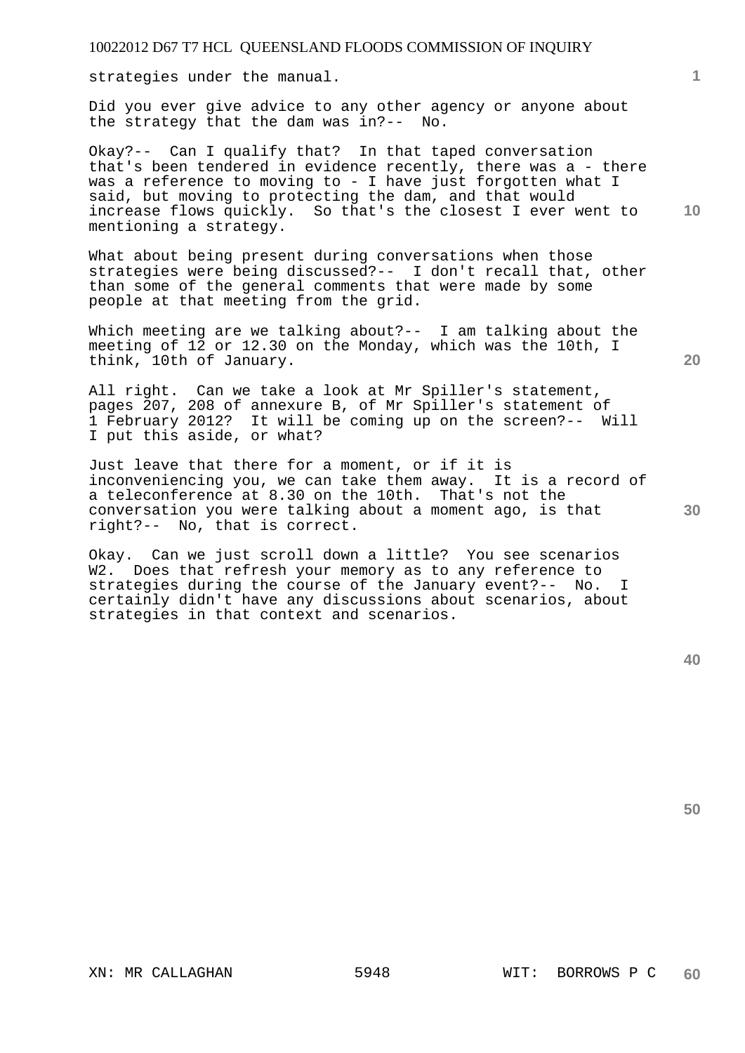strategies under the manual.

Did you ever give advice to any other agency or anyone about the strategy that the dam was in?-- No.

Okay?-- Can I qualify that? In that taped conversation that's been tendered in evidence recently, there was a - there was a reference to moving to - I have just forgotten what I said, but moving to protecting the dam, and that would increase flows quickly. So that's the closest I ever went to mentioning a strategy.

What about being present during conversations when those strategies were being discussed?-- I don't recall that, other than some of the general comments that were made by some people at that meeting from the grid.

Which meeting are we talking about?-- I am talking about the meeting of 12 or 12.30 on the Monday, which was the 10th, I think, 10th of January.

All right. Can we take a look at Mr Spiller's statement, pages 207, 208 of annexure B, of Mr Spiller's statement of 1 February 2012? It will be coming up on the screen?-- Will I put this aside, or what?

Just leave that there for a moment, or if it is inconveniencing you, we can take them away. It is a record of a teleconference at 8.30 on the 10th. That's not the conversation you were talking about a moment ago, is that right?-- No, that is correct.

Okay. Can we just scroll down a little? You see scenarios W2. Does that refresh your memory as to any reference to strategies during the course of the January event?-- No. I certainly didn't have any discussions about scenarios, about strategies in that context and scenarios.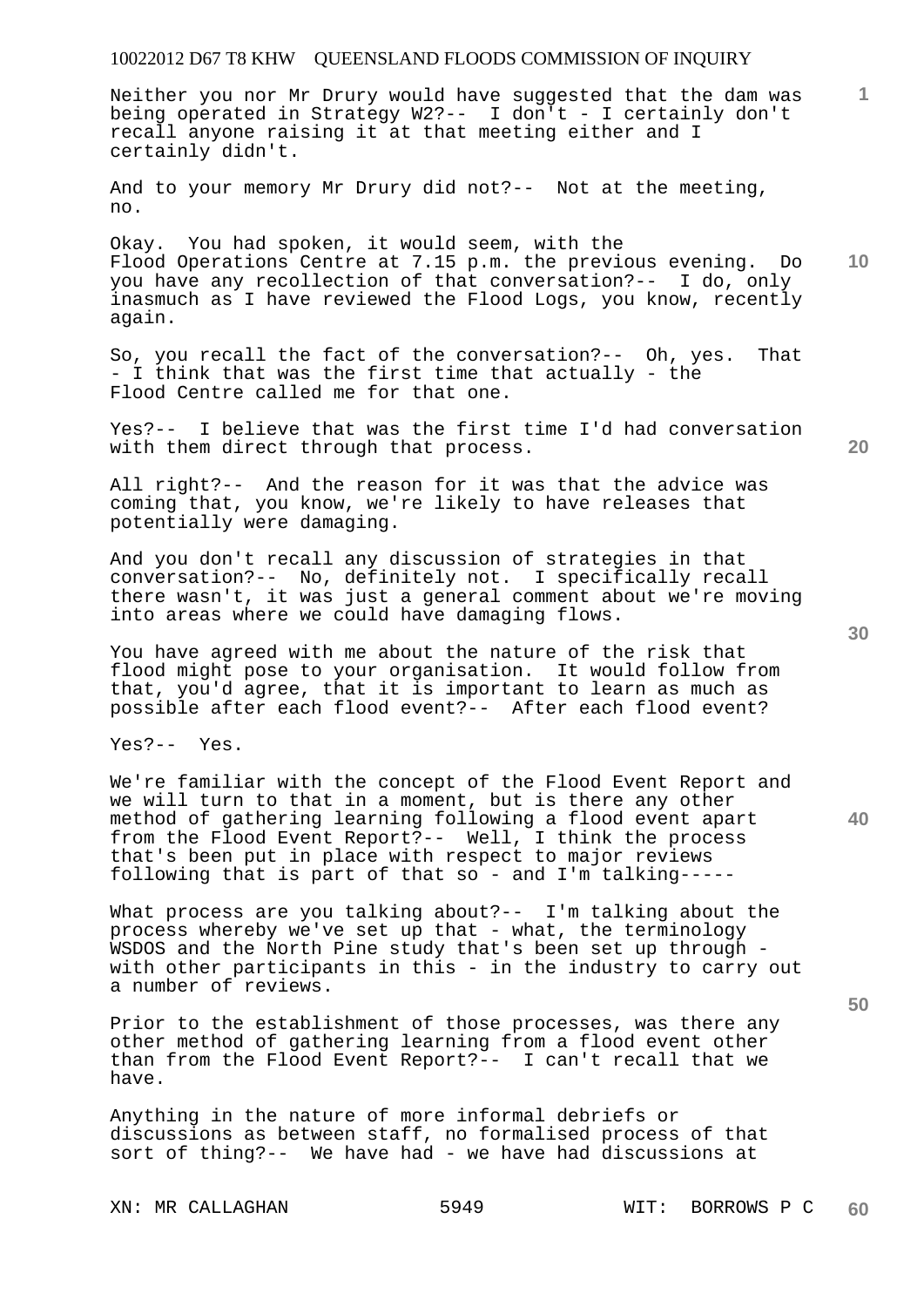Neither you nor Mr Drury would have suggested that the dam was being operated in Strategy W2?-- I don't - I certainly don't recall anyone raising it at that meeting either and I certainly didn't.

And to your memory Mr Drury did not?-- Not at the meeting, no.

Okay. You had spoken, it would seem, with the Flood Operations Centre at 7.15 p.m. the previous evening. Do you have any recollection of that conversation?-- I do, only inasmuch as I have reviewed the Flood Logs, you know, recently again.

So, you recall the fact of the conversation?-- Oh, yes. That - I think that was the first time that actually - the Flood Centre called me for that one.

Yes?-- I believe that was the first time I'd had conversation with them direct through that process.

All right?-- And the reason for it was that the advice was coming that, you know, we're likely to have releases that potentially were damaging.

And you don't recall any discussion of strategies in that conversation?-- No, definitely not. I specifically recall there wasn't, it was just a general comment about we're moving into areas where we could have damaging flows.

You have agreed with me about the nature of the risk that flood might pose to your organisation. It would follow from that, you'd agree, that it is important to learn as much as possible after each flood event?-- After each flood event?

Yes?-- Yes.

We're familiar with the concept of the Flood Event Report and we will turn to that in a moment, but is there any other method of gathering learning following a flood event apart from the Flood Event Report?-- Well, I think the process that's been put in place with respect to major reviews following that is part of that so - and I'm talking-----

What process are you talking about?-- I'm talking about the process whereby we've set up that - what, the terminology WSDOS and the North Pine study that's been set up through - with other participants in this - in the industry to carry out a number of reviews.

Prior to the establishment of those processes, was there any other method of gathering learning from a flood event other than from the Flood Event Report?-- I can't recall that we have.

Anything in the nature of more informal debriefs or discussions as between staff, no formalised process of that sort of thing?-- We have had - we have had discussions at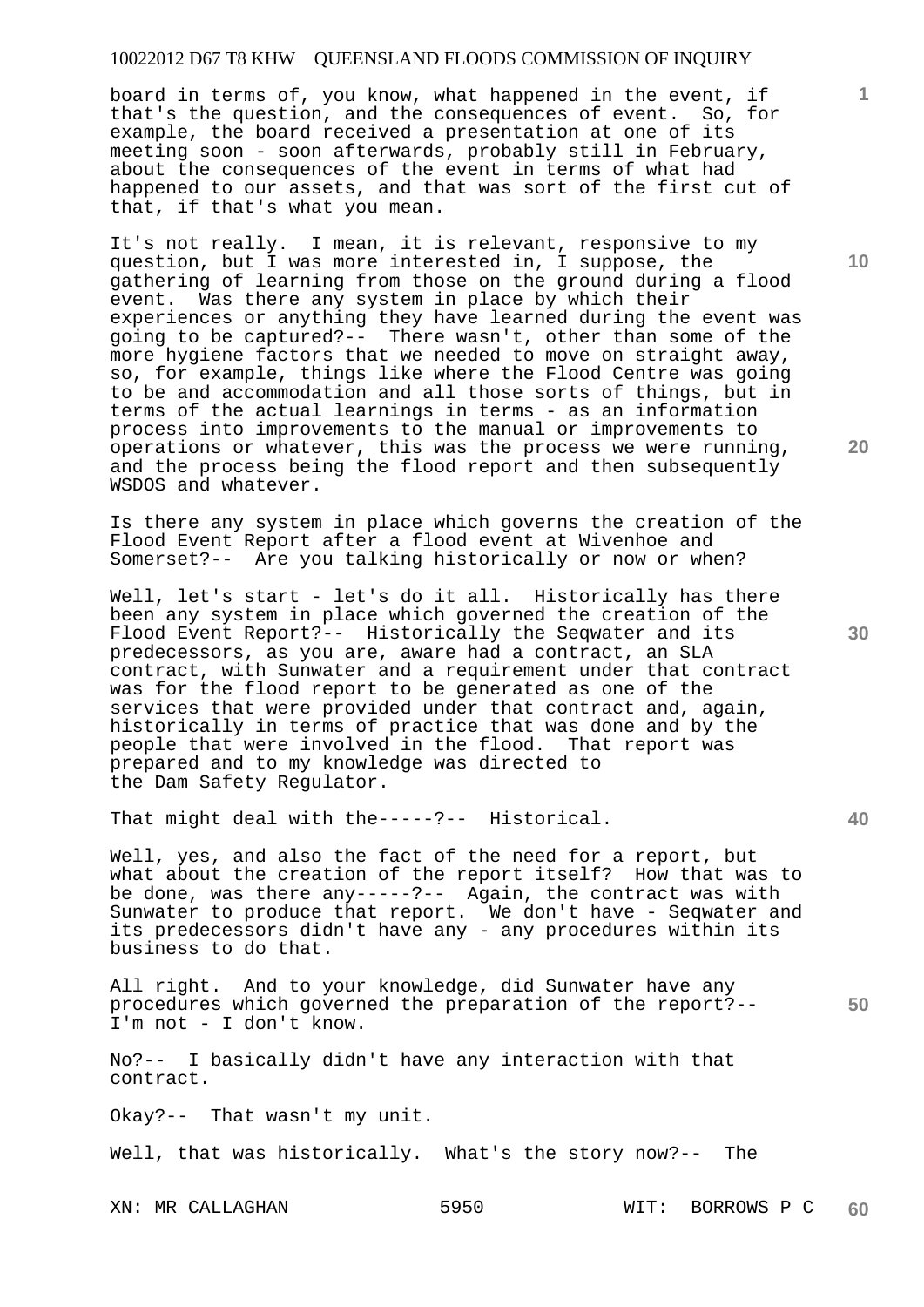board in terms of, you know, what happened in the event, if that's the question, and the consequences of event. So, for example, the board received a presentation at one of its meeting soon - soon afterwards, probably still in February, about the consequences of the event in terms of what had happened to our assets, and that was sort of the first cut of that, if that's what you mean.

It's not really. I mean, it is relevant, responsive to my question, but I was more interested in, I suppose, the gathering of learning from those on the ground during a flood event. Was there any system in place by which their experiences or anything they have learned during the event was going to be captured?-- There wasn't, other than some of the more hygiene factors that we needed to move on straight away, so, for example, things like where the Flood Centre was going to be and accommodation and all those sorts of things, but in terms of the actual learnings in terms - as an information process into improvements to the manual or improvements to operations or whatever, this was the process we were running, and the process being the flood report and then subsequently WSDOS and whatever.

Is there any system in place which governs the creation of the Flood Event Report after a flood event at Wivenhoe and Somerset?-- Are you talking historically or now or when?

Well, let's start - let's do it all. Historically has there been any system in place which governed the creation of the Flood Event Report?-- Historically the Seqwater and its predecessors, as you are, aware had a contract, an SLA contract, with Sunwater and a requirement under that contract was for the flood report to be generated as one of the services that were provided under that contract and, again, historically in terms of practice that was done and by the people that were involved in the flood. That report was prepared and to my knowledge was directed to the Dam Safety Regulator.

That might deal with the-----?-- Historical.

Well, yes, and also the fact of the need for a report, but what about the creation of the report itself? How that was to be done, was there any-----?-- Again, the contract was with Sunwater to produce that report. We don't have - Seqwater and its predecessors didn't have any - any procedures within its business to do that.

All right. And to your knowledge, did Sunwater have any procedures which governed the preparation of the report?-- I'm not - I don't know.

No?-- I basically didn't have any interaction with that contract.

Okay?-- That wasn't my unit.

Well, that was historically. What's the story now?-- The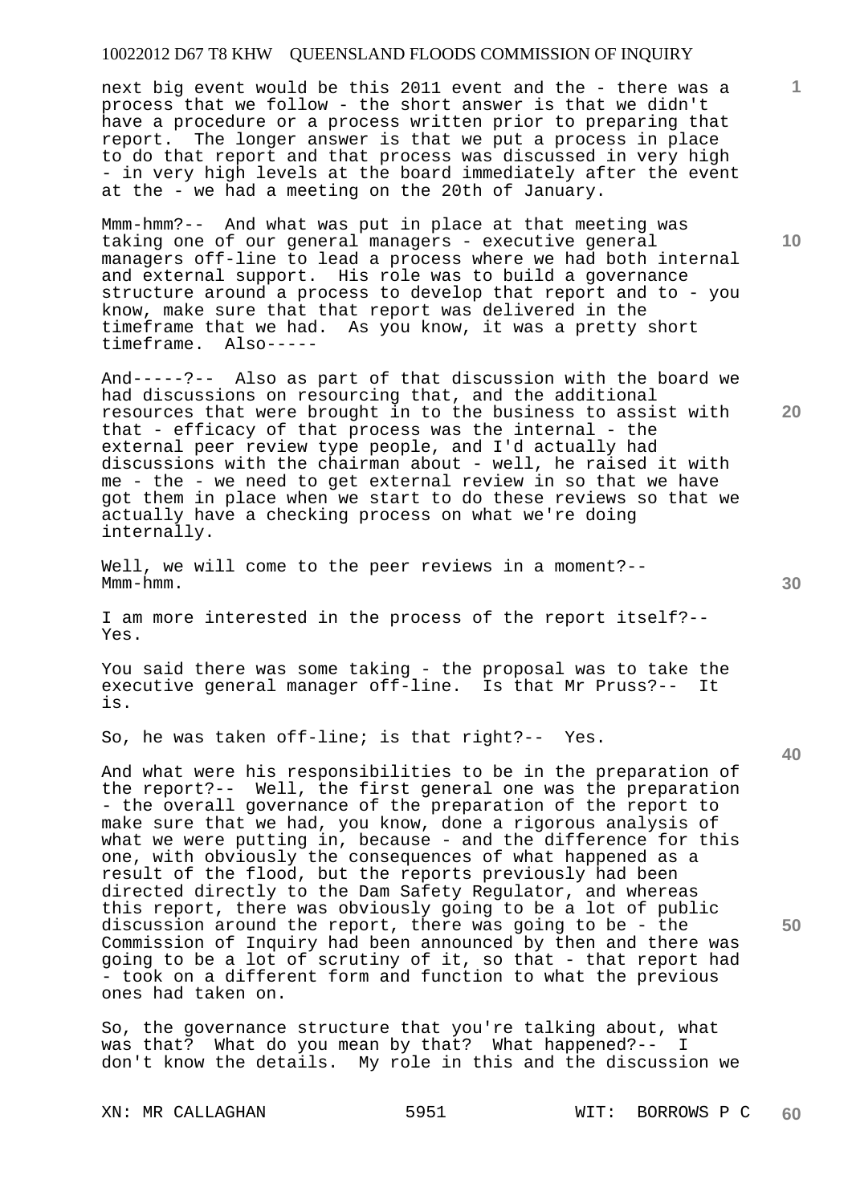next big event would be this 2011 event and the - there was a process that we follow - the short answer is that we didn't have a procedure or a process written prior to preparing that report. The longer answer is that we put a process in place to do that report and that process was discussed in very high - in very high levels at the board immediately after the event at the - we had a meeting on the 20th of January.

Mmm-hmm?-- And what was put in place at that meeting was taking one of our general managers - executive general managers off-line to lead a process where we had both internal and external support. His role was to build a governance structure around a process to develop that report and to - you know, make sure that that report was delivered in the timeframe that we had. As you know, it was a pretty short timeframe. Also-----

And-----?-- Also as part of that discussion with the board we had discussions on resourcing that, and the additional resources that were brought in to the business to assist with that - efficacy of that process was the internal - the external peer review type people, and I'd actually had discussions with the chairman about - well, he raised it with me - the - we need to get external review in so that we have got them in place when we start to do these reviews so that we actually have a checking process on what we're doing internally.

Well, we will come to the peer reviews in a moment?-- Mmm-hmm.

I am more interested in the process of the report itself?-- Yes.

You said there was some taking - the proposal was to take the executive general manager off-line. Is that Mr Pruss?-- It is.

So, he was taken off-line; is that right?-- Yes.

And what were his responsibilities to be in the preparation of the report?-- Well, the first general one was the preparation - the overall governance of the preparation of the report to make sure that we had, you know, done a rigorous analysis of what we were putting in, because - and the difference for this one, with obviously the consequences of what happened as a result of the flood, but the reports previously had been directed directly to the Dam Safety Regulator, and whereas this report, there was obviously going to be a lot of public discussion around the report, there was going to be - the Commission of Inquiry had been announced by then and there was going to be a lot of scrutiny of it, so that - that report had - took on a different form and function to what the previous ones had taken on.

So, the governance structure that you're talking about, what was that? What do you mean by that? What happened?-- I don't know the details. My role in this and the discussion we

XN: MR CALLAGHAN WIT: BORROWS P C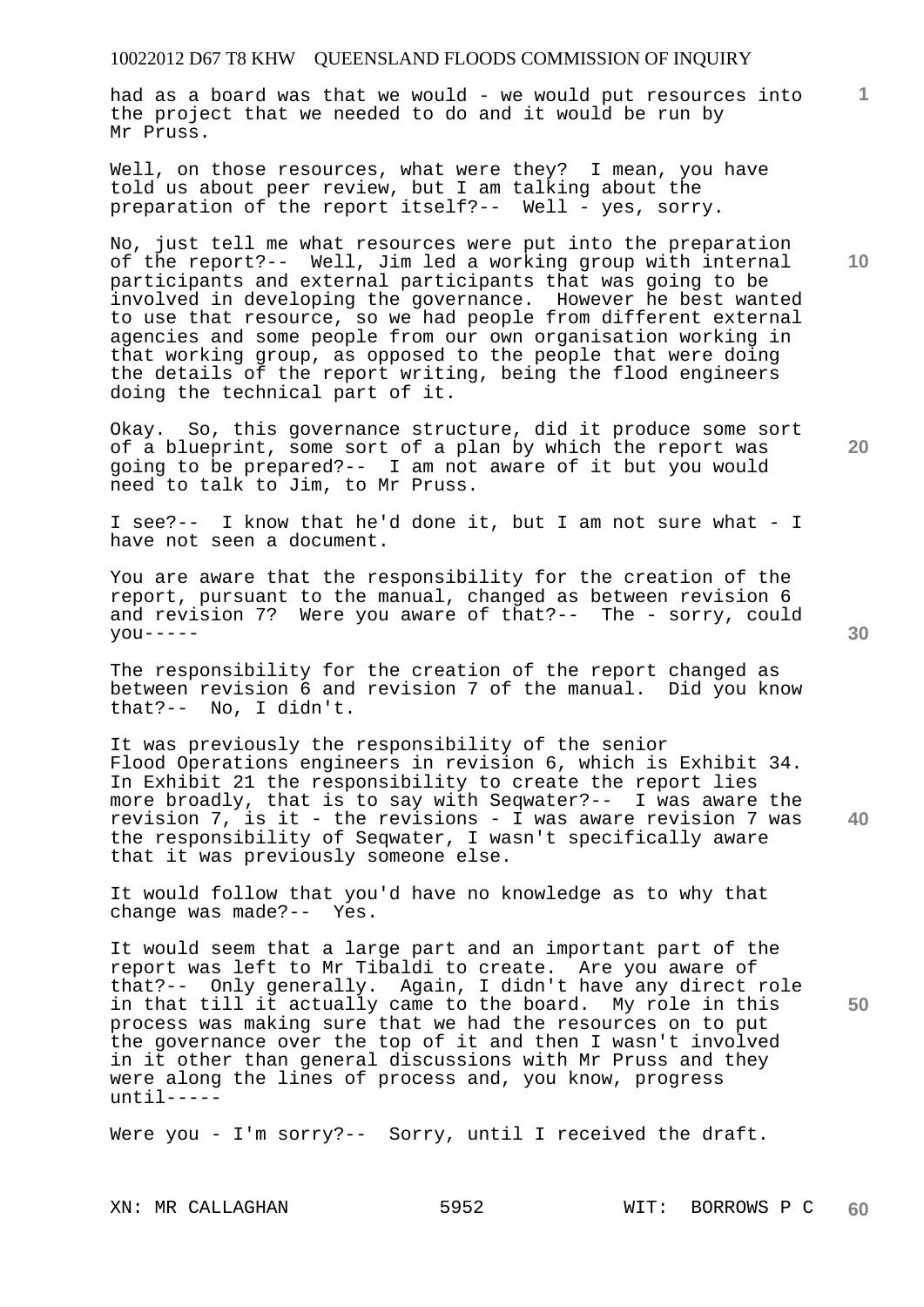had as a board was that we would - we would put resources into the project that we needed to do and it would be run by Mr Pruss.

Well, on those resources, what were they? I mean, you have told us about peer review, but I am talking about the preparation of the report itself?-- Well - yes, sorry.

No, just tell me what resources were put into the preparation of the report?-- Well, Jim led a working group with internal participants and external participants that was going to be involved in developing the governance. However he best wanted to use that resource, so we had people from different external agencies and some people from our own organisation working in that working group, as opposed to the people that were doing the details of the report writing, being the flood engineers doing the technical part of it.

Okay. So, this governance structure, did it produce some sort of a blueprint, some sort of a plan by which the report was going to be prepared?-- I am not aware of it but you would need to talk to Jim, to Mr Pruss.

I see?-- I know that he'd done it, but I am not sure what - I have not seen a document.

You are aware that the responsibility for the creation of the report, pursuant to the manual, changed as between revision 6 and revision 7? Were you aware of that?-- The - sorry, could you-----

The responsibility for the creation of the report changed as between revision 6 and revision 7 of the manual. Did you know that?-- No, I didn't.

It was previously the responsibility of the senior Flood Operations engineers in revision 6, which is Exhibit 34. In Exhibit 21 the responsibility to create the report lies more broadly, that is to say with Seqwater?-- I was aware the revision 7, is it - the revisions - I was aware revision 7 was the responsibility of Seqwater, I wasn't specifically aware that it was previously someone else.

It would follow that you'd have no knowledge as to why that change was made?-- Yes.

It would seem that a large part and an important part of the report was left to Mr Tibaldi to create. Are you aware of that?-- Only generally. Again, I didn't have any direct role in that till it actually came to the board. My role in this process was making sure that we had the resources on to put the governance over the top of it and then I wasn't involved in it other than general discussions with Mr Pruss and they were along the lines of process and, you know, progress until-----

Were you - I'm sorry?-- Sorry, until I received the draft.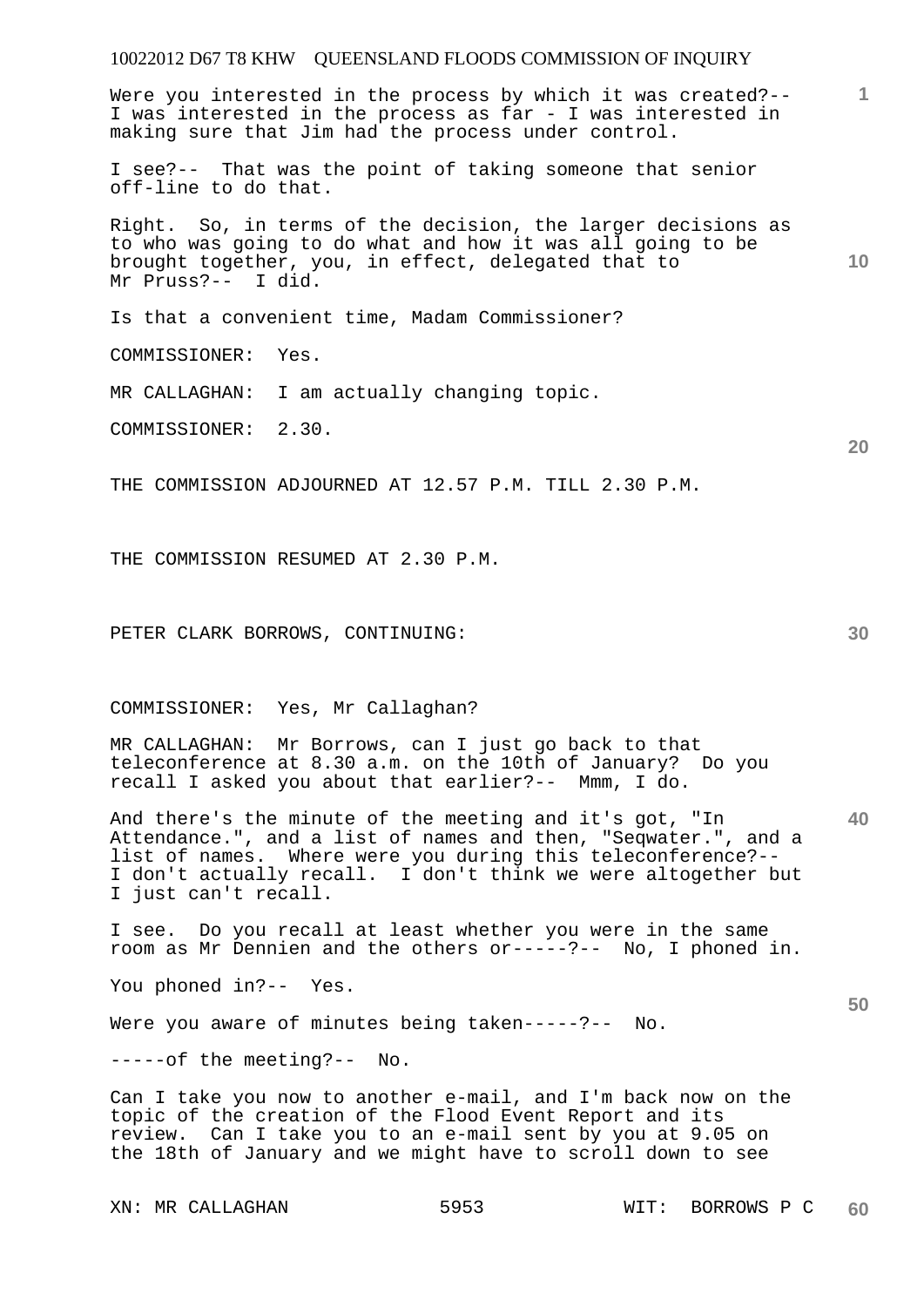Were you interested in the process by which it was created?-- I was interested in the process as far - I was interested in making sure that Jim had the process under control.

I see?-- That was the point of taking someone that senior off-line to do that.

Right. So, in terms of the decision, the larger decisions as to who was going to do what and how it was all going to be brought together, you, in effect, delegated that to Mr Pruss?-- I did.

Is that a convenient time, Madam Commissioner?

COMMISSIONER: Yes.

MR CALLAGHAN: I am actually changing topic.

COMMISSIONER: 2.30.

THE COMMISSION ADJOURNED AT 12.57 P.M. TILL 2.30 P.M.

THE COMMISSION RESUMED AT 2.30 P.M.

PETER CLARK BORROWS, CONTINUING:

COMMISSIONER: Yes, Mr Callaghan?

MR CALLAGHAN: Mr Borrows, can I just go back to that teleconference at 8.30 a.m. on the 10th of January? Do you recall I asked you about that earlier?-- Mmm, I do.

And there's the minute of the meeting and it's got, "In Attendance.", and a list of names and then, "Seqwater.", and a list of names. Where were you during this teleconference?-- I don't actually recall. I don't think we were altogether but I just can't recall.

I see. Do you recall at least whether you were in the same room as Mr Dennien and the others or-----?-- No, I phoned in.

You phoned in?-- Yes.

Were you aware of minutes being taken-----?-- No.

-----of the meeting?-- No.

Can I take you now to another e-mail, and I'm back now on the topic of the creation of the Flood Event Report and its review. Can I take you to an e-mail sent by you at 9.05 on the 18th of January and we might have to scroll down to see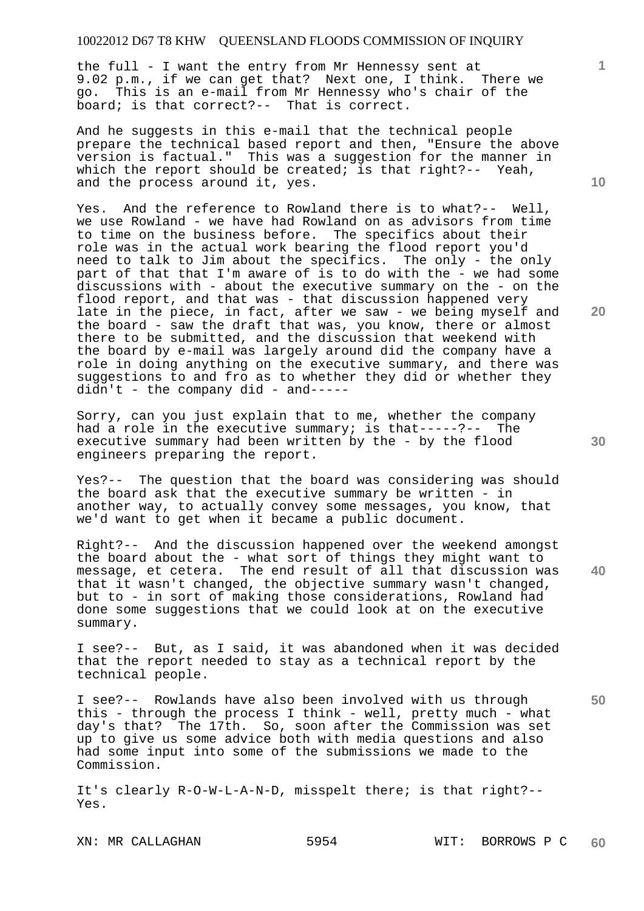the full - I want the entry from Mr Hennessy sent at 9.02 p.m., if we can get that? Next one, I think. There we go. This is an e-mail from Mr Hennessy who's chair of the board; is that correct?-- That is correct.

And he suggests in this e-mail that the technical people prepare the technical based report and then, "Ensure the above version is factual." This was a suggestion for the manner in which the report should be created; is that right?-- Yeah, and the process around it, yes.

Yes. And the reference to Rowland there is to what?-- Well, we use Rowland - we have had Rowland on as advisors from time to time on the business before. The specifics about their role was in the actual work bearing the flood report you'd need to talk to Jim about the specifics. The only - the only part of that that I'm aware of is to do with the - we had some discussions with - about the executive summary on the - on the flood report, and that was - that discussion happened very late in the piece, in fact, after we saw - we being myself and the board - saw the draft that was, you know, there or almost there to be submitted, and the discussion that weekend with the board by e-mail was largely around did the company have a role in doing anything on the executive summary, and there was suggestions to and fro as to whether they did or whether they didn't - the company did - and-----

Sorry, can you just explain that to me, whether the company had a role in the executive summary; is that-----?-- The executive summary had been written by the - by the flood engineers preparing the report.

Yes?-- The question that the board was considering was should the board ask that the executive summary be written - in another way, to actually convey some messages, you know, that we'd want to get when it became a public document.

Right?-- And the discussion happened over the weekend amongst the board about the - what sort of things they might want to message, et cetera. The end result of all that discussion was that it wasn't changed, the objective summary wasn't changed, but to - in sort of making those considerations, Rowland had done some suggestions that we could look at on the executive summary.

I see?-- But, as I said, it was abandoned when it was decided that the report needed to stay as a technical report by the technical people.

I see?-- Rowlands have also been involved with us through this - through the process I think - well, pretty much - what day's that? The 17th. So, soon after the Commission was set up to give us some advice both with media questions and also had some input into some of the submissions we made to the Commission.

It's clearly R-O-W-L-A-N-D, misspelt there; is that right?-- Yes.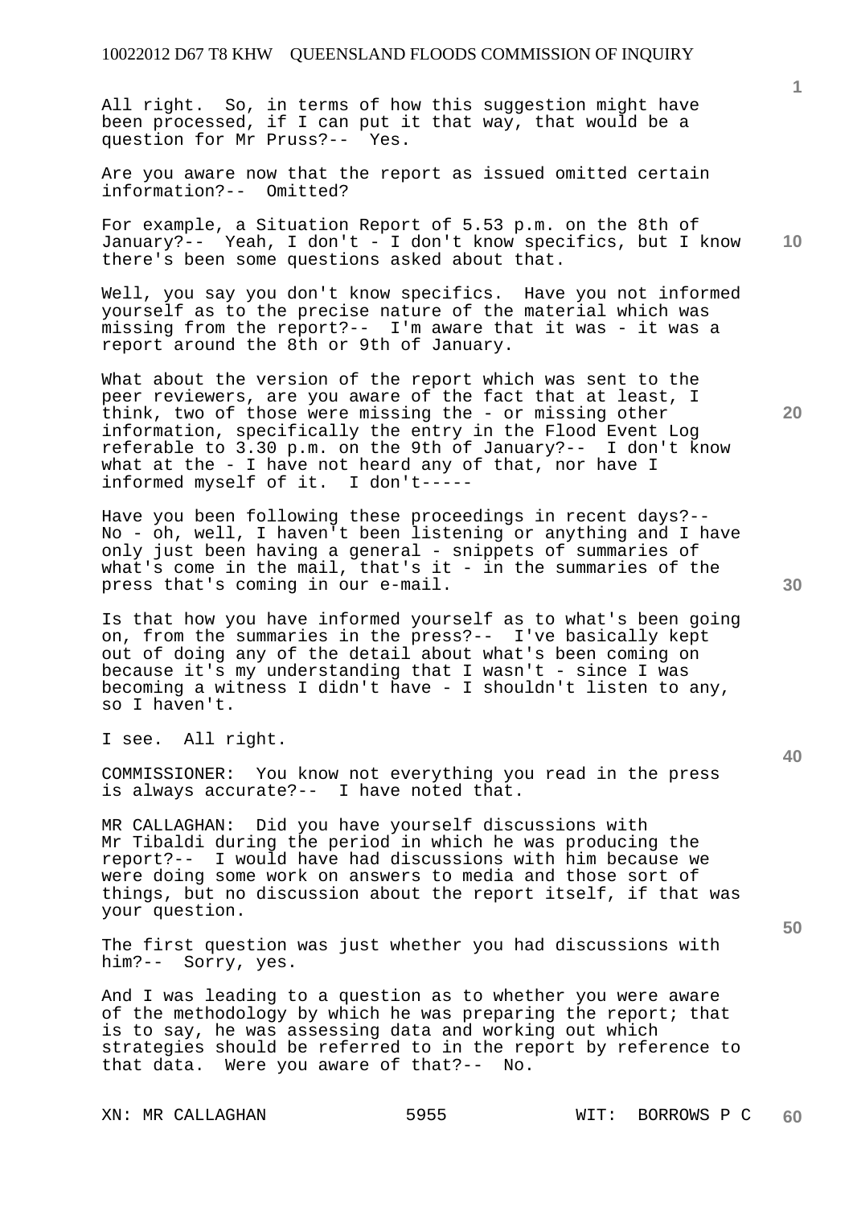All right. So, in terms of how this suggestion might have been processed, if I can put it that way, that would be a question for Mr Pruss?-- Yes.

Are you aware now that the report as issued omitted certain information?-- Omitted?

For example, a Situation Report of 5.53 p.m. on the 8th of January?-- Yeah, I don't - I don't know specifics, but I know there's been some questions asked about that.

Well, you say you don't know specifics. Have you not informed yourself as to the precise nature of the material which was missing from the report?-- I'm aware that it was - it was a report around the 8th or 9th of January.

What about the version of the report which was sent to the peer reviewers, are you aware of the fact that at least, I think, two of those were missing the - or missing other information, specifically the entry in the Flood Event Log referable to 3.30 p.m. on the 9th of January?-- I don't know what at the - I have not heard any of that, nor have I informed myself of it. I don't-----

Have you been following these proceedings in recent days?-- No - oh, well, I haven't been listening or anything and I have only just been having a general - snippets of summaries of what's come in the mail, that's it - in the summaries of the press that's coming in our e-mail.

Is that how you have informed yourself as to what's been going on, from the summaries in the press?-- I've basically kept out of doing any of the detail about what's been coming on because it's my understanding that I wasn't - since I was becoming a witness I didn't have - I shouldn't listen to any, so I haven't.

I see. All right.

COMMISSIONER: You know not everything you read in the press is always accurate?-- I have noted that.

MR CALLAGHAN: Did you have yourself discussions with Mr Tibaldi during the period in which he was producing the report?-- I would have had discussions with him because we were doing some work on answers to media and those sort of things, but no discussion about the report itself, if that was your question.

The first question was just whether you had discussions with him?-- Sorry, yes.

And I was leading to a question as to whether you were aware of the methodology by which he was preparing the report; that is to say, he was assessing data and working out which strategies should be referred to in the report by reference to that data. Were you aware of that?-- No.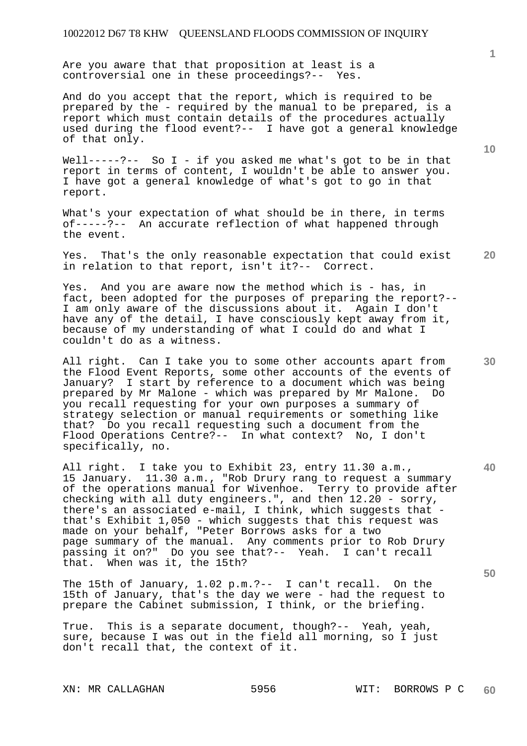Are you aware that that proposition at least is a controversial one in these proceedings?-- Yes.

And do you accept that the report, which is required to be prepared by the - required by the manual to be prepared, is a report which must contain details of the procedures actually used during the flood event?-- I have got a general knowledge of that only.

Well-----?-- So I - if you asked me what's got to be in that report in terms of content, I wouldn't be able to answer you. I have got a general knowledge of what's got to go in that report.

What's your expectation of what should be in there, in terms of-----?-- An accurate reflection of what happened through the event.

Yes. That's the only reasonable expectation that could exist in relation to that report, isn't it?-- Correct.

Yes. And you are aware now the method which is - has, in fact, been adopted for the purposes of preparing the report?-- I am only aware of the discussions about it. Again I don't have any of the detail, I have consciously kept away from it, because of my understanding of what I could do and what I couldn't do as a witness.

All right. Can I take you to some other accounts apart from the Flood Event Reports, some other accounts of the events of January? I start by reference to a document which was being prepared by Mr Malone - which was prepared by Mr Malone. Do you recall requesting for your own purposes a summary of strategy selection or manual requirements or something like that? Do you recall requesting such a document from the Flood Operations Centre?-- In what context? No, I don't specifically, no.

All right. I take you to Exhibit 23, entry 11.30 a.m., 15 January. 11.30 a.m., "Rob Drury rang to request a summary of the operations manual for Wivenhoe. Terry to provide after checking with all duty engineers.", and then 12.20 - sorry, there's an associated e-mail, I think, which suggests that - that's Exhibit 1,050 - which suggests that this request was made on your behalf, "Peter Borrows asks for a two page summary of the manual. Any comments prior to Rob Drury passing it on?" Do you see that?-- Yeah. I can't recall that. When was it, the 15th?

The 15th of January, 1.02 p.m.?-- I can't recall. On the 15th of January, that's the day we were - had the request to prepare the Cabinet submission, I think, or the briefing.

True. This is a separate document, though?-- Yeah, yeah, sure, because I was out in the field all morning, so I just don't recall that, the context of it.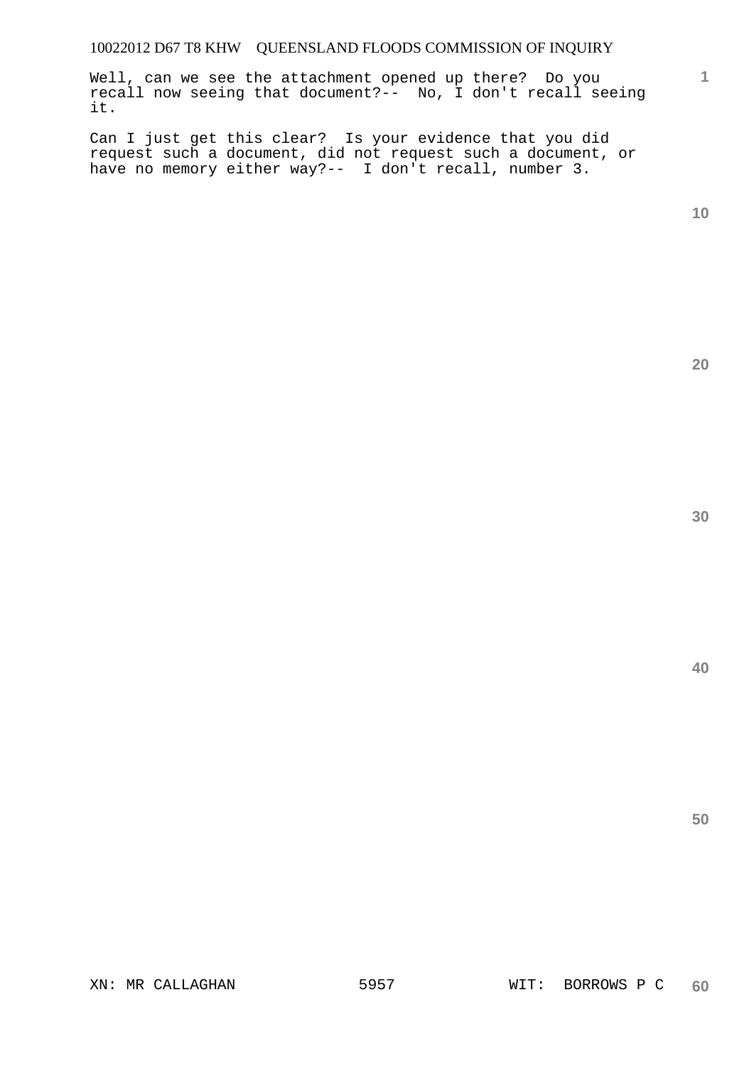Well, can we see the attachment opened up there? Do you recall now seeing that document?-- No, I don't recall seeing it.

Can I just get this clear? Is your evidence that you did request such a document, did not request such a document, or have no memory either way?-- I don't recall, number 3.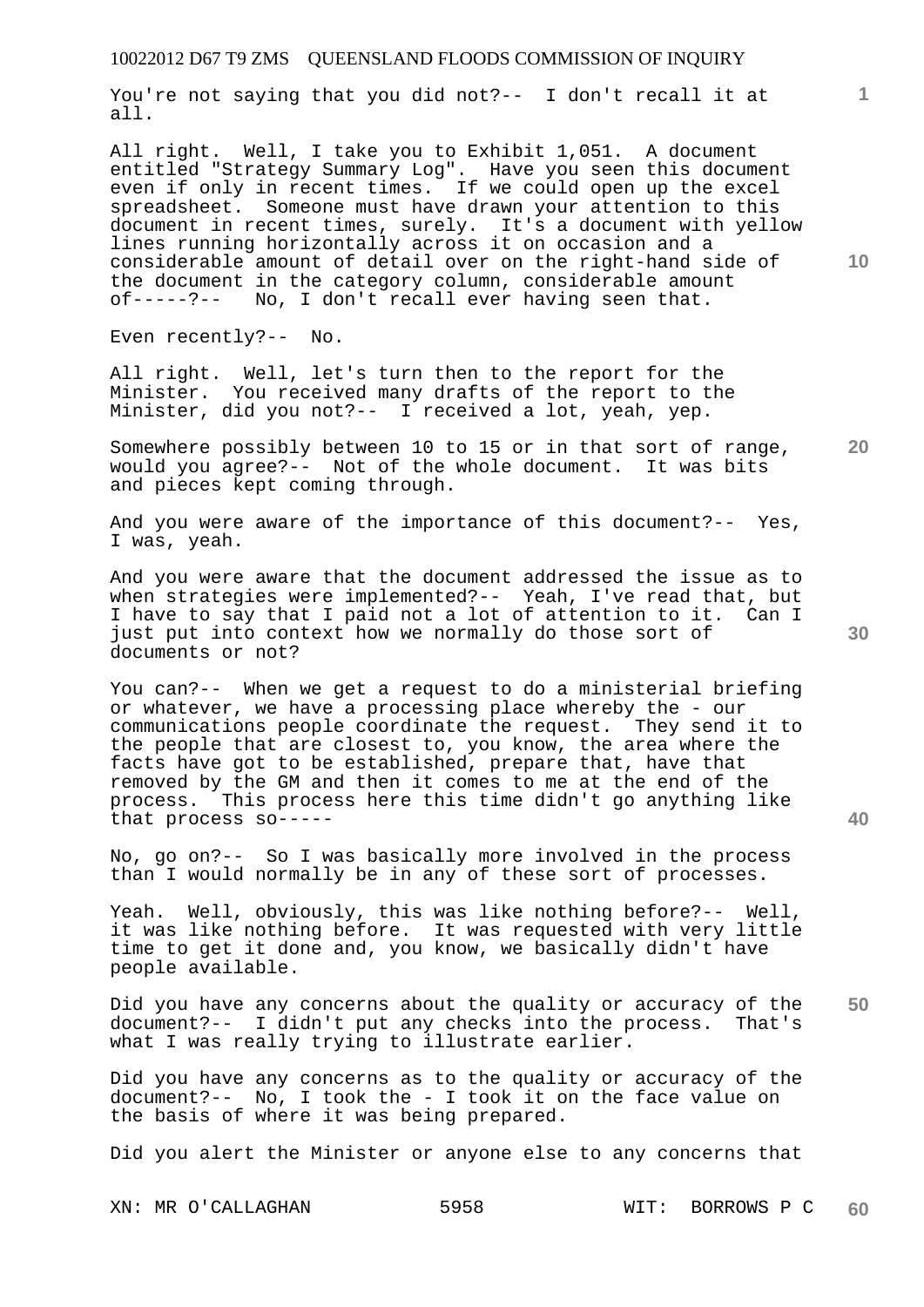You're not saying that you did not?-- I don't recall it at all.

All right. Well, I take you to Exhibit 1,051. A document entitled "Strategy Summary Log". Have you seen this document even if only in recent times. If we could open up the excel spreadsheet. Someone must have drawn your attention to this document in recent times, surely. It's a document with yellow lines running horizontally across it on occasion and a considerable amount of detail over on the right-hand side of the document in the category column, considerable amount of-----?-- No, I don't recall ever having seen that.

Even recently?-- No.

All right. Well, let's turn then to the report for the Minister. You received many drafts of the report to the Minister, did you not?-- I received a lot, yeah, yep.

Somewhere possibly between 10 to 15 or in that sort of range, would you agree?-- Not of the whole document. It was bits and pieces kept coming through.

And you were aware of the importance of this document?-- Yes, I was, yeah.

And you were aware that the document addressed the issue as to when strategies were implemented?-- Yeah, I've read that, but I have to say that I paid not a lot of attention to it. Can I just put into context how we normally do those sort of documents or not?

You can?-- When we get a request to do a ministerial briefing or whatever, we have a processing place whereby the - our communications people coordinate the request. They send it to the people that are closest to, you know, the area where the facts have got to be established, prepare that, have that removed by the GM and then it comes to me at the end of the process. This process here this time didn't go anything like that process so-----

No, go on?-- So I was basically more involved in the process than I would normally be in any of these sort of processes.

Yeah. Well, obviously, this was like nothing before?-- Well, it was like nothing before. It was requested with very little time to get it done and, you know, we basically didn't have people available.

Did you have any concerns about the quality or accuracy of the document?-- I didn't put any checks into the process. That's what I was really trying to illustrate earlier.

Did you have any concerns as to the quality or accuracy of the document?-- No, I took the - I took it on the face value on the basis of where it was being prepared.

Did you alert the Minister or anyone else to any concerns that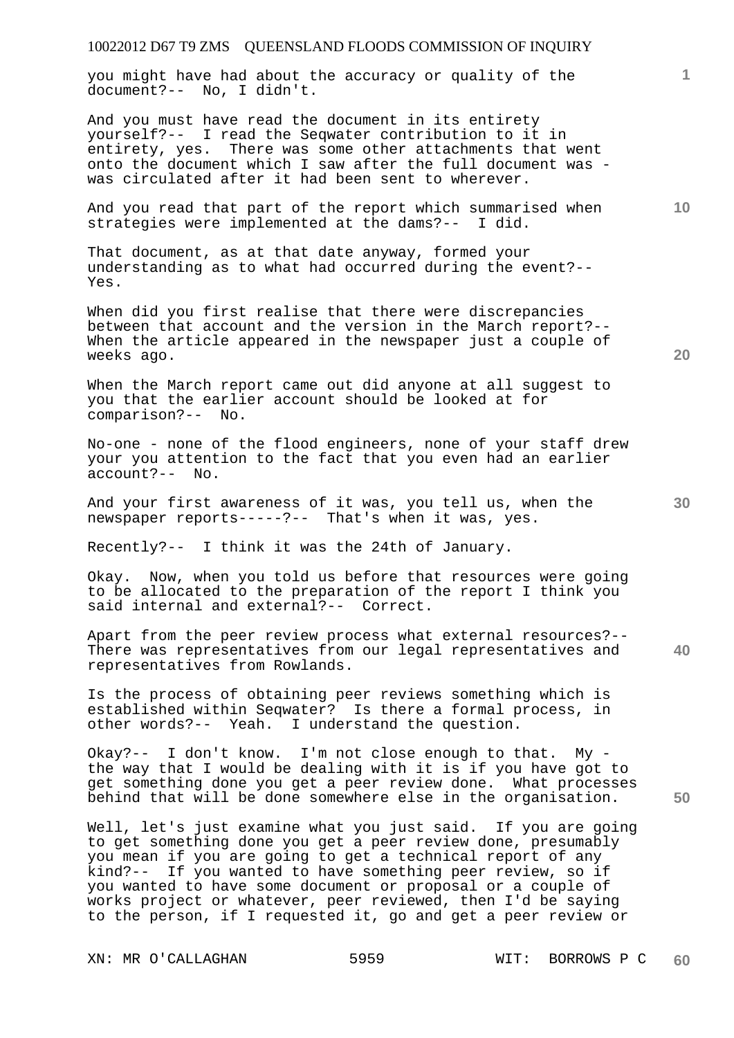you might have had about the accuracy or quality of the document?-- No, I didn't.

And you must have read the document in its entirety yourself?-- I read the Seqwater contribution to it in entirety, yes. There was some other attachments that went onto the document which I saw after the full document was - was circulated after it had been sent to wherever.

And you read that part of the report which summarised when strategies were implemented at the dams?-- I did.

That document, as at that date anyway, formed your understanding as to what had occurred during the event?-- Yes.

When did you first realise that there were discrepancies between that account and the version in the March report?-- When the article appeared in the newspaper just a couple of weeks ago.

When the March report came out did anyone at all suggest to you that the earlier account should be looked at for comparison?-- No.

No-one - none of the flood engineers, none of your staff drew your you attention to the fact that you even had an earlier account?-- No.

And your first awareness of it was, you tell us, when the newspaper reports-----?-- That's when it was, yes.

Recently?-- I think it was the 24th of January.

Okay. Now, when you told us before that resources were going to be allocated to the preparation of the report I think you said internal and external?-- Correct.

Apart from the peer review process what external resources?-- There was representatives from our legal representatives and representatives from Rowlands.

Is the process of obtaining peer reviews something which is established within Seqwater? Is there a formal process, in other words?-- Yeah. I understand the question.

Okay?-- I don't know. I'm not close enough to that. My - the way that I would be dealing with it is if you have got to get something done you get a peer review done. What processes behind that will be done somewhere else in the organisation.

Well, let's just examine what you just said. If you are going to get something done you get a peer review done, presumably you mean if you are going to get a technical report of any kind?-- If you wanted to have something peer review, so if you wanted to have some document or proposal or a couple of works project or whatever, peer reviewed, then I'd be saying to the person, if I requested it, go and get a peer review or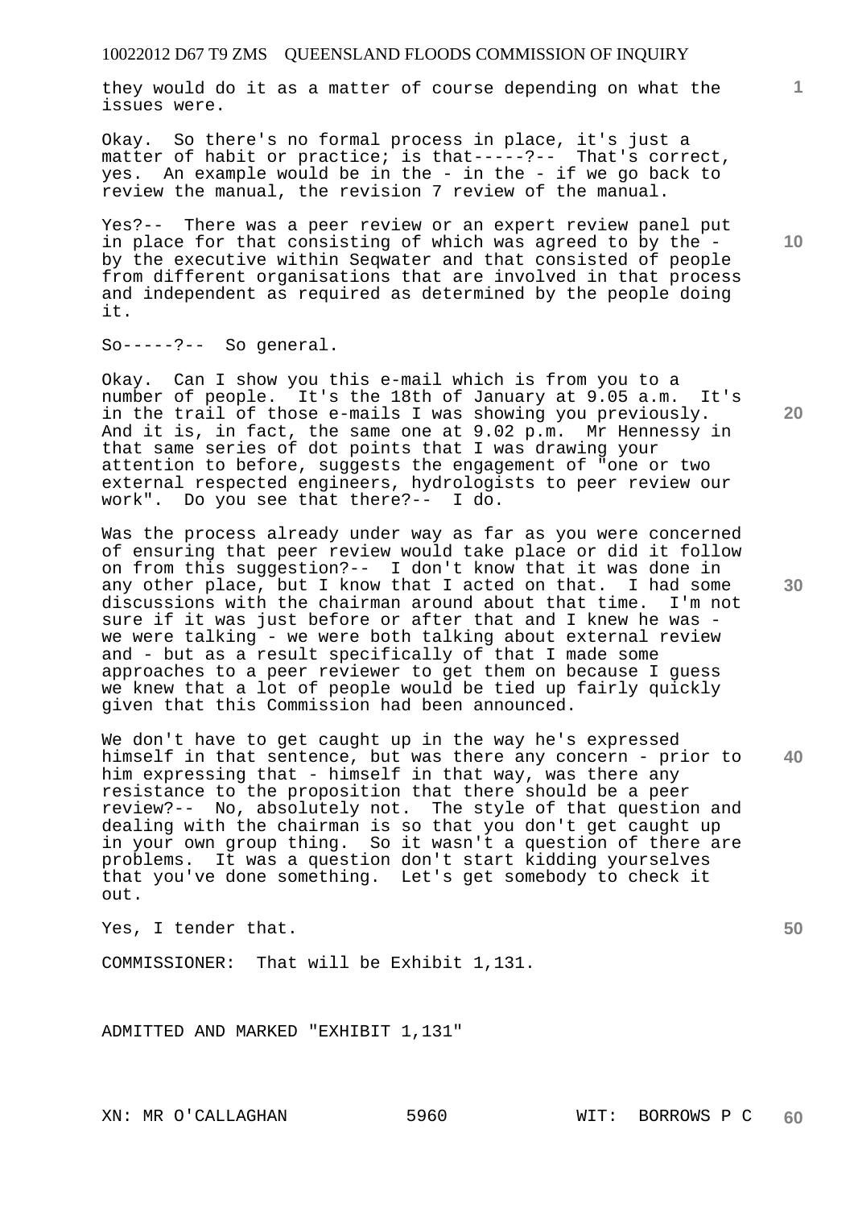they would do it as a matter of course depending on what the issues were.

Okay. So there's no formal process in place, it's just a matter of habit or practice; is that-----?-- That's correct, yes. An example would be in the - in the - if we go back to review the manual, the revision 7 review of the manual.

Yes?-- There was a peer review or an expert review panel put in place for that consisting of which was agreed to by the - by the executive within Seqwater and that consisted of people from different organisations that are involved in that process and independent as required as determined by the people doing it.

So-----?-- So general.

Okay. Can I show you this e-mail which is from you to a number of people. It's the 18th of January at 9.05 a.m. It's in the trail of those e-mails I was showing you previously. And it is, in fact, the same one at 9.02 p.m. Mr Hennessy in that same series of dot points that I was drawing your attention to before, suggests the engagement of "one or two external respected engineers, hydrologists to peer review our work". Do you see that there?-- I do.

Was the process already under way as far as you were concerned of ensuring that peer review would take place or did it follow on from this suggestion?-- I don't know that it was done in any other place, but I know that I acted on that. I had some discussions with the chairman around about that time. I'm not sure if it was just before or after that and I knew he was - we were talking - we were both talking about external review and - but as a result specifically of that I made some approaches to a peer reviewer to get them on because I guess we knew that a lot of people would be tied up fairly quickly given that this Commission had been announced.

We don't have to get caught up in the way he's expressed himself in that sentence, but was there any concern - prior to him expressing that - himself in that way, was there any resistance to the proposition that there should be a peer review?-- No, absolutely not. The style of that question and dealing with the chairman is so that you don't get caught up in your own group thing. So it wasn't a question of there are problems. It was a question don't start kidding yourselves that you've done something. Let's get somebody to check it out.

Yes, I tender that.

COMMISSIONER: That will be Exhibit 1,131.

ADMITTED AND MARKED "EXHIBIT 1,131"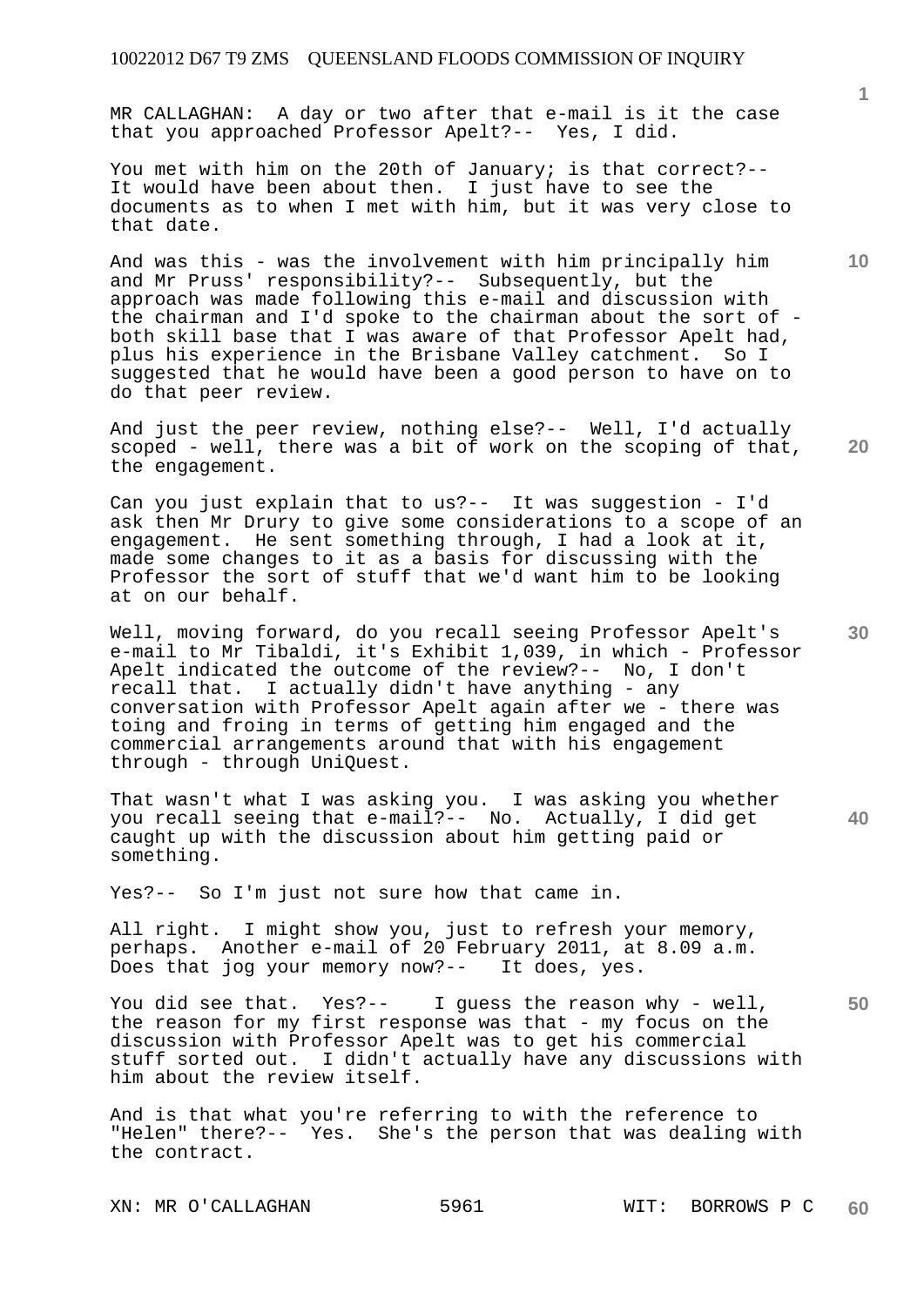MR CALLAGHAN: A day or two after that e-mail is it the case that you approached Professor Apelt?-- Yes, I did.

You met with him on the 20th of January; is that correct?-- It would have been about then. I just have to see the documents as to when I met with him, but it was very close to that date.

And was this - was the involvement with him principally him and Mr Pruss' responsibility?-- Subsequently, but the approach was made following this e-mail and discussion with the chairman and I'd spoke to the chairman about the sort of - both skill base that I was aware of that Professor Apelt had, plus his experience in the Brisbane Valley catchment. So I suggested that he would have been a good person to have on to do that peer review.

And just the peer review, nothing else?-- Well, I'd actually scoped - well, there was a bit of work on the scoping of that, the engagement.

Can you just explain that to us?-- It was suggestion - I'd ask then Mr Drury to give some considerations to a scope of an engagement. He sent something through, I had a look at it, made some changes to it as a basis for discussing with the Professor the sort of stuff that we'd want him to be looking at on our behalf.

Well, moving forward, do you recall seeing Professor Apelt's e-mail to Mr Tibaldi, it's Exhibit 1,039, in which - Professor Apelt indicated the outcome of the review?-- No, I don't recall that. I actually didn't have anything - any conversation with Professor Apelt again after we - there was toing and froing in terms of getting him engaged and the commercial arrangements around that with his engagement through - through UniQuest.

That wasn't what I was asking you. I was asking you whether you recall seeing that e-mail?-- No. Actually, I did get caught up with the discussion about him getting paid or something.

Yes?-- So I'm just not sure how that came in.

All right. I might show you, just to refresh your memory, perhaps. Another e-mail of 20 February 2011, at 8.09 a.m. Does that jog your memory now?-- It does, yes.

You did see that. Yes?-- I guess the reason why - well, the reason for my first response was that - my focus on the discussion with Professor Apelt was to get his commercial stuff sorted out. I didn't actually have any discussions with him about the review itself.

And is that what you're referring to with the reference to "Helen" there?-- Yes. She's the person that was dealing with the contract.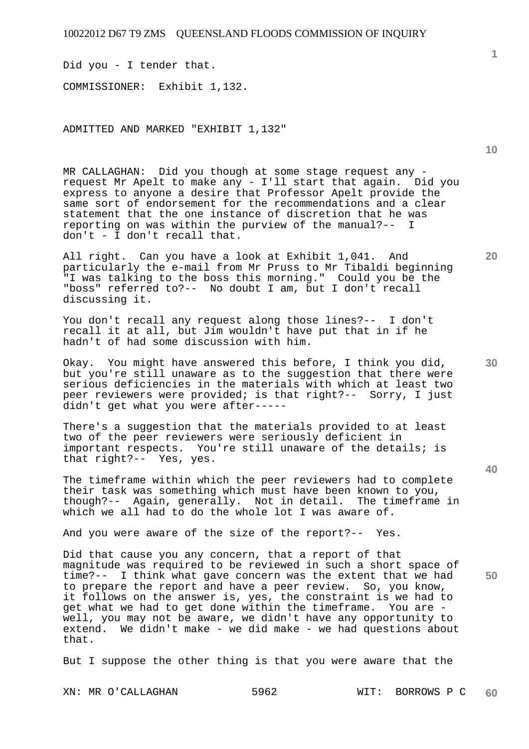Did you - I tender that.

COMMISSIONER: Exhibit 1,132.

ADMITTED AND MARKED "EXHIBIT 1,132"

MR CALLAGHAN: Did you though at some stage request any - request Mr Apelt to make any - I'll start that again. Did you express to anyone a desire that Professor Apelt provide the same sort of endorsement for the recommendations and a clear statement that the one instance of discretion that he was reporting on was within the purview of the manual?-- I don't - I don't recall that.

All right. Can you have a look at Exhibit 1,041. And particularly the e-mail from Mr Pruss to Mr Tibaldi beginning "I was talking to the boss this morning." Could you be the "boss" referred to?-- No doubt I am, but I don't recall discussing it.

You don't recall any request along those lines?-- I don't recall it at all, but Jim wouldn't have put that in if he hadn't of had some discussion with him.

Okay. You might have answered this before, I think you did, but you're still unaware as to the suggestion that there were serious deficiencies in the materials with which at least two peer reviewers were provided; is that right?-- Sorry, I just didn't get what you were after-----

There's a suggestion that the materials provided to at least two of the peer reviewers were seriously deficient in important respects. You're still unaware of the details; is that right?-- Yes, yes.

The timeframe within which the peer reviewers had to complete their task was something which must have been known to you, though?-- Again, generally. Not in detail. The timeframe in which we all had to do the whole lot I was aware of.

And you were aware of the size of the report?-- Yes.

Did that cause you any concern, that a report of that magnitude was required to be reviewed in such a short space of time?-- I think what gave concern was the extent that we had to prepare the report and have a peer review. So, you know, it follows on the answer is, yes, the constraint is we had to get what we had to get done within the timeframe. You are - well, you may not be aware, we didn't have any opportunity to extend. We didn't make - we did make - we had questions about that.

But I suppose the other thing is that you were aware that the

XN: MR O'CALLAGHAN 5962 WIT: BORROWS P C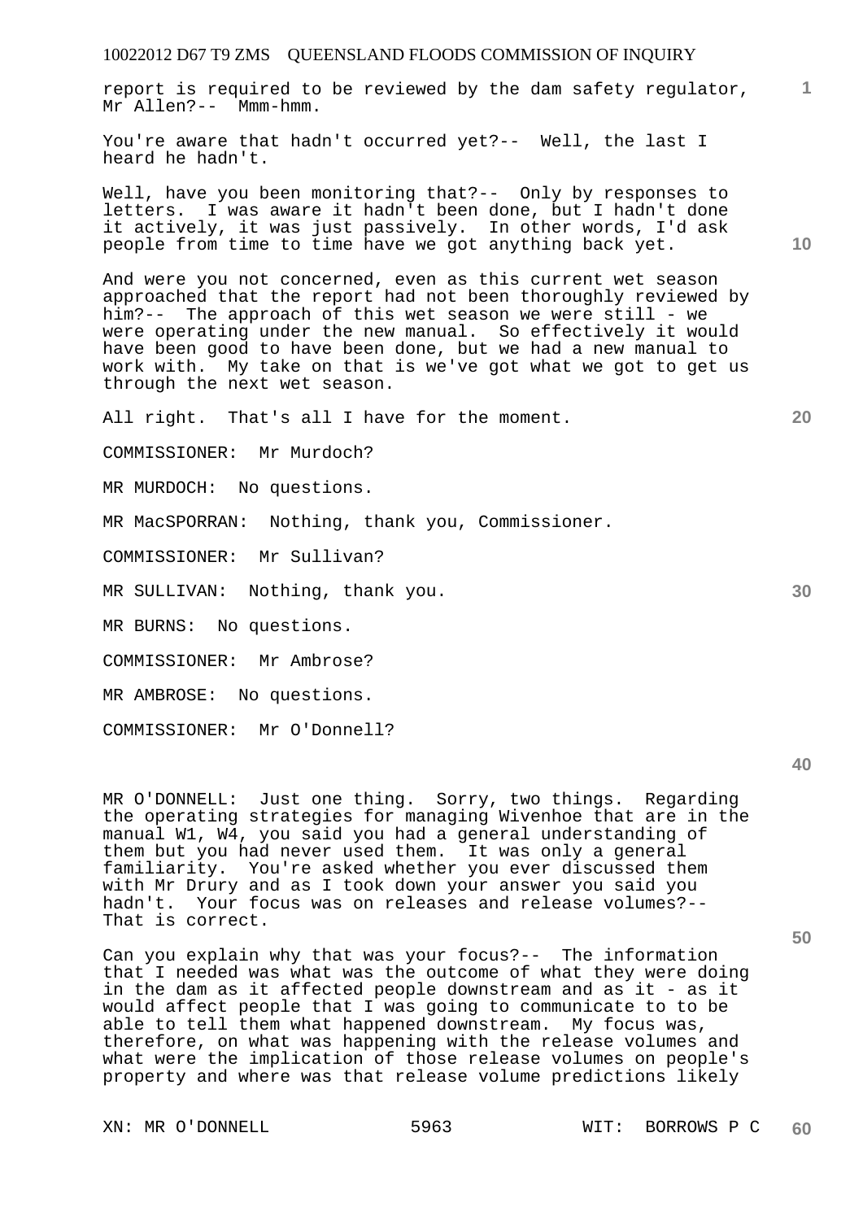report is required to be reviewed by the dam safety regulator, Mr Allen?-- Mmm-hmm.

You're aware that hadn't occurred yet?-- Well, the last I heard he hadn't.

Well, have you been monitoring that?-- Only by responses to letters. I was aware it hadn't been done, but I hadn't done it actively, it was just passively. In other words, I'd ask people from time to time have we got anything back yet.

And were you not concerned, even as this current wet season approached that the report had not been thoroughly reviewed by him?-- The approach of this wet season we were still - we were operating under the new manual. So effectively it would have been good to have been done, but we had a new manual to work with. My take on that is we've got what we got to get us through the next wet season.

All right. That's all I have for the moment.

COMMISSIONER: Mr Murdoch?

MR MURDOCH: No questions.

MR MacSPORRAN: Nothing, thank you, Commissioner.

COMMISSIONER: Mr Sullivan?

MR SULLIVAN: Nothing, thank you.

MR BURNS: No questions.

COMMISSIONER: Mr Ambrose?

MR AMBROSE: No questions.

COMMISSIONER: Mr O'Donnell?

MR O'DONNELL: Just one thing. Sorry, two things. Regarding the operating strategies for managing Wivenhoe that are in the manual W1, W4, you said you had a general understanding of them but you had never used them. It was only a general familiarity. You're asked whether you ever discussed them with Mr Drury and as I took down your answer you said you hadn't. Your focus was on releases and release volumes?-- That is correct.

Can you explain why that was your focus?-- The information that I needed was what was the outcome of what they were doing in the dam as it affected people downstream and as it - as it would affect people that I was going to communicate to to be able to tell them what happened downstream. My focus was, therefore, on what was happening with the release volumes and what were the implication of those release volumes on people's property and where was that release volume predictions likely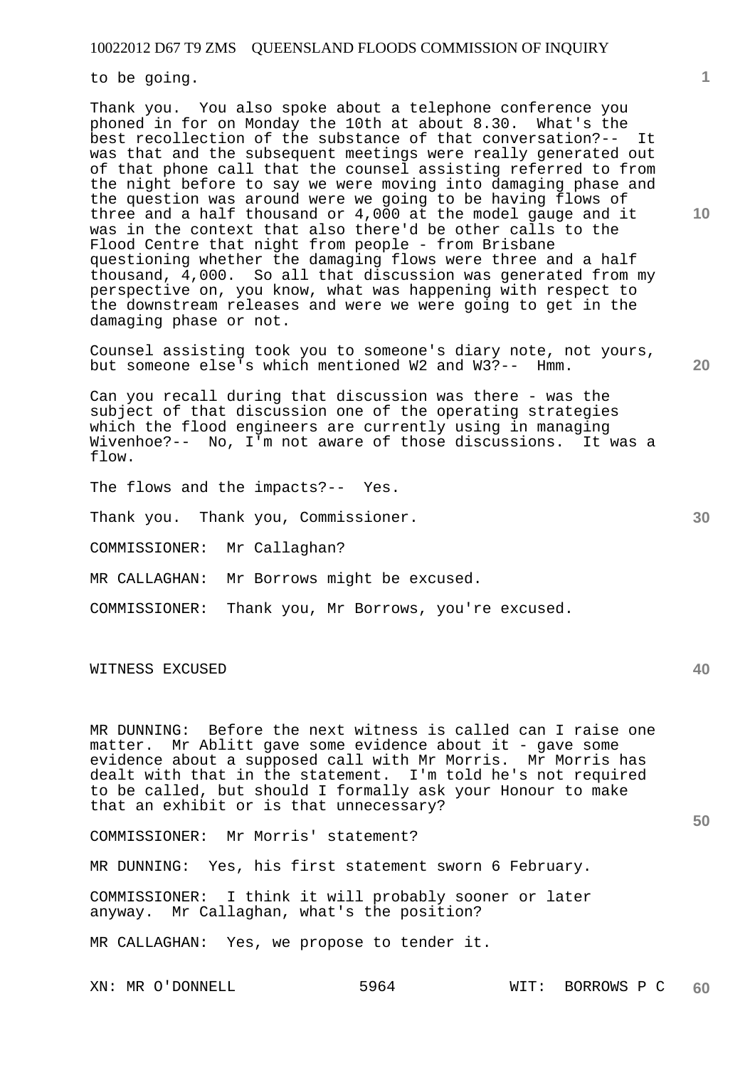to be going.

Thank you. You also spoke about a telephone conference you phoned in for on Monday the 10th at about 8.30. What's the best recollection of the substance of that conversation?-- It was that and the subsequent meetings were really generated out of that phone call that the counsel assisting referred to from the night before to say we were moving into damaging phase and the question was around were we going to be having flows of three and a half thousand or 4,000 at the model gauge and it was in the context that also there'd be other calls to the Flood Centre that night from people - from Brisbane questioning whether the damaging flows were three and a half thousand, 4,000. So all that discussion was generated from my perspective on, you know, what was happening with respect to the downstream releases and were we were going to get in the damaging phase or not.

Counsel assisting took you to someone's diary note, not yours, but someone else's which mentioned W2 and W3?-- Hmm.

Can you recall during that discussion was there - was the subject of that discussion one of the operating strategies which the flood engineers are currently using in managing Wivenhoe?-- No, I'm not aware of those discussions. It was a flow.

The flows and the impacts?-- Yes.

Thank you. Thank you, Commissioner.

COMMISSIONER: Mr Callaghan?

MR CALLAGHAN: Mr Borrows might be excused.

COMMISSIONER: Thank you, Mr Borrows, you're excused.

WITNESS EXCUSED

MR DUNNING: Before the next witness is called can I raise one matter. Mr Ablitt gave some evidence about it - gave some evidence about a supposed call with Mr Morris. Mr Morris has dealt with that in the statement. I'm told he's not required to be called, but should I formally ask your Honour to make that an exhibit or is that unnecessary?

COMMISSIONER: Mr Morris' statement?

MR DUNNING: Yes, his first statement sworn 6 February.

COMMISSIONER: I think it will probably sooner or later anyway. Mr Callaghan, what's the position?

MR CALLAGHAN: Yes, we propose to tender it.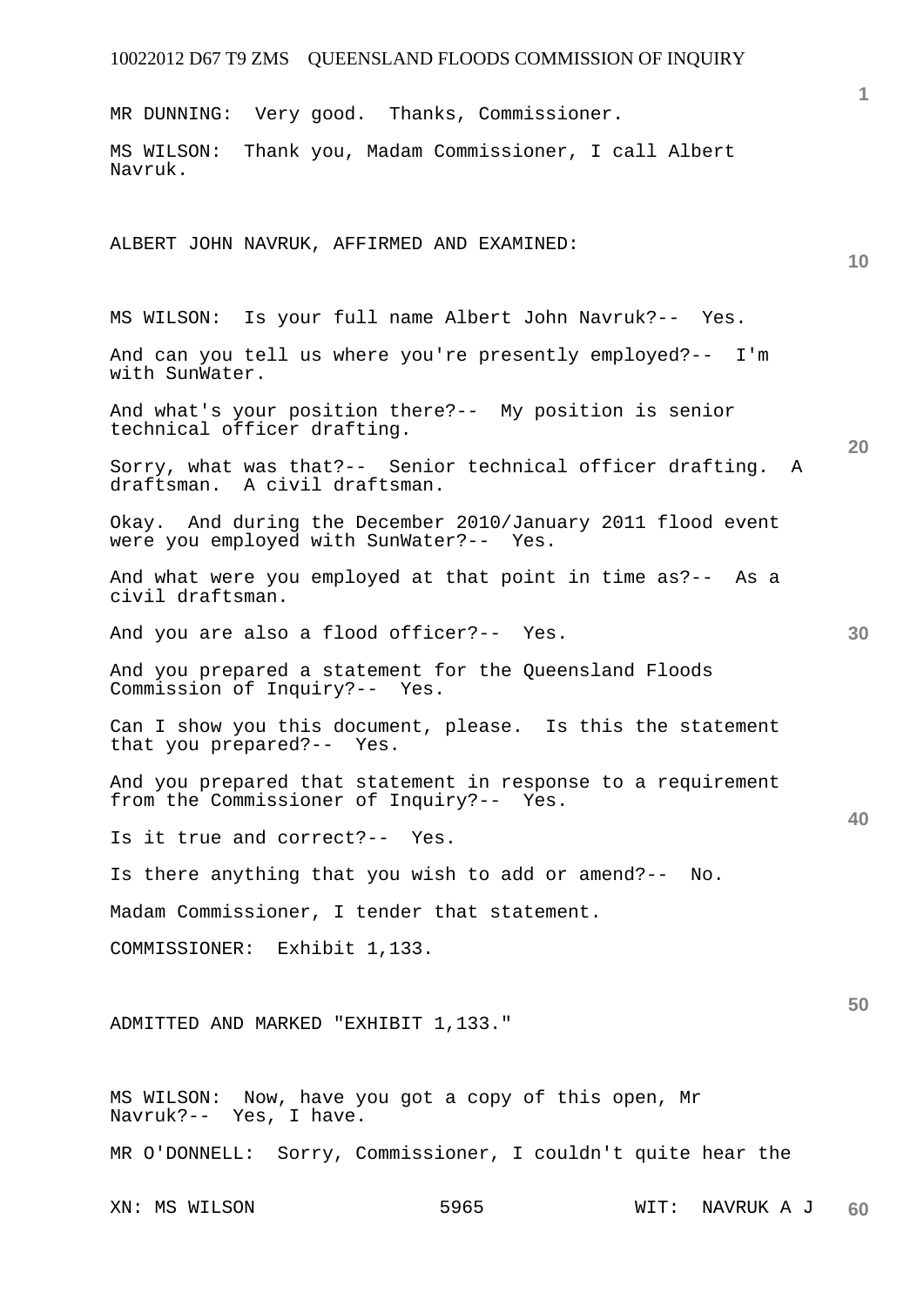MR DUNNING: Very good. Thanks, Commissioner.

MS WILSON: Thank you, Madam Commissioner, I call Albert Navruk.

ALBERT JOHN NAVRUK, AFFIRMED AND EXAMINED:

MS WILSON: Is your full name Albert John Navruk?-- Yes.

And can you tell us where you're presently employed?-- I'm with SunWater.

And what's your position there?-- My position is senior technical officer drafting.

Sorry, what was that?-- Senior technical officer drafting. A draftsman. A civil draftsman.

Okay. And during the December 2010/January 2011 flood event were you employed with SunWater?-- Yes.

And what were you employed at that point in time as?-- As a civil draftsman.

And you are also a flood officer?-- Yes.

And you prepared a statement for the Queensland Floods Commission of Inquiry?-- Yes.

Can I show you this document, please. Is this the statement that you prepared?-- Yes.

And you prepared that statement in response to a requirement from the Commissioner of Inquiry?-- Yes.

Is it true and correct?-- Yes.

Is there anything that you wish to add or amend?-- No.

Madam Commissioner, I tender that statement.

COMMISSIONER: Exhibit 1,133.

ADMITTED AND MARKED "EXHIBIT 1,133."

MS WILSON: Now, have you got a copy of this open, Mr Navruk?-- Yes, I have.

MR O'DONNELL: Sorry, Commissioner, I couldn't quite hear the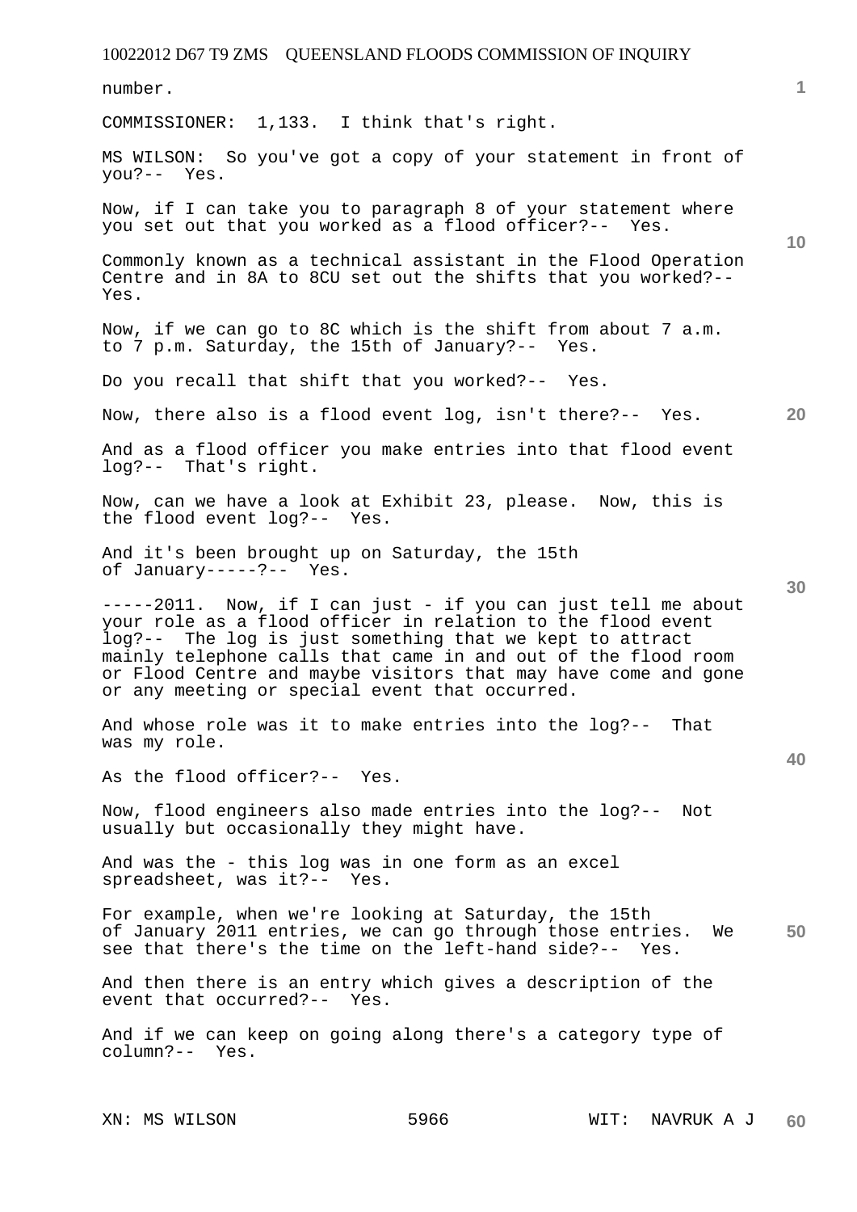number.

COMMISSIONER: 1,133. I think that's right.

MS WILSON: So you've got a copy of your statement in front of you?-- Yes.

Now, if I can take you to paragraph 8 of your statement where you set out that you worked as a flood officer?-- Yes.

Commonly known as a technical assistant in the Flood Operation Centre and in 8A to 8CU set out the shifts that you worked?-- Yes.

Now, if we can go to 8C which is the shift from about 7 a.m. to 7 p.m. Saturday, the 15th of January?-- Yes.

Do you recall that shift that you worked?-- Yes.

Now, there also is a flood event log, isn't there?-- Yes.

And as a flood officer you make entries into that flood event log?-- That's right.

Now, can we have a look at Exhibit 23, please. Now, this is the flood event log?-- Yes.

And it's been brought up on Saturday, the 15th of January-----?-- Yes.

-----2011. Now, if I can just - if you can just tell me about your role as a flood officer in relation to the flood event log?-- The log is just something that we kept to attract mainly telephone calls that came in and out of the flood room or Flood Centre and maybe visitors that may have come and gone or any meeting or special event that occurred.

And whose role was it to make entries into the log?-- That was my role.

As the flood officer?-- Yes.

Now, flood engineers also made entries into the log?-- Not usually but occasionally they might have.

And was the - this log was in one form as an excel spreadsheet, was it?-- Yes.

For example, when we're looking at Saturday, the 15th of January 2011 entries, we can go through those entries. We see that there's the time on the left-hand side?-- Yes.

And then there is an entry which gives a description of the event that occurred?-- Yes.

And if we can keep on going along there's a category type of column?-- Yes.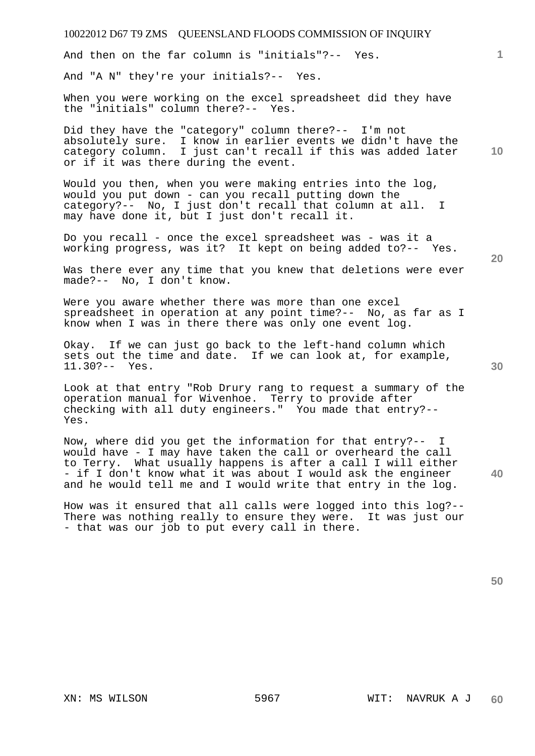And then on the far column is "initials"?-- Yes.

And "A N" they're your initials?-- Yes.

When you were working on the excel spreadsheet did they have the "initials" column there?-- Yes.

Did they have the "category" column there?-- I'm not absolutely sure. I know in earlier events we didn't have the category column. I just can't recall if this was added later or if it was there during the event.

Would you then, when you were making entries into the log, would you put down - can you recall putting down the category?-- No, I just don't recall that column at all. I may have done it, but I just don't recall it.

Do you recall - once the excel spreadsheet was - was it a working progress, was it? It kept on being added to?-- Yes.

Was there ever any time that you knew that deletions were ever made?-- No, I don't know.

Were you aware whether there was more than one excel spreadsheet in operation at any point time?-- No, as far as I know when I was in there there was only one event log.

Okay. If we can just go back to the left-hand column which sets out the time and date. If we can look at, for example, 11.30?-- Yes.

Look at that entry "Rob Drury rang to request a summary of the operation manual for Wivenhoe. Terry to provide after checking with all duty engineers." You made that entry?-- Yes.

Now, where did you get the information for that entry?-- I would have - I may have taken the call or overheard the call to Terry. What usually happens is after a call I will either - if I don't know what it was about I would ask the engineer and he would tell me and I would write that entry in the log.

How was it ensured that all calls were logged into this log?-- There was nothing really to ensure they were. It was just our - that was our job to put every call in there.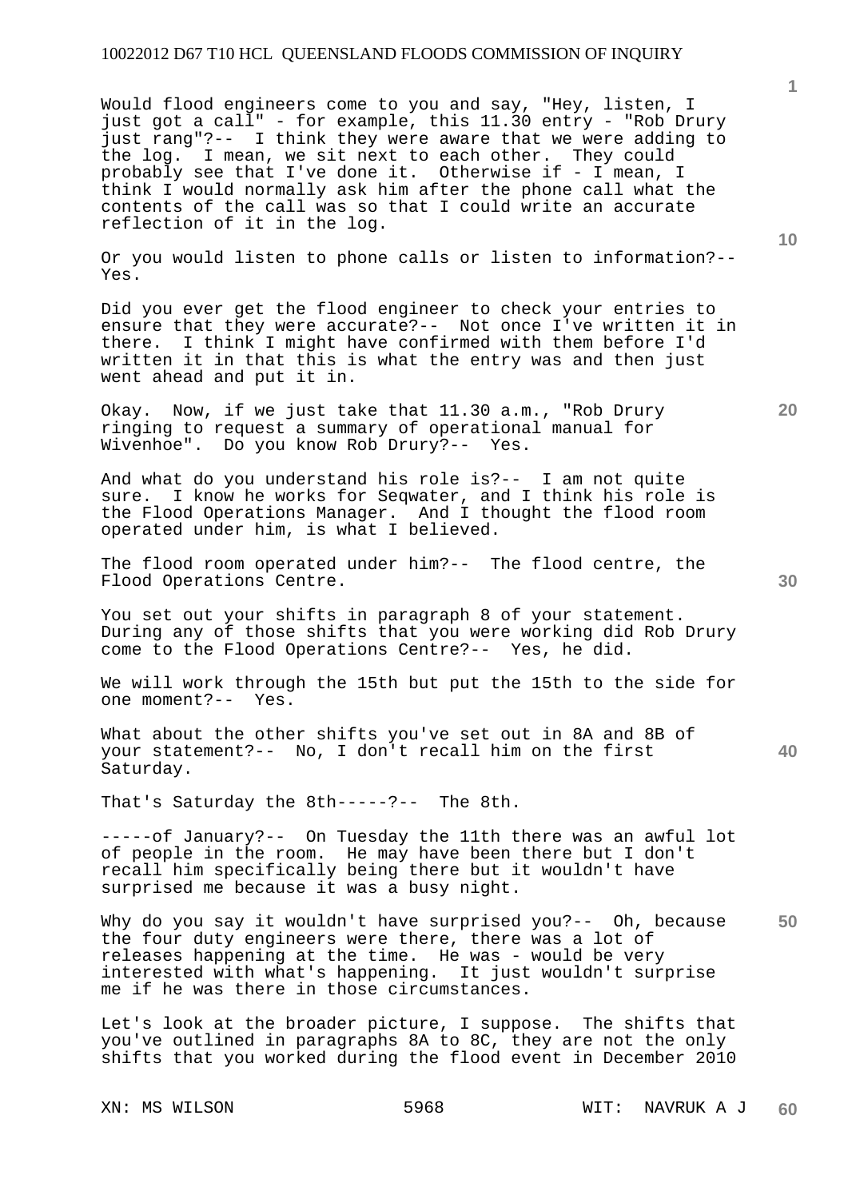Would flood engineers come to you and say, "Hey, listen, I just got a call" - for example, this 11.30 entry - "Rob Drury just rang"?-- I think they were aware that we were adding to the log. I mean, we sit next to each other. They could probably see that I've done it. Otherwise if - I mean, I think I would normally ask him after the phone call what the contents of the call was so that I could write an accurate reflection of it in the log.

Or you would listen to phone calls or listen to information?-- Yes.

Did you ever get the flood engineer to check your entries to ensure that they were accurate?-- Not once I've written it in there. I think I might have confirmed with them before I'd written it in that this is what the entry was and then just went ahead and put it in.

Okay. Now, if we just take that 11.30 a.m., "Rob Drury ringing to request a summary of operational manual for Wivenhoe". Do you know Rob Drury?-- Yes.

And what do you understand his role is?-- I am not quite sure. I know he works for Seqwater, and I think his role is the Flood Operations Manager. And I thought the flood room operated under him, is what I believed.

The flood room operated under him?-- The flood centre, the Flood Operations Centre.

You set out your shifts in paragraph 8 of your statement. During any of those shifts that you were working did Rob Drury come to the Flood Operations Centre?-- Yes, he did.

We will work through the 15th but put the 15th to the side for one moment?-- Yes.

What about the other shifts you've set out in 8A and 8B of your statement?-- No, I don't recall him on the first Saturday.

That's Saturday the 8th-----?-- The 8th.

-----of January?-- On Tuesday the 11th there was an awful lot of people in the room. He may have been there but I don't recall him specifically being there but it wouldn't have surprised me because it was a busy night.

Why do you say it wouldn't have surprised you?-- Oh, because the four duty engineers were there, there was a lot of releases happening at the time. He was - would be very interested with what's happening. It just wouldn't surprise me if he was there in those circumstances.

Let's look at the broader picture, I suppose. The shifts that you've outlined in paragraphs 8A to 8C, they are not the only shifts that you worked during the flood event in December 2010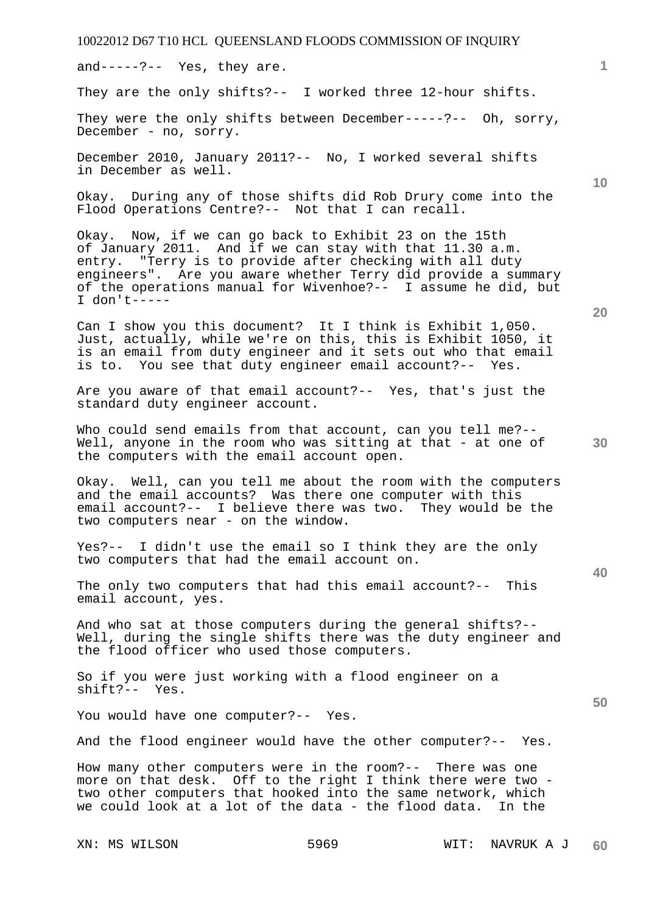and-----?-- Yes, they are.

They are the only shifts?-- I worked three 12-hour shifts.

They were the only shifts between December-----?-- Oh, sorry, December - no, sorry.

December 2010, January 2011?-- No, I worked several shifts in December as well.

Okay. During any of those shifts did Rob Drury come into the Flood Operations Centre?-- Not that I can recall.

Okay. Now, if we can go back to Exhibit 23 on the 15th of January 2011. And if we can stay with that 11.30 a.m. entry. "Terry is to provide after checking with all duty engineers". Are you aware whether Terry did provide a summary of the operations manual for Wivenhoe?-- I assume he did, but I don't-----

Can I show you this document? It I think is Exhibit 1,050. Just, actually, while we're on this, this is Exhibit 1050, it is an email from duty engineer and it sets out who that email is to. You see that duty engineer email account?-- Yes.

Are you aware of that email account?-- Yes, that's just the standard duty engineer account.

Who could send emails from that account, can you tell me?-- Well, anyone in the room who was sitting at that - at one of the computers with the email account open.

Okay. Well, can you tell me about the room with the computers and the email accounts? Was there one computer with this email account?-- I believe there was two. They would be the two computers near - on the window.

Yes?-- I didn't use the email so I think they are the only two computers that had the email account on.

The only two computers that had this email account?-- This email account, yes.

And who sat at those computers during the general shifts?-- Well, during the single shifts there was the duty engineer and the flood officer who used those computers.

So if you were just working with a flood engineer on a shift?-- Yes.

You would have one computer?-- Yes.

And the flood engineer would have the other computer?-- Yes.

How many other computers were in the room?-- There was one more on that desk. Off to the right I think there were two - two other computers that hooked into the same network, which we could look at a lot of the data - the flood data. In the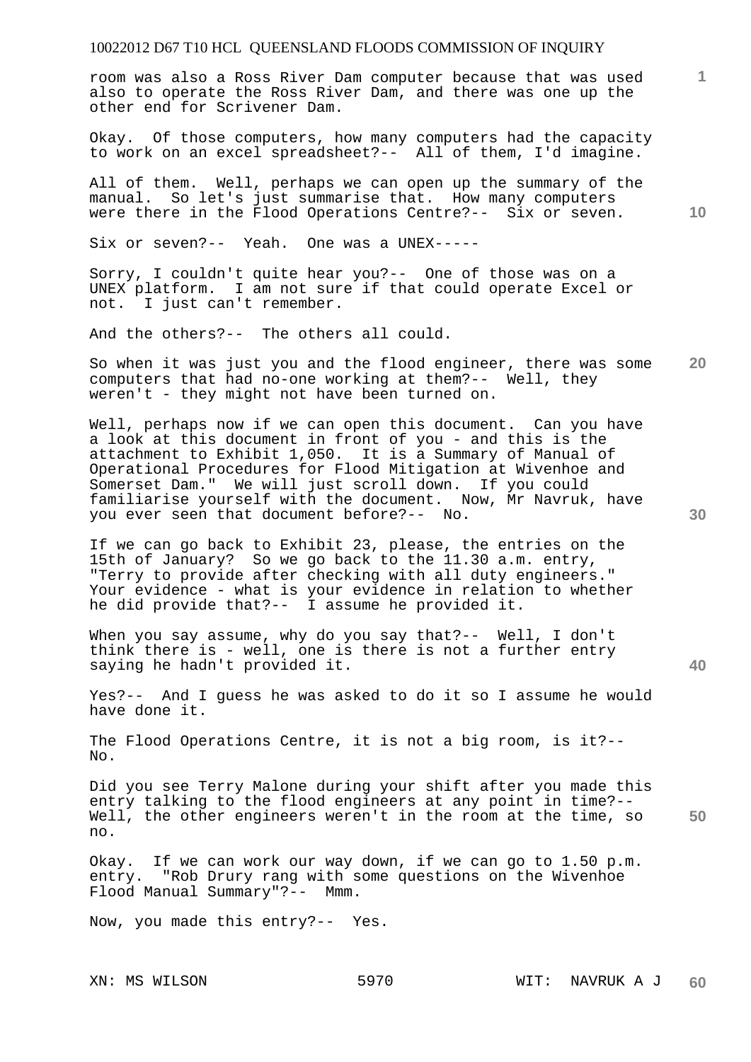room was also a Ross River Dam computer because that was used also to operate the Ross River Dam, and there was one up the other end for Scrivener Dam.

Okay. Of those computers, how many computers had the capacity to work on an excel spreadsheet?-- All of them, I'd imagine.

All of them. Well, perhaps we can open up the summary of the manual. So let's just summarise that. How many computers were there in the Flood Operations Centre?-- Six or seven.

Six or seven?-- Yeah. One was a UNEX-----

Sorry, I couldn't quite hear you?-- One of those was on a UNEX platform. I am not sure if that could operate Excel or not. I just can't remember.

And the others?-- The others all could.

So when it was just you and the flood engineer, there was some computers that had no-one working at them?-- Well, they weren't - they might not have been turned on.

Well, perhaps now if we can open this document. Can you have a look at this document in front of you - and this is the attachment to Exhibit 1,050. It is a Summary of Manual of Operational Procedures for Flood Mitigation at Wivenhoe and Somerset Dam." We will just scroll down. If you could familiarise yourself with the document. Now, Mr Navruk, have you ever seen that document before?-- No.

If we can go back to Exhibit 23, please, the entries on the 15th of January? So we go back to the 11.30 a.m. entry, "Terry to provide after checking with all duty engineers." Your evidence - what is your evidence in relation to whether he did provide that?-- I assume he provided it.

When you say assume, why do you say that?-- Well, I don't think there is - well, one is there is not a further entry saying he hadn't provided it.

Yes?-- And I guess he was asked to do it so I assume he would have done it.

The Flood Operations Centre, it is not a big room, is it?-- No.

Did you see Terry Malone during your shift after you made this entry talking to the flood engineers at any point in time?-- Well, the other engineers weren't in the room at the time, so no.

Okay. If we can work our way down, if we can go to 1.50 p.m. entry. "Rob Drury rang with some questions on the Wivenhoe Flood Manual Summary"?-- Mmm.

Now, you made this entry?-- Yes.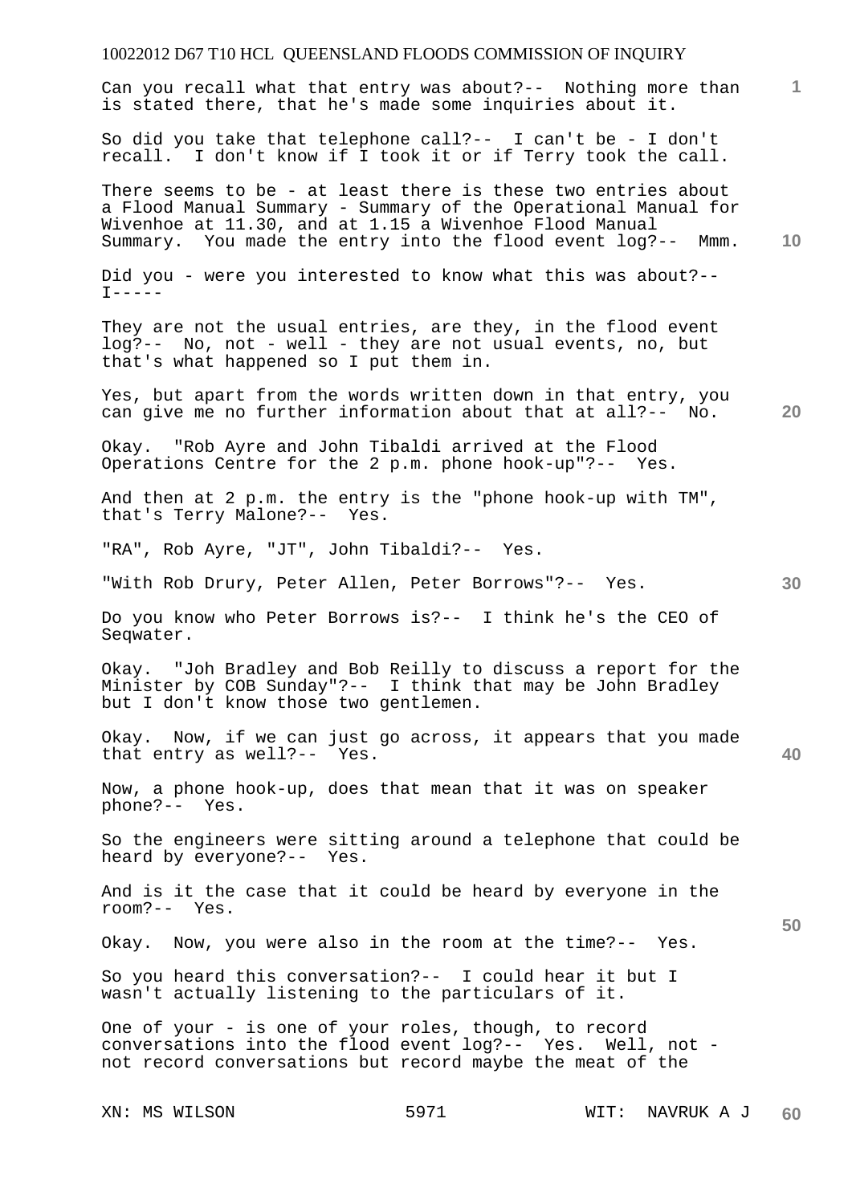Can you recall what that entry was about?-- Nothing more than is stated there, that he's made some inquiries about it.

So did you take that telephone call?-- I can't be - I don't recall. I don't know if I took it or if Terry took the call.

There seems to be - at least there is these two entries about a Flood Manual Summary - Summary of the Operational Manual for Wivenhoe at 11.30, and at 1.15 a Wivenhoe Flood Manual Summary. You made the entry into the flood event log?-- Mmm.

Did you - were you interested to know what this was about?-- I-----

They are not the usual entries, are they, in the flood event log?-- No, not - well - they are not usual events, no, but that's what happened so I put them in.

Yes, but apart from the words written down in that entry, you can give me no further information about that at all?-- No.

Okay. "Rob Ayre and John Tibaldi arrived at the Flood Operations Centre for the 2 p.m. phone hook-up"?-- Yes.

And then at 2 p.m. the entry is the "phone hook-up with TM", that's Terry Malone?-- Yes.

"RA", Rob Ayre, "JT", John Tibaldi?-- Yes.

"With Rob Drury, Peter Allen, Peter Borrows"?-- Yes.

Do you know who Peter Borrows is?-- I think he's the CEO of Seqwater.

Okay. "Joh Bradley and Bob Reilly to discuss a report for the Minister by COB Sunday"?-- I think that may be John Bradley but I don't know those two gentlemen.

Okay. Now, if we can just go across, it appears that you made that entry as well?-- Yes.

Now, a phone hook-up, does that mean that it was on speaker phone?-- Yes.

So the engineers were sitting around a telephone that could be heard by everyone?-- Yes.

And is it the case that it could be heard by everyone in the room?-- Yes.

Okay. Now, you were also in the room at the time?-- Yes.

So you heard this conversation?-- I could hear it but I wasn't actually listening to the particulars of it.

One of your - is one of your roles, though, to record conversations into the flood event log?-- Yes. Well, not - not record conversations but record maybe the meat of the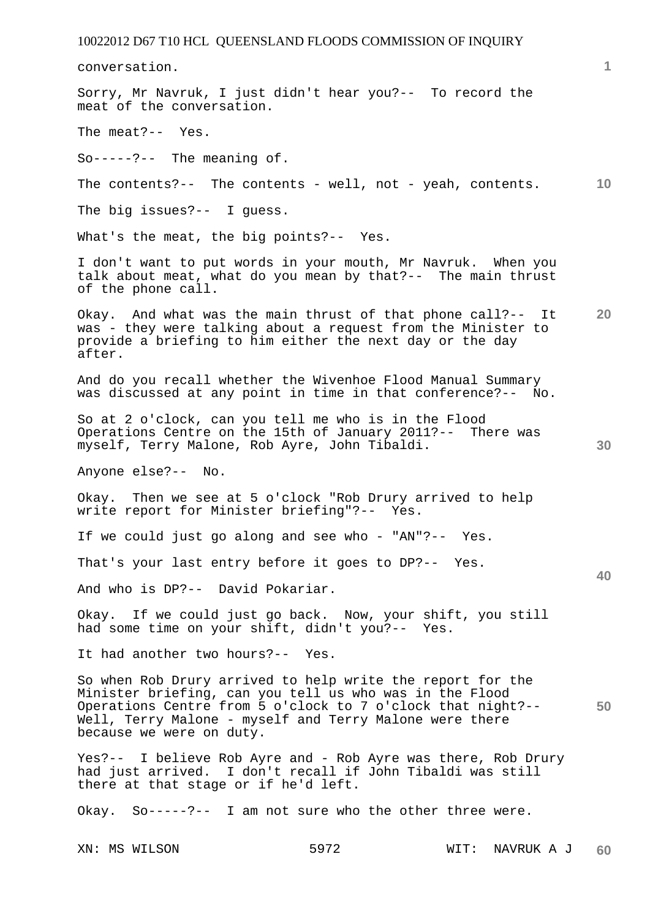conversation.

Sorry, Mr Navruk, I just didn't hear you?-- To record the meat of the conversation.

The meat?-- Yes.

So-----?-- The meaning of.

The contents?-- The contents - well, not - yeah, contents.

The big issues?-- I guess.

What's the meat, the big points?-- Yes.

I don't want to put words in your mouth, Mr Navruk. When you talk about meat, what do you mean by that?-- The main thrust of the phone call.

Okay. And what was the main thrust of that phone call?-- It was - they were talking about a request from the Minister to provide a briefing to him either the next day or the day after.

And do you recall whether the Wivenhoe Flood Manual Summary was discussed at any point in time in that conference?-- No.

So at 2 o'clock, can you tell me who is in the Flood Operations Centre on the 15th of January 2011?-- There was myself, Terry Malone, Rob Ayre, John Tibaldi.

Anyone else?-- No.

Okay. Then we see at 5 o'clock "Rob Drury arrived to help write report for Minister briefing"?-- Yes.

If we could just go along and see who - "AN"?-- Yes.

That's your last entry before it goes to DP?-- Yes.

And who is DP?-- David Pokariar.

Okay. If we could just go back. Now, your shift, you still had some time on your shift, didn't you?-- Yes.

It had another two hours?-- Yes.

So when Rob Drury arrived to help write the report for the Minister briefing, can you tell us who was in the Flood Operations Centre from 5 o'clock to 7 o'clock that night?-- Well, Terry Malone - myself and Terry Malone were there because we were on duty.

Yes?-- I believe Rob Ayre and - Rob Ayre was there, Rob Drury had just arrived. I don't recall if John Tibaldi was still there at that stage or if he'd left.

Okay. So-----?-- I am not sure who the other three were.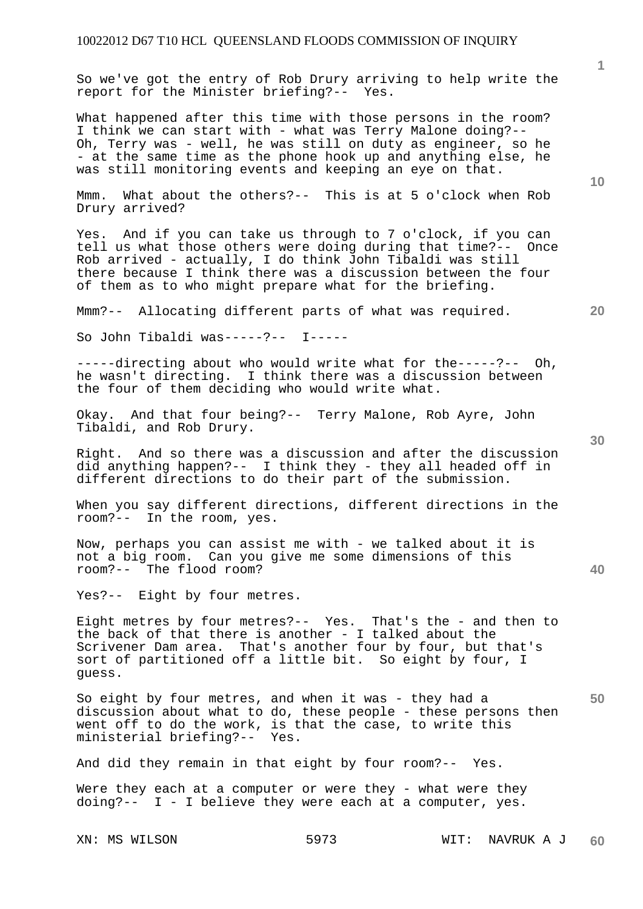So we've got the entry of Rob Drury arriving to help write the report for the Minister briefing?-- Yes.

What happened after this time with those persons in the room? I think we can start with - what was Terry Malone doing?-- Oh, Terry was - well, he was still on duty as engineer, so he - at the same time as the phone hook up and anything else, he was still monitoring events and keeping an eye on that.

Mmm. What about the others?-- This is at 5 o'clock when Rob Drury arrived?

Yes. And if you can take us through to 7 o'clock, if you can tell us what those others were doing during that time?-- Once Rob arrived - actually, I do think John Tibaldi was still there because I think there was a discussion between the four of them as to who might prepare what for the briefing.

Mmm?-- Allocating different parts of what was required.

So John Tibaldi was-----?-- I-----

-----directing about who would write what for the-----?-- Oh, he wasn't directing. I think there was a discussion between the four of them deciding who would write what.

Okay. And that four being?-- Terry Malone, Rob Ayre, John Tibaldi, and Rob Drury.

Right. And so there was a discussion and after the discussion did anything happen?-- I think they - they all headed off in different directions to do their part of the submission.

When you say different directions, different directions in the room?-- In the room, yes.

Now, perhaps you can assist me with - we talked about it is not a big room. Can you give me some dimensions of this room?-- The flood room?

Yes?-- Eight by four metres.

Eight metres by four metres?-- Yes. That's the - and then to the back of that there is another - I talked about the Scrivener Dam area. That's another four by four, but that's sort of partitioned off a little bit. So eight by four, I guess.

So eight by four metres, and when it was - they had a discussion about what to do, these people - these persons then went off to do the work, is that the case, to write this ministerial briefing?-- Yes.

And did they remain in that eight by four room?-- Yes.

Were they each at a computer or were they - what were they doing?-- I - I believe they were each at a computer, yes.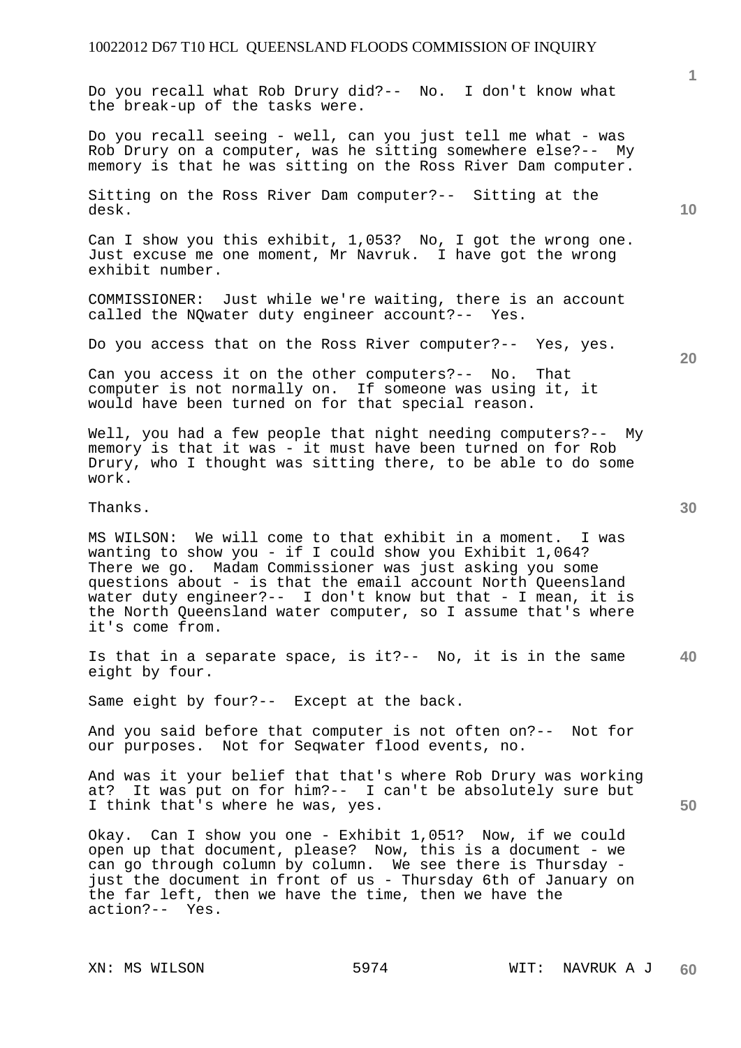Do you recall what Rob Drury did?-- No. I don't know what the break-up of the tasks were.

Do you recall seeing - well, can you just tell me what - was Rob Drury on a computer, was he sitting somewhere else?-- My memory is that he was sitting on the Ross River Dam computer.

Sitting on the Ross River Dam computer?-- Sitting at the desk.

Can I show you this exhibit, 1,053? No, I got the wrong one. Just excuse me one moment, Mr Navruk. I have got the wrong exhibit number.

COMMISSIONER: Just while we're waiting, there is an account called the NQwater duty engineer account?-- Yes.

Do you access that on the Ross River computer?-- Yes, yes.

Can you access it on the other computers?-- No. That computer is not normally on. If someone was using it, it would have been turned on for that special reason.

Well, you had a few people that night needing computers?-- My memory is that it was - it must have been turned on for Rob Drury, who I thought was sitting there, to be able to do some work.

Thanks.

MS WILSON: We will come to that exhibit in a moment. I was wanting to show you - if I could show you Exhibit 1,064? There we go. Madam Commissioner was just asking you some questions about - is that the email account North Queensland water duty engineer?-- I don't know but that - I mean, it is the North Queensland water computer, so I assume that's where it's come from.

Is that in a separate space, is it?-- No, it is in the same eight by four.

Same eight by four?-- Except at the back.

And you said before that computer is not often on?-- Not for our purposes. Not for Seqwater flood events, no.

And was it your belief that that's where Rob Drury was working at? It was put on for him?-- I can't be absolutely sure but I think that's where he was, yes.

Okay. Can I show you one - Exhibit 1,051? Now, if we could open up that document, please? Now, this is a document - we can go through column by column. We see there is Thursday - just the document in front of us - Thursday 6th of January on the far left, then we have the time, then we have the action?-- Yes.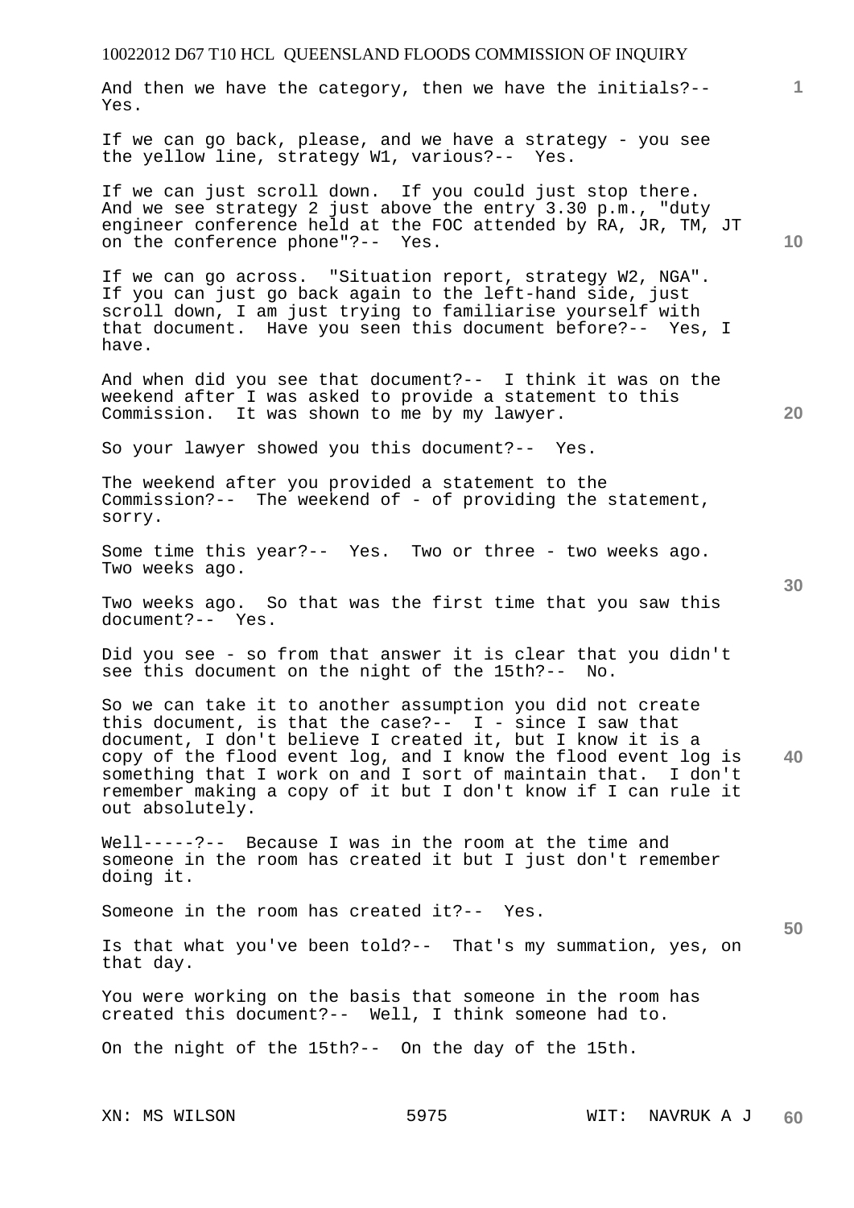And then we have the category, then we have the initials?-- Yes.

If we can go back, please, and we have a strategy - you see the yellow line, strategy W1, various?-- Yes.

If we can just scroll down. If you could just stop there. And we see strategy 2 just above the entry 3.30 p.m., "duty engineer conference held at the FOC attended by RA, JR, TM, JT on the conference phone"?-- Yes.

If we can go across. "Situation report, strategy W2, NGA". If you can just go back again to the left-hand side, just scroll down, I am just trying to familiarise yourself with that document. Have you seen this document before?-- Yes, I have.

And when did you see that document?-- I think it was on the weekend after I was asked to provide a statement to this Commission. It was shown to me by my lawyer.

So your lawyer showed you this document?-- Yes.

The weekend after you provided a statement to the Commission?-- The weekend of - of providing the statement, sorry.

Some time this year?-- Yes. Two or three - two weeks ago. Two weeks ago.

Two weeks ago. So that was the first time that you saw this document?-- Yes.

Did you see - so from that answer it is clear that you didn't see this document on the night of the 15th?-- No.

So we can take it to another assumption you did not create this document, is that the case?-- I - since I saw that document, I don't believe I created it, but I know it is a copy of the flood event log, and I know the flood event log is something that I work on and I sort of maintain that. I don't remember making a copy of it but I don't know if I can rule it out absolutely.

Well-----?-- Because I was in the room at the time and someone in the room has created it but I just don't remember doing it.

Someone in the room has created it?-- Yes.

Is that what you've been told?-- That's my summation, yes, on that day.

You were working on the basis that someone in the room has created this document?-- Well, I think someone had to.

On the night of the 15th?-- On the day of the 15th.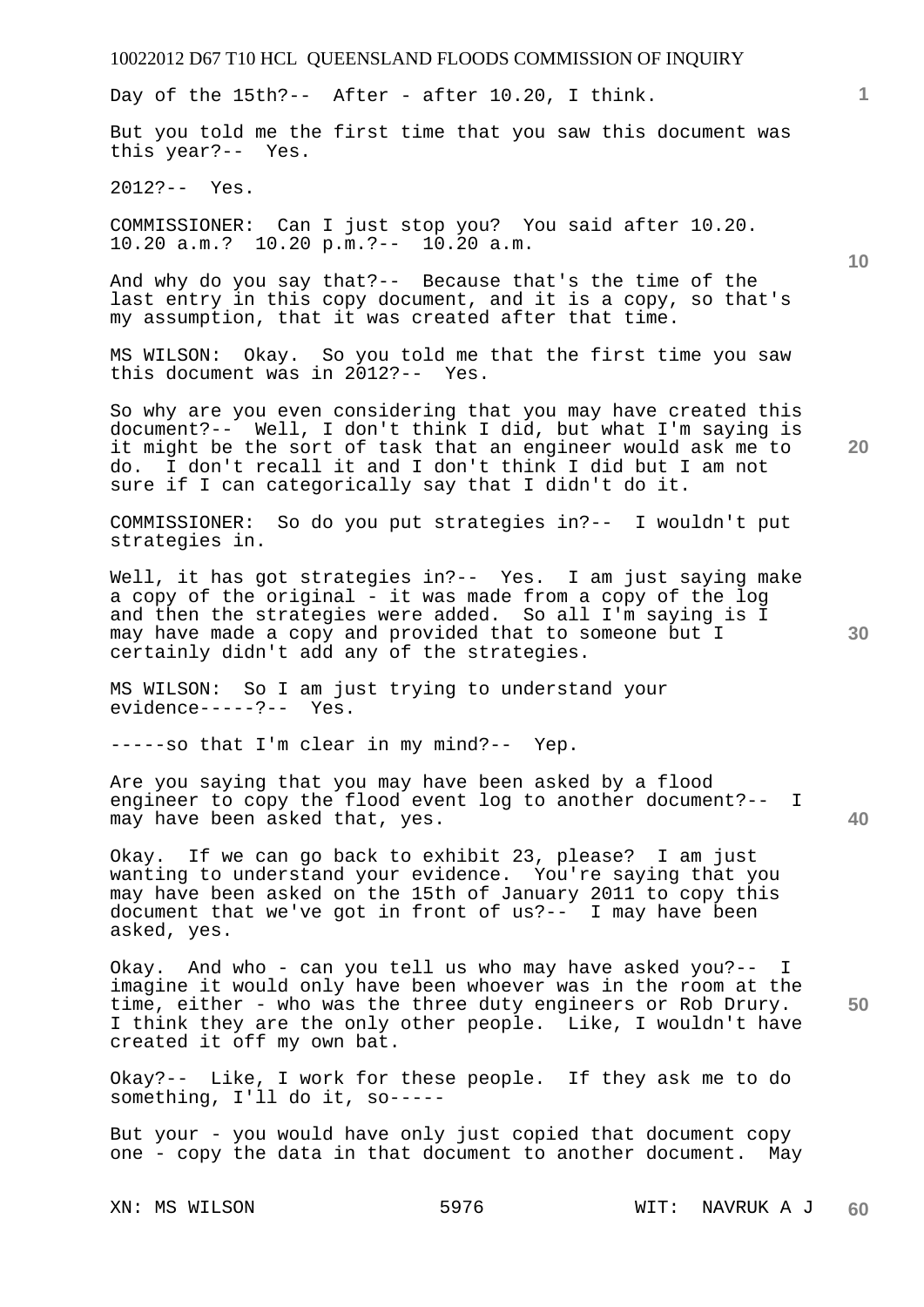Day of the 15th?-- After - after 10.20, I think.

But you told me the first time that you saw this document was this year?-- Yes.

2012?-- Yes.

COMMISSIONER: Can I just stop you? You said after 10.20. 10.20 a.m.? 10.20 p.m.?-- 10.20 a.m.

And why do you say that?-- Because that's the time of the last entry in this copy document, and it is a copy, so that's my assumption, that it was created after that time.

MS WILSON: Okay. So you told me that the first time you saw this document was in 2012?-- Yes.

So why are you even considering that you may have created this document?-- Well, I don't think I did, but what I'm saying is it might be the sort of task that an engineer would ask me to do. I don't recall it and I don't think I did but I am not sure if I can categorically say that I didn't do it.

COMMISSIONER: So do you put strategies in?-- I wouldn't put strategies in.

Well, it has got strategies in?-- Yes. I am just saying make a copy of the original - it was made from a copy of the log and then the strategies were added. So all I'm saying is I may have made a copy and provided that to someone but I certainly didn't add any of the strategies.

MS WILSON: So I am just trying to understand your evidence-----?-- Yes.

-----so that I'm clear in my mind?-- Yep.

Are you saying that you may have been asked by a flood engineer to copy the flood event log to another document?-- I may have been asked that, yes.

Okay. If we can go back to exhibit 23, please? I am just wanting to understand your evidence. You're saying that you may have been asked on the 15th of January 2011 to copy this document that we've got in front of us?-- I may have been asked, yes.

Okay. And who - can you tell us who may have asked you?-- I imagine it would only have been whoever was in the room at the time, either - who was the three duty engineers or Rob Drury. I think they are the only other people. Like, I wouldn't have created it off my own bat.

Okay?-- Like, I work for these people. If they ask me to do something, I'll do it, so-----

But your - you would have only just copied that document copy one - copy the data in that document to another document. May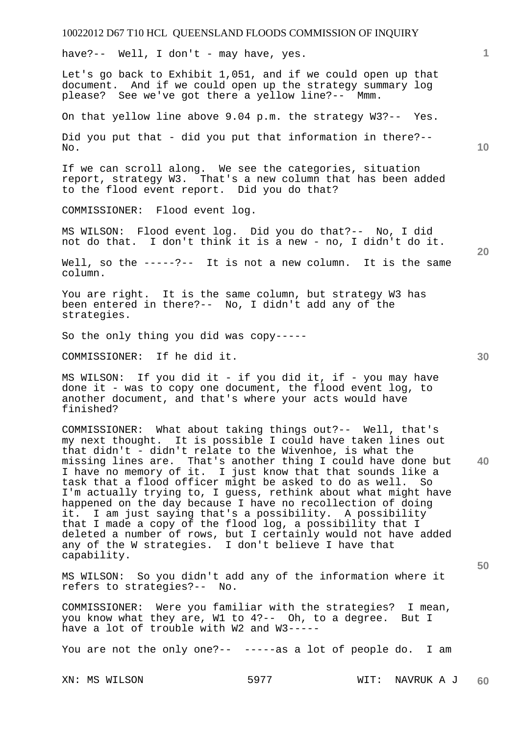have?-- Well, I don't - may have, yes.

Let's go back to Exhibit 1,051, and if we could open up that document. And if we could open up the strategy summary log please? See we've got there a yellow line?-- Mmm.

On that yellow line above 9.04 p.m. the strategy W3?-- Yes.

Did you put that - did you put that information in there?-- No.

If we can scroll along. We see the categories, situation report, strategy W3. That's a new column that has been added to the flood event report. Did you do that?

COMMISSIONER: Flood event log.

MS WILSON: Flood event log. Did you do that?-- No, I did not do that. I don't think it is a new - no, I didn't do it.

Well, so the -----?-- It is not a new column. It is the same column.

You are right. It is the same column, but strategy W3 has been entered in there?-- No, I didn't add any of the strategies.

So the only thing you did was copy-----

COMMISSIONER: If he did it.

MS WILSON: If you did it - if you did it, if - you may have done it - was to copy one document, the flood event log, to another document, and that's where your acts would have finished?

COMMISSIONER: What about taking things out?-- Well, that's my next thought. It is possible I could have taken lines out that didn't - didn't relate to the Wivenhoe, is what the missing lines are. That's another thing I could have done but I have no memory of it. I just know that that sounds like a task that a flood officer might be asked to do as well. So I'm actually trying to, I guess, rethink about what might have happened on the day because I have no recollection of doing it. I am just saying that's a possibility. A possibility that I made a copy of the flood log, a possibility that I deleted a number of rows, but I certainly would not have added any of the W strategies. I don't believe I have that capability.

MS WILSON: So you didn't add any of the information where it refers to strategies?-- No.

COMMISSIONER: Were you familiar with the strategies? I mean, you know what they are, W1 to 4?-- Oh, to a degree. But I have a lot of trouble with W2 and W3-----

You are not the only one?-- -----as a lot of people do. I am

XN: MS WILSON WIT: NAVRUK A J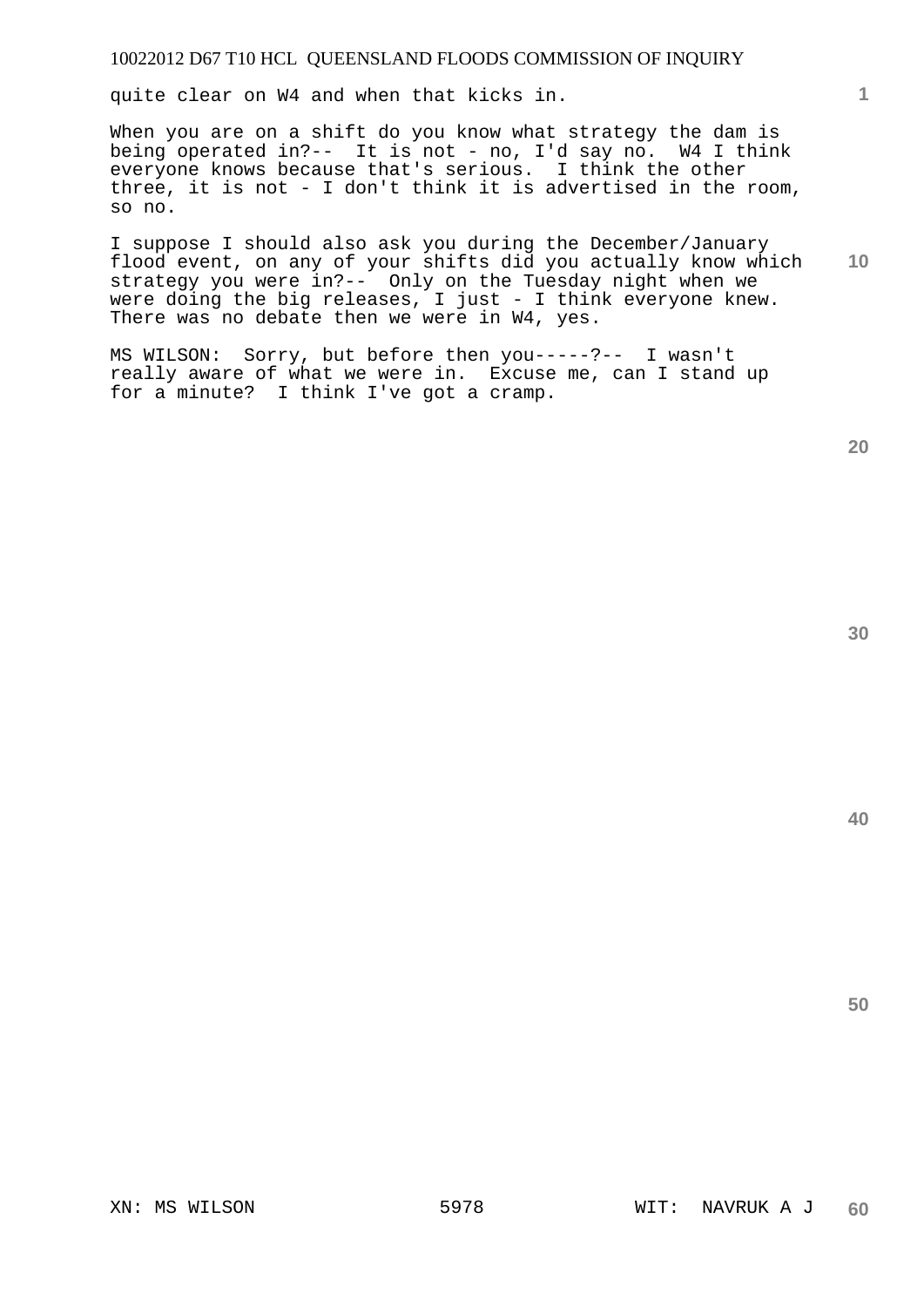quite clear on W4 and when that kicks in.

When you are on a shift do you know what strategy the dam is being operated in?-- It is not - no, I'd say no. W4 I think everyone knows because that's serious. I think the other three, it is not - I don't think it is advertised in the room, so no.

I suppose I should also ask you during the December/January flood event, on any of your shifts did you actually know which strategy you were in?-- Only on the Tuesday night when we were doing the big releases, I just - I think everyone knew. There was no debate then we were in W4, yes.

MS WILSON: Sorry, but before then you-----?-- I wasn't really aware of what we were in. Excuse me, can I stand up for a minute? I think I've got a cramp.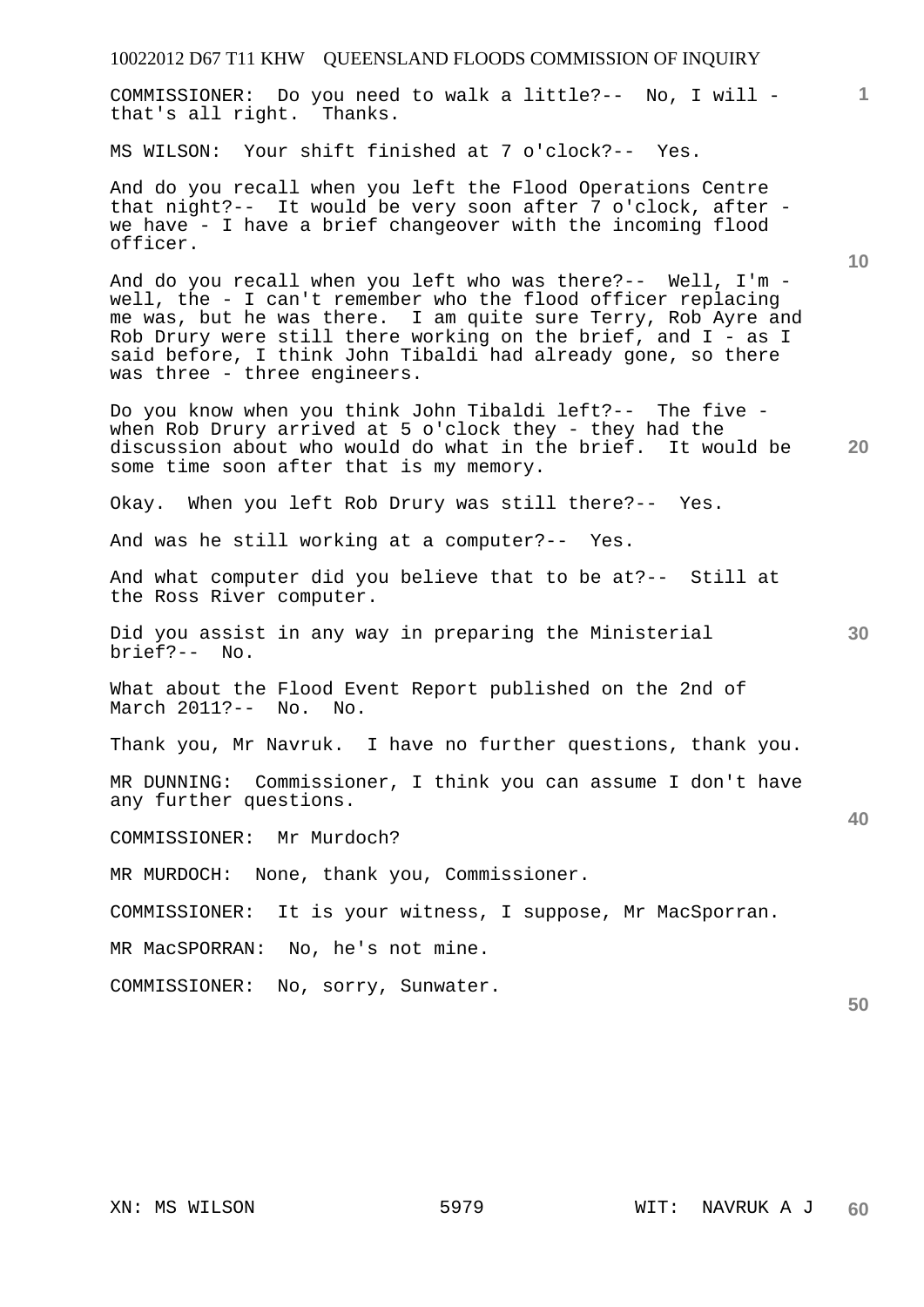COMMISSIONER: Do you need to walk a little?-- No, I will - that's all right. Thanks.

MS WILSON: Your shift finished at 7 o'clock?-- Yes.

And do you recall when you left the Flood Operations Centre that night?-- It would be very soon after 7 o'clock, after - we have - I have a brief changeover with the incoming flood officer.

And do you recall when you left who was there?-- Well, I'm - well, the - I can't remember who the flood officer replacing me was, but he was there. I am quite sure Terry, Rob Ayre and Rob Drury were still there working on the brief, and I - as I said before, I think John Tibaldi had already gone, so there was three - three engineers.

Do you know when you think John Tibaldi left?-- The five - when Rob Drury arrived at 5 o'clock they - they had the discussion about who would do what in the brief. It would be some time soon after that is my memory.

Okay. When you left Rob Drury was still there?-- Yes.

And was he still working at a computer?-- Yes.

And what computer did you believe that to be at?-- Still at the Ross River computer.

Did you assist in any way in preparing the Ministerial brief?-- No.

What about the Flood Event Report published on the 2nd of March 2011?-- No. No.

Thank you, Mr Navruk. I have no further questions, thank you.

MR DUNNING: Commissioner, I think you can assume I don't have any further questions.

COMMISSIONER: Mr Murdoch?

MR MURDOCH: None, thank you, Commissioner.

COMMISSIONER: It is your witness, I suppose, Mr MacSporran.

MR MacSPORRAN: No, he's not mine.

COMMISSIONER: No, sorry, Sunwater.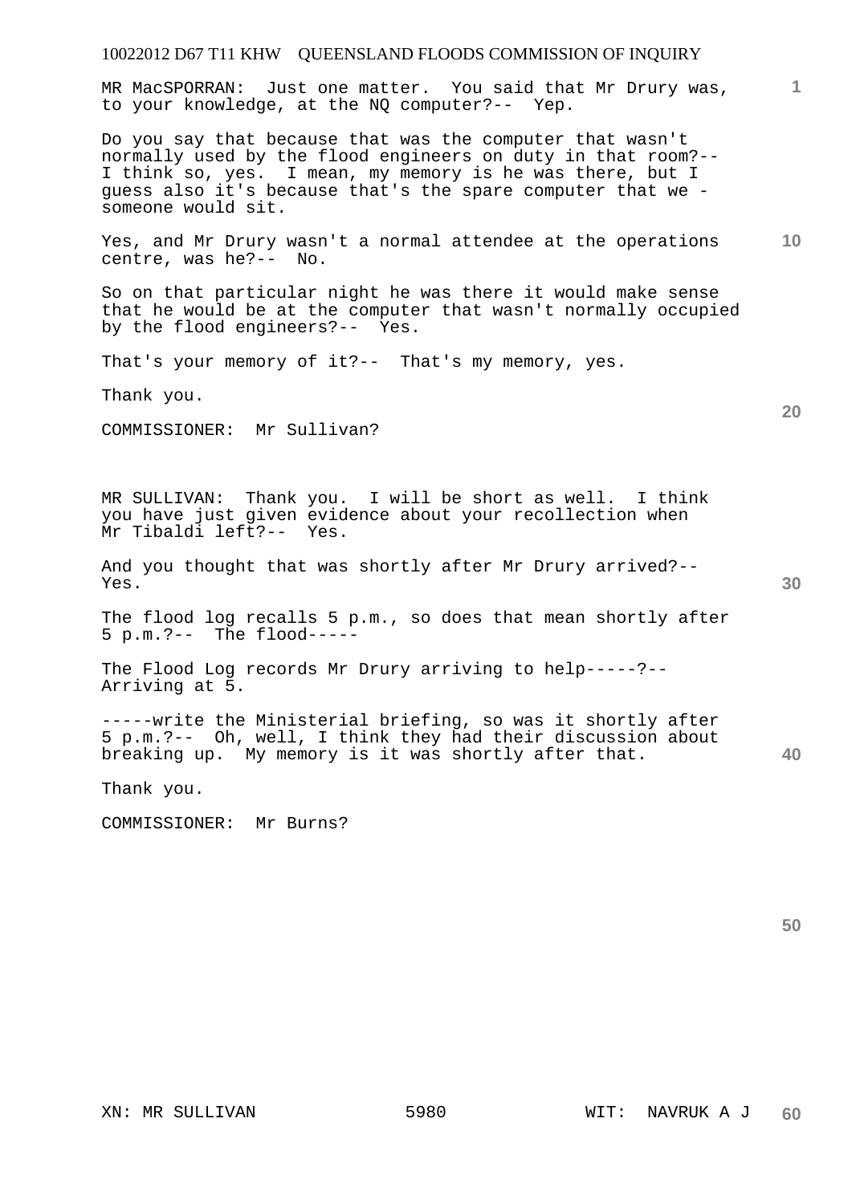MR MacSPORRAN: Just one matter. You said that Mr Drury was, to your knowledge, at the NQ computer?-- Yep.

Do you say that because that was the computer that wasn't normally used by the flood engineers on duty in that room?-- I think so, yes. I mean, my memory is he was there, but I guess also it's because that's the spare computer that we - someone would sit.

Yes, and Mr Drury wasn't a normal attendee at the operations centre, was he?-- No.

So on that particular night he was there it would make sense that he would be at the computer that wasn't normally occupied by the flood engineers?-- Yes.

That's your memory of it?-- That's my memory, yes.

Thank you.

COMMISSIONER: Mr Sullivan?

MR SULLIVAN: Thank you. I will be short as well. I think you have just given evidence about your recollection when Mr Tibaldi left?-- Yes.

And you thought that was shortly after Mr Drury arrived?-- Yes.

The flood log recalls 5 p.m., so does that mean shortly after 5 p.m.?-- The flood-----

The Flood Log records Mr Drury arriving to help-----?-- Arriving at 5.

-----write the Ministerial briefing, so was it shortly after 5 p.m.?-- Oh, well, I think they had their discussion about breaking up. My memory is it was shortly after that.

Thank you.

COMMISSIONER: Mr Burns?

XN: MR SULLIVAN WIT: NAVRUK A J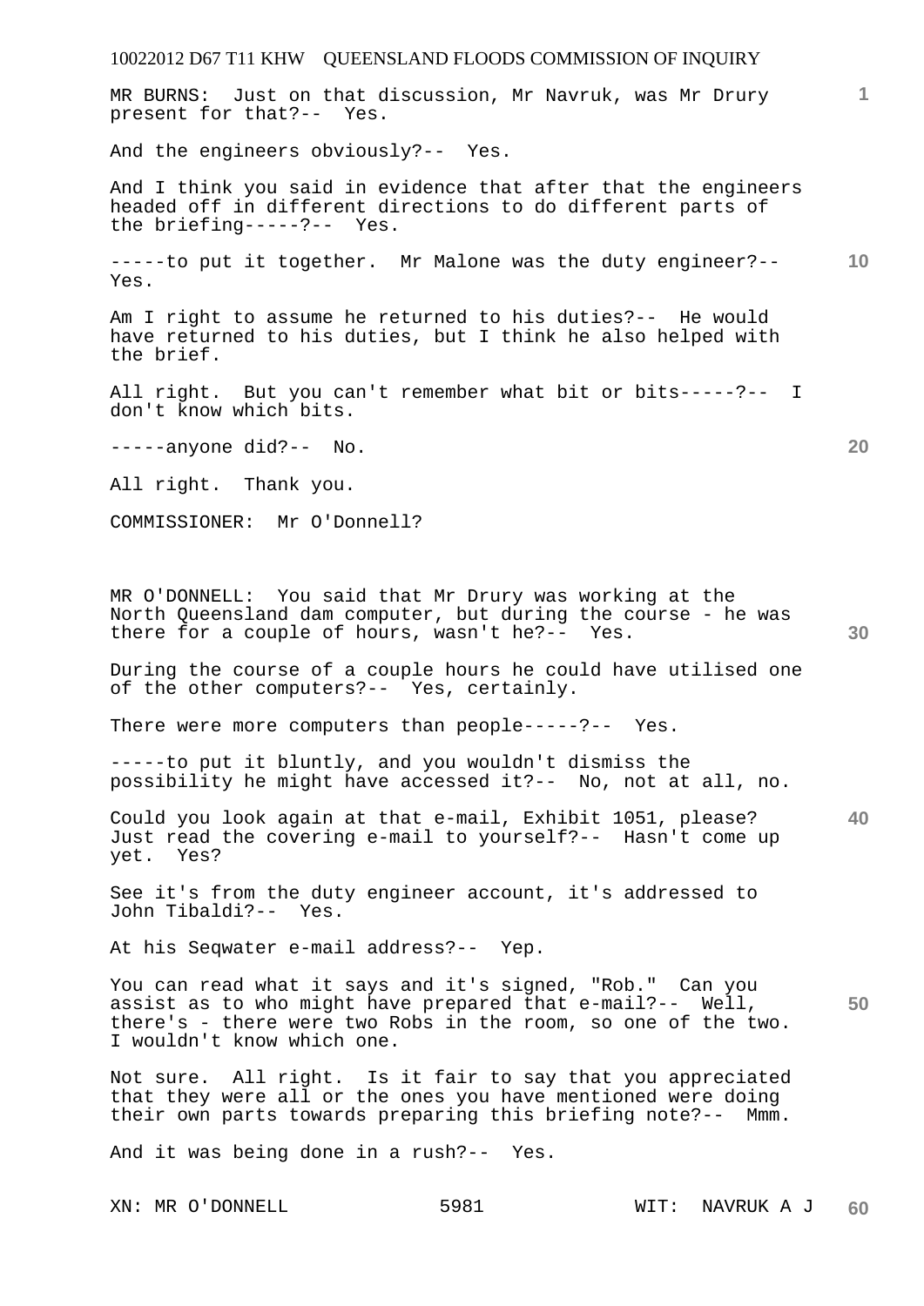MR BURNS: Just on that discussion, Mr Navruk, was Mr Drury present for that?-- Yes.

And the engineers obviously?-- Yes.

And I think you said in evidence that after that the engineers headed off in different directions to do different parts of the briefing-----?-- Yes.

-----to put it together. Mr Malone was the duty engineer?-- Yes.

Am I right to assume he returned to his duties?-- He would have returned to his duties, but I think he also helped with the brief.

All right. But you can't remember what bit or bits-----?-- I don't know which bits.

-----anyone did?-- No.

All right. Thank you.

COMMISSIONER: Mr O'Donnell?

MR O'DONNELL: You said that Mr Drury was working at the North Queensland dam computer, but during the course - he was there for a couple of hours, wasn't he?-- Yes.

During the course of a couple hours he could have utilised one of the other computers?-- Yes, certainly.

There were more computers than people-----?-- Yes.

-----to put it bluntly, and you wouldn't dismiss the possibility he might have accessed it?-- No, not at all, no.

Could you look again at that e-mail, Exhibit 1051, please? Just read the covering e-mail to yourself?-- Hasn't come up yet. Yes?

See it's from the duty engineer account, it's addressed to John Tibaldi?-- Yes.

At his Seqwater e-mail address?-- Yep.

You can read what it says and it's signed, "Rob." Can you assist as to who might have prepared that e-mail?-- Well, there's - there were two Robs in the room, so one of the two. I wouldn't know which one.

Not sure. All right. Is it fair to say that you appreciated that they were all or the ones you have mentioned were doing their own parts towards preparing this briefing note?-- Mmm.

And it was being done in a rush?-- Yes.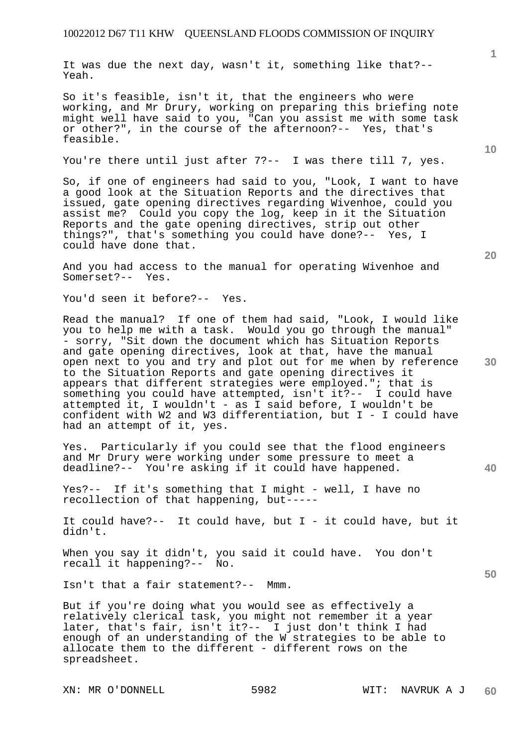It was due the next day, wasn't it, something like that?-- Yeah.

So it's feasible, isn't it, that the engineers who were working, and Mr Drury, working on preparing this briefing note might well have said to you, "Can you assist me with some task or other?", in the course of the afternoon?-- Yes, that's feasible.

You're there until just after 7?-- I was there till 7, yes.

So, if one of engineers had said to you, "Look, I want to have a good look at the Situation Reports and the directives that issued, gate opening directives regarding Wivenhoe, could you assist me? Could you copy the log, keep in it the Situation Reports and the gate opening directives, strip out other things?", that's something you could have done?-- Yes, I could have done that.

And you had access to the manual for operating Wivenhoe and Somerset?-- Yes.

You'd seen it before?-- Yes.

Read the manual? If one of them had said, "Look, I would like you to help me with a task. Would you go through the manual" - sorry, "Sit down the document which has Situation Reports and gate opening directives, look at that, have the manual open next to you and try and plot out for me when by reference to the Situation Reports and gate opening directives it appears that different strategies were employed."; that is something you could have attempted, isn't it?-- I could have attempted it, I wouldn't - as I said before, I wouldn't be confident with W2 and W3 differentiation, but I - I could have had an attempt of it, yes.

Yes. Particularly if you could see that the flood engineers and Mr Drury were working under some pressure to meet a deadline?-- You're asking if it could have happened.

Yes?-- If it's something that I might - well, I have no recollection of that happening, but-----

It could have?-- It could have, but I - it could have, but it didn't.

When you say it didn't, you said it could have. You don't recall it happening?-- No.

Isn't that a fair statement?-- Mmm.

But if you're doing what you would see as effectively a relatively clerical task, you might not remember it a year later, that's fair, isn't it?-- I just don't think I had enough of an understanding of the W strategies to be able to allocate them to the different - different rows on the spreadsheet.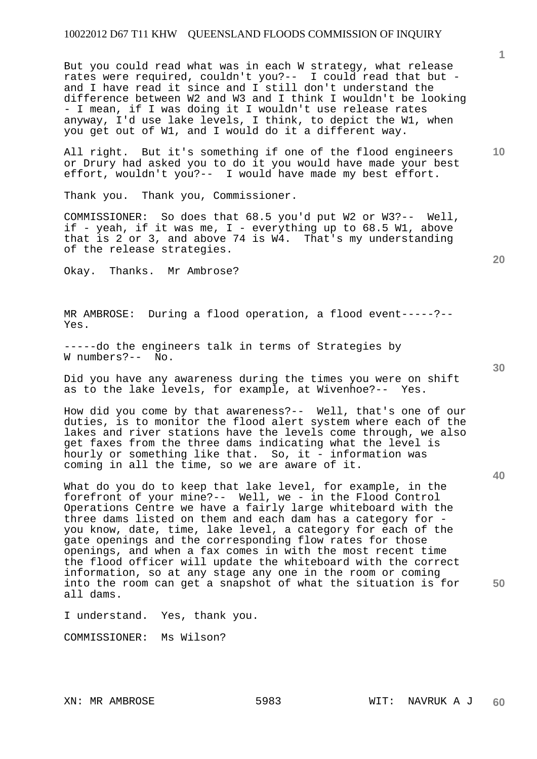But you could read what was in each W strategy, what release rates were required, couldn't you?-- I could read that but - and I have read it since and I still don't understand the difference between W2 and W3 and I think I wouldn't be looking - I mean, if I was doing it I wouldn't use release rates anyway, I'd use lake levels, I think, to depict the W1, when you get out of W1, and I would do it a different way.

All right. But it's something if one of the flood engineers or Drury had asked you to do it you would have made your best effort, wouldn't you?-- I would have made my best effort.

Thank you. Thank you, Commissioner.

COMMISSIONER: So does that 68.5 you'd put W2 or W3?-- Well, if - yeah, if it was me, I - everything up to 68.5 W1, above that is 2 or 3, and above 74 is W4. That's my understanding of the release strategies.

Okay. Thanks. Mr Ambrose?

MR AMBROSE: During a flood operation, a flood event-----?-- Yes.

-----do the engineers talk in terms of Strategies by W numbers?-- No.

Did you have any awareness during the times you were on shift as to the lake levels, for example, at Wivenhoe?-- Yes.

How did you come by that awareness?-- Well, that's one of our duties, is to monitor the flood alert system where each of the lakes and river stations have the levels come through, we also get faxes from the three dams indicating what the level is hourly or something like that. So, it - information was coming in all the time, so we are aware of it.

What do you do to keep that lake level, for example, in the forefront of your mine?-- Well, we - in the Flood Control Operations Centre we have a fairly large whiteboard with the three dams listed on them and each dam has a category for - you know, date, time, lake level, a category for each of the gate openings and the corresponding flow rates for those openings, and when a fax comes in with the most recent time the flood officer will update the whiteboard with the correct information, so at any stage any one in the room or coming into the room can get a snapshot of what the situation is for all dams.

I understand. Yes, thank you.

COMMISSIONER: Ms Wilson?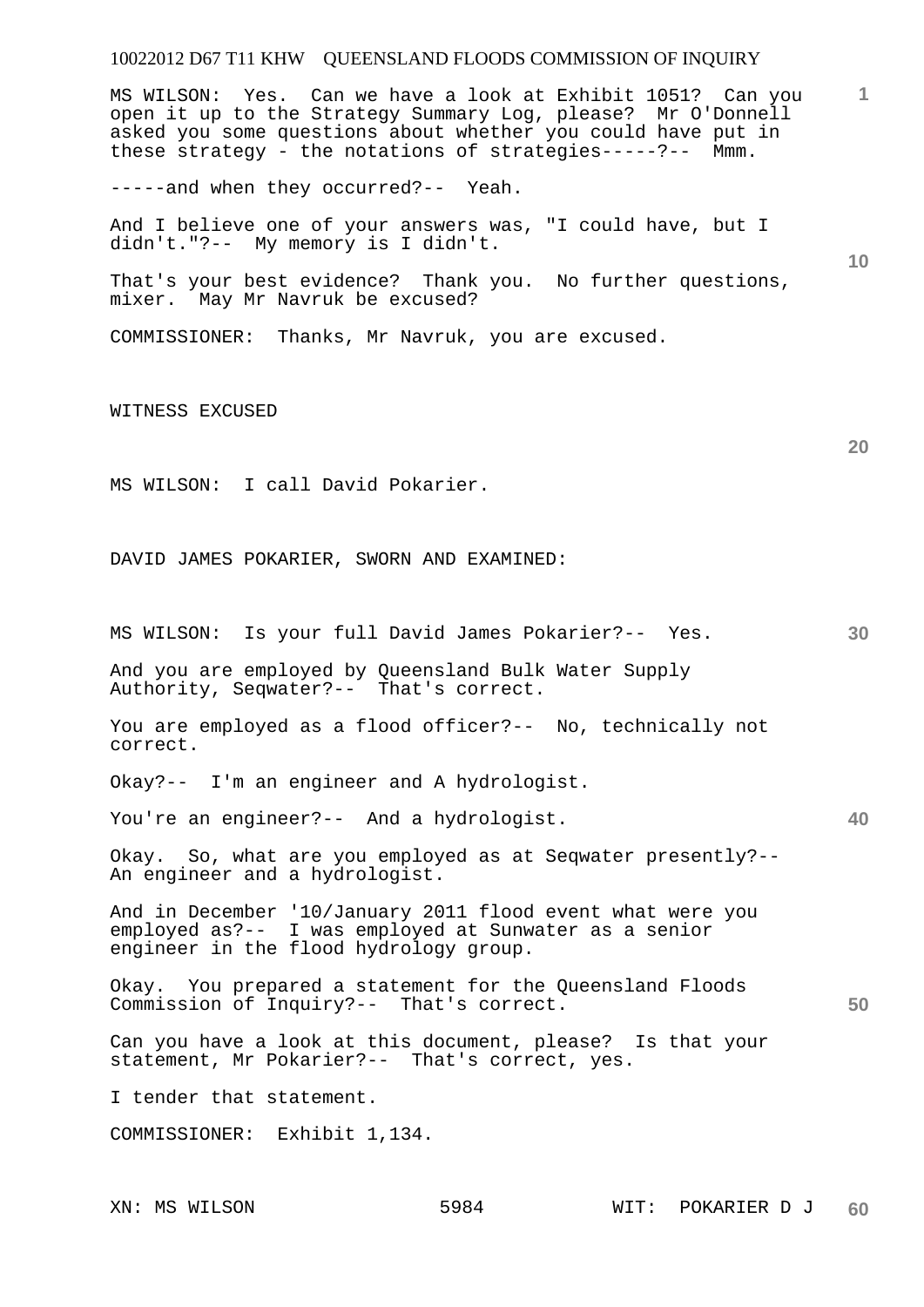MS WILSON: Yes. Can we have a look at Exhibit 1051? Can you open it up to the Strategy Summary Log, please? Mr O'Donnell asked you some questions about whether you could have put in these strategy - the notations of strategies-----?-- Mmm.

-----and when they occurred?-- Yeah.

And I believe one of your answers was, "I could have, but I didn't."?-- My memory is I didn't.

That's your best evidence? Thank you. No further questions, mixer. May Mr Navruk be excused?

COMMISSIONER: Thanks, Mr Navruk, you are excused.

WITNESS EXCUSED

MS WILSON: I call David Pokarier.

DAVID JAMES POKARIER, SWORN AND EXAMINED:

MS WILSON: Is your full David James Pokarier?-- Yes.

And you are employed by Queensland Bulk Water Supply Authority, Seqwater?-- That's correct.

You are employed as a flood officer?-- No, technically not correct.

Okay?-- I'm an engineer and A hydrologist.

You're an engineer?-- And a hydrologist.

Okay. So, what are you employed as at Seqwater presently?-- An engineer and a hydrologist.

And in December '10/January 2011 flood event what were you employed as?-- I was employed at Sunwater as a senior engineer in the flood hydrology group.

Okay. You prepared a statement for the Queensland Floods Commission of Inquiry?-- That's correct.

Can you have a look at this document, please? Is that your statement, Mr Pokarier?-- That's correct, yes.

I tender that statement.

COMMISSIONER: Exhibit 1,134.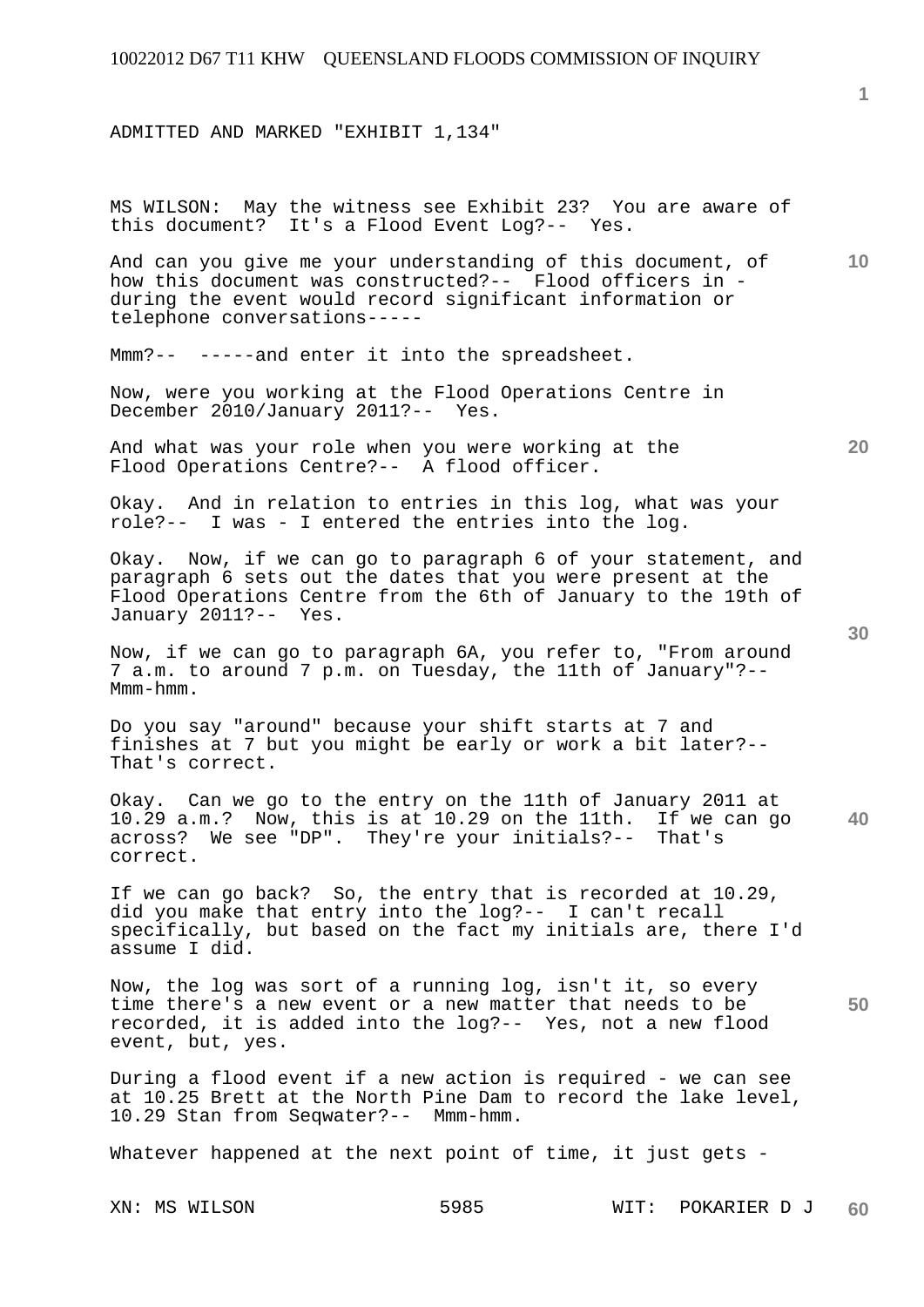ADMITTED AND MARKED "EXHIBIT 1,134"

MS WILSON: May the witness see Exhibit 23? You are aware of this document? It's a Flood Event Log?-- Yes.

And can you give me your understanding of this document, of how this document was constructed?-- Flood officers in - during the event would record significant information or telephone conversations-----

Mmm?-- -----and enter it into the spreadsheet.

Now, were you working at the Flood Operations Centre in December 2010/January 2011?-- Yes.

And what was your role when you were working at the Flood Operations Centre?-- A flood officer.

Okay. And in relation to entries in this log, what was your role?-- I was - I entered the entries into the log.

Okay. Now, if we can go to paragraph 6 of your statement, and paragraph 6 sets out the dates that you were present at the Flood Operations Centre from the 6th of January to the 19th of January 2011?-- Yes.

Now, if we can go to paragraph 6A, you refer to, "From around 7 a.m. to around 7 p.m. on Tuesday, the 11th of January"?-- Mmm-hmm.

Do you say "around" because your shift starts at 7 and finishes at 7 but you might be early or work a bit later?-- That's correct.

Okay. Can we go to the entry on the 11th of January 2011 at 10.29 a.m.? Now, this is at 10.29 on the 11th. If we can go across? We see "DP". They're your initials?-- That's correct.

If we can go back? So, the entry that is recorded at 10.29, did you make that entry into the log?-- I can't recall specifically, but based on the fact my initials are, there I'd assume I did.

Now, the log was sort of a running log, isn't it, so every time there's a new event or a new matter that needs to be recorded, it is added into the log?-- Yes, not a new flood event, but, yes.

During a flood event if a new action is required - we can see at 10.25 Brett at the North Pine Dam to record the lake level, 10.29 Stan from Seqwater?-- Mmm-hmm.

Whatever happened at the next point of time, it just gets -

XN: MS WILSON WIT: POKARIER D J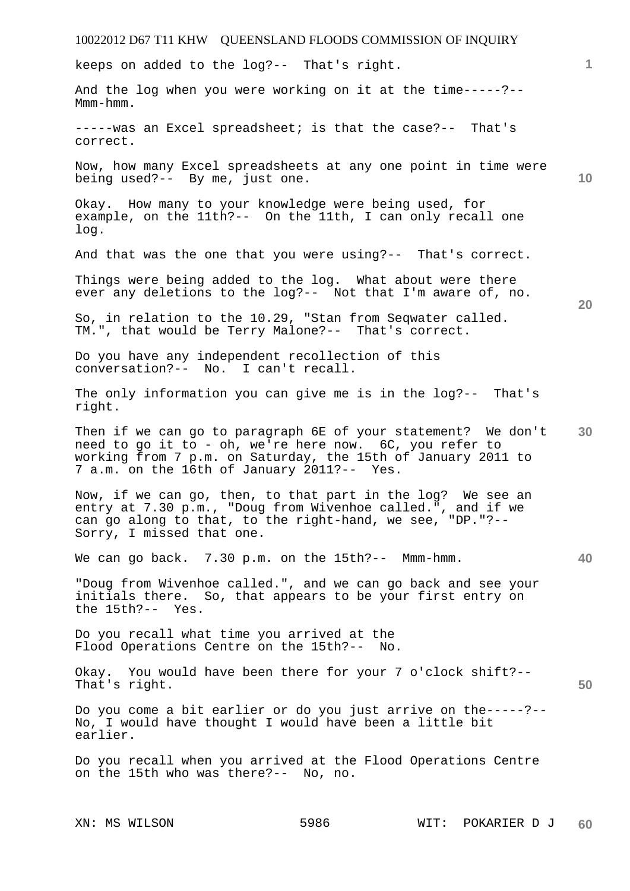keeps on added to the log?-- That's right.

And the log when you were working on it at the time-----?-- Mmm-hmm.

-----was an Excel spreadsheet; is that the case?-- That's correct.

Now, how many Excel spreadsheets at any one point in time were being used?-- By me, just one.

Okay. How many to your knowledge were being used, for example, on the 11th?-- On the 11th, I can only recall one log.

And that was the one that you were using?-- That's correct.

Things were being added to the log. What about were there ever any deletions to the log?-- Not that I'm aware of, no.

So, in relation to the 10.29, "Stan from Seqwater called. TM.", that would be Terry Malone?-- That's correct.

Do you have any independent recollection of this conversation?-- No. I can't recall.

The only information you can give me is in the log?-- That's right.

Then if we can go to paragraph 6E of your statement? We don't need to go it to - oh, we're here now. 6C, you refer to working from 7 p.m. on Saturday, the 15th of January 2011 to 7 a.m. on the 16th of January 2011?-- Yes.

Now, if we can go, then, to that part in the log? We see an entry at 7.30 p.m., "Doug from Wivenhoe called.", and if we can go along to that, to the right-hand, we see, "DP."?-- Sorry, I missed that one.

We can go back. 7.30 p.m. on the 15th?-- Mmm-hmm.

"Doug from Wivenhoe called.", and we can go back and see your initials there. So, that appears to be your first entry on the 15th?-- Yes.

Do you recall what time you arrived at the Flood Operations Centre on the 15th?-- No.

Okay. You would have been there for your 7 o'clock shift?-- That's right.

Do you come a bit earlier or do you just arrive on the-----?-- No, I would have thought I would have been a little bit earlier.

Do you recall when you arrived at the Flood Operations Centre on the 15th who was there?-- No, no.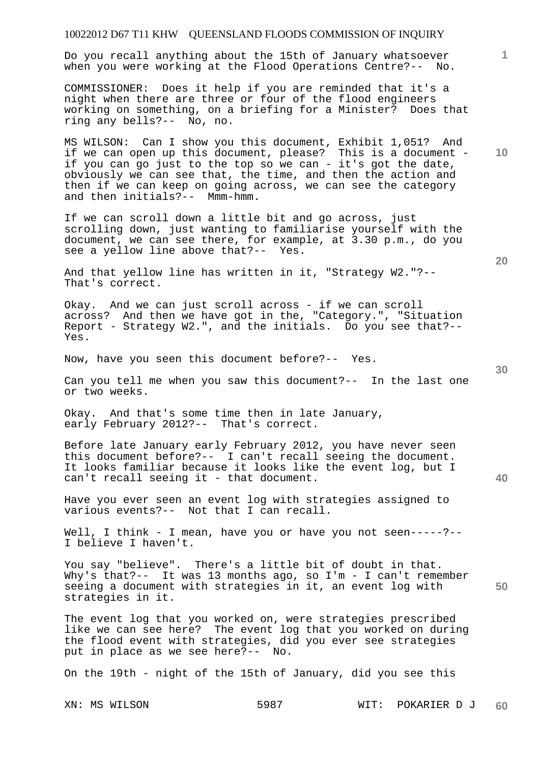Do you recall anything about the 15th of January whatsoever when you were working at the Flood Operations Centre?-- No.

COMMISSIONER: Does it help if you are reminded that it's a night when there are three or four of the flood engineers working on something, on a briefing for a Minister? Does that ring any bells?-- No, no.

MS WILSON: Can I show you this document, Exhibit 1,051? And if we can open up this document, please? This is a document - if you can go just to the top so we can - it's got the date, obviously we can see that, the time, and then the action and then if we can keep on going across, we can see the category and then initials?-- Mmm-hmm.

If we can scroll down a little bit and go across, just scrolling down, just wanting to familiarise yourself with the document, we can see there, for example, at 3.30 p.m., do you see a yellow line above that?-- Yes.

And that yellow line has written in it, "Strategy W2."?-- That's correct.

Okay. And we can just scroll across - if we can scroll across? And then we have got in the, "Category.", "Situation Report - Strategy W2.", and the initials. Do you see that?-- Yes.

Now, have you seen this document before?-- Yes.

Can you tell me when you saw this document?-- In the last one or two weeks.

Okay. And that's some time then in late January, early February 2012?-- That's correct.

Before late January early February 2012, you have never seen this document before?-- I can't recall seeing the document. It looks familiar because it looks like the event log, but I can't recall seeing it - that document.

Have you ever seen an event log with strategies assigned to various events?-- Not that I can recall.

Well, I think - I mean, have you or have you not seen-----?-- I believe I haven't.

You say "believe". There's a little bit of doubt in that. Why's that?-- It was 13 months ago, so I'm - I can't remember seeing a document with strategies in it, an event log with strategies in it.

The event log that you worked on, were strategies prescribed like we can see here? The event log that you worked on during the flood event with strategies, did you ever see strategies put in place as we see here?-- No.

On the 19th - night of the 15th of January, did you see this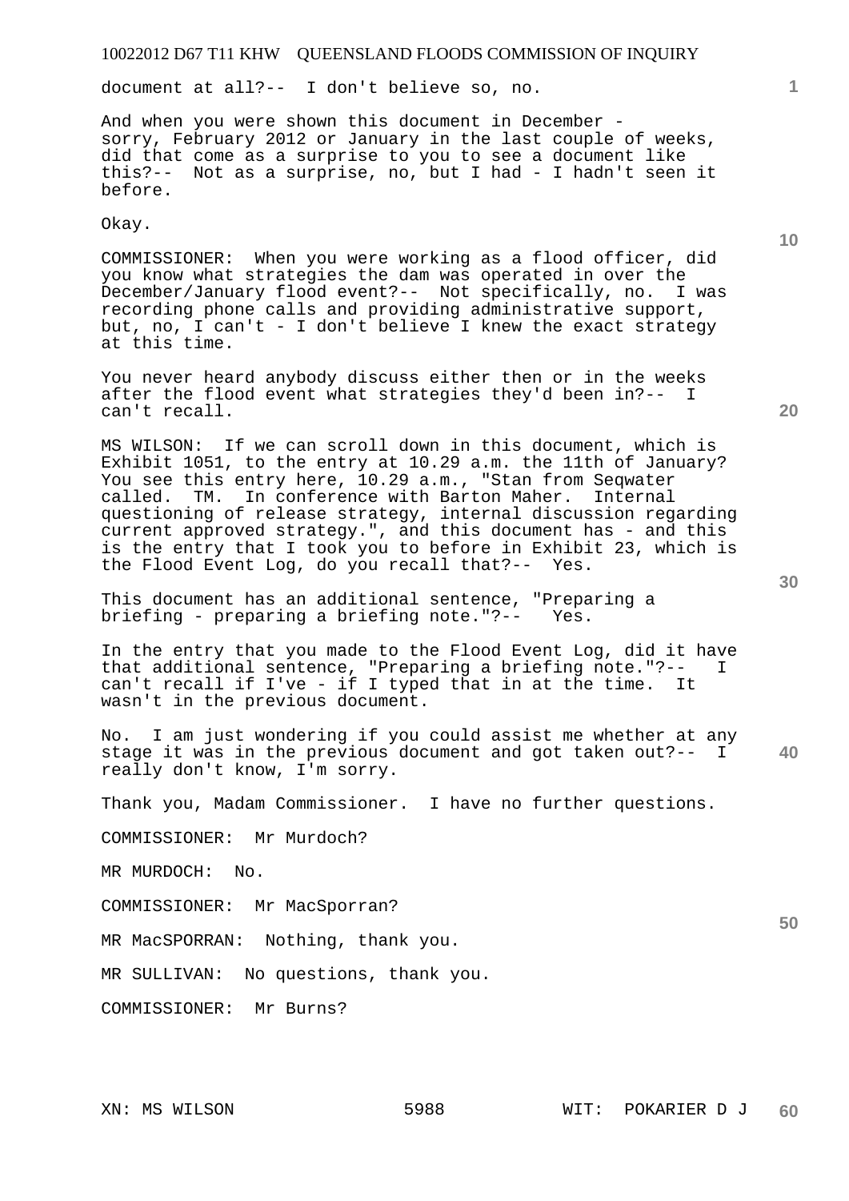document at all?-- I don't believe so, no.

And when you were shown this document in December - sorry, February 2012 or January in the last couple of weeks, did that come as a surprise to you to see a document like this?-- Not as a surprise, no, but I had - I hadn't seen it before.

Okay.

COMMISSIONER: When you were working as a flood officer, did you know what strategies the dam was operated in over the December/January flood event?-- Not specifically, no. I was recording phone calls and providing administrative support, but, no, I can't - I don't believe I knew the exact strategy at this time.

You never heard anybody discuss either then or in the weeks after the flood event what strategies they'd been in?-- I can't recall.

MS WILSON: If we can scroll down in this document, which is Exhibit 1051, to the entry at 10.29 a.m. the 11th of January? You see this entry here, 10.29 a.m., "Stan from Seqwater called. TM. In conference with Barton Maher. Internal questioning of release strategy, internal discussion regarding current approved strategy.", and this document has - and this is the entry that I took you to before in Exhibit 23, which is the Flood Event Log, do you recall that?-- Yes.

This document has an additional sentence, "Preparing a briefing - preparing a briefing note."?-- Yes.

In the entry that you made to the Flood Event Log, did it have that additional sentence, "Preparing a briefing note."?-- I can't recall if I've - if I typed that in at the time. It wasn't in the previous document.

No. I am just wondering if you could assist me whether at any stage it was in the previous document and got taken out?-- I really don't know, I'm sorry.

Thank you, Madam Commissioner. I have no further questions.

COMMISSIONER: Mr Murdoch?

MR MURDOCH: No.

COMMISSIONER: Mr MacSporran?

MR MacSPORRAN: Nothing, thank you.

MR SULLIVAN: No questions, thank you.

COMMISSIONER: Mr Burns?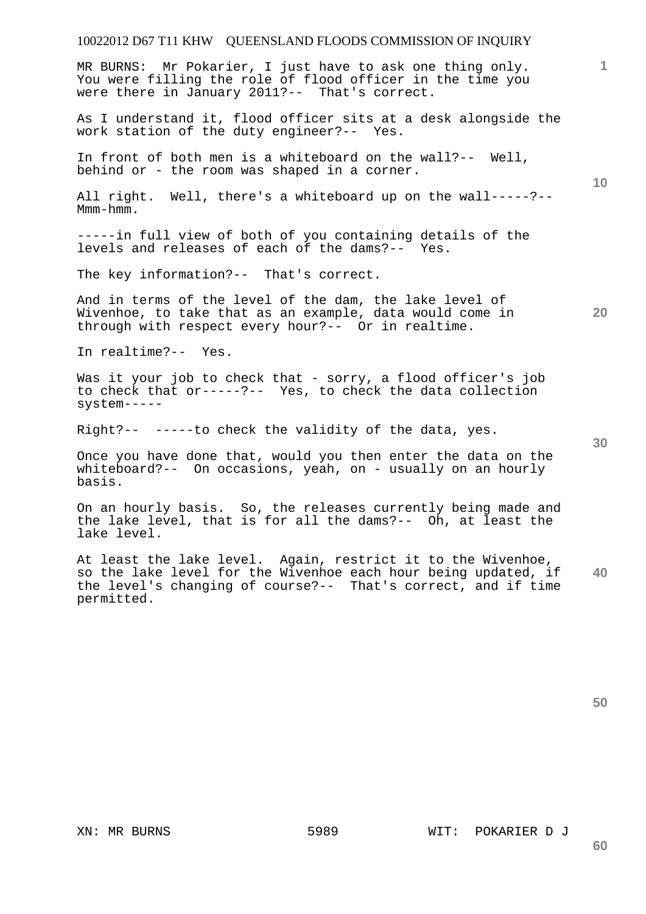MR BURNS: Mr Pokarier, I just have to ask one thing only. You were filling the role of flood officer in the time you were there in January 2011?-- That's correct.

As I understand it, flood officer sits at a desk alongside the work station of the duty engineer?-- Yes.

In front of both men is a whiteboard on the wall?-- Well, behind or - the room was shaped in a corner.

All right. Well, there's a whiteboard up on the wall-----?-- Mmm-hmm.

-----in full view of both of you containing details of the levels and releases of each of the dams?-- Yes.

The key information?-- That's correct.

And in terms of the level of the dam, the lake level of Wivenhoe, to take that as an example, data would come in through with respect every hour?-- Or in realtime.

In realtime?-- Yes.

Was it your job to check that - sorry, a flood officer's job to check that or-----?-- Yes, to check the data collection system-----

Right?-- -----to check the validity of the data, yes.

Once you have done that, would you then enter the data on the whiteboard?-- On occasions, yeah, on - usually on an hourly basis.

On an hourly basis. So, the releases currently being made and the lake level, that is for all the dams?-- Oh, at least the lake level.

At least the lake level. Again, restrict it to the Wivenhoe, so the lake level for the Wivenhoe each hour being updated, if the level's changing of course?-- That's correct, and if time permitted.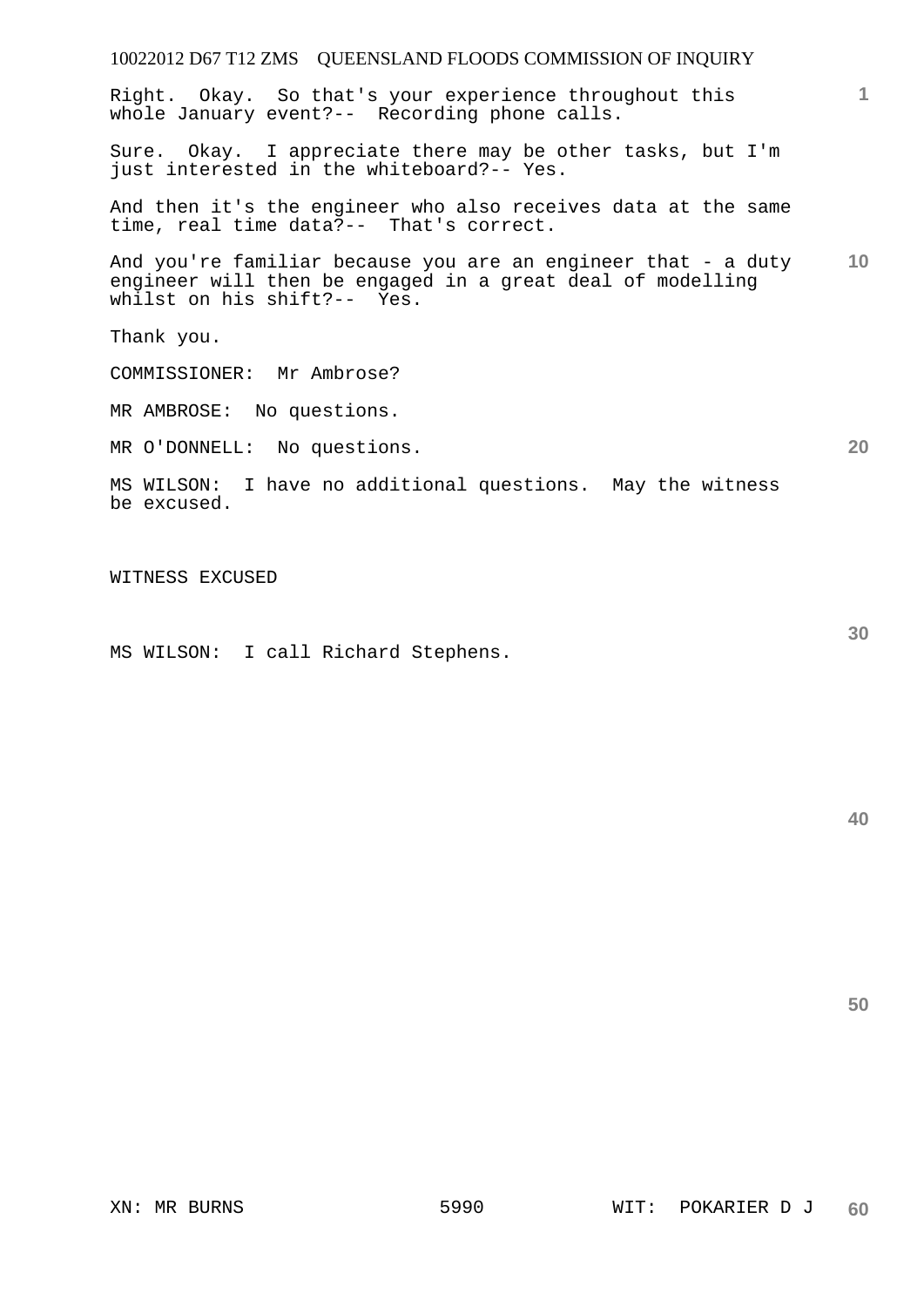Right. Okay. So that's your experience throughout this whole January event?-- Recording phone calls.

Sure. Okay. I appreciate there may be other tasks, but I'm just interested in the whiteboard?-- Yes.

And then it's the engineer who also receives data at the same time, real time data?-- That's correct.

And you're familiar because you are an engineer that - a duty engineer will then be engaged in a great deal of modelling whilst on his shift?-- Yes.

Thank you.

COMMISSIONER: Mr Ambrose?

MR AMBROSE: No questions.

MR O'DONNELL: No questions.

MS WILSON: I have no additional questions. May the witness be excused.

WITNESS EXCUSED

MS WILSON: I call Richard Stephens.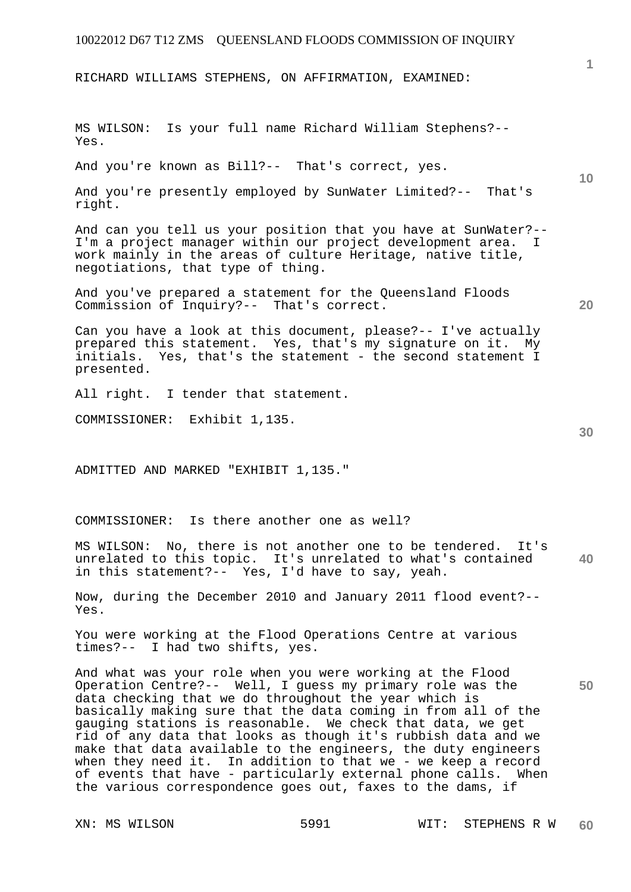RICHARD WILLIAMS STEPHENS, ON AFFIRMATION, EXAMINED:

MS WILSON: Is your full name Richard William Stephens?-- Yes.

And you're known as Bill?-- That's correct, yes.

And you're presently employed by SunWater Limited?-- That's right.

And can you tell us your position that you have at SunWater?-- I'm a project manager within our project development area. I work mainly in the areas of culture Heritage, native title, negotiations, that type of thing.

And you've prepared a statement for the Queensland Floods Commission of Inquiry?-- That's correct.

Can you have a look at this document, please?-- I've actually prepared this statement. Yes, that's my signature on it. My initials. Yes, that's the statement - the second statement I presented.

All right. I tender that statement.

COMMISSIONER: Exhibit 1,135.

ADMITTED AND MARKED "EXHIBIT 1,135."

COMMISSIONER: Is there another one as well?

MS WILSON: No, there is not another one to be tendered. It's unrelated to this topic. It's unrelated to what's contained in this statement?-- Yes, I'd have to say, yeah.

Now, during the December 2010 and January 2011 flood event?-- Yes.

You were working at the Flood Operations Centre at various times?-- I had two shifts, yes.

And what was your role when you were working at the Flood Operation Centre?-- Well, I guess my primary role was the data checking that we do throughout the year which is basically making sure that the data coming in from all of the gauging stations is reasonable. We check that data, we get rid of any data that looks as though it's rubbish data and we make that data available to the engineers, the duty engineers when they need it. In addition to that we - we keep a record of events that have - particularly external phone calls. When the various correspondence goes out, faxes to the dams, if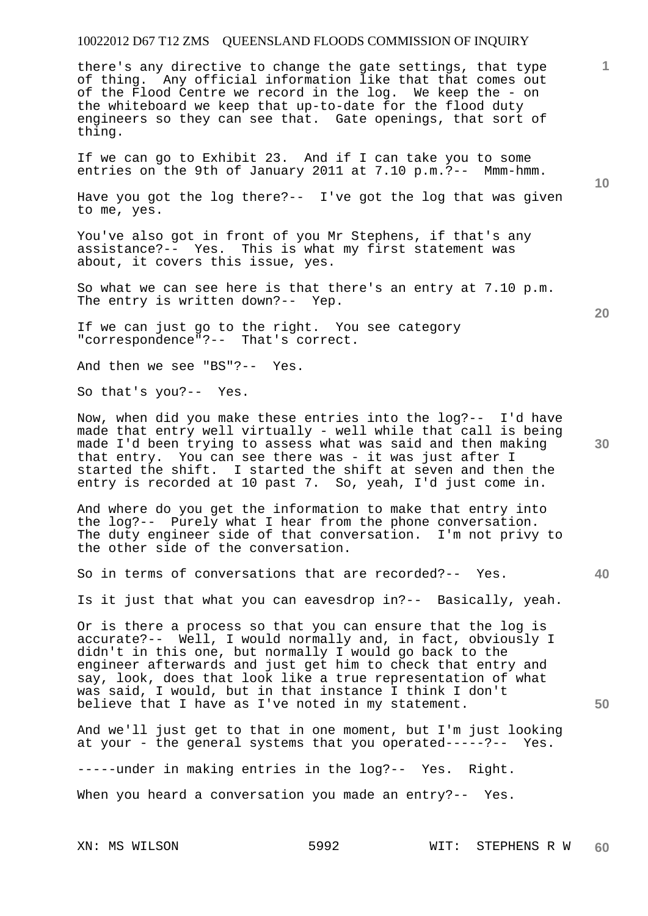there's any directive to change the gate settings, that type of thing. Any official information like that that comes out of the Flood Centre we record in the log. We keep the - on the whiteboard we keep that up-to-date for the flood duty engineers so they can see that. Gate openings, that sort of thing.

If we can go to Exhibit 23. And if I can take you to some entries on the 9th of January 2011 at 7.10 p.m.?-- Mmm-hmm.

Have you got the log there?-- I've got the log that was given to me, yes.

You've also got in front of you Mr Stephens, if that's any assistance?-- Yes. This is what my first statement was about, it covers this issue, yes.

So what we can see here is that there's an entry at 7.10 p.m. The entry is written down?-- Yep.

If we can just go to the right. You see category "correspondence"?-- That's correct.

And then we see "BS"?-- Yes.

So that's you?-- Yes.

Now, when did you make these entries into the log?-- I'd have made that entry well virtually - well while that call is being made I'd been trying to assess what was said and then making that entry. You can see there was - it was just after I started the shift. I started the shift at seven and then the entry is recorded at 10 past 7. So, yeah, I'd just come in.

And where do you get the information to make that entry into the log?-- Purely what I hear from the phone conversation. The duty engineer side of that conversation. I'm not privy to the other side of the conversation.

So in terms of conversations that are recorded?-- Yes.

Is it just that what you can eavesdrop in?-- Basically, yeah.

Or is there a process so that you can ensure that the log is accurate?-- Well, I would normally and, in fact, obviously I didn't in this one, but normally I would go back to the engineer afterwards and just get him to check that entry and say, look, does that look like a true representation of what was said, I would, but in that instance I think I don't believe that I have as I've noted in my statement.

And we'll just get to that in one moment, but I'm just looking at your - the general systems that you operated-----?-- Yes.

-----under in making entries in the log?-- Yes. Right.

When you heard a conversation you made an entry?-- Yes.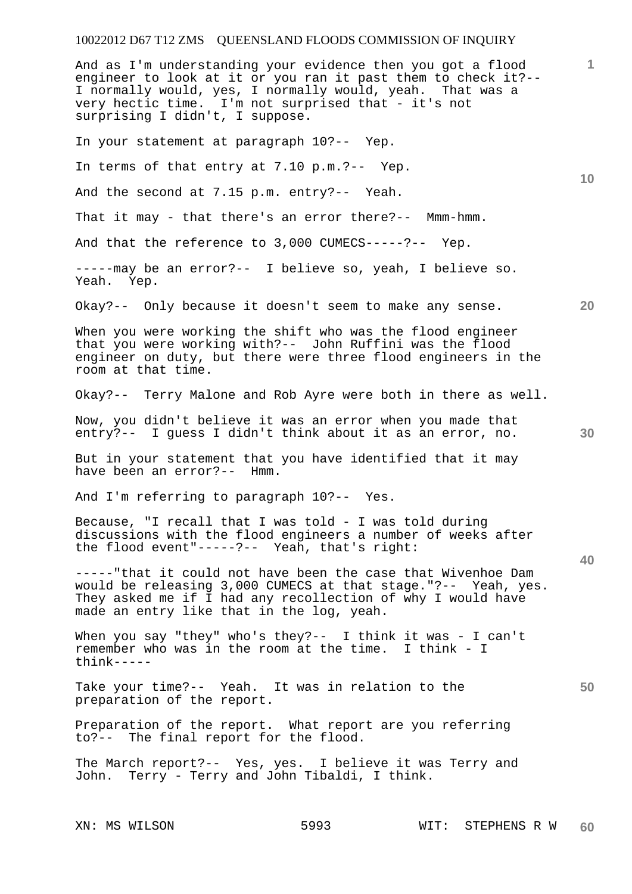And as I'm understanding your evidence then you got a flood engineer to look at it or you ran it past them to check it?-- I normally would, yes, I normally would, yeah. That was a very hectic time. I'm not surprised that - it's not surprising I didn't, I suppose.

In your statement at paragraph 10?-- Yep.

In terms of that entry at 7.10 p.m.?-- Yep.

And the second at 7.15 p.m. entry?-- Yeah.

That it may - that there's an error there?-- Mmm-hmm.

And that the reference to 3,000 CUMECS-----?-- Yep.

-----may be an error?-- I believe so, yeah, I believe so. Yeah. Yep.

Okay?-- Only because it doesn't seem to make any sense.

When you were working the shift who was the flood engineer that you were working with?-- John Ruffini was the flood engineer on duty, but there were three flood engineers in the room at that time.

Okay?-- Terry Malone and Rob Ayre were both in there as well.

Now, you didn't believe it was an error when you made that entry?-- I guess I didn't think about it as an error, no.

But in your statement that you have identified that it may have been an error?-- Hmm.

And I'm referring to paragraph 10?-- Yes.

Because, "I recall that I was told - I was told during discussions with the flood engineers a number of weeks after the flood event"-----?-- Yeah, that's right:

-----"that it could not have been the case that Wivenhoe Dam would be releasing 3,000 CUMECS at that stage."?-- Yeah, yes. They asked me if I had any recollection of why I would have made an entry like that in the log, yeah.

When you say "they" who's they?-- I think it was - I can't remember who was in the room at the time. I think - I think-----

Take your time?-- Yeah. It was in relation to the preparation of the report.

Preparation of the report. What report are you referring to?-- The final report for the flood.

The March report?-- Yes, yes. I believe it was Terry and John. Terry - Terry and John Tibaldi, I think.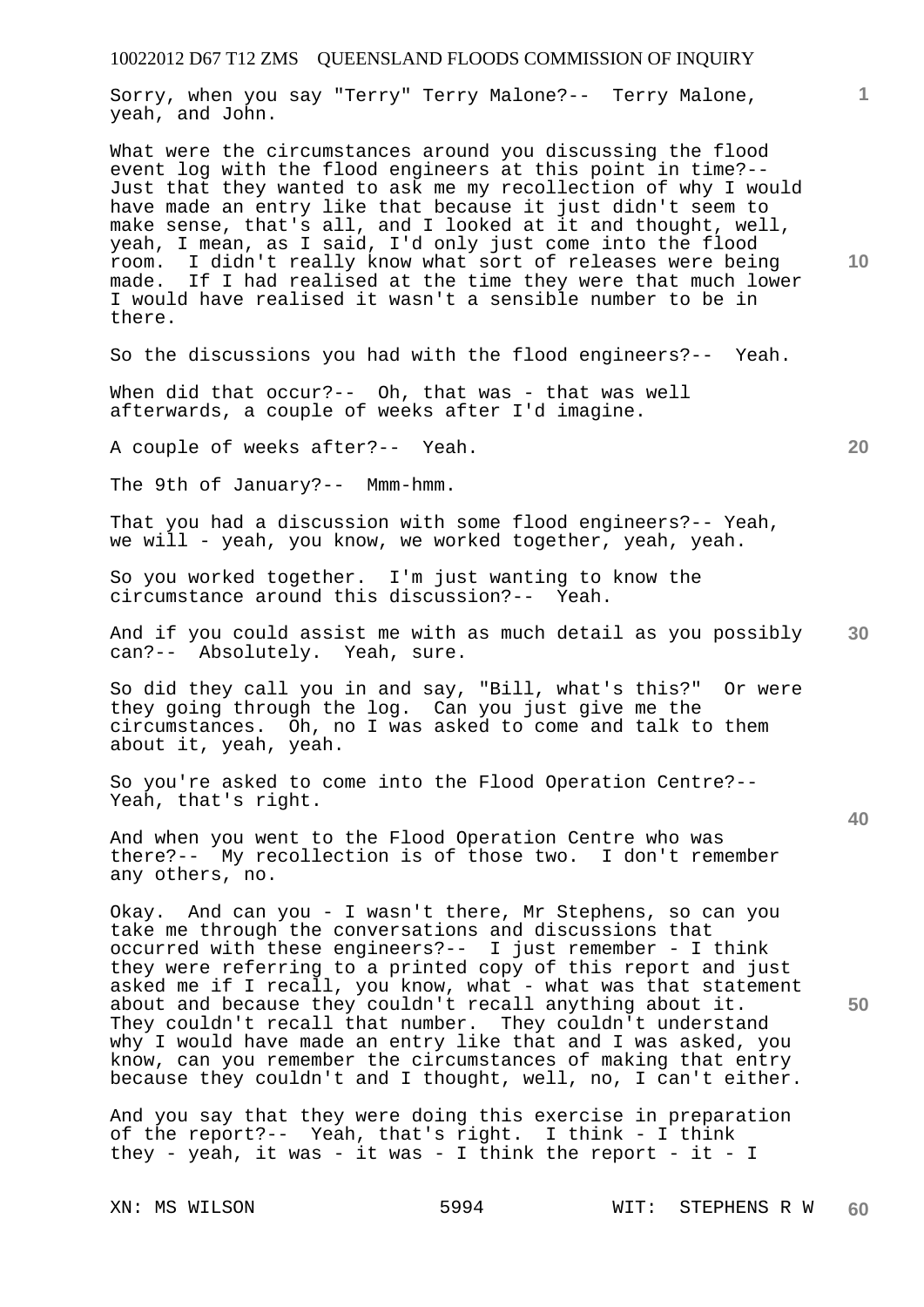Sorry, when you say "Terry" Terry Malone?-- Terry Malone, yeah, and John.

What were the circumstances around you discussing the flood event log with the flood engineers at this point in time?-- Just that they wanted to ask me my recollection of why I would have made an entry like that because it just didn't seem to make sense, that's all, and I looked at it and thought, well, yeah, I mean, as I said, I'd only just come into the flood room. I didn't really know what sort of releases were being made. If I had realised at the time they were that much lower I would have realised it wasn't a sensible number to be in there.

So the discussions you had with the flood engineers?-- Yeah.

When did that occur?-- Oh, that was - that was well afterwards, a couple of weeks after I'd imagine.

A couple of weeks after?-- Yeah.

The 9th of January?-- Mmm-hmm.

That you had a discussion with some flood engineers?-- Yeah, we will - yeah, you know, we worked together, yeah, yeah.

So you worked together. I'm just wanting to know the circumstance around this discussion?-- Yeah.

And if you could assist me with as much detail as you possibly can?-- Absolutely. Yeah, sure.

So did they call you in and say, "Bill, what's this?" Or were they going through the log. Can you just give me the circumstances. Oh, no I was asked to come and talk to them about it, yeah, yeah.

So you're asked to come into the Flood Operation Centre?-- Yeah, that's right.

And when you went to the Flood Operation Centre who was there?-- My recollection is of those two. I don't remember any others, no.

Okay. And can you - I wasn't there, Mr Stephens, so can you take me through the conversations and discussions that occurred with these engineers?-- I just remember - I think they were referring to a printed copy of this report and just asked me if I recall, you know, what - what was that statement about and because they couldn't recall anything about it. They couldn't recall that number. They couldn't understand why I would have made an entry like that and I was asked, you know, can you remember the circumstances of making that entry because they couldn't and I thought, well, no, I can't either.

And you say that they were doing this exercise in preparation of the report?-- Yeah, that's right. I think - I think they - yeah, it was - it was - I think the report - it - I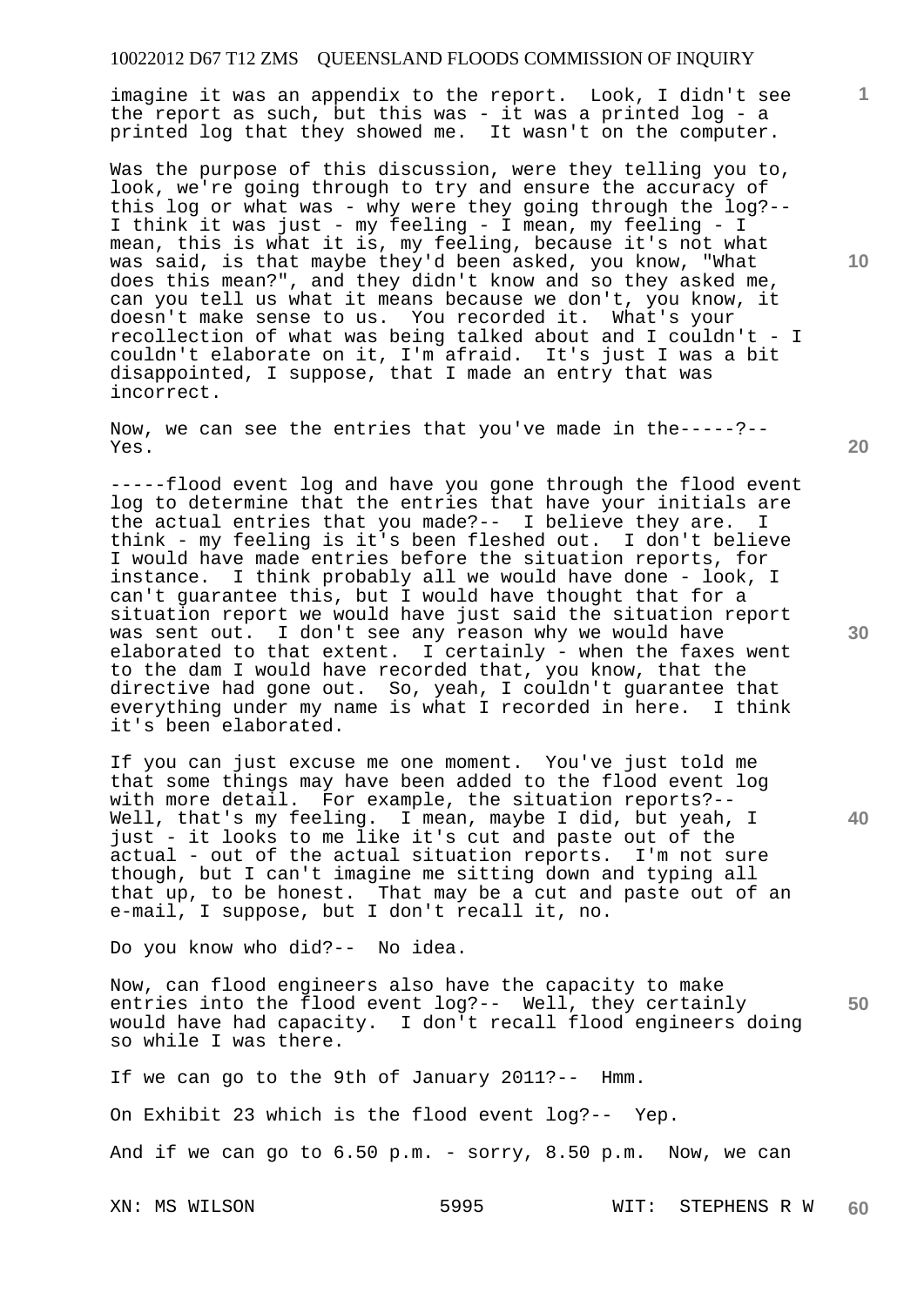imagine it was an appendix to the report. Look, I didn't see the report as such, but this was - it was a printed log - a printed log that they showed me. It wasn't on the computer.

Was the purpose of this discussion, were they telling you to, look, we're going through to try and ensure the accuracy of this log or what was - why were they going through the log?-- I think it was just - my feeling - I mean, my feeling - I mean, this is what it is, my feeling, because it's not what was said, is that maybe they'd been asked, you know, "What does this mean?", and they didn't know and so they asked me, can you tell us what it means because we don't, you know, it doesn't make sense to us. You recorded it. What's your recollection of what was being talked about and I couldn't - I couldn't elaborate on it, I'm afraid. It's just I was a bit disappointed, I suppose, that I made an entry that was incorrect.

Now, we can see the entries that you've made in the-----?-- Yes.

-----flood event log and have you gone through the flood event log to determine that the entries that have your initials are the actual entries that you made?-- I believe they are. I think - my feeling is it's been fleshed out. I don't believe I would have made entries before the situation reports, for instance. I think probably all we would have done - look, I can't guarantee this, but I would have thought that for a situation report we would have just said the situation report was sent out. I don't see any reason why we would have elaborated to that extent. I certainly - when the faxes went to the dam I would have recorded that, you know, that the directive had gone out. So, yeah, I couldn't guarantee that everything under my name is what I recorded in here. I think it's been elaborated.

If you can just excuse me one moment. You've just told me that some things may have been added to the flood event log with more detail. For example, the situation reports?-- Well, that's my feeling. I mean, maybe I did, but yeah, I just - it looks to me like it's cut and paste out of the actual - out of the actual situation reports. I'm not sure though, but I can't imagine me sitting down and typing all that up, to be honest. That may be a cut and paste out of an e-mail, I suppose, but I don't recall it, no.

Do you know who did?-- No idea.

Now, can flood engineers also have the capacity to make entries into the flood event log?-- Well, they certainly would have had capacity. I don't recall flood engineers doing so while I was there.

If we can go to the 9th of January 2011?-- Hmm.

On Exhibit 23 which is the flood event log?-- Yep.

And if we can go to 6.50 p.m. - sorry, 8.50 p.m. Now, we can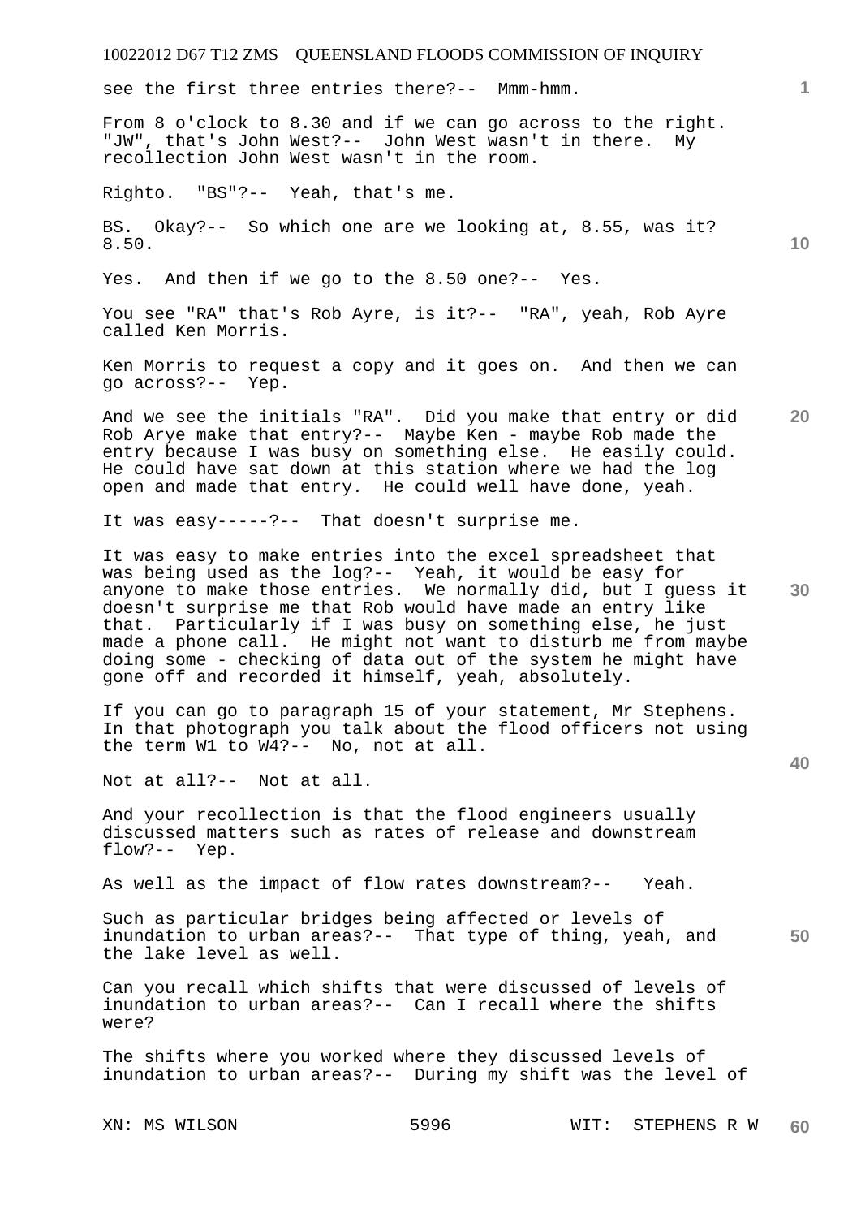see the first three entries there?-- Mmm-hmm.

From 8 o'clock to 8.30 and if we can go across to the right. "JW", that's John West?-- John West wasn't in there. My recollection John West wasn't in the room.

Righto. "BS"?-- Yeah, that's me.

BS. Okay?-- So which one are we looking at, 8.55, was it? 8.50.

Yes. And then if we go to the 8.50 one?-- Yes.

You see "RA" that's Rob Ayre, is it?-- "RA", yeah, Rob Ayre called Ken Morris.

Ken Morris to request a copy and it goes on. And then we can go across?-- Yep.

And we see the initials "RA". Did you make that entry or did Rob Arye make that entry?-- Maybe Ken - maybe Rob made the entry because I was busy on something else. He easily could. He could have sat down at this station where we had the log open and made that entry. He could well have done, yeah.

It was easy-----?-- That doesn't surprise me.

It was easy to make entries into the excel spreadsheet that was being used as the log?-- Yeah, it would be easy for anyone to make those entries. We normally did, but I guess it doesn't surprise me that Rob would have made an entry like that. Particularly if I was busy on something else, he just made a phone call. He might not want to disturb me from maybe doing some - checking of data out of the system he might have gone off and recorded it himself, yeah, absolutely.

If you can go to paragraph 15 of your statement, Mr Stephens. In that photograph you talk about the flood officers not using the term W1 to W4?-- No, not at all.

Not at all?-- Not at all.

And your recollection is that the flood engineers usually discussed matters such as rates of release and downstream flow?-- Yep.

As well as the impact of flow rates downstream?-- Yeah.

Such as particular bridges being affected or levels of inundation to urban areas?-- That type of thing, yeah, and the lake level as well.

Can you recall which shifts that were discussed of levels of inundation to urban areas?-- Can I recall where the shifts were?

The shifts where you worked where they discussed levels of inundation to urban areas?-- During my shift was the level of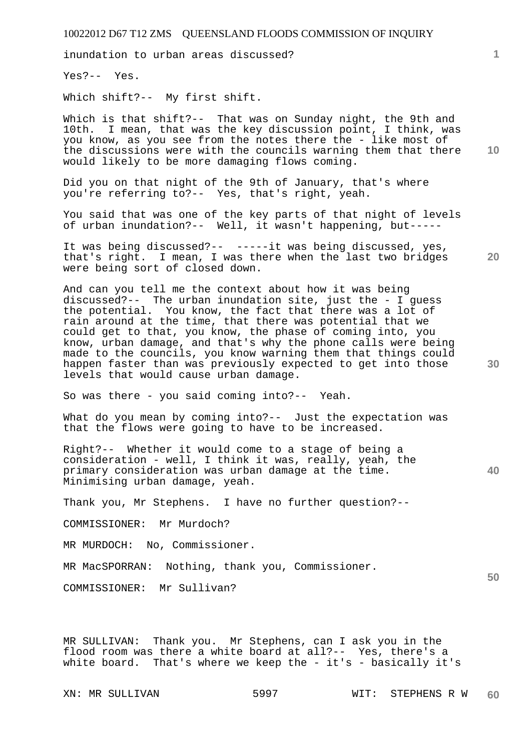inundation to urban areas discussed?

Yes?-- Yes.

Which shift?-- My first shift.

Which is that shift?-- That was on Sunday night, the 9th and 10th. I mean, that was the key discussion point, I think, was you know, as you see from the notes there the - like most of the discussions were with the councils warning them that there would likely to be more damaging flows coming.

Did you on that night of the 9th of January, that's where you're referring to?-- Yes, that's right, yeah.

You said that was one of the key parts of that night of levels of urban inundation?-- Well, it wasn't happening, but-----

It was being discussed?-- -----it was being discussed, yes, that's right. I mean, I was there when the last two bridges were being sort of closed down.

And can you tell me the context about how it was being discussed?-- The urban inundation site, just the - I guess the potential. You know, the fact that there was a lot of rain around at the time, that there was potential that we could get to that, you know, the phase of coming into, you know, urban damage, and that's why the phone calls were being made to the councils, you know warning them that things could happen faster than was previously expected to get into those levels that would cause urban damage.

So was there - you said coming into?-- Yeah.

What do you mean by coming into?-- Just the expectation was that the flows were going to have to be increased.

Right?-- Whether it would come to a stage of being a consideration - well, I think it was, really, yeah, the primary consideration was urban damage at the time. Minimising urban damage, yeah.

Thank you, Mr Stephens. I have no further question?--

COMMISSIONER: Mr Murdoch?

MR MURDOCH: No, Commissioner.

MR MacSPORRAN: Nothing, thank you, Commissioner.

COMMISSIONER: Mr Sullivan?

MR SULLIVAN: Thank you. Mr Stephens, can I ask you in the flood room was there a white board at all?-- Yes, there's a white board. That's where we keep the - it's - basically it's

XN: MR SULLIVAN WIT: STEPHENS R W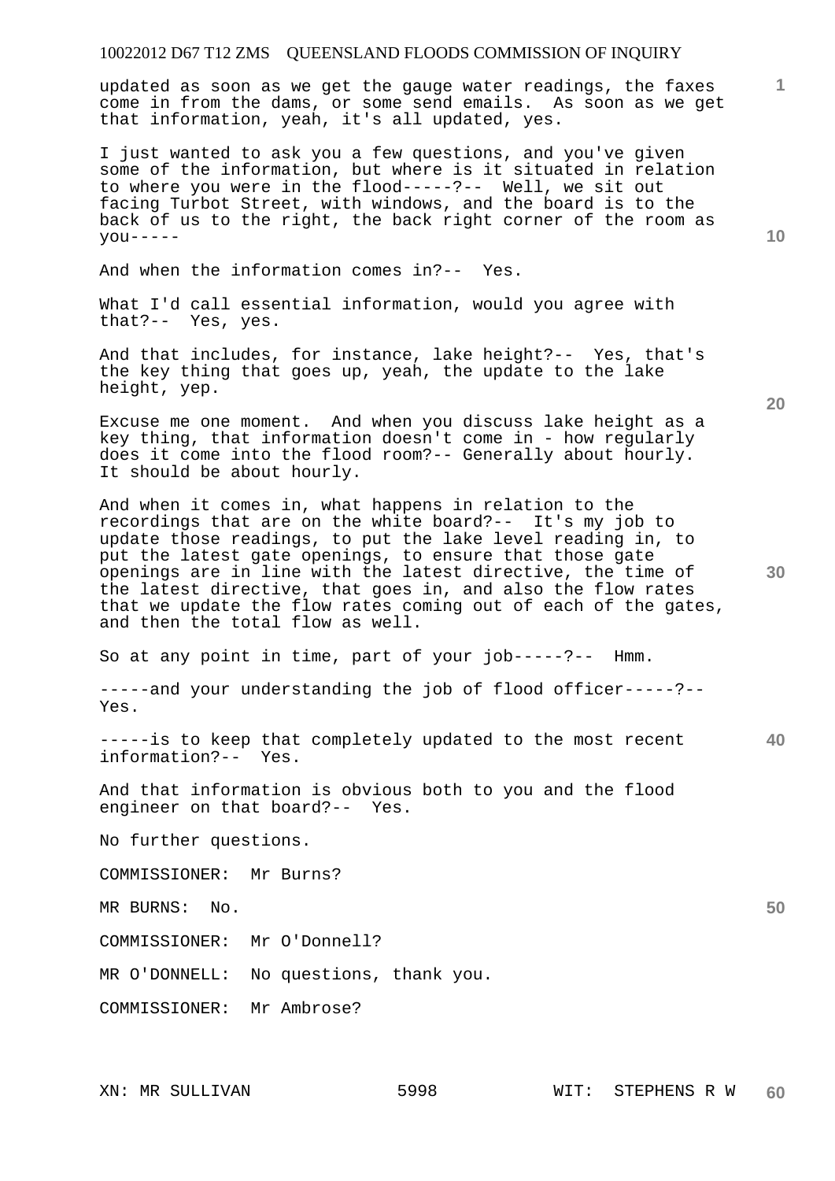updated as soon as we get the gauge water readings, the faxes come in from the dams, or some send emails. As soon as we get that information, yeah, it's all updated, yes.

I just wanted to ask you a few questions, and you've given some of the information, but where is it situated in relation to where you were in the flood-----?-- Well, we sit out facing Turbot Street, with windows, and the board is to the back of us to the right, the back right corner of the room as you-----

And when the information comes in?-- Yes.

What I'd call essential information, would you agree with that?-- Yes, yes.

And that includes, for instance, lake height?-- Yes, that's the key thing that goes up, yeah, the update to the lake height, yep.

Excuse me one moment. And when you discuss lake height as a key thing, that information doesn't come in - how regularly does it come into the flood room?-- Generally about hourly. It should be about hourly.

And when it comes in, what happens in relation to the recordings that are on the white board?-- It's my job to update those readings, to put the lake level reading in, to put the latest gate openings, to ensure that those gate openings are in line with the latest directive, the time of the latest directive, that goes in, and also the flow rates that we update the flow rates coming out of each of the gates, and then the total flow as well.

So at any point in time, part of your job-----?-- Hmm.

-----and your understanding the job of flood officer-----?-- Yes.

-----is to keep that completely updated to the most recent information?-- Yes.

And that information is obvious both to you and the flood engineer on that board?-- Yes.

No further questions.

COMMISSIONER: Mr Burns?

MR BURNS: No.

COMMISSIONER: Mr O'Donnell?

MR O'DONNELL: No questions, thank you.

COMMISSIONER: Mr Ambrose?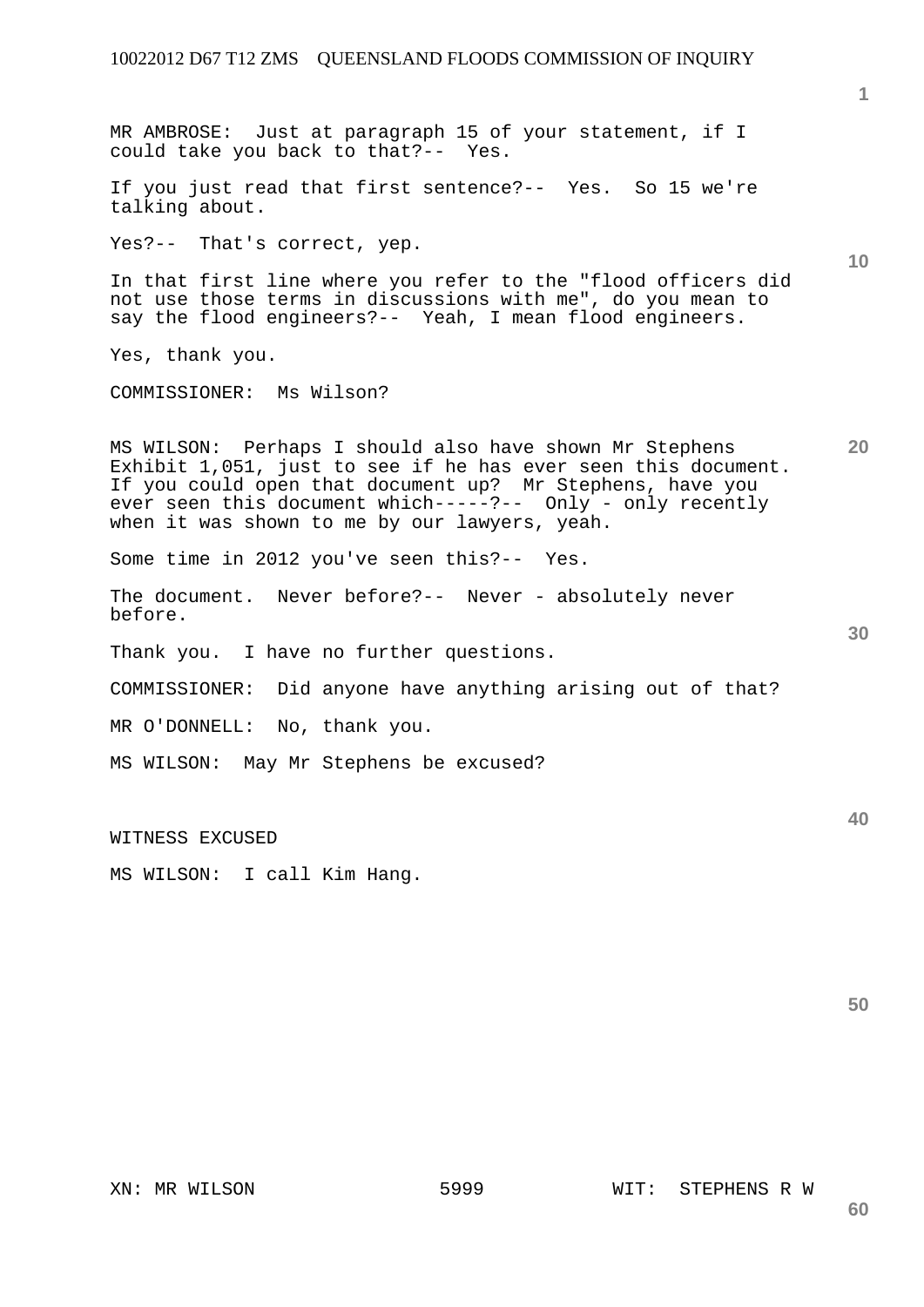MR AMBROSE: Just at paragraph 15 of your statement, if I could take you back to that?-- Yes.

If you just read that first sentence?-- Yes. So 15 we're talking about.

Yes?-- That's correct, yep.

In that first line where you refer to the "flood officers did not use those terms in discussions with me", do you mean to say the flood engineers?-- Yeah, I mean flood engineers.

Yes, thank you.

COMMISSIONER: Ms Wilson?

MS WILSON: Perhaps I should also have shown Mr Stephens Exhibit 1,051, just to see if he has ever seen this document. If you could open that document up? Mr Stephens, have you ever seen this document which-----?-- Only - only recently when it was shown to me by our lawyers, yeah.

Some time in 2012 you've seen this?-- Yes.

The document. Never before?-- Never - absolutely never before.

Thank you. I have no further questions.

COMMISSIONER: Did anyone have anything arising out of that?

MR O'DONNELL: No, thank you.

MS WILSON: May Mr Stephens be excused?

WITNESS EXCUSED

MS WILSON: I call Kim Hang.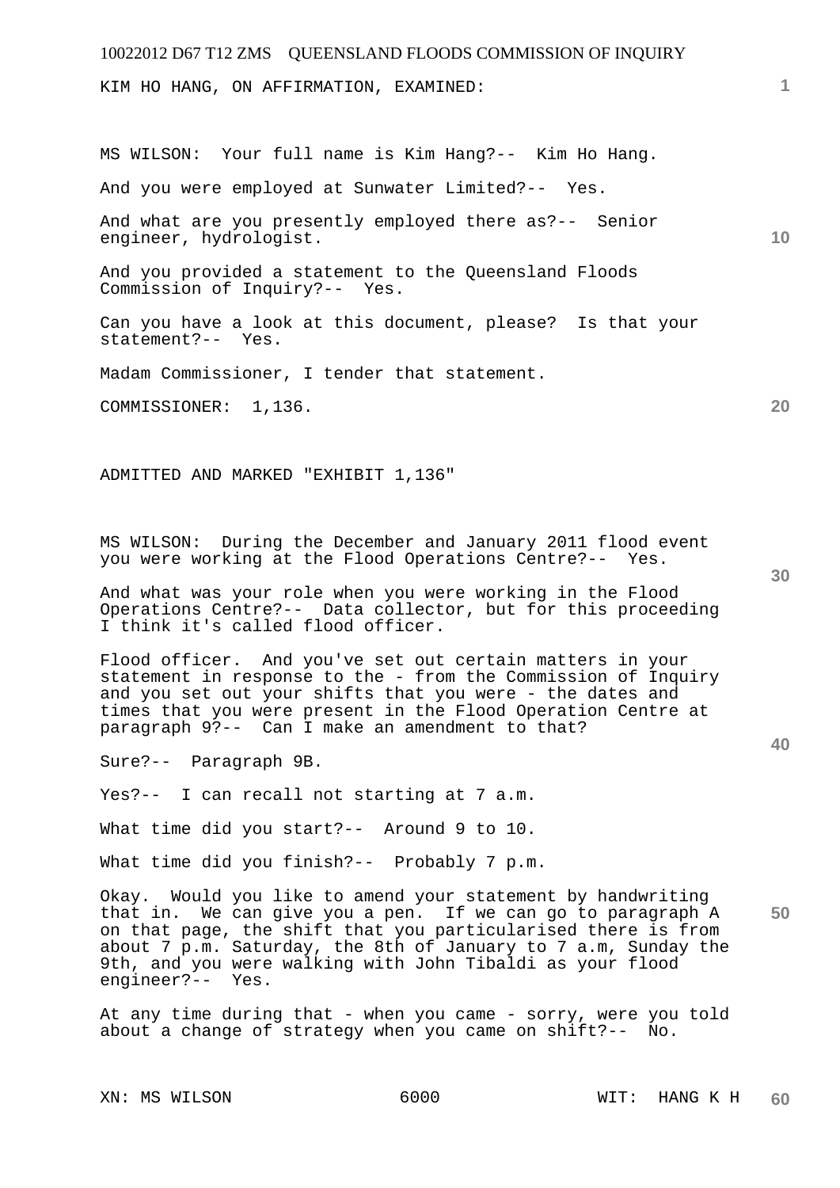KIM HO HANG, ON AFFIRMATION, EXAMINED:

MS WILSON: Your full name is Kim Hang?-- Kim Ho Hang.

And you were employed at Sunwater Limited?-- Yes.

And what are you presently employed there as?-- Senior engineer, hydrologist.

And you provided a statement to the Queensland Floods Commission of Inquiry?-- Yes.

Can you have a look at this document, please? Is that your statement?-- Yes.

Madam Commissioner, I tender that statement.

COMMISSIONER: 1,136.

ADMITTED AND MARKED "EXHIBIT 1,136"

MS WILSON: During the December and January 2011 flood event you were working at the Flood Operations Centre?-- Yes.

And what was your role when you were working in the Flood Operations Centre?-- Data collector, but for this proceeding I think it's called flood officer.

Flood officer. And you've set out certain matters in your statement in response to the - from the Commission of Inquiry and you set out your shifts that you were - the dates and times that you were present in the Flood Operation Centre at paragraph 9?-- Can I make an amendment to that?

Sure?-- Paragraph 9B.

Yes?-- I can recall not starting at 7 a.m.

What time did you start?-- Around 9 to 10.

What time did you finish?-- Probably 7 p.m.

Okay. Would you like to amend your statement by handwriting that in. We can give you a pen. If we can go to paragraph A on that page, the shift that you particularised there is from about 7 p.m. Saturday, the 8th of January to 7 a.m, Sunday the 9th, and you were walking with John Tibaldi as your flood engineer?-- Yes.

At any time during that - when you came - sorry, were you told about a change of strategy when you came on shift?-- No.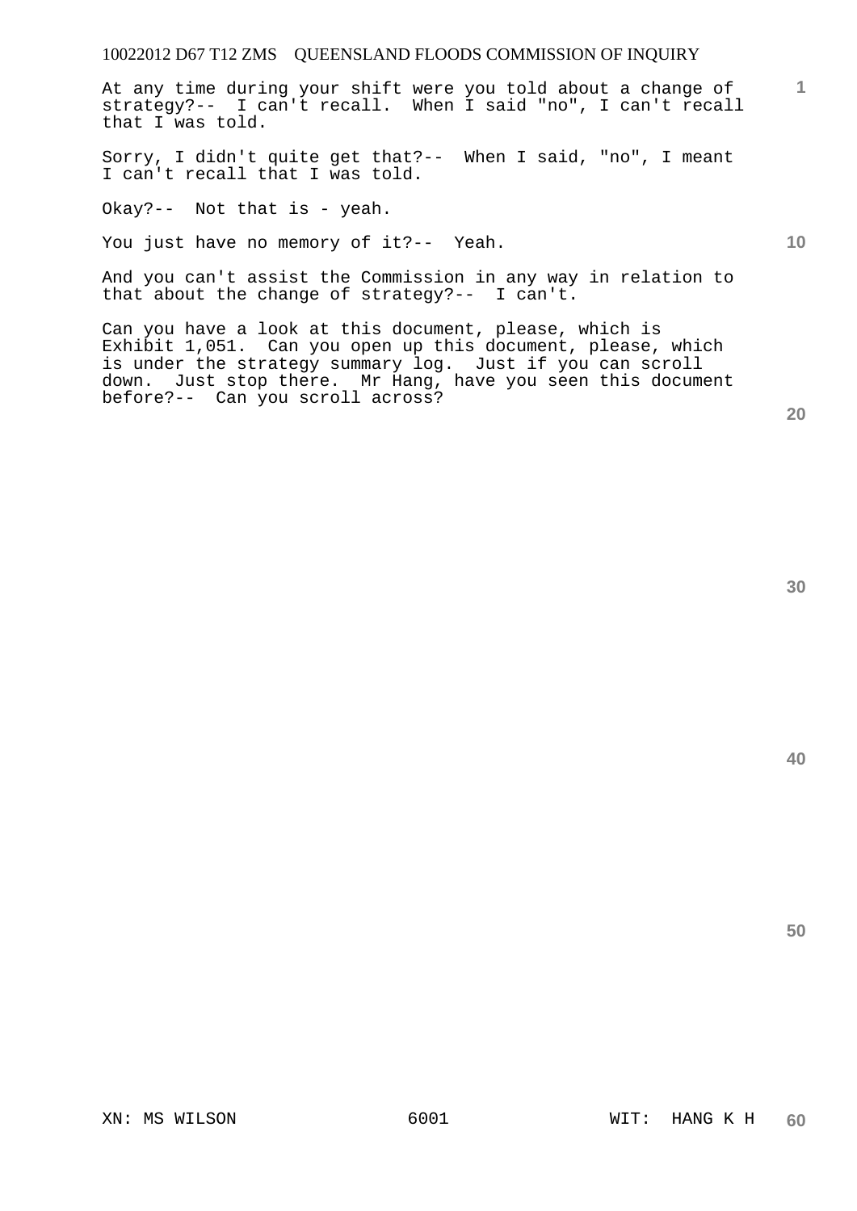At any time during your shift were you told about a change of strategy?-- I can't recall. When I said "no", I can't recall that I was told.

Sorry, I didn't quite get that?-- When I said, "no", I meant I can't recall that I was told.

Okay?-- Not that is - yeah.

You just have no memory of it?-- Yeah.

And you can't assist the Commission in any way in relation to that about the change of strategy?-- I can't.

Can you have a look at this document, please, which is Exhibit 1,051. Can you open up this document, please, which is under the strategy summary log. Just if you can scroll down. Just stop there. Mr Hang, have you seen this document before?-- Can you scroll across?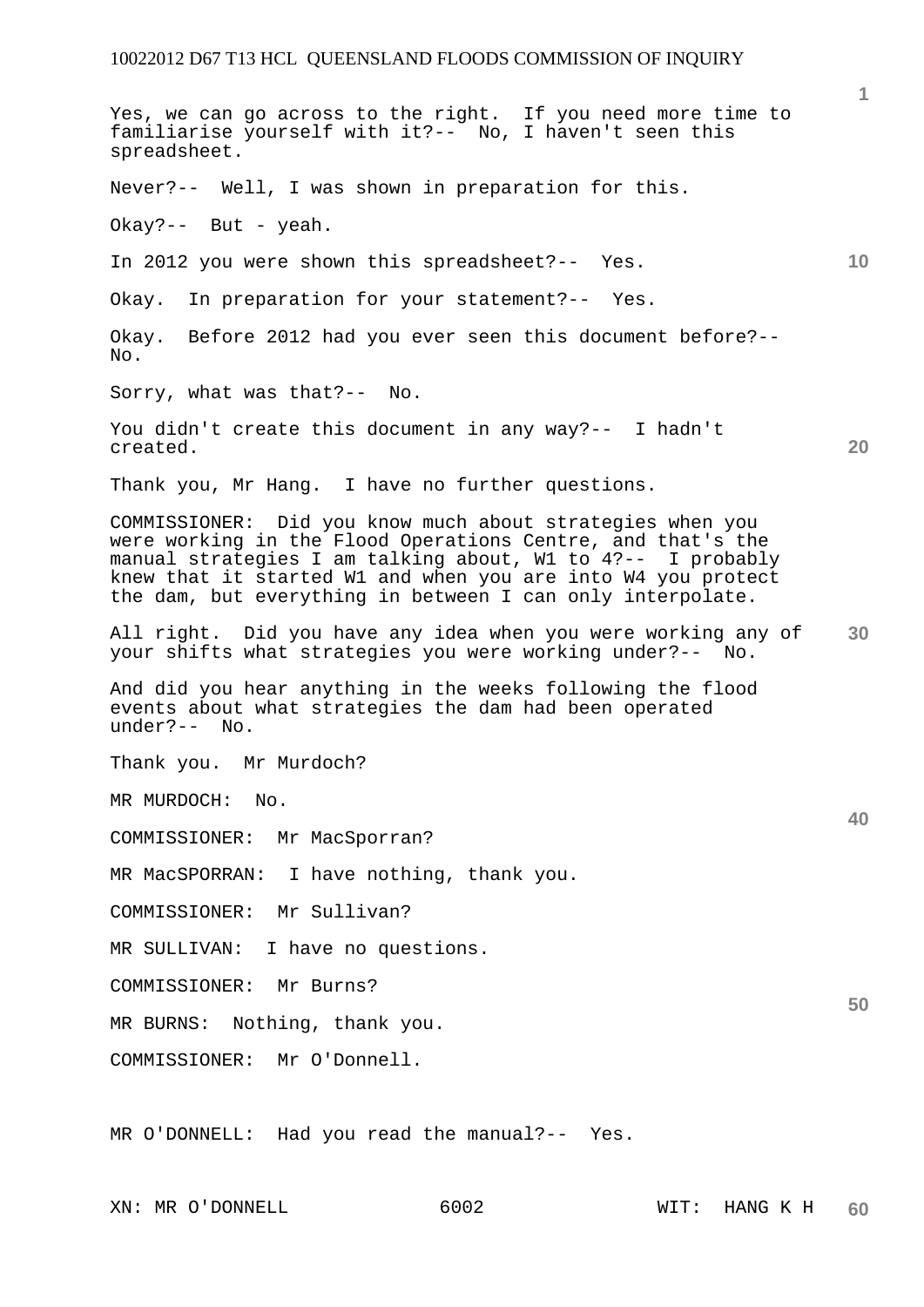Yes, we can go across to the right. If you need more time to familiarise yourself with it?-- No, I haven't seen this spreadsheet.

Never?-- Well, I was shown in preparation for this.

Okay?-- But - yeah.

In 2012 you were shown this spreadsheet?-- Yes.

Okay. In preparation for your statement?-- Yes.

Okay. Before 2012 had you ever seen this document before?-- No.

Sorry, what was that?-- No.

You didn't create this document in any way?-- I hadn't created.

Thank you, Mr Hang. I have no further questions.

COMMISSIONER: Did you know much about strategies when you were working in the Flood Operations Centre, and that's the manual strategies I am talking about, W1 to 4?-- I probably knew that it started W1 and when you are into W4 you protect the dam, but everything in between I can only interpolate.

All right. Did you have any idea when you were working any of your shifts what strategies you were working under?-- No.

And did you hear anything in the weeks following the flood events about what strategies the dam had been operated under?-- No.

Thank you. Mr Murdoch?

MR MURDOCH: No.

COMMISSIONER: Mr MacSporran?

MR MacSPORRAN: I have nothing, thank you.

COMMISSIONER: Mr Sullivan?

MR SULLIVAN: I have no questions.

COMMISSIONER: Mr Burns?

MR BURNS: Nothing, thank you.

COMMISSIONER: Mr O'Donnell.

MR O'DONNELL: Had you read the manual?-- Yes.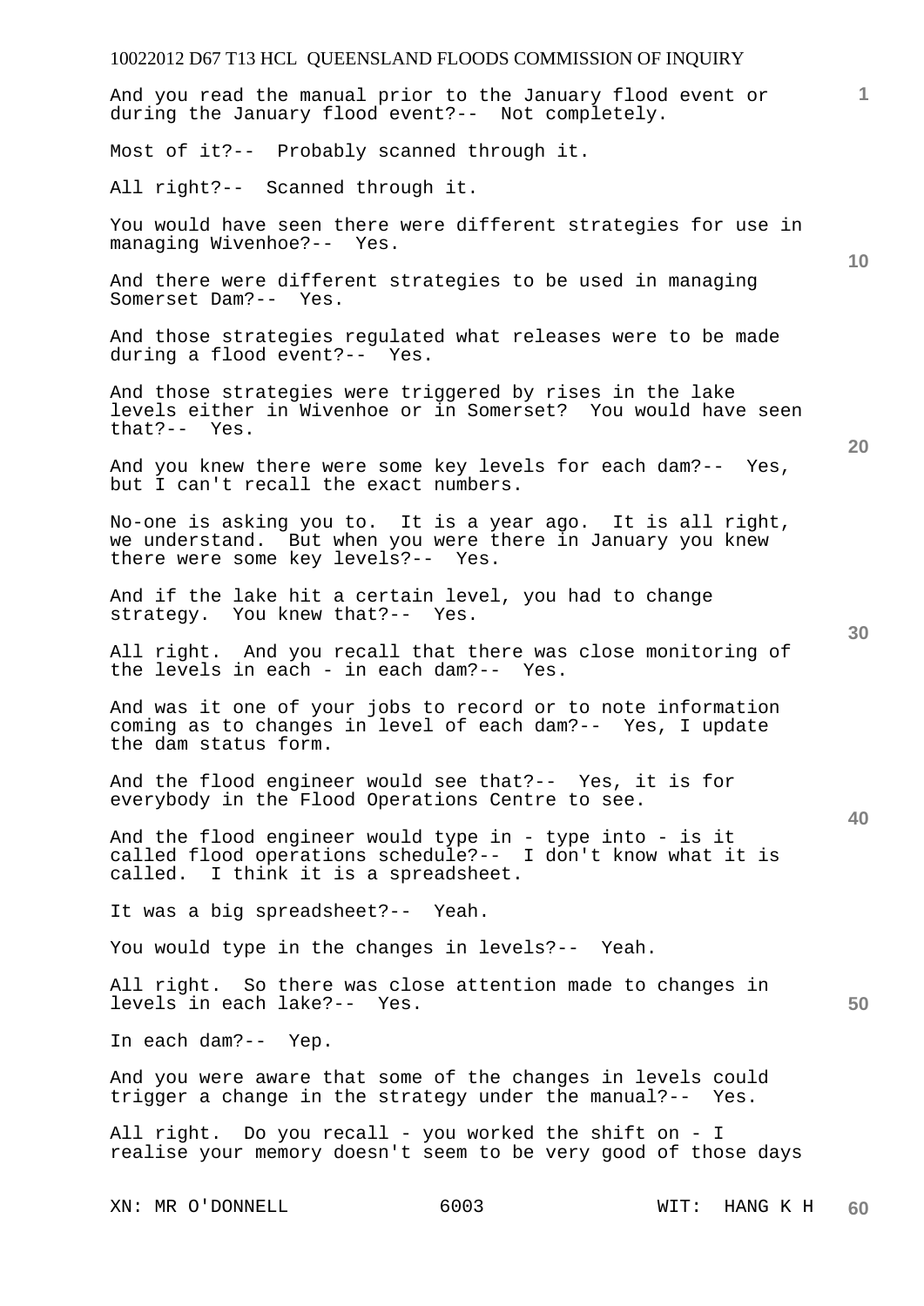And you read the manual prior to the January flood event or during the January flood event?-- Not completely.

Most of it?-- Probably scanned through it.

All right?-- Scanned through it.

You would have seen there were different strategies for use in managing Wivenhoe?-- Yes.

And there were different strategies to be used in managing Somerset Dam?-- Yes.

And those strategies regulated what releases were to be made during a flood event?-- Yes.

And those strategies were triggered by rises in the lake levels either in Wivenhoe or in Somerset? You would have seen that?-- Yes.

And you knew there were some key levels for each dam?-- Yes, but I can't recall the exact numbers.

No-one is asking you to. It is a year ago. It is all right, we understand. But when you were there in January you knew there were some key levels?-- Yes.

And if the lake hit a certain level, you had to change strategy. You knew that?-- Yes.

All right. And you recall that there was close monitoring of the levels in each - in each dam?-- Yes.

And was it one of your jobs to record or to note information coming as to changes in level of each dam?-- Yes, I update the dam status form.

And the flood engineer would see that?-- Yes, it is for everybody in the Flood Operations Centre to see.

And the flood engineer would type in - type into - is it called flood operations schedule?-- I don't know what it is called. I think it is a spreadsheet.

It was a big spreadsheet?-- Yeah.

You would type in the changes in levels?-- Yeah.

All right. So there was close attention made to changes in levels in each lake?-- Yes.

In each dam?-- Yep.

And you were aware that some of the changes in levels could trigger a change in the strategy under the manual?-- Yes.

All right. Do you recall - you worked the shift on - I realise your memory doesn't seem to be very good of those days

XN: MR O'DONNELL WIT: HANG K H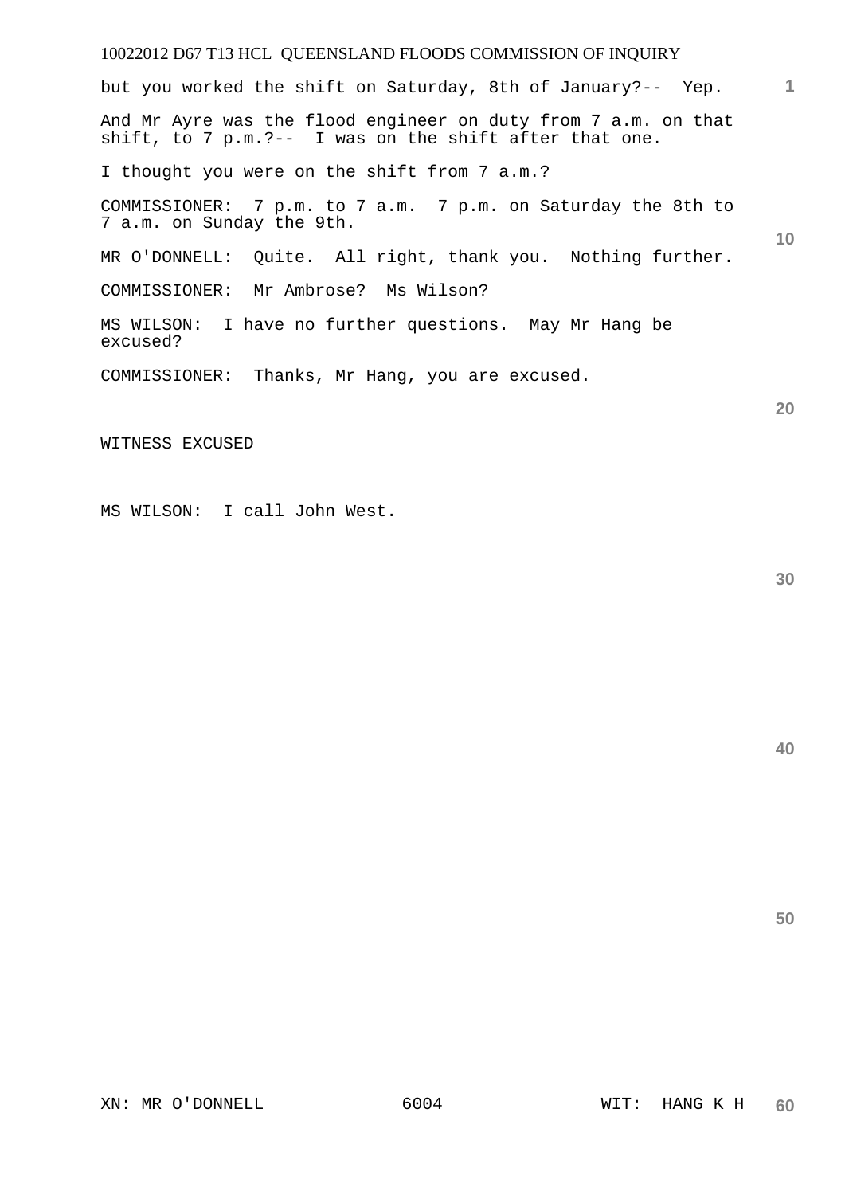but you worked the shift on Saturday, 8th of January?-- Yep.

And Mr Ayre was the flood engineer on duty from 7 a.m. on that shift, to 7 p.m.?-- I was on the shift after that one.

I thought you were on the shift from 7 a.m.?

COMMISSIONER: 7 p.m. to 7 a.m. 7 p.m. on Saturday the 8th to 7 a.m. on Sunday the 9th.

MR O'DONNELL: Quite. All right, thank you. Nothing further.

COMMISSIONER: Mr Ambrose? Ms Wilson?

MS WILSON: I have no further questions. May Mr Hang be excused?

COMMISSIONER: Thanks, Mr Hang, you are excused.

WITNESS EXCUSED

MS WILSON: I call John West.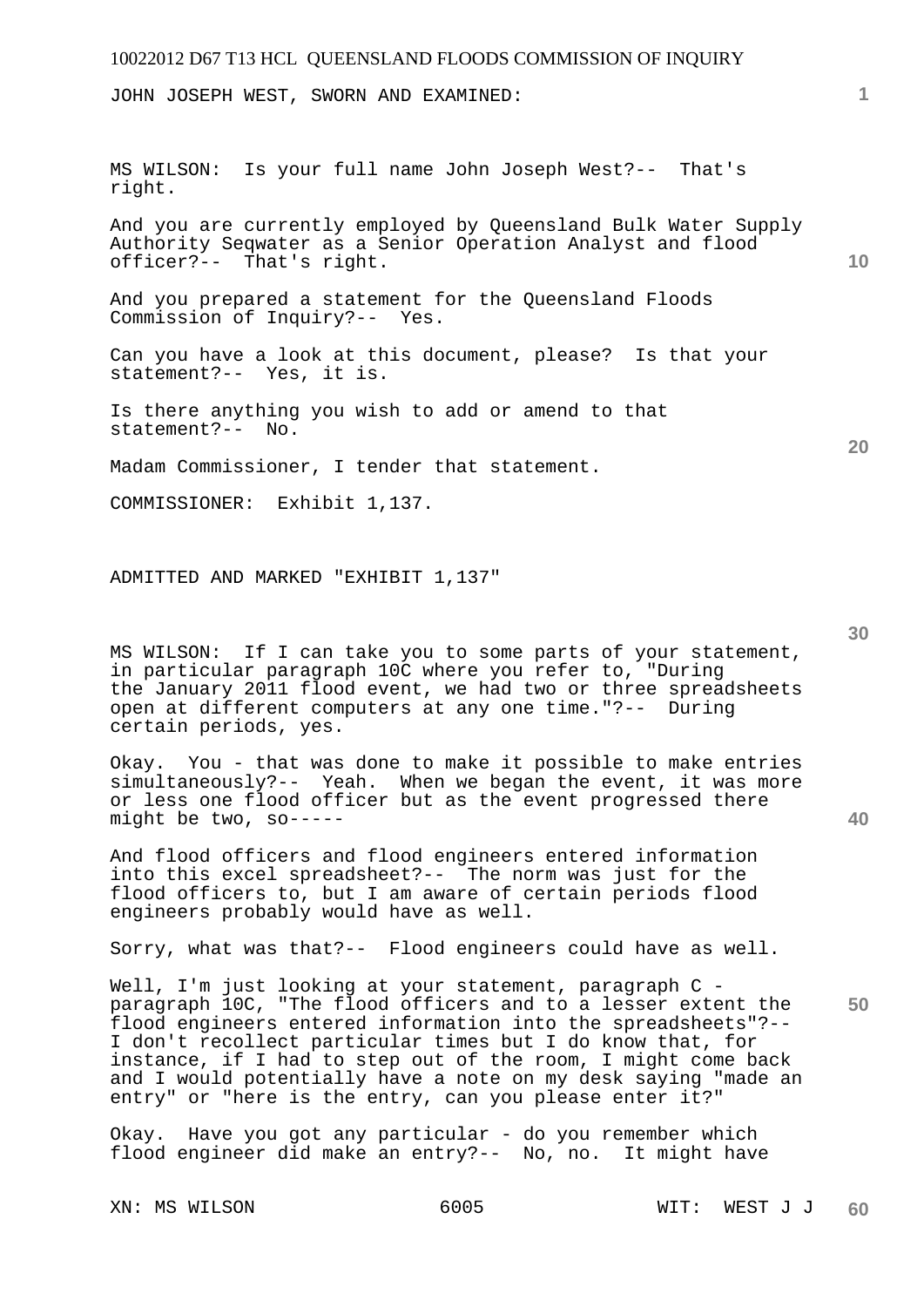JOHN JOSEPH WEST, SWORN AND EXAMINED:

MS WILSON: Is your full name John Joseph West?-- That's right.

And you are currently employed by Queensland Bulk Water Supply Authority Seqwater as a Senior Operation Analyst and flood officer?-- That's right.

And you prepared a statement for the Queensland Floods Commission of Inquiry?-- Yes.

Can you have a look at this document, please? Is that your statement?-- Yes, it is.

Is there anything you wish to add or amend to that statement?-- No.

Madam Commissioner, I tender that statement.

COMMISSIONER: Exhibit 1,137.

ADMITTED AND MARKED "EXHIBIT 1,137"

MS WILSON: If I can take you to some parts of your statement, in particular paragraph 10C where you refer to, "During the January 2011 flood event, we had two or three spreadsheets open at different computers at any one time."?-- During certain periods, yes.

Okay. You - that was done to make it possible to make entries simultaneously?-- Yeah. When we began the event, it was more or less one flood officer but as the event progressed there might be two, so-----

And flood officers and flood engineers entered information into this excel spreadsheet?-- The norm was just for the flood officers to, but I am aware of certain periods flood engineers probably would have as well.

Sorry, what was that?-- Flood engineers could have as well.

Well, I'm just looking at your statement, paragraph C - paragraph 10C, "The flood officers and to a lesser extent the flood engineers entered information into the spreadsheets"?-- I don't recollect particular times but I do know that, for instance, if I had to step out of the room, I might come back and I would potentially have a note on my desk saying "made an entry" or "here is the entry, can you please enter it?"

Okay. Have you got any particular - do you remember which flood engineer did make an entry?-- No, no. It might have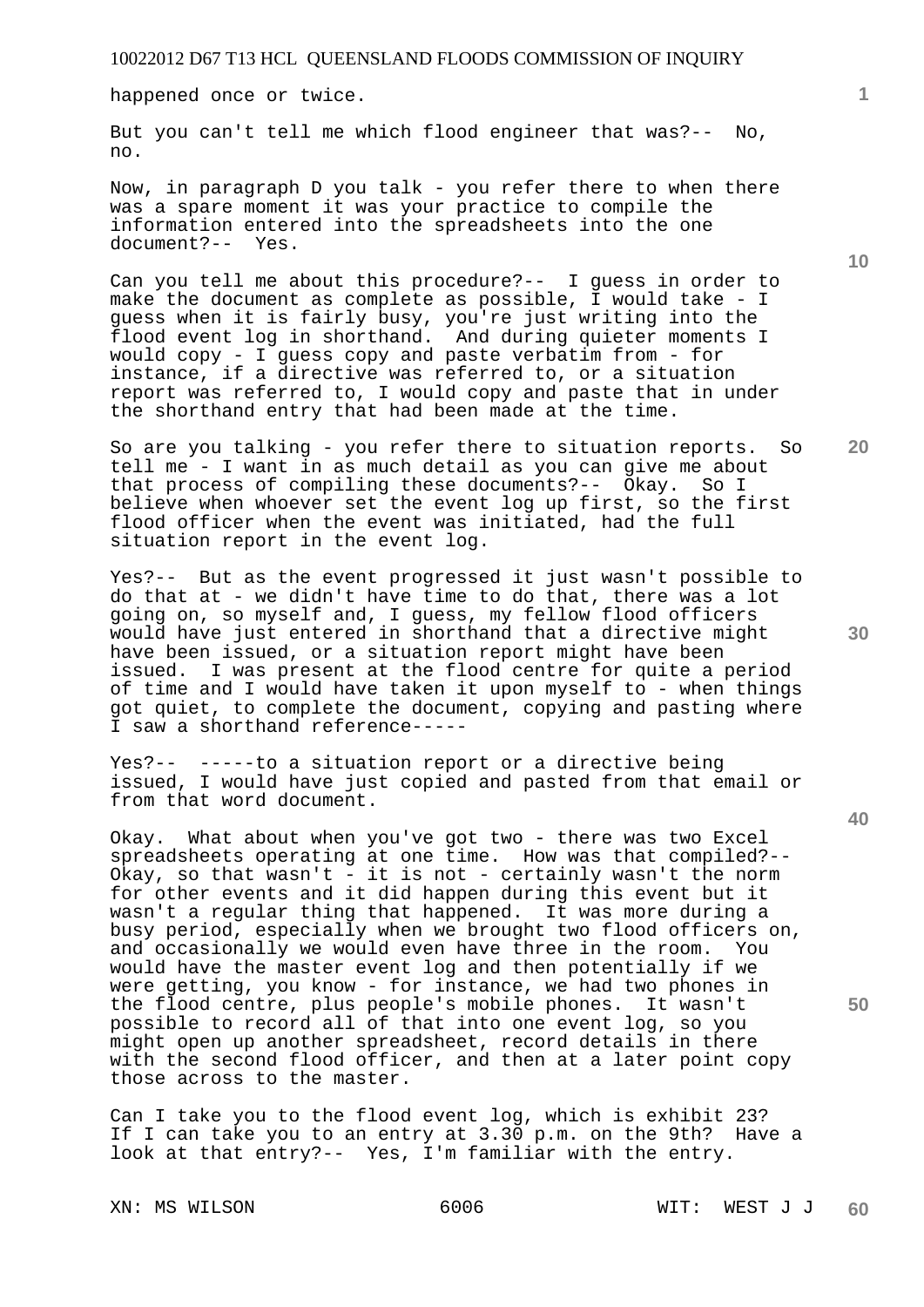happened once or twice.

But you can't tell me which flood engineer that was?-- No, no.

Now, in paragraph D you talk - you refer there to when there was a spare moment it was your practice to compile the information entered into the spreadsheets into the one document?-- Yes.

Can you tell me about this procedure?-- I guess in order to make the document as complete as possible, I would take - I guess when it is fairly busy, you're just writing into the flood event log in shorthand. And during quieter moments I would copy - I guess copy and paste verbatim from - for instance, if a directive was referred to, or a situation report was referred to, I would copy and paste that in under the shorthand entry that had been made at the time.

So are you talking - you refer there to situation reports. So tell me - I want in as much detail as you can give me about that process of compiling these documents?-- Okay. So I believe when whoever set the event log up first, so the first flood officer when the event was initiated, had the full situation report in the event log.

Yes?-- But as the event progressed it just wasn't possible to do that at - we didn't have time to do that, there was a lot going on, so myself and, I guess, my fellow flood officers would have just entered in shorthand that a directive might have been issued, or a situation report might have been issued. I was present at the flood centre for quite a period of time and I would have taken it upon myself to - when things got quiet, to complete the document, copying and pasting where I saw a shorthand reference-----

Yes?-- -----to a situation report or a directive being issued, I would have just copied and pasted from that email or from that word document.

Okay. What about when you've got two - there was two Excel spreadsheets operating at one time. How was that compiled?-- Okay, so that wasn't - it is not - certainly wasn't the norm for other events and it did happen during this event but it wasn't a regular thing that happened. It was more during a busy period, especially when we brought two flood officers on, and occasionally we would even have three in the room. You would have the master event log and then potentially if we were getting, you know - for instance, we had two phones in the flood centre, plus people's mobile phones. It wasn't possible to record all of that into one event log, so you might open up another spreadsheet, record details in there with the second flood officer, and then at a later point copy those across to the master.

Can I take you to the flood event log, which is exhibit 23? If I can take you to an entry at 3.30 p.m. on the 9th? Have a look at that entry?-- Yes, I'm familiar with the entry.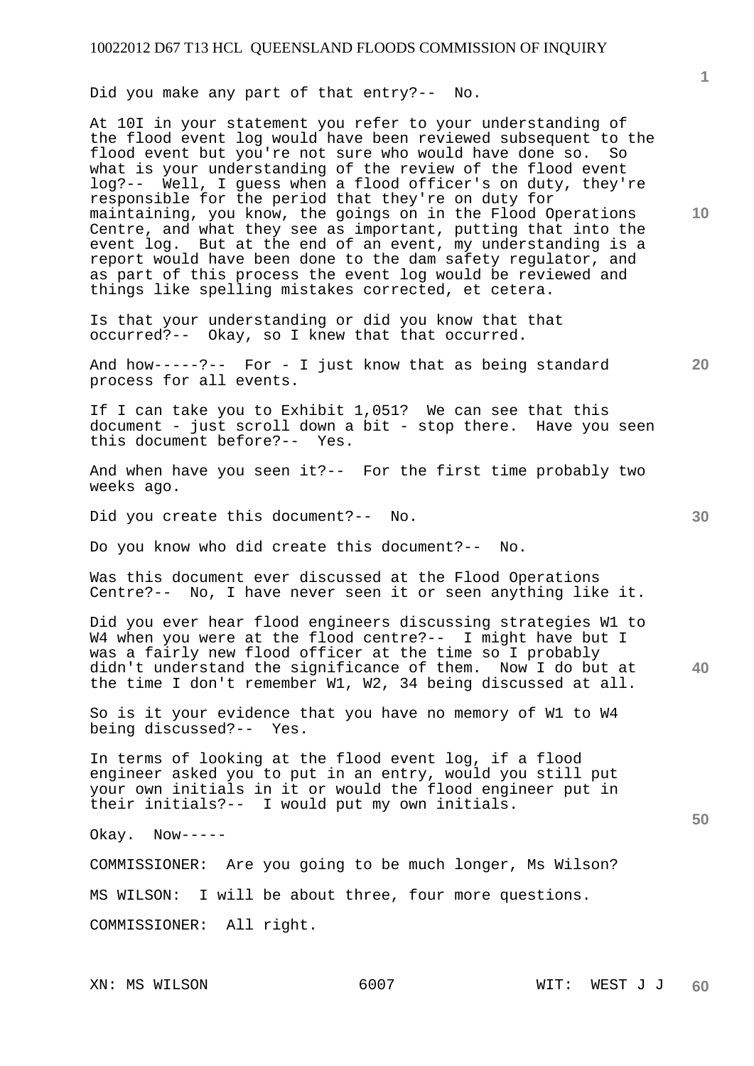Did you make any part of that entry?-- No.

At 10I in your statement you refer to your understanding of the flood event log would have been reviewed subsequent to the flood event but you're not sure who would have done so. So what is your understanding of the review of the flood event log?-- Well, I guess when a flood officer's on duty, they're responsible for the period that they're on duty for maintaining, you know, the goings on in the Flood Operations Centre, and what they see as important, putting that into the event log. But at the end of an event, my understanding is a report would have been done to the dam safety regulator, and as part of this process the event log would be reviewed and things like spelling mistakes corrected, et cetera.

Is that your understanding or did you know that that occurred?-- Okay, so I knew that that occurred.

And how-----?-- For - I just know that as being standard process for all events.

If I can take you to Exhibit 1,051? We can see that this document - just scroll down a bit - stop there. Have you seen this document before?-- Yes.

And when have you seen it?-- For the first time probably two weeks ago.

Did you create this document?-- No.

Do you know who did create this document?-- No.

Was this document ever discussed at the Flood Operations Centre?-- No, I have never seen it or seen anything like it.

Did you ever hear flood engineers discussing strategies W1 to W4 when you were at the flood centre?-- I might have but I was a fairly new flood officer at the time so I probably didn't understand the significance of them. Now I do but at the time I don't remember W1, W2, 34 being discussed at all.

So is it your evidence that you have no memory of W1 to W4 being discussed?-- Yes.

In terms of looking at the flood event log, if a flood engineer asked you to put in an entry, would you still put your own initials in it or would the flood engineer put in their initials?-- I would put my own initials.

Okay. Now-----

COMMISSIONER: Are you going to be much longer, Ms Wilson?

MS WILSON: I will be about three, four more questions.

COMMISSIONER: All right.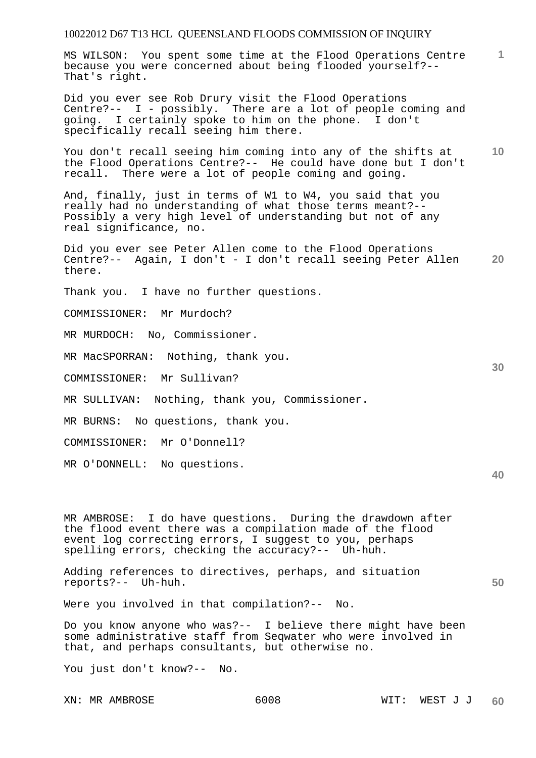MS WILSON: You spent some time at the Flood Operations Centre because you were concerned about being flooded yourself?-- That's right.

Did you ever see Rob Drury visit the Flood Operations Centre?-- I - possibly. There are a lot of people coming and going. I certainly spoke to him on the phone. I don't specifically recall seeing him there.

You don't recall seeing him coming into any of the shifts at the Flood Operations Centre?-- He could have done but I don't recall. There were a lot of people coming and going.

And, finally, just in terms of W1 to W4, you said that you really had no understanding of what those terms meant?-- Possibly a very high level of understanding but not of any real significance, no.

Did you ever see Peter Allen come to the Flood Operations Centre?-- Again, I don't - I don't recall seeing Peter Allen there.

Thank you. I have no further questions.

COMMISSIONER: Mr Murdoch?

MR MURDOCH: No, Commissioner.

MR MacSPORRAN: Nothing, thank you.

COMMISSIONER: Mr Sullivan?

MR SULLIVAN: Nothing, thank you, Commissioner.

MR BURNS: No questions, thank you.

COMMISSIONER: Mr O'Donnell?

MR O'DONNELL: No questions.

MR AMBROSE: I do have questions. During the drawdown after the flood event there was a compilation made of the flood event log correcting errors, I suggest to you, perhaps spelling errors, checking the accuracy?-- Uh-huh.

Adding references to directives, perhaps, and situation reports?-- Uh-huh.

Were you involved in that compilation?-- No.

Do you know anyone who was?-- I believe there might have been some administrative staff from Seqwater who were involved in that, and perhaps consultants, but otherwise no.

You just don't know?-- No.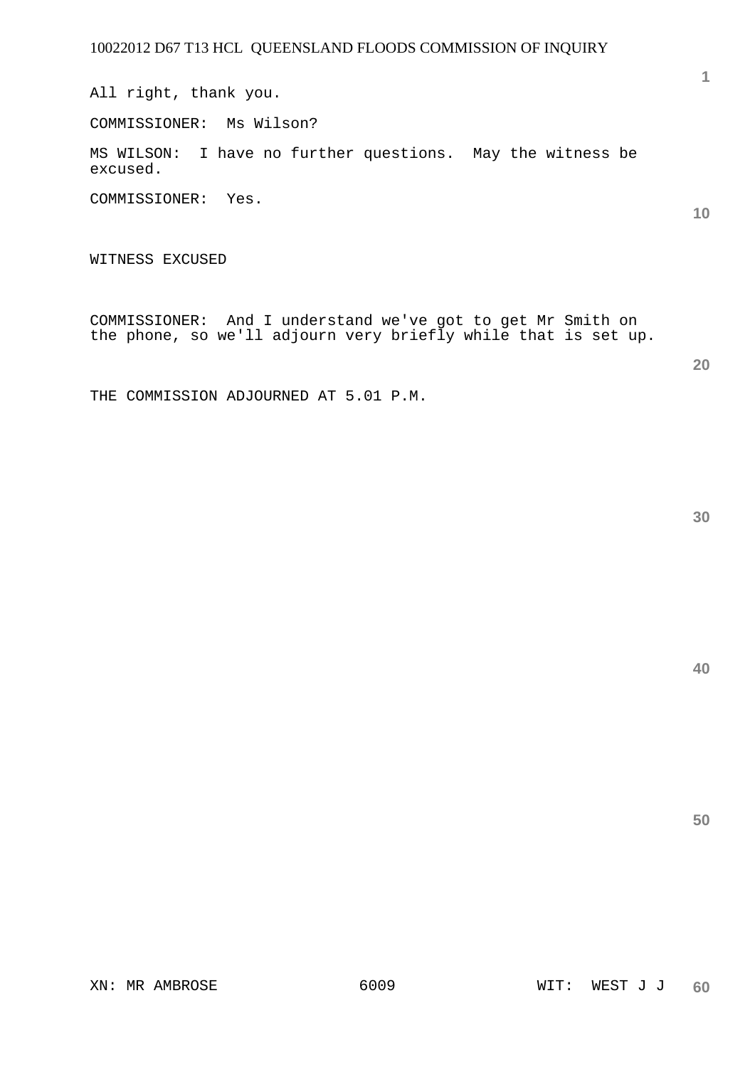All right, thank you.

COMMISSIONER: Ms Wilson?

MS WILSON: I have no further questions. May the witness be excused.

COMMISSIONER: Yes.

WITNESS EXCUSED

COMMISSIONER: And I understand we've got to get Mr Smith on the phone, so we'll adjourn very briefly while that is set up.

THE COMMISSION ADJOURNED AT 5.01 P.M.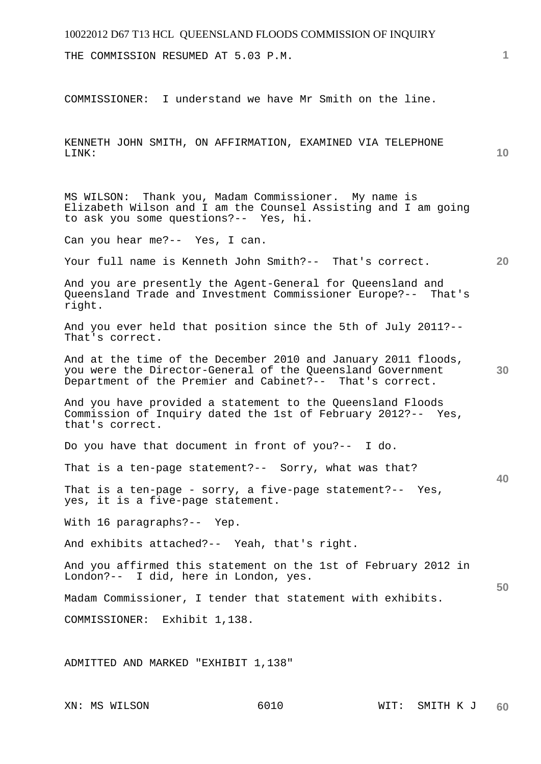THE COMMISSION RESUMED AT 5.03 P.M.

COMMISSIONER: I understand we have Mr Smith on the line.

KENNETH JOHN SMITH, ON AFFIRMATION, EXAMINED VIA TELEPHONE LINK:

MS WILSON: Thank you, Madam Commissioner. My name is Elizabeth Wilson and I am the Counsel Assisting and I am going to ask you some questions?-- Yes, hi.

Can you hear me?-- Yes, I can.

Your full name is Kenneth John Smith?-- That's correct.

And you are presently the Agent-General for Queensland and Queensland Trade and Investment Commissioner Europe?-- That's right.

And you ever held that position since the 5th of July 2011?-- That's correct.

And at the time of the December 2010 and January 2011 floods, you were the Director-General of the Queensland Government Department of the Premier and Cabinet?-- That's correct.

And you have provided a statement to the Queensland Floods Commission of Inquiry dated the 1st of February 2012?-- Yes, that's correct.

Do you have that document in front of you?-- I do.

That is a ten-page statement?-- Sorry, what was that?

That is a ten-page - sorry, a five-page statement?-- Yes, yes, it is a five-page statement.

With 16 paragraphs?-- Yep.

And exhibits attached?-- Yeah, that's right.

And you affirmed this statement on the 1st of February 2012 in London?-- I did, here in London, yes.

Madam Commissioner, I tender that statement with exhibits.

COMMISSIONER: Exhibit 1,138.

ADMITTED AND MARKED "EXHIBIT 1,138"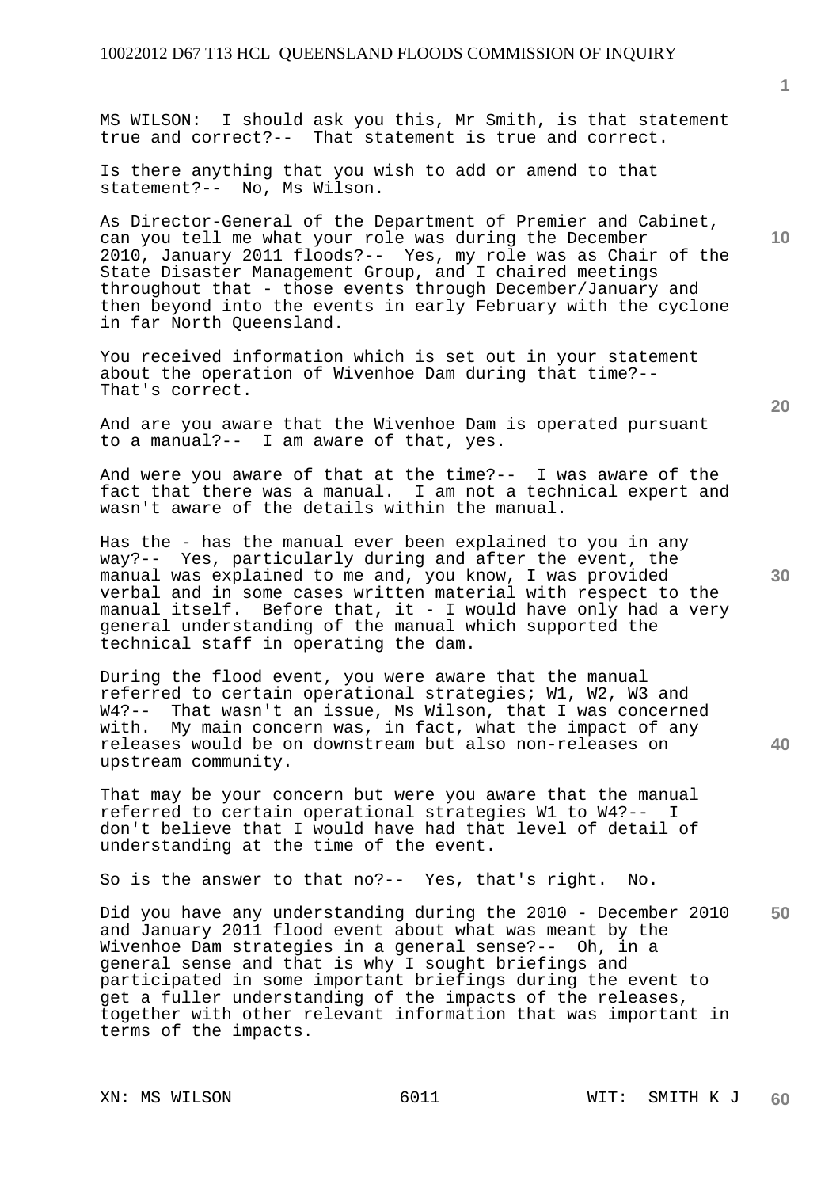MS WILSON: I should ask you this, Mr Smith, is that statement true and correct?-- That statement is true and correct.

Is there anything that you wish to add or amend to that statement?-- No, Ms Wilson.

As Director-General of the Department of Premier and Cabinet, can you tell me what your role was during the December 2010, January 2011 floods?-- Yes, my role was as Chair of the State Disaster Management Group, and I chaired meetings throughout that - those events through December/January and then beyond into the events in early February with the cyclone in far North Queensland.

You received information which is set out in your statement about the operation of Wivenhoe Dam during that time?-- That's correct.

And are you aware that the Wivenhoe Dam is operated pursuant to a manual?-- I am aware of that, yes.

And were you aware of that at the time?-- I was aware of the fact that there was a manual. I am not a technical expert and wasn't aware of the details within the manual.

Has the - has the manual ever been explained to you in any way?-- Yes, particularly during and after the event, the manual was explained to me and, you know, I was provided verbal and in some cases written material with respect to the manual itself. Before that, it - I would have only had a very general understanding of the manual which supported the technical staff in operating the dam.

During the flood event, you were aware that the manual referred to certain operational strategies; W1, W2, W3 and W4?-- That wasn't an issue, Ms Wilson, that I was concerned with. My main concern was, in fact, what the impact of any releases would be on downstream but also non-releases on upstream community.

That may be your concern but were you aware that the manual referred to certain operational strategies W1 to W4?-- I don't believe that I would have had that level of detail of understanding at the time of the event.

So is the answer to that no?-- Yes, that's right. No.

Did you have any understanding during the 2010 - December 2010 and January 2011 flood event about what was meant by the Wivenhoe Dam strategies in a general sense?-- Oh, in a general sense and that is why I sought briefings and participated in some important briefings during the event to get a fuller understanding of the impacts of the releases, together with other relevant information that was important in terms of the impacts.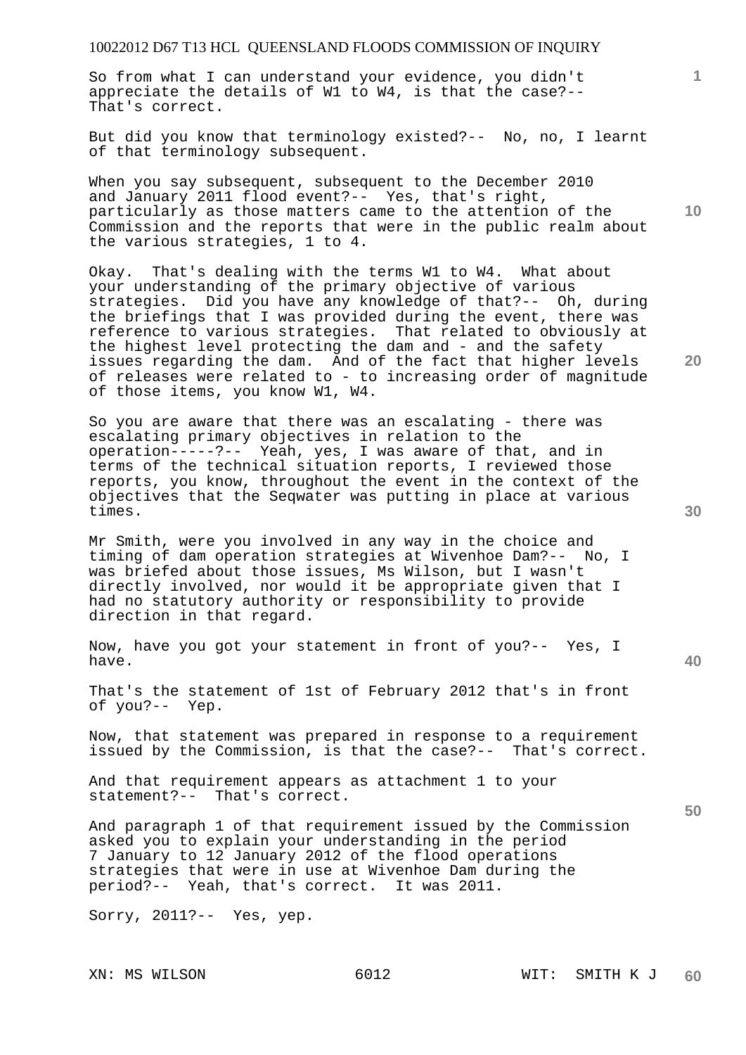So from what I can understand your evidence, you didn't appreciate the details of W1 to W4, is that the case?-- That's correct.

But did you know that terminology existed?-- No, no, I learnt of that terminology subsequent.

When you say subsequent, subsequent to the December 2010 and January 2011 flood event?-- Yes, that's right, particularly as those matters came to the attention of the Commission and the reports that were in the public realm about the various strategies, 1 to 4.

Okay. That's dealing with the terms W1 to W4. What about your understanding of the primary objective of various strategies. Did you have any knowledge of that?-- Oh, during the briefings that I was provided during the event, there was reference to various strategies. That related to obviously at the highest level protecting the dam and - and the safety issues regarding the dam. And of the fact that higher levels of releases were related to - to increasing order of magnitude of those items, you know W1, W4.

So you are aware that there was an escalating - there was escalating primary objectives in relation to the operation-----?-- Yeah, yes, I was aware of that, and in terms of the technical situation reports, I reviewed those reports, you know, throughout the event in the context of the objectives that the Seqwater was putting in place at various times.

Mr Smith, were you involved in any way in the choice and timing of dam operation strategies at Wivenhoe Dam?-- No, I was briefed about those issues, Ms Wilson, but I wasn't directly involved, nor would it be appropriate given that I had no statutory authority or responsibility to provide direction in that regard.

Now, have you got your statement in front of you?-- Yes, I have.

That's the statement of 1st of February 2012 that's in front of you?-- Yep.

Now, that statement was prepared in response to a requirement issued by the Commission, is that the case?-- That's correct.

And that requirement appears as attachment 1 to your statement?-- That's correct.

And paragraph 1 of that requirement issued by the Commission asked you to explain your understanding in the period 7 January to 12 January 2012 of the flood operations strategies that were in use at Wivenhoe Dam during the period?-- Yeah, that's correct. It was 2011.

Sorry, 2011?-- Yes, yep.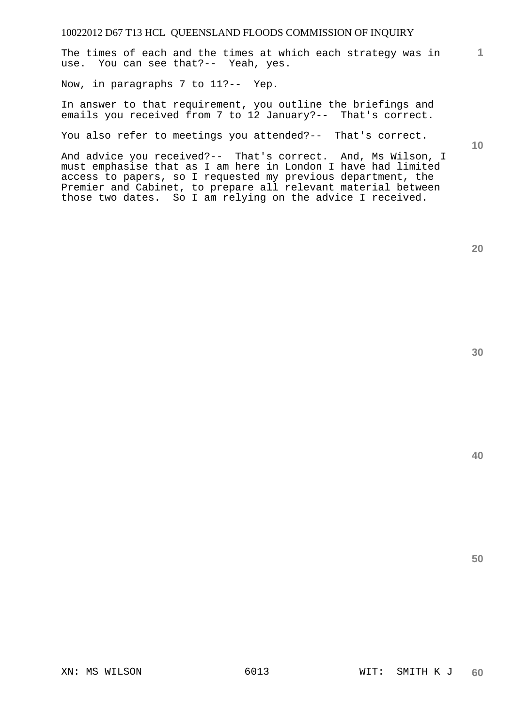The times of each and the times at which each strategy was in use. You can see that?-- Yeah, yes.

Now, in paragraphs 7 to 11?-- Yep.

In answer to that requirement, you outline the briefings and emails you received from 7 to 12 January?-- That's correct.

You also refer to meetings you attended?-- That's correct.

And advice you received?-- That's correct. And, Ms Wilson, I must emphasise that as I am here in London I have had limited access to papers, so I requested my previous department, the Premier and Cabinet, to prepare all relevant material between those two dates. So I am relying on the advice I received.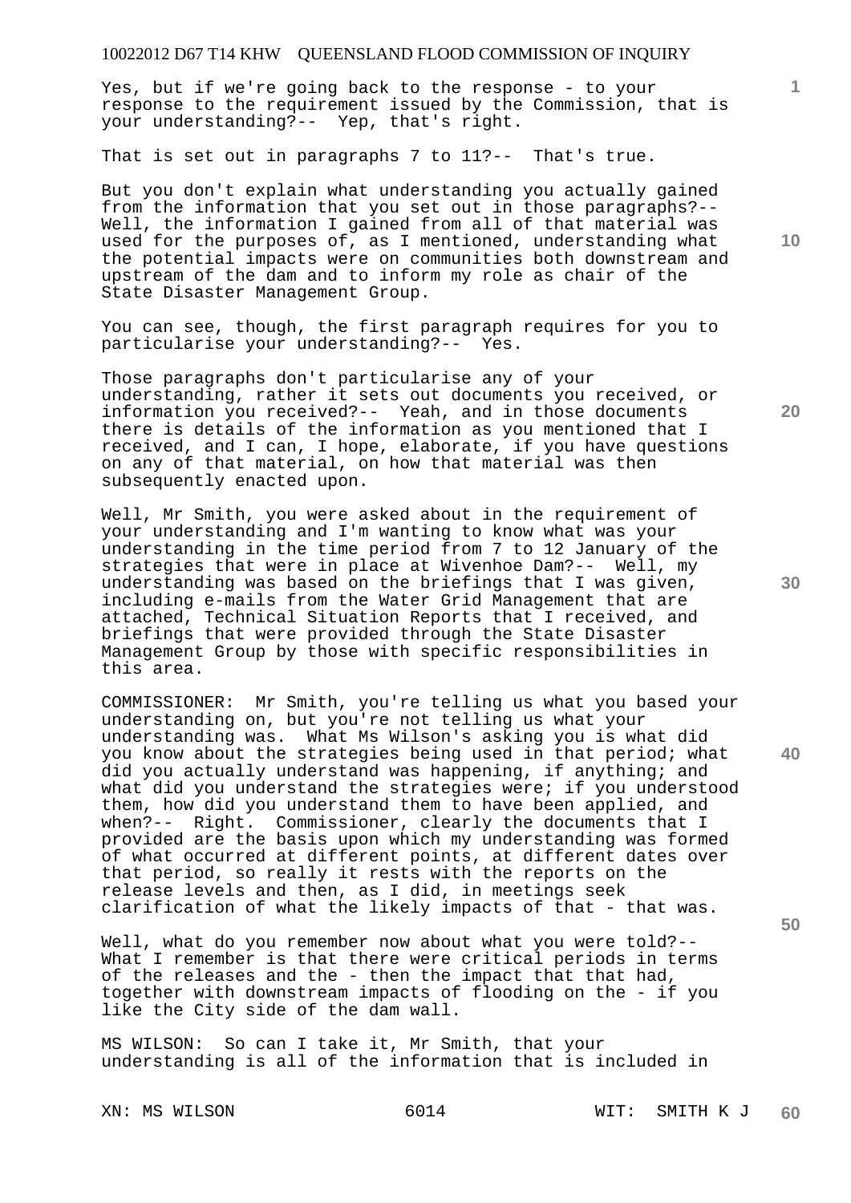Yes, but if we're going back to the response - to your response to the requirement issued by the Commission, that is your understanding?-- Yep, that's right.

That is set out in paragraphs 7 to 11?-- That's true.

But you don't explain what understanding you actually gained from the information that you set out in those paragraphs?-- Well, the information I gained from all of that material was used for the purposes of, as I mentioned, understanding what the potential impacts were on communities both downstream and upstream of the dam and to inform my role as chair of the State Disaster Management Group.

You can see, though, the first paragraph requires for you to particularise your understanding?-- Yes.

Those paragraphs don't particularise any of your understanding, rather it sets out documents you received, or information you received?-- Yeah, and in those documents there is details of the information as you mentioned that I received, and I can, I hope, elaborate, if you have questions on any of that material, on how that material was then subsequently enacted upon.

Well, Mr Smith, you were asked about in the requirement of your understanding and I'm wanting to know what was your understanding in the time period from 7 to 12 January of the strategies that were in place at Wivenhoe Dam?-- Well, my understanding was based on the briefings that I was given, including e-mails from the Water Grid Management that are attached, Technical Situation Reports that I received, and briefings that were provided through the State Disaster Management Group by those with specific responsibilities in this area.

COMMISSIONER: Mr Smith, you're telling us what you based your understanding on, but you're not telling us what your understanding was. What Ms Wilson's asking you is what did you know about the strategies being used in that period; what did you actually understand was happening, if anything; and what did you understand the strategies were; if you understood them, how did you understand them to have been applied, and when?-- Right. Commissioner, clearly the documents that I provided are the basis upon which my understanding was formed of what occurred at different points, at different dates over that period, so really it rests with the reports on the release levels and then, as I did, in meetings seek clarification of what the likely impacts of that - that was.

Well, what do you remember now about what you were told?-- What I remember is that there were critical periods in terms of the releases and the - then the impact that that had, together with downstream impacts of flooding on the - if you like the City side of the dam wall.

MS WILSON: So can I take it, Mr Smith, that your understanding is all of the information that is included in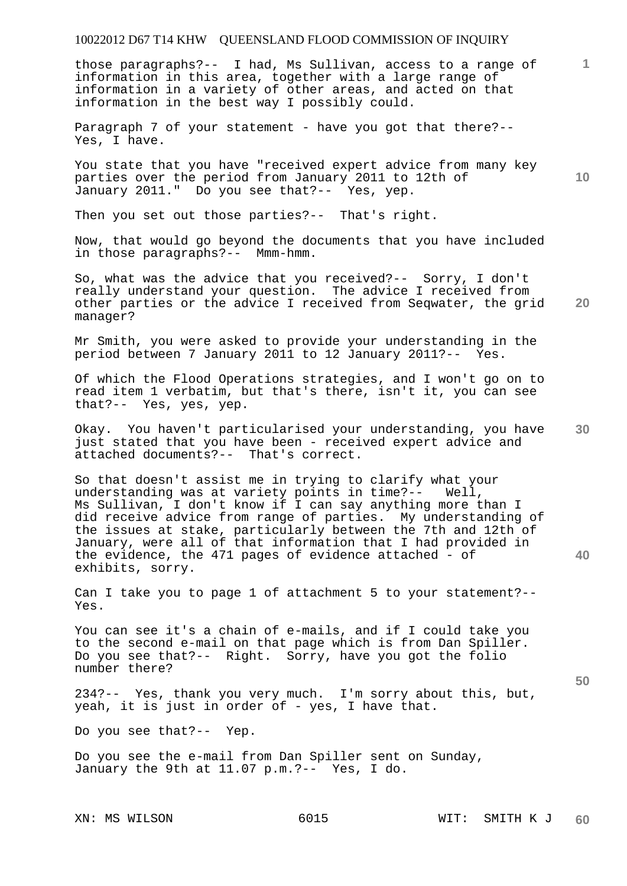those paragraphs?-- I had, Ms Sullivan, access to a range of information in this area, together with a large range of information in a variety of other areas, and acted on that information in the best way I possibly could.

Paragraph 7 of your statement - have you got that there?-- Yes, I have.

You state that you have "received expert advice from many key parties over the period from January 2011 to 12th of January 2011." Do you see that?-- Yes, yep.

Then you set out those parties?-- That's right.

Now, that would go beyond the documents that you have included in those paragraphs?-- Mmm-hmm.

So, what was the advice that you received?-- Sorry, I don't really understand your question. The advice I received from other parties or the advice I received from Seqwater, the grid manager?

Mr Smith, you were asked to provide your understanding in the period between 7 January 2011 to 12 January 2011?-- Yes.

Of which the Flood Operations strategies, and I won't go on to read item 1 verbatim, but that's there, isn't it, you can see that?-- Yes, yes, yep.

Okay. You haven't particularised your understanding, you have just stated that you have been - received expert advice and attached documents?-- That's correct.

So that doesn't assist me in trying to clarify what your understanding was at variety points in time?-- Well, Ms Sullivan, I don't know if I can say anything more than I did receive advice from range of parties. My understanding of the issues at stake, particularly between the 7th and 12th of January, were all of that information that I had provided in the evidence, the 471 pages of evidence attached - of exhibits, sorry.

Can I take you to page 1 of attachment 5 to your statement?-- Yes.

You can see it's a chain of e-mails, and if I could take you to the second e-mail on that page which is from Dan Spiller. Do you see that?-- Right. Sorry, have you got the folio number there?

234?-- Yes, thank you very much. I'm sorry about this, but, yeah, it is just in order of - yes, I have that.

Do you see that?-- Yep.

Do you see the e-mail from Dan Spiller sent on Sunday, January the 9th at 11.07 p.m.?-- Yes, I do.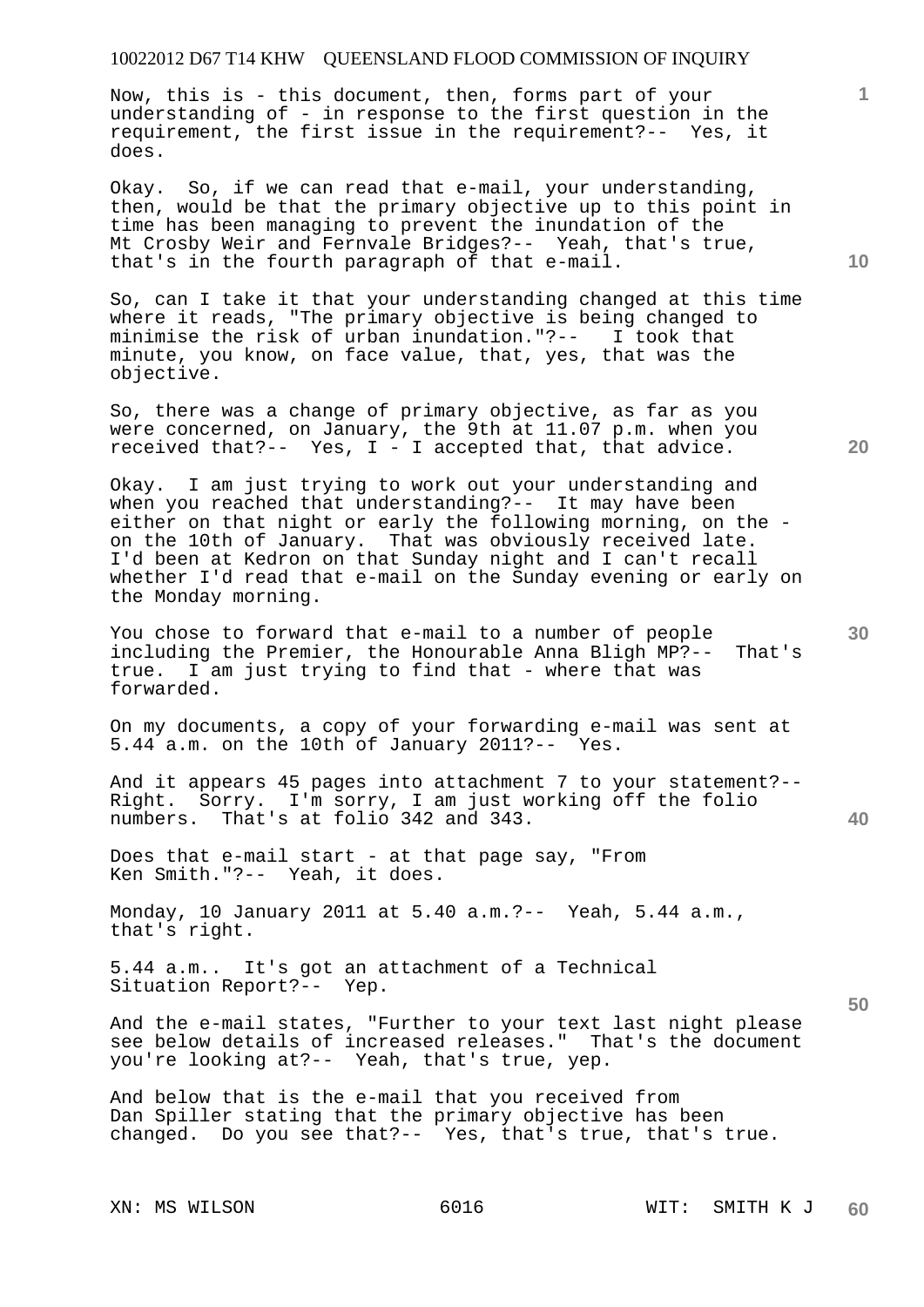Now, this is - this document, then, forms part of your understanding of - in response to the first question in the requirement, the first issue in the requirement?-- Yes, it does.

Okay. So, if we can read that e-mail, your understanding, then, would be that the primary objective up to this point in time has been managing to prevent the inundation of the Mt Crosby Weir and Fernvale Bridges?-- Yeah, that's true, that's in the fourth paragraph of that e-mail.

So, can I take it that your understanding changed at this time where it reads, "The primary objective is being changed to minimise the risk of urban inundation."?-- I took that minute, you know, on face value, that, yes, that was the objective.

So, there was a change of primary objective, as far as you were concerned, on January, the 9th at 11.07 p.m. when you received that?-- Yes, I - I accepted that, that advice.

Okay. I am just trying to work out your understanding and when you reached that understanding?-- It may have been either on that night or early the following morning, on the - on the 10th of January. That was obviously received late. I'd been at Kedron on that Sunday night and I can't recall whether I'd read that e-mail on the Sunday evening or early on the Monday morning.

You chose to forward that e-mail to a number of people including the Premier, the Honourable Anna Bligh MP?-- That's true. I am just trying to find that - where that was forwarded.

On my documents, a copy of your forwarding e-mail was sent at 5.44 a.m. on the 10th of January 2011?-- Yes.

And it appears 45 pages into attachment 7 to your statement?-- Right. Sorry. I'm sorry, I am just working off the folio numbers. That's at folio 342 and 343.

Does that e-mail start - at that page say, "From Ken Smith."?-- Yeah, it does.

Monday, 10 January 2011 at 5.40 a.m.?-- Yeah, 5.44 a.m., that's right.

5.44 a.m.. It's got an attachment of a Technical Situation Report?-- Yep.

And the e-mail states, "Further to your text last night please see below details of increased releases." That's the document you're looking at?-- Yeah, that's true, yep.

And below that is the e-mail that you received from Dan Spiller stating that the primary objective has been changed. Do you see that?-- Yes, that's true, that's true.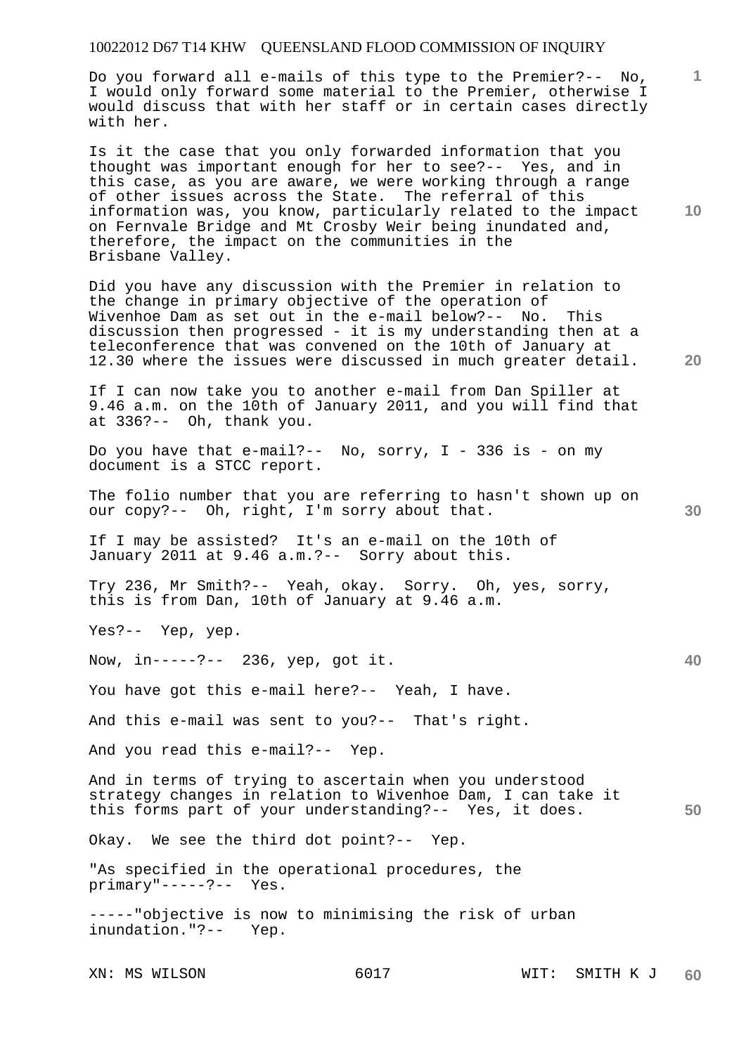Do you forward all e-mails of this type to the Premier?-- No, I would only forward some material to the Premier, otherwise I would discuss that with her staff or in certain cases directly with her.

Is it the case that you only forwarded information that you thought was important enough for her to see?-- Yes, and in this case, as you are aware, we were working through a range of other issues across the State. The referral of this information was, you know, particularly related to the impact on Fernvale Bridge and Mt Crosby Weir being inundated and, therefore, the impact on the communities in the Brisbane Valley.

Did you have any discussion with the Premier in relation to the change in primary objective of the operation of Wivenhoe Dam as set out in the e-mail below?-- No. This discussion then progressed - it is my understanding then at a teleconference that was convened on the 10th of January at 12.30 where the issues were discussed in much greater detail.

If I can now take you to another e-mail from Dan Spiller at 9.46 a.m. on the 10th of January 2011, and you will find that at 336?-- Oh, thank you.

Do you have that e-mail?-- No, sorry, I - 336 is - on my document is a STCC report.

The folio number that you are referring to hasn't shown up on our copy?-- Oh, right, I'm sorry about that.

If I may be assisted? It's an e-mail on the 10th of January 2011 at 9.46 a.m.?-- Sorry about this.

Try 236, Mr Smith?-- Yeah, okay. Sorry. Oh, yes, sorry, this is from Dan, 10th of January at 9.46 a.m.

Yes?-- Yep, yep.

Now, in-----?-- 236, yep, got it.

You have got this e-mail here?-- Yeah, I have.

And this e-mail was sent to you?-- That's right.

And you read this e-mail?-- Yep.

And in terms of trying to ascertain when you understood strategy changes in relation to Wivenhoe Dam, I can take it this forms part of your understanding?-- Yes, it does.

Okay. We see the third dot point?-- Yep.

"As specified in the operational procedures, the primary"-----?-- Yes.

-----"objective is now to minimising the risk of urban inundation."?-- Yep.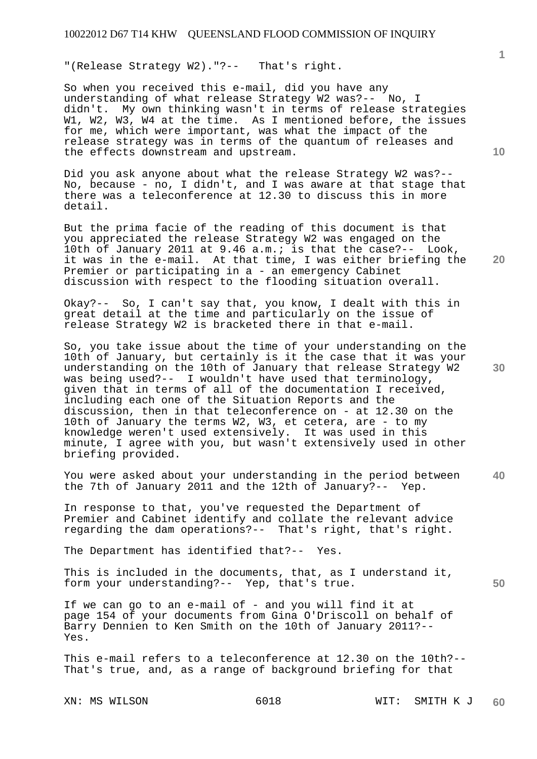"(Release Strategy W2)."?-- That's right.

So when you received this e-mail, did you have any understanding of what release Strategy W2 was?-- No, I didn't. My own thinking wasn't in terms of release strategies W1, W2, W3, W4 at the time. As I mentioned before, the issues for me, which were important, was what the impact of the release strategy was in terms of the quantum of releases and the effects downstream and upstream.

Did you ask anyone about what the release Strategy W2 was?-- No, because - no, I didn't, and I was aware at that stage that there was a teleconference at 12.30 to discuss this in more detail.

But the prima facie of the reading of this document is that you appreciated the release Strategy W2 was engaged on the 10th of January 2011 at 9.46 a.m.; is that the case?-- Look, it was in the e-mail. At that time, I was either briefing the Premier or participating in a - an emergency Cabinet discussion with respect to the flooding situation overall.

Okay?-- So, I can't say that, you know, I dealt with this in great detail at the time and particularly on the issue of release Strategy W2 is bracketed there in that e-mail.

So, you take issue about the time of your understanding on the 10th of January, but certainly is it the case that it was your understanding on the 10th of January that release Strategy W2 was being used?-- I wouldn't have used that terminology, given that in terms of all of the documentation I received, including each one of the Situation Reports and the discussion, then in that teleconference on - at 12.30 on the 10th of January the terms W2, W3, et cetera, are - to my knowledge weren't used extensively. It was used in this minute, I agree with you, but wasn't extensively used in other briefing provided.

You were asked about your understanding in the period between the 7th of January 2011 and the 12th of January?-- Yep.

In response to that, you've requested the Department of Premier and Cabinet identify and collate the relevant advice regarding the dam operations?-- That's right, that's right.

The Department has identified that?-- Yes.

This is included in the documents, that, as I understand it, form your understanding?-- Yep, that's true.

If we can go to an e-mail of - and you will find it at page 154 of your documents from Gina O'Driscoll on behalf of Barry Dennien to Ken Smith on the 10th of January 2011?-- Yes.

This e-mail refers to a teleconference at 12.30 on the 10th?-- That's true, and, as a range of background briefing for that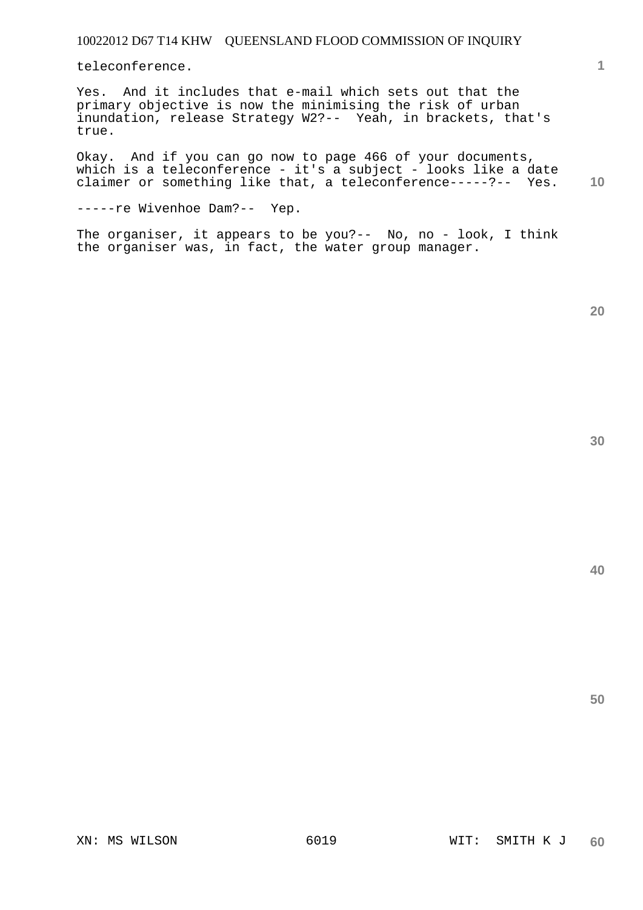teleconference.

Yes. And it includes that e-mail which sets out that the primary objective is now the minimising the risk of urban inundation, release Strategy W2?-- Yeah, in brackets, that's true.

Okay. And if you can go now to page 466 of your documents, which is a teleconference - it's a subject - looks like a date claimer or something like that, a teleconference-----?-- Yes.

-----re Wivenhoe Dam?-- Yep.

The organiser, it appears to be you?-- No, no - look, I think the organiser was, in fact, the water group manager.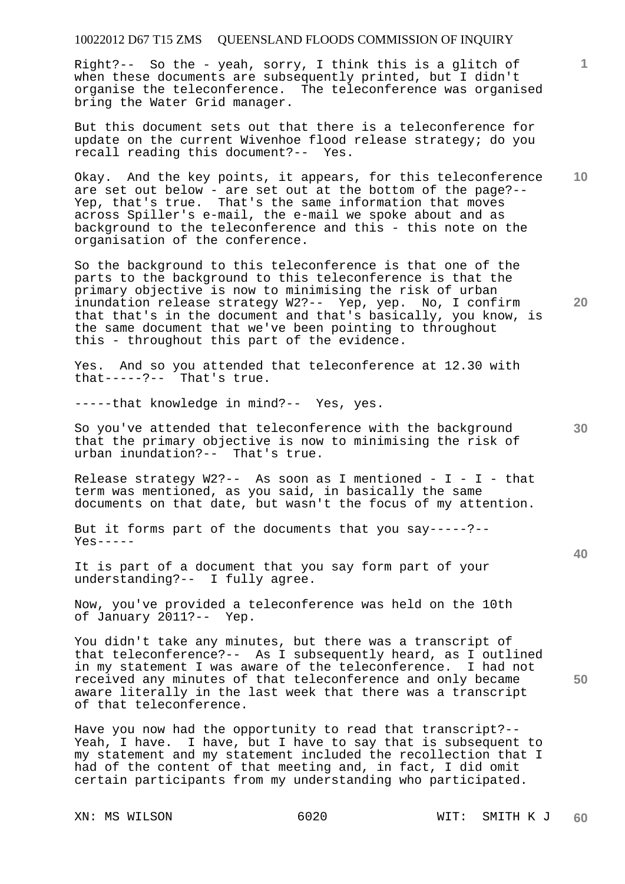Right?-- So the - yeah, sorry, I think this is a glitch of when these documents are subsequently printed, but I didn't organise the teleconference. The teleconference was organised bring the Water Grid manager.

But this document sets out that there is a teleconference for update on the current Wivenhoe flood release strategy; do you recall reading this document?-- Yes.

Okay. And the key points, it appears, for this teleconference are set out below - are set out at the bottom of the page?-- Yep, that's true. That's the same information that moves across Spiller's e-mail, the e-mail we spoke about and as background to the teleconference and this - this note on the organisation of the conference.

So the background to this teleconference is that one of the parts to the background to this teleconference is that the primary objective is now to minimising the risk of urban inundation release strategy W2?-- Yep, yep. No, I confirm that that's in the document and that's basically, you know, is the same document that we've been pointing to throughout this - throughout this part of the evidence.

Yes. And so you attended that teleconference at 12.30 with that-----?-- That's true.

-----that knowledge in mind?-- Yes, yes.

So you've attended that teleconference with the background that the primary objective is now to minimising the risk of urban inundation?-- That's true.

Release strategy W2?-- As soon as I mentioned - I - I - that term was mentioned, as you said, in basically the same documents on that date, but wasn't the focus of my attention.

But it forms part of the documents that you say-----?-- Yes-----

It is part of a document that you say form part of your understanding?-- I fully agree.

Now, you've provided a teleconference was held on the 10th of January 2011?-- Yep.

You didn't take any minutes, but there was a transcript of that teleconference?-- As I subsequently heard, as I outlined in my statement I was aware of the teleconference. I had not received any minutes of that teleconference and only became aware literally in the last week that there was a transcript of that teleconference.

Have you now had the opportunity to read that transcript?-- Yeah, I have. I have, but I have to say that is subsequent to my statement and my statement included the recollection that I had of the content of that meeting and, in fact, I did omit certain participants from my understanding who participated.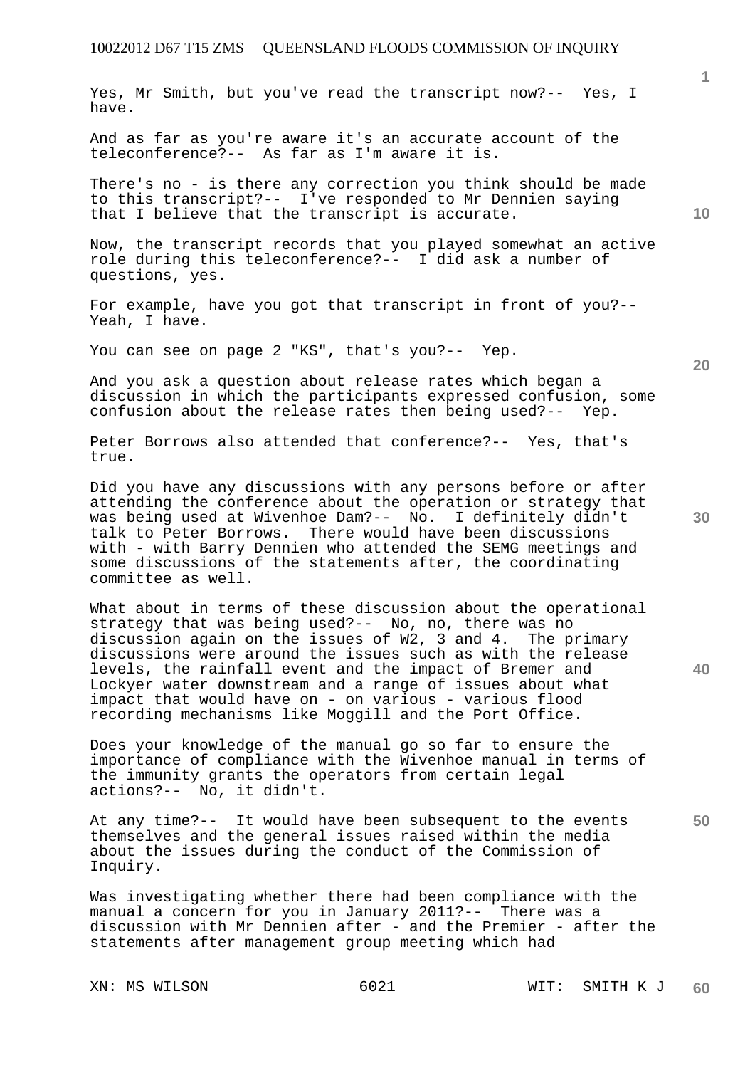Yes, Mr Smith, but you've read the transcript now?-- Yes, I have.

And as far as you're aware it's an accurate account of the teleconference?-- As far as I'm aware it is.

There's no - is there any correction you think should be made to this transcript?-- I've responded to Mr Dennien saying that I believe that the transcript is accurate.

Now, the transcript records that you played somewhat an active role during this teleconference?-- I did ask a number of questions, yes.

For example, have you got that transcript in front of you?-- Yeah, I have.

You can see on page 2 "KS", that's you?-- Yep.

And you ask a question about release rates which began a discussion in which the participants expressed confusion, some confusion about the release rates then being used?-- Yep.

Peter Borrows also attended that conference?-- Yes, that's true.

Did you have any discussions with any persons before or after attending the conference about the operation or strategy that was being used at Wivenhoe Dam?-- No. I definitely didn't talk to Peter Borrows. There would have been discussions with - with Barry Dennien who attended the SEMG meetings and some discussions of the statements after, the coordinating committee as well.

What about in terms of these discussion about the operational strategy that was being used?-- No, no, there was no discussion again on the issues of W2, 3 and 4. The primary discussions were around the issues such as with the release levels, the rainfall event and the impact of Bremer and Lockyer water downstream and a range of issues about what impact that would have on - on various - various flood recording mechanisms like Moggill and the Port Office.

Does your knowledge of the manual go so far to ensure the importance of compliance with the Wivenhoe manual in terms of the immunity grants the operators from certain legal actions?-- No, it didn't.

At any time?-- It would have been subsequent to the events themselves and the general issues raised within the media about the issues during the conduct of the Commission of Inquiry.

Was investigating whether there had been compliance with the manual a concern for you in January 2011?-- There was a discussion with Mr Dennien after - and the Premier - after the statements after management group meeting which had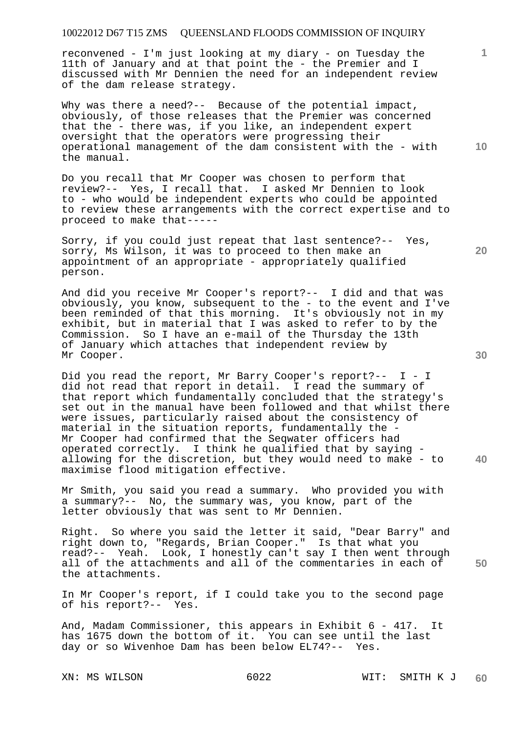reconvened - I'm just looking at my diary - on Tuesday the 11th of January and at that point the - the Premier and I discussed with Mr Dennien the need for an independent review of the dam release strategy.

Why was there a need?-- Because of the potential impact, obviously, of those releases that the Premier was concerned that the - there was, if you like, an independent expert oversight that the operators were progressing their operational management of the dam consistent with the - with the manual.

Do you recall that Mr Cooper was chosen to perform that review?-- Yes, I recall that. I asked Mr Dennien to look to - who would be independent experts who could be appointed to review these arrangements with the correct expertise and to proceed to make that-----

Sorry, if you could just repeat that last sentence?-- Yes, sorry, Ms Wilson, it was to proceed to then make an appointment of an appropriate - appropriately qualified person.

And did you receive Mr Cooper's report?-- I did and that was obviously, you know, subsequent to the - to the event and I've been reminded of that this morning. It's obviously not in my exhibit, but in material that I was asked to refer to by the Commission. So I have an e-mail of the Thursday the 13th of January which attaches that independent review by Mr Cooper.

Did you read the report, Mr Barry Cooper's report?-- I - I did not read that report in detail. I read the summary of that report which fundamentally concluded that the strategy's set out in the manual have been followed and that whilst there were issues, particularly raised about the consistency of material in the situation reports, fundamentally the - Mr Cooper had confirmed that the Seqwater officers had operated correctly. I think he qualified that by saying - allowing for the discretion, but they would need to make - to maximise flood mitigation effective.

Mr Smith, you said you read a summary. Who provided you with a summary?-- No, the summary was, you know, part of the letter obviously that was sent to Mr Dennien.

Right. So where you said the letter it said, "Dear Barry" and right down to, "Regards, Brian Cooper." Is that what you read?-- Yeah. Look, I honestly can't say I then went through all of the attachments and all of the commentaries in each of the attachments.

In Mr Cooper's report, if I could take you to the second page of his report?-- Yes.

And, Madam Commissioner, this appears in Exhibit 6 - 417. It has 1675 down the bottom of it. You can see until the last day or so Wivenhoe Dam has been below EL74?-- Yes.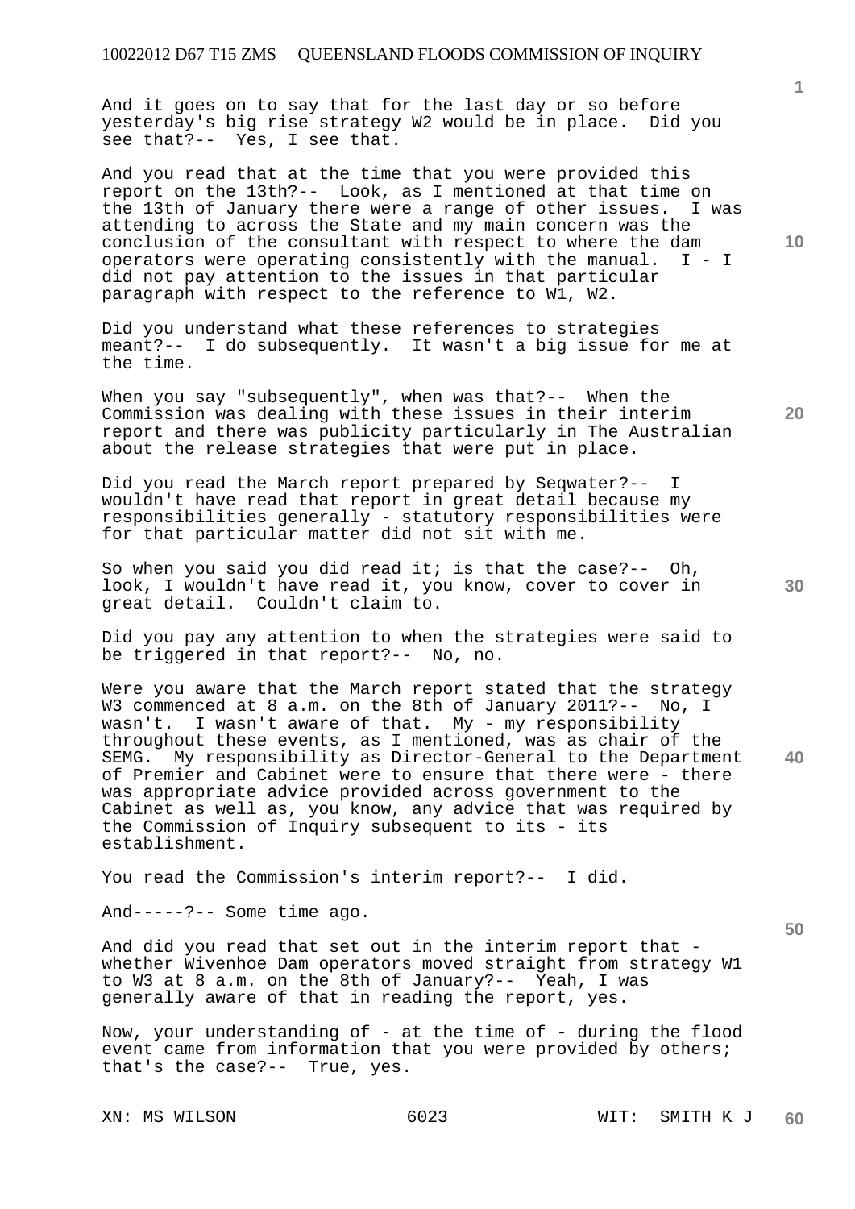And it goes on to say that for the last day or so before yesterday's big rise strategy W2 would be in place. Did you see that?-- Yes, I see that.

And you read that at the time that you were provided this report on the 13th?-- Look, as I mentioned at that time on the 13th of January there were a range of other issues. I was attending to across the State and my main concern was the conclusion of the consultant with respect to where the dam operators were operating consistently with the manual. I - I did not pay attention to the issues in that particular paragraph with respect to the reference to W1, W2.

Did you understand what these references to strategies meant?-- I do subsequently. It wasn't a big issue for me at the time.

When you say "subsequently", when was that?-- When the Commission was dealing with these issues in their interim report and there was publicity particularly in The Australian about the release strategies that were put in place.

Did you read the March report prepared by Seqwater?-- I wouldn't have read that report in great detail because my responsibilities generally - statutory responsibilities were for that particular matter did not sit with me.

So when you said you did read it; is that the case?-- Oh, look, I wouldn't have read it, you know, cover to cover in great detail. Couldn't claim to.

Did you pay any attention to when the strategies were said to be triggered in that report?-- No, no.

Were you aware that the March report stated that the strategy W3 commenced at 8 a.m. on the 8th of January 2011?-- No, I wasn't. I wasn't aware of that. My - my responsibility throughout these events, as I mentioned, was as chair of the SEMG. My responsibility as Director-General to the Department of Premier and Cabinet were to ensure that there were - there was appropriate advice provided across government to the Cabinet as well as, you know, any advice that was required by the Commission of Inquiry subsequent to its - its establishment.

You read the Commission's interim report?-- I did.

And-----?-- Some time ago.

And did you read that set out in the interim report that - whether Wivenhoe Dam operators moved straight from strategy W1 to W3 at 8 a.m. on the 8th of January?-- Yeah, I was generally aware of that in reading the report, yes.

Now, your understanding of - at the time of - during the flood event came from information that you were provided by others; that's the case?-- True, yes.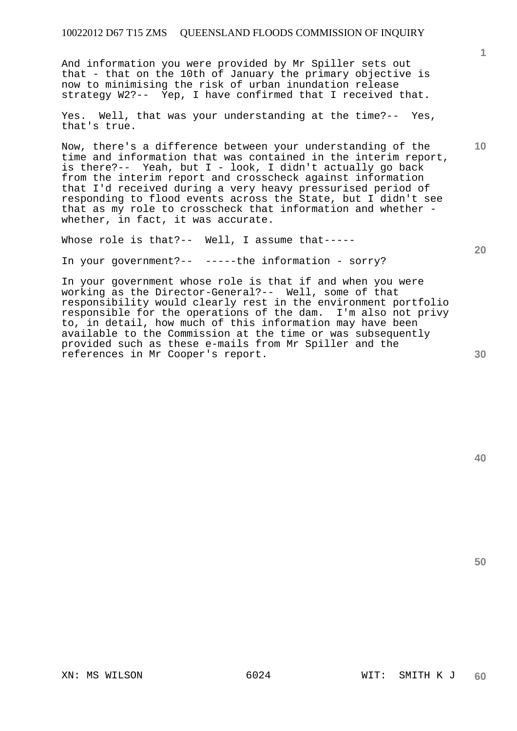And information you were provided by Mr Spiller sets out that - that on the 10th of January the primary objective is now to minimising the risk of urban inundation release strategy W2?-- Yep, I have confirmed that I received that.

Yes. Well, that was your understanding at the time?-- Yes, that's true.

Now, there's a difference between your understanding of the time and information that was contained in the interim report, is there?-- Yeah, but I - look, I didn't actually go back from the interim report and crosscheck against information that I'd received during a very heavy pressurised period of responding to flood events across the State, but I didn't see that as my role to crosscheck that information and whether - whether, in fact, it was accurate.

Whose role is that?-- Well, I assume that-----

In your government?-- -----the information - sorry?

In your government whose role is that if and when you were working as the Director-General?-- Well, some of that responsibility would clearly rest in the environment portfolio responsible for the operations of the dam. I'm also not privy to, in detail, how much of this information may have been available to the Commission at the time or was subsequently provided such as these e-mails from Mr Spiller and the references in Mr Cooper's report.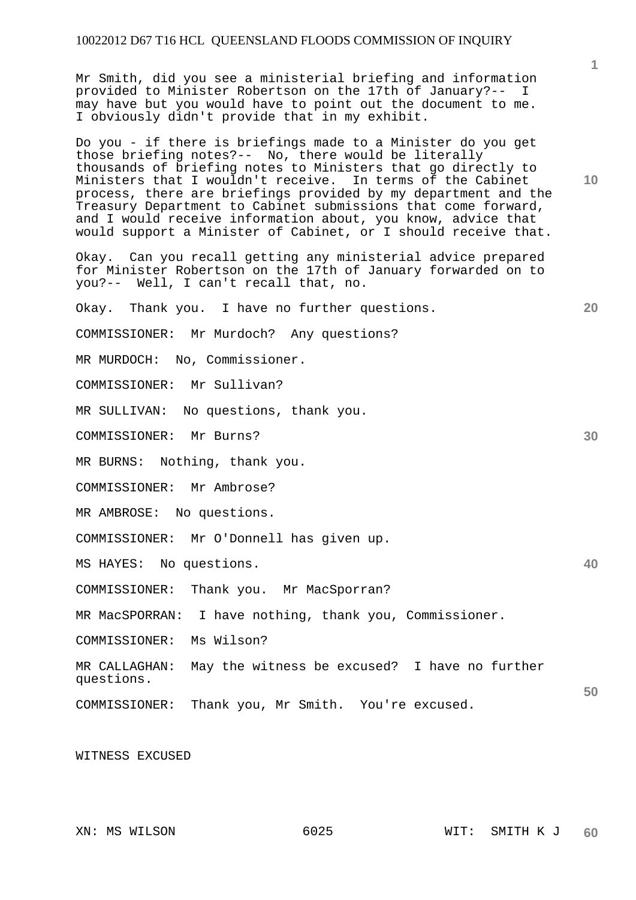Mr Smith, did you see a ministerial briefing and information provided to Minister Robertson on the 17th of January?-- I may have but you would have to point out the document to me. I obviously didn't provide that in my exhibit.

Do you - if there is briefings made to a Minister do you get those briefing notes?-- No, there would be literally thousands of briefing notes to Ministers that go directly to Ministers that I wouldn't receive. In terms of the Cabinet process, there are briefings provided by my department and the Treasury Department to Cabinet submissions that come forward, and I would receive information about, you know, advice that would support a Minister of Cabinet, or I should receive that.

Okay. Can you recall getting any ministerial advice prepared for Minister Robertson on the 17th of January forwarded on to you?-- Well, I can't recall that, no.

Okay. Thank you. I have no further questions.

COMMISSIONER: Mr Murdoch? Any questions?

MR MURDOCH: No, Commissioner.

COMMISSIONER: Mr Sullivan?

MR SULLIVAN: No questions, thank you.

COMMISSIONER: Mr Burns?

MR BURNS: Nothing, thank you.

COMMISSIONER: Mr Ambrose?

MR AMBROSE: No questions.

COMMISSIONER: Mr O'Donnell has given up.

MS HAYES: No questions.

COMMISSIONER: Thank you. Mr MacSporran?

MR MacSPORRAN: I have nothing, thank you, Commissioner.

COMMISSIONER: Ms Wilson?

MR CALLAGHAN: May the witness be excused? I have no further questions.

COMMISSIONER: Thank you, Mr Smith. You're excused.

WITNESS EXCUSED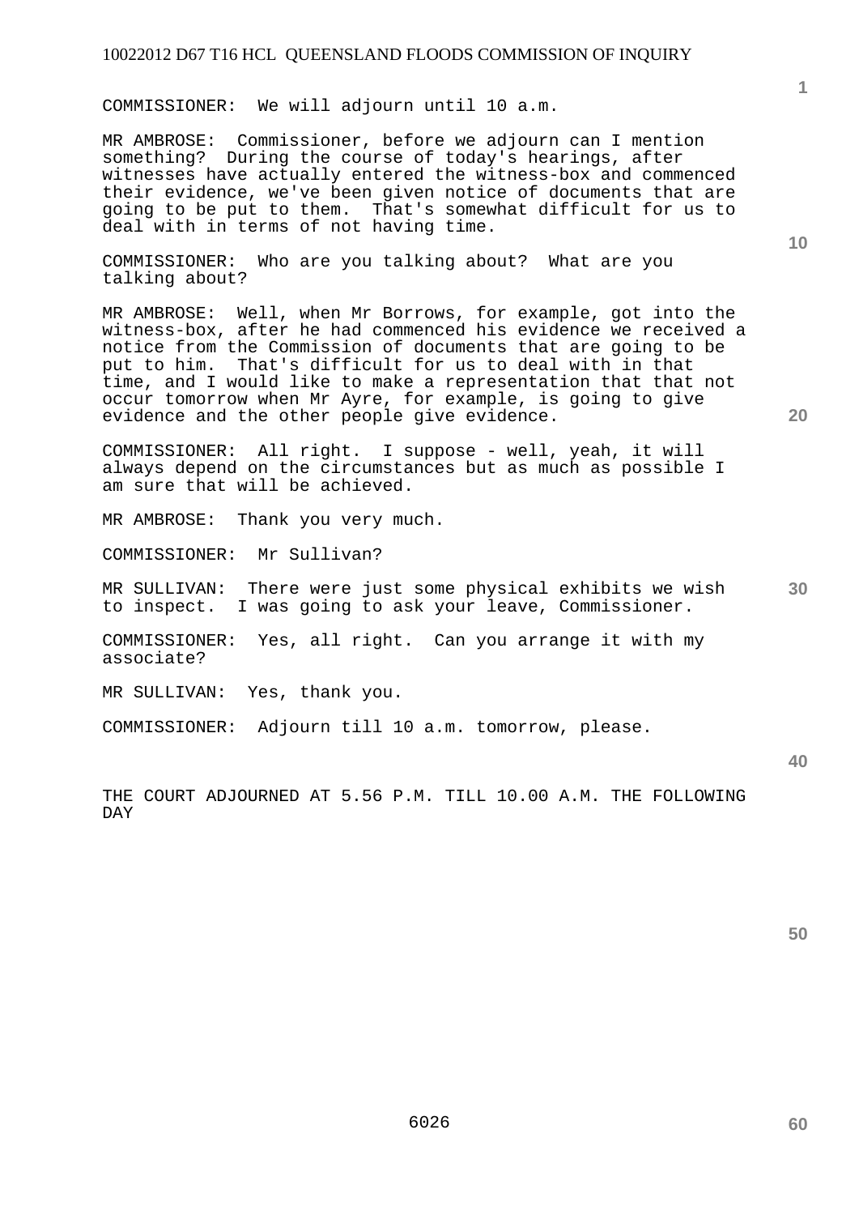COMMISSIONER: We will adjourn until 10 a.m.

MR AMBROSE: Commissioner, before we adjourn can I mention something? During the course of today's hearings, after witnesses have actually entered the witness-box and commenced their evidence, we've been given notice of documents that are going to be put to them. That's somewhat difficult for us to deal with in terms of not having time.

COMMISSIONER: Who are you talking about? What are you talking about?

MR AMBROSE: Well, when Mr Borrows, for example, got into the witness-box, after he had commenced his evidence we received a notice from the Commission of documents that are going to be put to him. That's difficult for us to deal with in that time, and I would like to make a representation that that not occur tomorrow when Mr Ayre, for example, is going to give evidence and the other people give evidence.

COMMISSIONER: All right. I suppose - well, yeah, it will always depend on the circumstances but as much as possible I am sure that will be achieved.

MR AMBROSE: Thank you very much.

COMMISSIONER: Mr Sullivan?

MR SULLIVAN: There were just some physical exhibits we wish to inspect. I was going to ask your leave, Commissioner.

COMMISSIONER: Yes, all right. Can you arrange it with my associate?

MR SULLIVAN: Yes, thank you.

COMMISSIONER: Adjourn till 10 a.m. tomorrow, please.

THE COURT ADJOURNED AT 5.56 P.M. TILL 10.00 A.M. THE FOLLOWING DAY